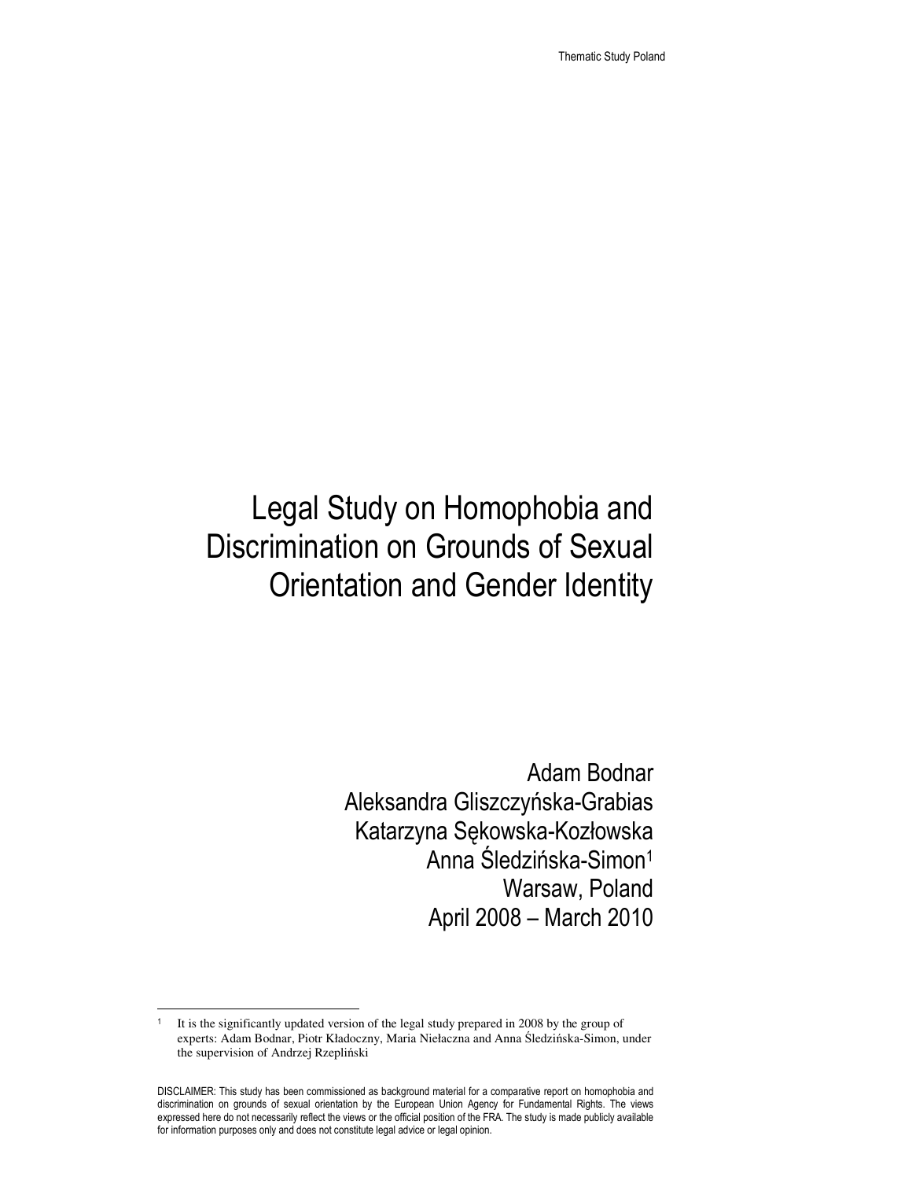# Legal Study on Homophobia and Discrimination on Grounds of Sexual Orientation and Gender Identity

Adam Bodnar
Aleksandra Gliszczyńska-Grabias
Katarzyna Sękowska-Kozłowska
Anna Śledzińska-Simon[1]
Warsaw, Poland
April 2008 – March 2010

[1] It is the significantly updated version of the legal study prepared in 2008 by the group of experts: Adam Bodnar, Piotr Kładoczny, Maria Niełaczna and Anna Śledzińska-Simon, under the supervision of Andrzej Rzepliński

DISCLAIMER: This study has been commissioned as background material for a comparative report on homophobia and discrimination on grounds of sexual orientation by the European Union Agency for Fundamental Rights. The views expressed here do not necessarily reflect the views or the official position of the FRA. The study is made publicly available for information purposes only and does not constitute legal advice or legal opinion.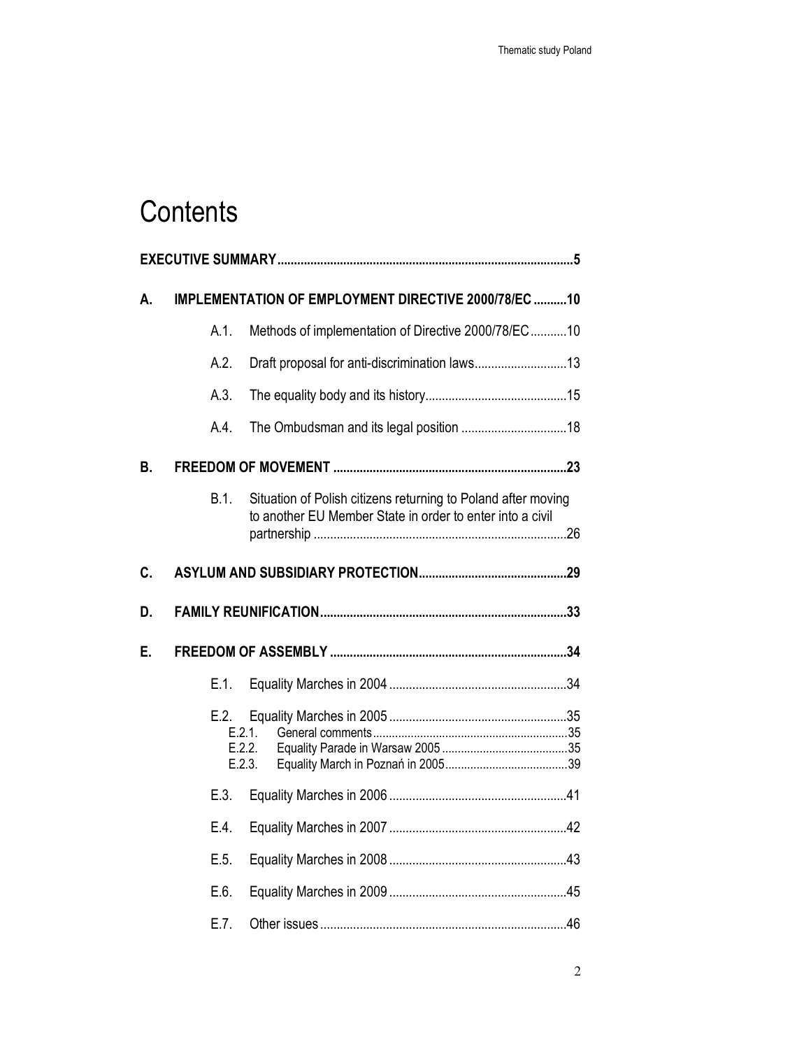# Contents

**EXECUTIVE SUMMARY** ......................................................................................... **5**

**A. IMPLEMENTATION OF EMPLOYMENT DIRECTIVE 2000/78/EC** .......... **10**

- A.1. Methods of implementation of Directive 2000/78/EC ........... 10
- A.2. Draft proposal for anti-discrimination laws ............................ 13
- A.3. The equality body and its history ........................................... 15
- A.4. The Ombudsman and its legal position ................................ 18

**B. FREEDOM OF MOVEMENT** ...................................................................... **23**

- B.1. Situation of Polish citizens returning to Poland after moving to another EU Member State in order to enter into a civil partnership ............................................................................ 26

**C. ASYLUM AND SUBSIDIARY PROTECTION** ............................................ **29**

**D. FAMILY REUNIFICATION** .......................................................................... **33**

**E. FREEDOM OF ASSEMBLY** ....................................................................... **34**

- E.1. Equality Marches in 2004 ...................................................... 34
- E.2. Equality Marches in 2005 ...................................................... 35
  - E.2.1. General comments ............................................................. 35
  - E.2.2. Equality Parade in Warsaw 2005 ........................................ 35
  - E.2.3. Equality March in Poznań in 2005 ....................................... 39
- E.3. Equality Marches in 2006 ...................................................... 41
- E.4. Equality Marches in 2007 ...................................................... 42
- E.5. Equality Marches in 2008 ...................................................... 43
- E.6. Equality Marches in 2009 ...................................................... 45
- E.7. Other issues ........................................................................... 46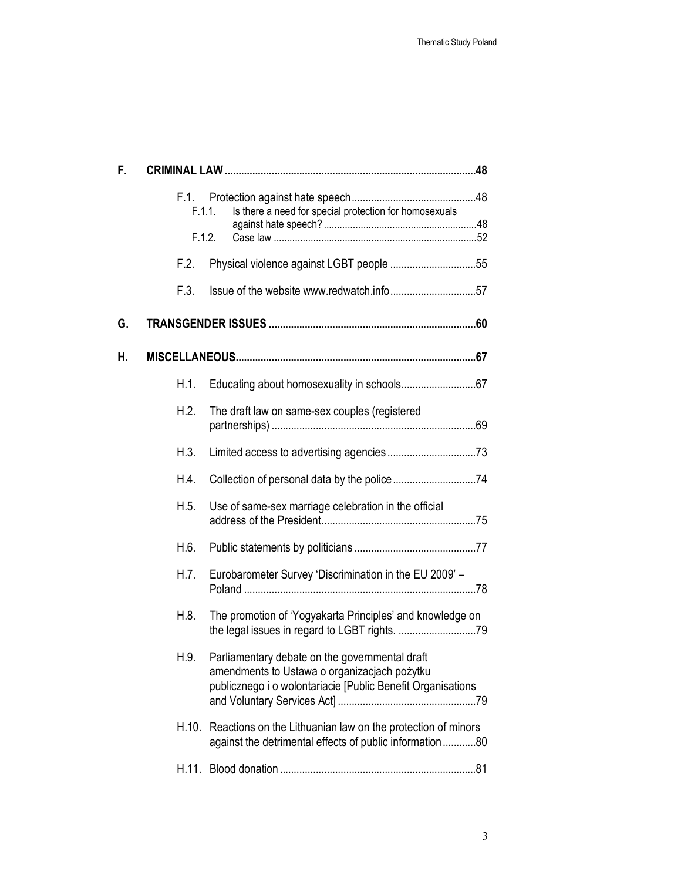| | | |
|---|---|---|
| **F.** | **CRIMINAL LAW** | **48** |
| F.1. | Protection against hate speech | 48 |
| F.1.1. | Is there a need for special protection for homosexuals against hate speech? | 48 |
| F.1.2. | Case law | 52 |
| F.2. | Physical violence against LGBT people | 55 |
| F.3. | Issue of the website www.redwatch.info | 57 |
| **G.** | **TRANSGENDER ISSUES** | **60** |
| **H.** | **MISCELLANEOUS** | **67** |
| H.1. | Educating about homosexuality in schools | 67 |
| H.2. | The draft law on same-sex couples (registered partnerships) | 69 |
| H.3. | Limited access to advertising agencies | 73 |
| H.4. | Collection of personal data by the police | 74 |
| H.5. | Use of same-sex marriage celebration in the official address of the President | 75 |
| H.6. | Public statements by politicians | 77 |
| H.7. | Eurobarometer Survey 'Discrimination in the EU 2009' – Poland | 78 |
| H.8. | The promotion of 'Yogyakarta Principles' and knowledge on the legal issues in regard to LGBT rights. | 79 |
| H.9. | Parliamentary debate on the governmental draft amendments to Ustawa o organizacjach pożytku publicznego i o wolontariacie [Public Benefit Organisations and Voluntary Services Act] | 79 |
| H.10. | Reactions on the Lithuanian law on the protection of minors against the detrimental effects of public information | 80 |
| H.11. | Blood donation | 81 |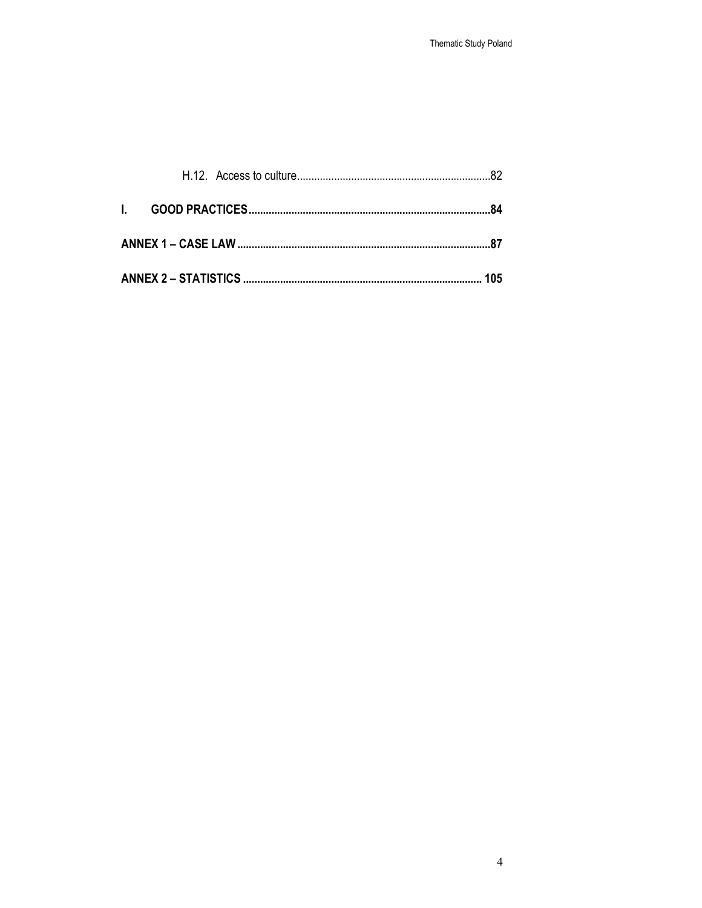H.12. Access to culture .......... 82

**I. GOOD PRACTICES .......... 84**

**ANNEX 1 – CASE LAW .......... 87**

**ANNEX 2 – STATISTICS .......... 105**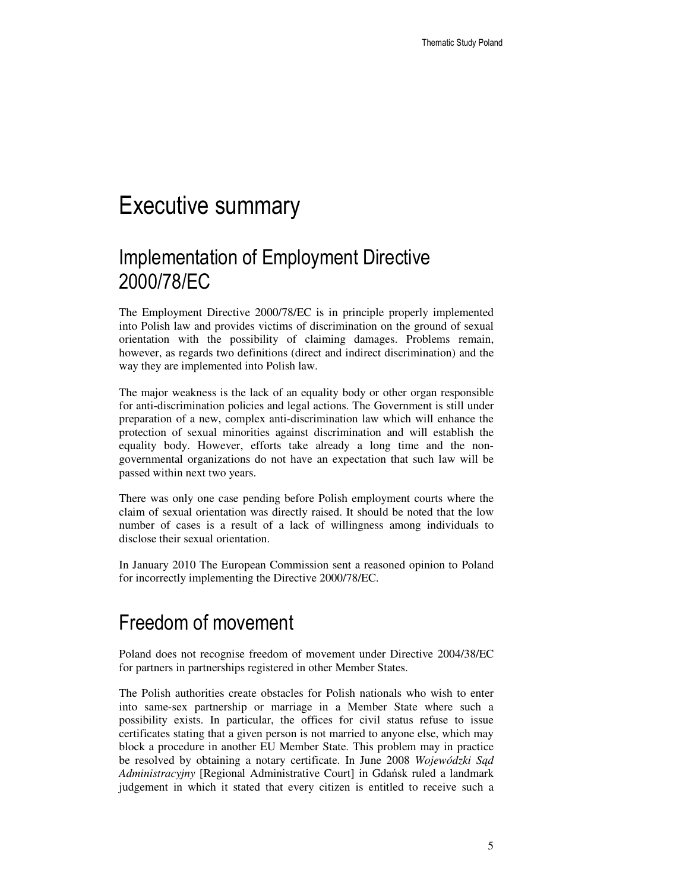# Executive summary

## Implementation of Employment Directive 2000/78/EC

The Employment Directive 2000/78/EC is in principle properly implemented into Polish law and provides victims of discrimination on the ground of sexual orientation with the possibility of claiming damages. Problems remain, however, as regards two definitions (direct and indirect discrimination) and the way they are implemented into Polish law.

The major weakness is the lack of an equality body or other organ responsible for anti-discrimination policies and legal actions. The Government is still under preparation of a new, complex anti-discrimination law which will enhance the protection of sexual minorities against discrimination and will establish the equality body. However, efforts take already a long time and the non-governmental organizations do not have an expectation that such law will be passed within next two years.

There was only one case pending before Polish employment courts where the claim of sexual orientation was directly raised. It should be noted that the low number of cases is a result of a lack of willingness among individuals to disclose their sexual orientation.

In January 2010 The European Commission sent a reasoned opinion to Poland for incorrectly implementing the Directive 2000/78/EC.

## Freedom of movement

Poland does not recognise freedom of movement under Directive 2004/38/EC for partners in partnerships registered in other Member States.

The Polish authorities create obstacles for Polish nationals who wish to enter into same-sex partnership or marriage in a Member State where such a possibility exists. In particular, the offices for civil status refuse to issue certificates stating that a given person is not married to anyone else, which may block a procedure in another EU Member State. This problem may in practice be resolved by obtaining a notary certificate. In June 2008 *Wojewódzki Sąd Administracyjny* [Regional Administrative Court] in Gdańsk ruled a landmark judgement in which it stated that every citizen is entitled to receive such a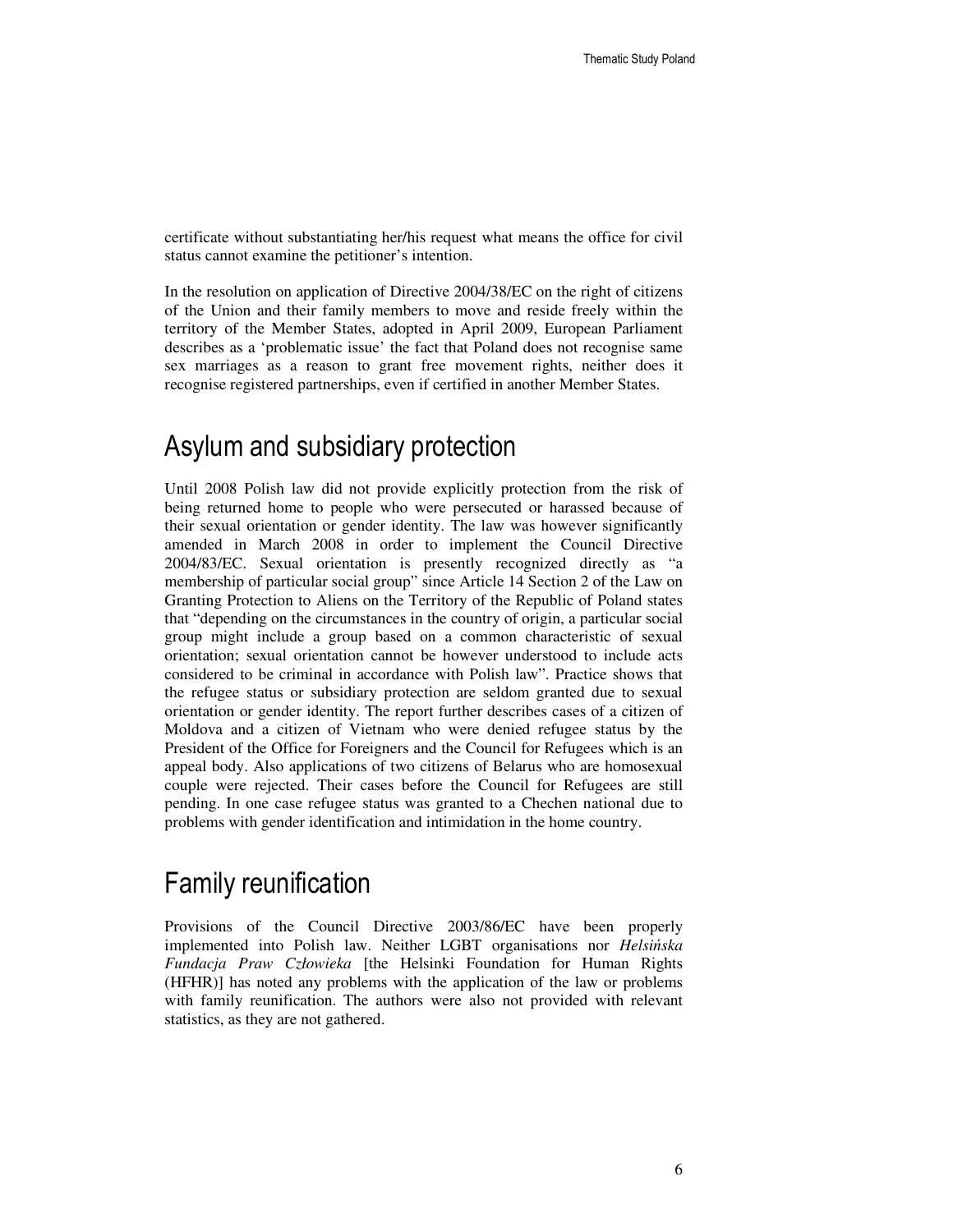certificate without substantiating her/his request what means the office for civil status cannot examine the petitioner's intention.

In the resolution on application of Directive 2004/38/EC on the right of citizens of the Union and their family members to move and reside freely within the territory of the Member States, adopted in April 2009, European Parliament describes as a 'problematic issue' the fact that Poland does not recognise same sex marriages as a reason to grant free movement rights, neither does it recognise registered partnerships, even if certified in another Member States.

# Asylum and subsidiary protection

Until 2008 Polish law did not provide explicitly protection from the risk of being returned home to people who were persecuted or harassed because of their sexual orientation or gender identity. The law was however significantly amended in March 2008 in order to implement the Council Directive 2004/83/EC. Sexual orientation is presently recognized directly as "a membership of particular social group" since Article 14 Section 2 of the Law on Granting Protection to Aliens on the Territory of the Republic of Poland states that "depending on the circumstances in the country of origin, a particular social group might include a group based on a common characteristic of sexual orientation; sexual orientation cannot be however understood to include acts considered to be criminal in accordance with Polish law". Practice shows that the refugee status or subsidiary protection are seldom granted due to sexual orientation or gender identity. The report further describes cases of a citizen of Moldova and a citizen of Vietnam who were denied refugee status by the President of the Office for Foreigners and the Council for Refugees which is an appeal body. Also applications of two citizens of Belarus who are homosexual couple were rejected. Their cases before the Council for Refugees are still pending. In one case refugee status was granted to a Chechen national due to problems with gender identification and intimidation in the home country.

# Family reunification

Provisions of the Council Directive 2003/86/EC have been properly implemented into Polish law. Neither LGBT organisations nor *Helsińska Fundacja Praw Człowieka* [the Helsinki Foundation for Human Rights (HFHR)] has noted any problems with the application of the law or problems with family reunification. The authors were also not provided with relevant statistics, as they are not gathered.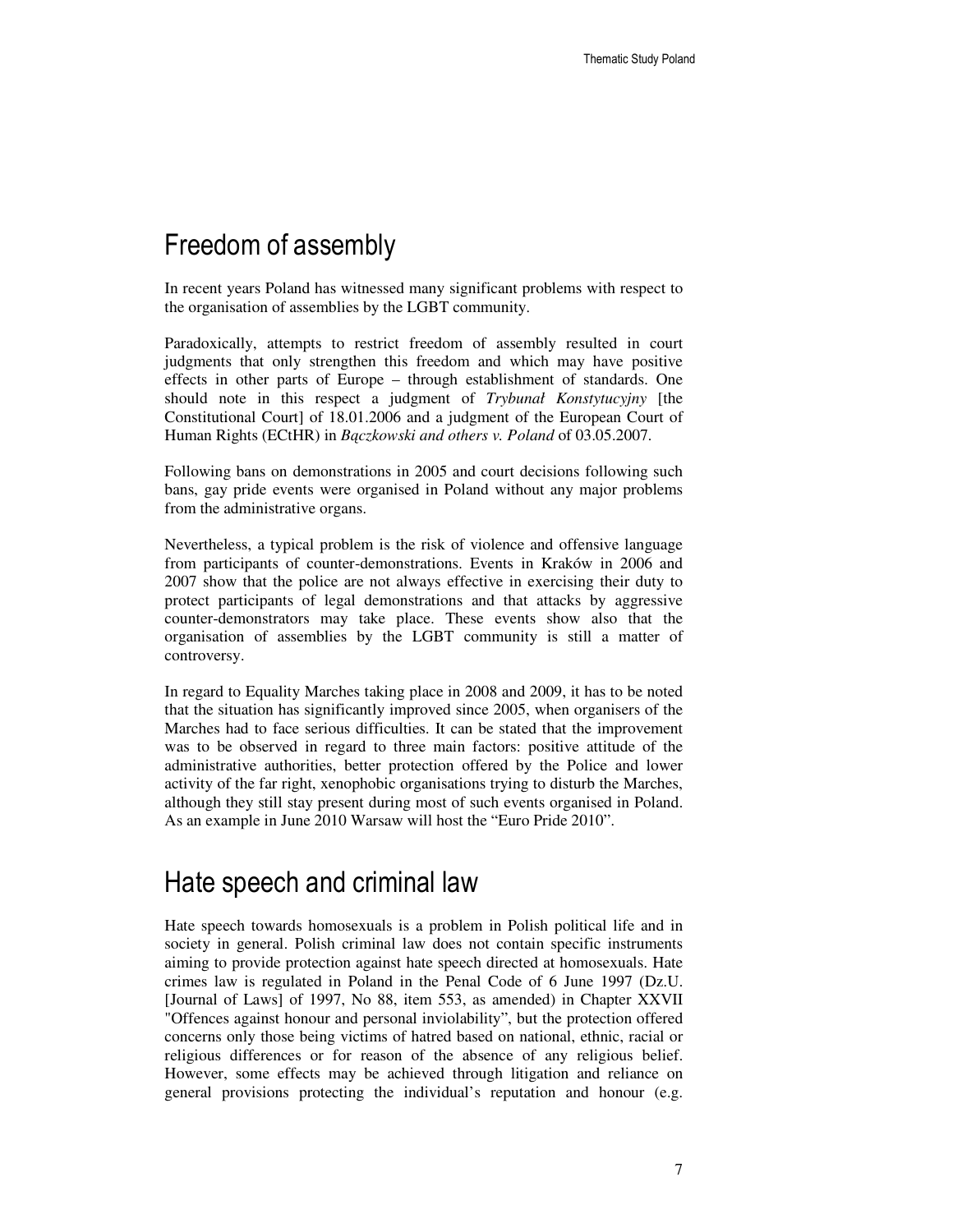## Freedom of assembly

In recent years Poland has witnessed many significant problems with respect to the organisation of assemblies by the LGBT community.

Paradoxically, attempts to restrict freedom of assembly resulted in court judgments that only strengthen this freedom and which may have positive effects in other parts of Europe – through establishment of standards. One should note in this respect a judgment of *Trybunał Konstytucyjny* [the Constitutional Court] of 18.01.2006 and a judgment of the European Court of Human Rights (ECtHR) in *Bączkowski and others v. Poland* of 03.05.2007.

Following bans on demonstrations in 2005 and court decisions following such bans, gay pride events were organised in Poland without any major problems from the administrative organs.

Nevertheless, a typical problem is the risk of violence and offensive language from participants of counter-demonstrations. Events in Kraków in 2006 and 2007 show that the police are not always effective in exercising their duty to protect participants of legal demonstrations and that attacks by aggressive counter-demonstrators may take place. These events show also that the organisation of assemblies by the LGBT community is still a matter of controversy.

In regard to Equality Marches taking place in 2008 and 2009, it has to be noted that the situation has significantly improved since 2005, when organisers of the Marches had to face serious difficulties. It can be stated that the improvement was to be observed in regard to three main factors: positive attitude of the administrative authorities, better protection offered by the Police and lower activity of the far right, xenophobic organisations trying to disturb the Marches, although they still stay present during most of such events organised in Poland. As an example in June 2010 Warsaw will host the "Euro Pride 2010".

## Hate speech and criminal law

Hate speech towards homosexuals is a problem in Polish political life and in society in general. Polish criminal law does not contain specific instruments aiming to provide protection against hate speech directed at homosexuals. Hate crimes law is regulated in Poland in the Penal Code of 6 June 1997 (Dz.U. [Journal of Laws] of 1997, No 88, item 553, as amended) in Chapter XXVII "Offences against honour and personal inviolability", but the protection offered concerns only those being victims of hatred based on national, ethnic, racial or religious differences or for reason of the absence of any religious belief. However, some effects may be achieved through litigation and reliance on general provisions protecting the individual's reputation and honour (e.g.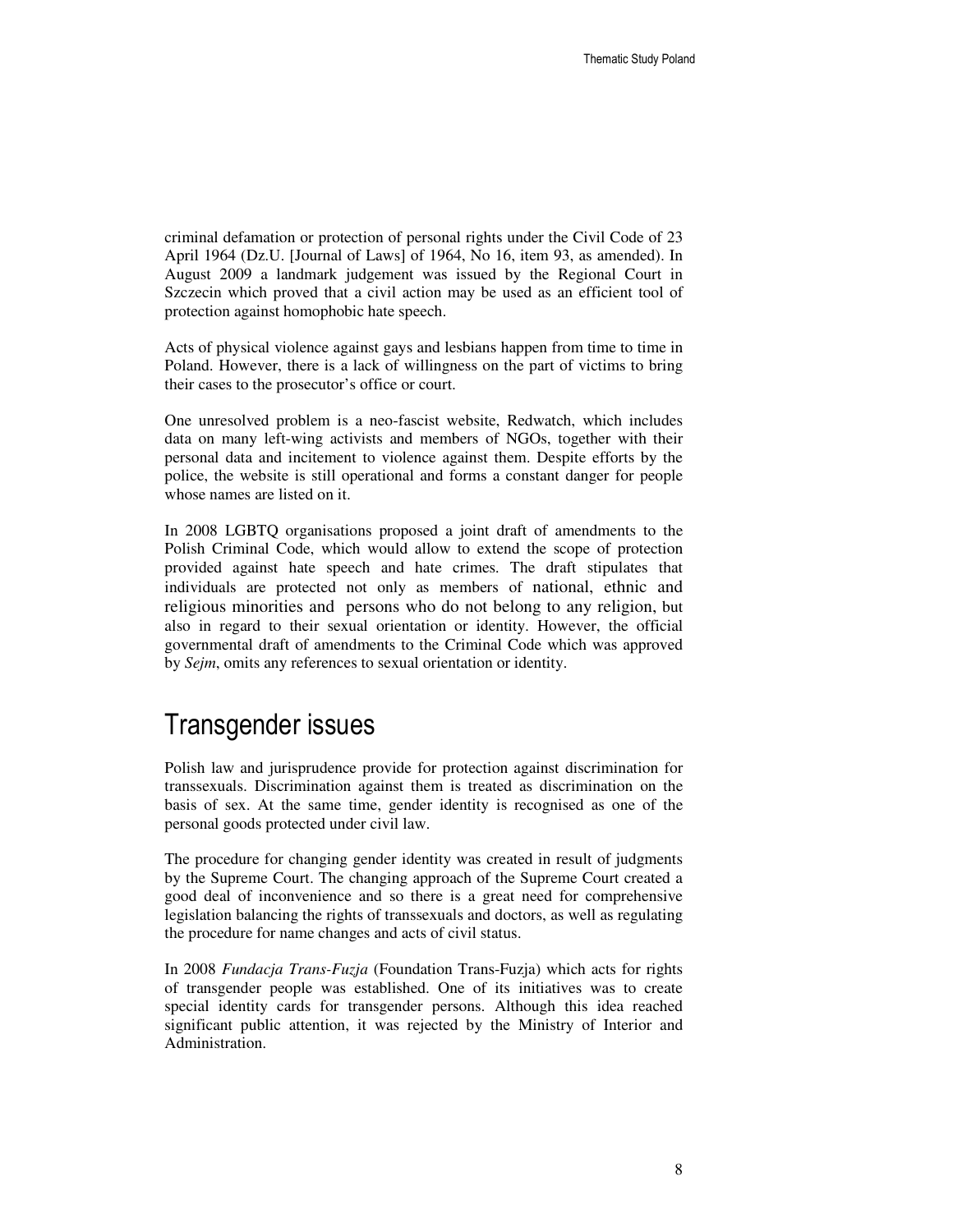criminal defamation or protection of personal rights under the Civil Code of 23 April 1964 (Dz.U. [Journal of Laws] of 1964, No 16, item 93, as amended). In August 2009 a landmark judgement was issued by the Regional Court in Szczecin which proved that a civil action may be used as an efficient tool of protection against homophobic hate speech.

Acts of physical violence against gays and lesbians happen from time to time in Poland. However, there is a lack of willingness on the part of victims to bring their cases to the prosecutor's office or court.

One unresolved problem is a neo-fascist website, Redwatch, which includes data on many left-wing activists and members of NGOs, together with their personal data and incitement to violence against them. Despite efforts by the police, the website is still operational and forms a constant danger for people whose names are listed on it.

In 2008 LGBTQ organisations proposed a joint draft of amendments to the Polish Criminal Code, which would allow to extend the scope of protection provided against hate speech and hate crimes. The draft stipulates that individuals are protected not only as members of national, ethnic and religious minorities and persons who do not belong to any religion, but also in regard to their sexual orientation or identity. However, the official governmental draft of amendments to the Criminal Code which was approved by *Sejm*, omits any references to sexual orientation or identity.

# Transgender issues

Polish law and jurisprudence provide for protection against discrimination for transsexuals. Discrimination against them is treated as discrimination on the basis of sex. At the same time, gender identity is recognised as one of the personal goods protected under civil law.

The procedure for changing gender identity was created in result of judgments by the Supreme Court. The changing approach of the Supreme Court created a good deal of inconvenience and so there is a great need for comprehensive legislation balancing the rights of transsexuals and doctors, as well as regulating the procedure for name changes and acts of civil status.

In 2008 *Fundacja Trans-Fuzja* (Foundation Trans-Fuzja) which acts for rights of transgender people was established. One of its initiatives was to create special identity cards for transgender persons. Although this idea reached significant public attention, it was rejected by the Ministry of Interior and Administration.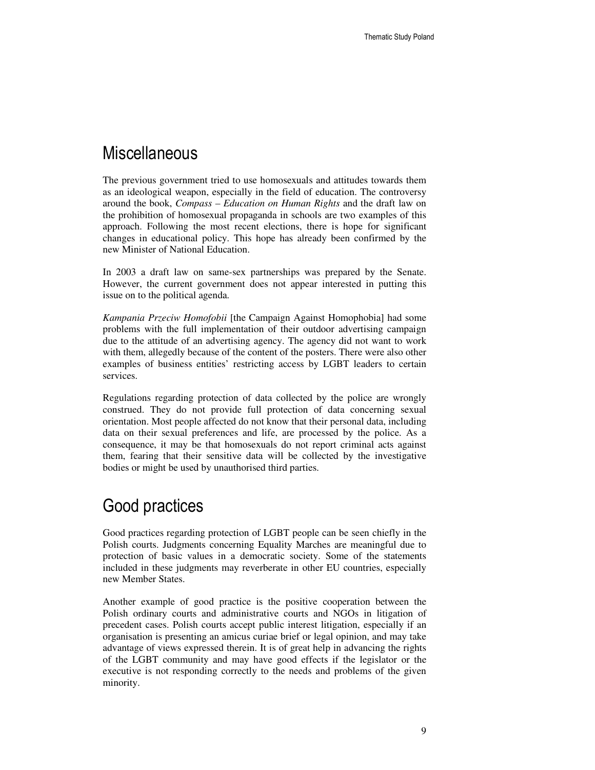# Miscellaneous

The previous government tried to use homosexuals and attitudes towards them as an ideological weapon, especially in the field of education. The controversy around the book, *Compass – Education on Human Rights* and the draft law on the prohibition of homosexual propaganda in schools are two examples of this approach. Following the most recent elections, there is hope for significant changes in educational policy. This hope has already been confirmed by the new Minister of National Education.

In 2003 a draft law on same-sex partnerships was prepared by the Senate. However, the current government does not appear interested in putting this issue on to the political agenda.

*Kampania Przeciw Homofobii* [the Campaign Against Homophobia] had some problems with the full implementation of their outdoor advertising campaign due to the attitude of an advertising agency. The agency did not want to work with them, allegedly because of the content of the posters. There were also other examples of business entities' restricting access by LGBT leaders to certain services.

Regulations regarding protection of data collected by the police are wrongly construed. They do not provide full protection of data concerning sexual orientation. Most people affected do not know that their personal data, including data on their sexual preferences and life, are processed by the police. As a consequence, it may be that homosexuals do not report criminal acts against them, fearing that their sensitive data will be collected by the investigative bodies or might be used by unauthorised third parties.

# Good practices

Good practices regarding protection of LGBT people can be seen chiefly in the Polish courts. Judgments concerning Equality Marches are meaningful due to protection of basic values in a democratic society. Some of the statements included in these judgments may reverberate in other EU countries, especially new Member States.

Another example of good practice is the positive cooperation between the Polish ordinary courts and administrative courts and NGOs in litigation of precedent cases. Polish courts accept public interest litigation, especially if an organisation is presenting an amicus curiae brief or legal opinion, and may take advantage of views expressed therein. It is of great help in advancing the rights of the LGBT community and may have good effects if the legislator or the executive is not responding correctly to the needs and problems of the given minority.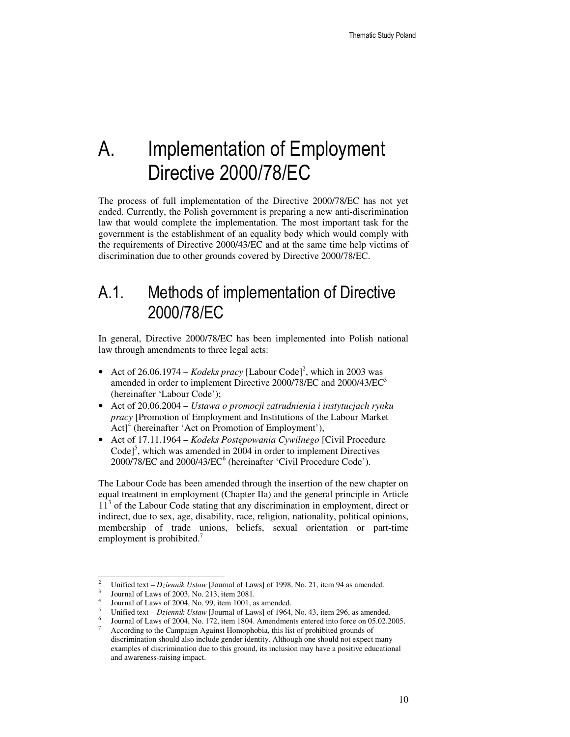# A. Implementation of Employment Directive 2000/78/EC

The process of full implementation of the Directive 2000/78/EC has not yet ended. Currently, the Polish government is preparing a new anti-discrimination law that would complete the implementation. The most important task for the government is the establishment of an equality body which would comply with the requirements of Directive 2000/43/EC and at the same time help victims of discrimination due to other grounds covered by Directive 2000/78/EC.

## A.1. Methods of implementation of Directive 2000/78/EC

In general, Directive 2000/78/EC has been implemented into Polish national law through amendments to three legal acts:

- Act of 26.06.1974 – *Kodeks pracy* [Labour Code][2], which in 2003 was amended in order to implement Directive 2000/78/EC and 2000/43/EC[3] (hereinafter 'Labour Code');
- Act of 20.06.2004 – *Ustawa o promocji zatrudnienia i instytucjach rynku pracy* [Promotion of Employment and Institutions of the Labour Market Act][4] (hereinafter 'Act on Promotion of Employment'),
- Act of 17.11.1964 – *Kodeks Postępowania Cywilnego* [Civil Procedure Code][5], which was amended in 2004 in order to implement Directives 2000/78/EC and 2000/43/EC[6] (hereinafter 'Civil Procedure Code').

The Labour Code has been amended through the insertion of the new chapter on equal treatment in employment (Chapter IIa) and the general principle in Article $11^3$ of the Labour Code stating that any discrimination in employment, direct or indirect, due to sex, age, disability, race, religion, nationality, political opinions, membership of trade unions, beliefs, sexual orientation or part-time employment is prohibited.[7]

---

[2] Unified text – *Dziennik Ustaw* [Journal of Laws] of 1998, No. 21, item 94 as amended.

[3] Journal of Laws of 2003, No. 213, item 2081.

[4] Journal of Laws of 2004, No. 99, item 1001, as amended.

[5] Unified text – *Dziennik Ustaw* [Journal of Laws] of 1964, No. 43, item 296, as amended.

[6] Journal of Laws of 2004, No. 172, item 1804. Amendments entered into force on 05.02.2005.

[7] According to the Campaign Against Homophobia, this list of prohibited grounds of discrimination should also include gender identity. Although one should not expect many examples of discrimination due to this ground, its inclusion may have a positive educational and awareness-raising impact.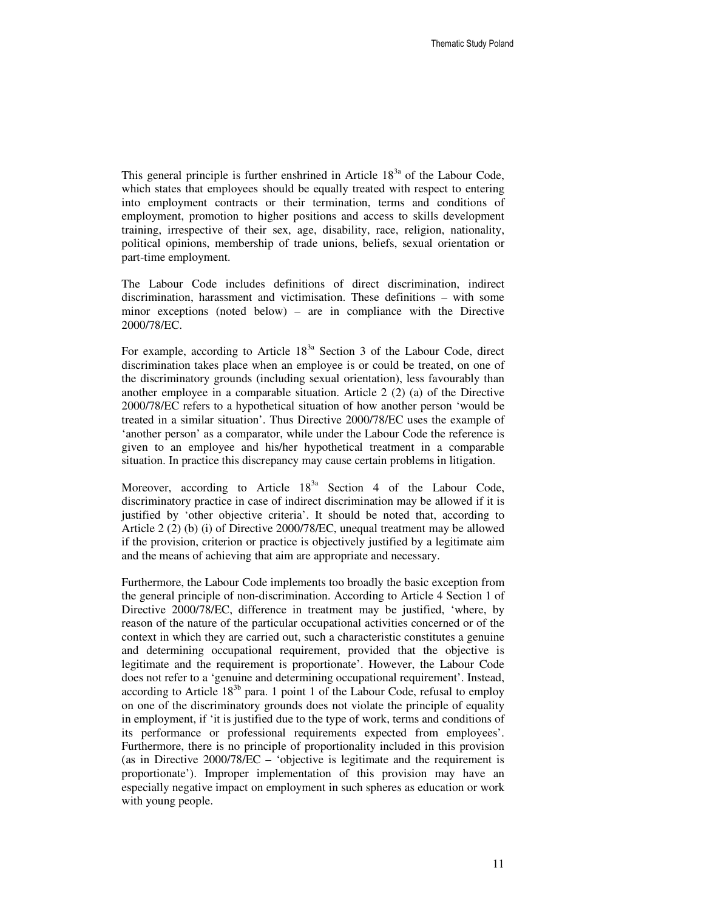This general principle is further enshrined in Article $18^{3a}$ of the Labour Code, which states that employees should be equally treated with respect to entering into employment contracts or their termination, terms and conditions of employment, promotion to higher positions and access to skills development training, irrespective of their sex, age, disability, race, religion, nationality, political opinions, membership of trade unions, beliefs, sexual orientation or part-time employment.

The Labour Code includes definitions of direct discrimination, indirect discrimination, harassment and victimisation. These definitions – with some minor exceptions (noted below) – are in compliance with the Directive 2000/78/EC.

For example, according to Article $18^{3a}$ Section 3 of the Labour Code, direct discrimination takes place when an employee is or could be treated, on one of the discriminatory grounds (including sexual orientation), less favourably than another employee in a comparable situation. Article 2 (2) (a) of the Directive 2000/78/EC refers to a hypothetical situation of how another person 'would be treated in a similar situation'. Thus Directive 2000/78/EC uses the example of 'another person' as a comparator, while under the Labour Code the reference is given to an employee and his/her hypothetical treatment in a comparable situation. In practice this discrepancy may cause certain problems in litigation.

Moreover, according to Article $18^{3a}$ Section 4 of the Labour Code, discriminatory practice in case of indirect discrimination may be allowed if it is justified by 'other objective criteria'. It should be noted that, according to Article 2 (2) (b) (i) of Directive 2000/78/EC, unequal treatment may be allowed if the provision, criterion or practice is objectively justified by a legitimate aim and the means of achieving that aim are appropriate and necessary.

Furthermore, the Labour Code implements too broadly the basic exception from the general principle of non-discrimination. According to Article 4 Section 1 of Directive 2000/78/EC, difference in treatment may be justified, 'where, by reason of the nature of the particular occupational activities concerned or of the context in which they are carried out, such a characteristic constitutes a genuine and determining occupational requirement, provided that the objective is legitimate and the requirement is proportionate'. However, the Labour Code does not refer to a 'genuine and determining occupational requirement'. Instead, according to Article $18^{3b}$ para. 1 point 1 of the Labour Code, refusal to employ on one of the discriminatory grounds does not violate the principle of equality in employment, if 'it is justified due to the type of work, terms and conditions of its performance or professional requirements expected from employees'. Furthermore, there is no principle of proportionality included in this provision (as in Directive 2000/78/EC – 'objective is legitimate and the requirement is proportionate'). Improper implementation of this provision may have an especially negative impact on employment in such spheres as education or work with young people.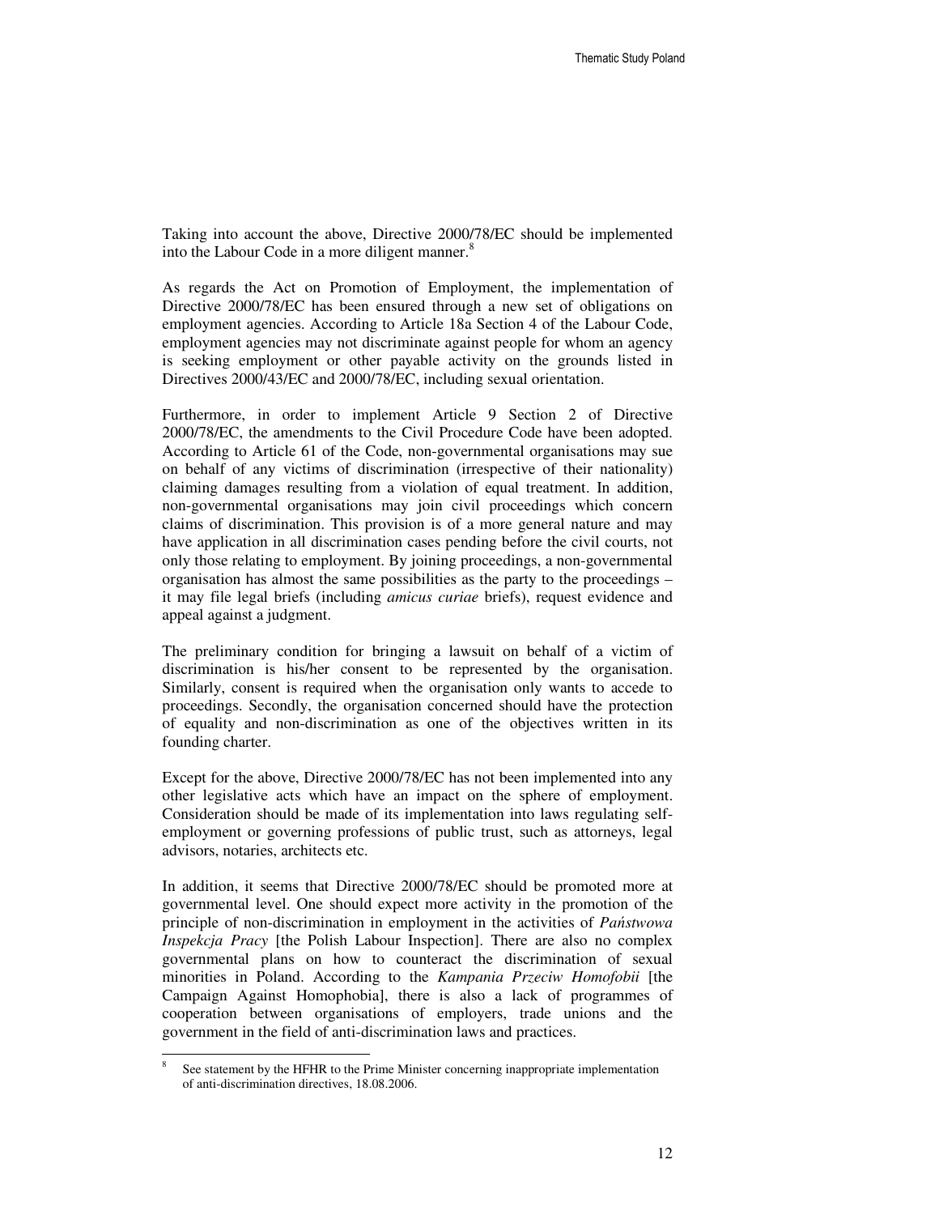Taking into account the above, Directive 2000/78/EC should be implemented into the Labour Code in a more diligent manner.[8]

As regards the Act on Promotion of Employment, the implementation of Directive 2000/78/EC has been ensured through a new set of obligations on employment agencies. According to Article 18a Section 4 of the Labour Code, employment agencies may not discriminate against people for whom an agency is seeking employment or other payable activity on the grounds listed in Directives 2000/43/EC and 2000/78/EC, including sexual orientation.

Furthermore, in order to implement Article 9 Section 2 of Directive 2000/78/EC, the amendments to the Civil Procedure Code have been adopted. According to Article 61 of the Code, non-governmental organisations may sue on behalf of any victims of discrimination (irrespective of their nationality) claiming damages resulting from a violation of equal treatment. In addition, non-governmental organisations may join civil proceedings which concern claims of discrimination. This provision is of a more general nature and may have application in all discrimination cases pending before the civil courts, not only those relating to employment. By joining proceedings, a non-governmental organisation has almost the same possibilities as the party to the proceedings – it may file legal briefs (including *amicus curiae* briefs), request evidence and appeal against a judgment.

The preliminary condition for bringing a lawsuit on behalf of a victim of discrimination is his/her consent to be represented by the organisation. Similarly, consent is required when the organisation only wants to accede to proceedings. Secondly, the organisation concerned should have the protection of equality and non-discrimination as one of the objectives written in its founding charter.

Except for the above, Directive 2000/78/EC has not been implemented into any other legislative acts which have an impact on the sphere of employment. Consideration should be made of its implementation into laws regulating self-employment or governing professions of public trust, such as attorneys, legal advisors, notaries, architects etc.

In addition, it seems that Directive 2000/78/EC should be promoted more at governmental level. One should expect more activity in the promotion of the principle of non-discrimination in employment in the activities of *Państwowa Inspekcja Pracy* [the Polish Labour Inspection]. There are also no complex governmental plans on how to counteract the discrimination of sexual minorities in Poland. According to the *Kampania Przeciw Homofobii* [the Campaign Against Homophobia], there is also a lack of programmes of cooperation between organisations of employers, trade unions and the government in the field of anti-discrimination laws and practices.

---

[8] See statement by the HFHR to the Prime Minister concerning inappropriate implementation of anti-discrimination directives, 18.08.2006.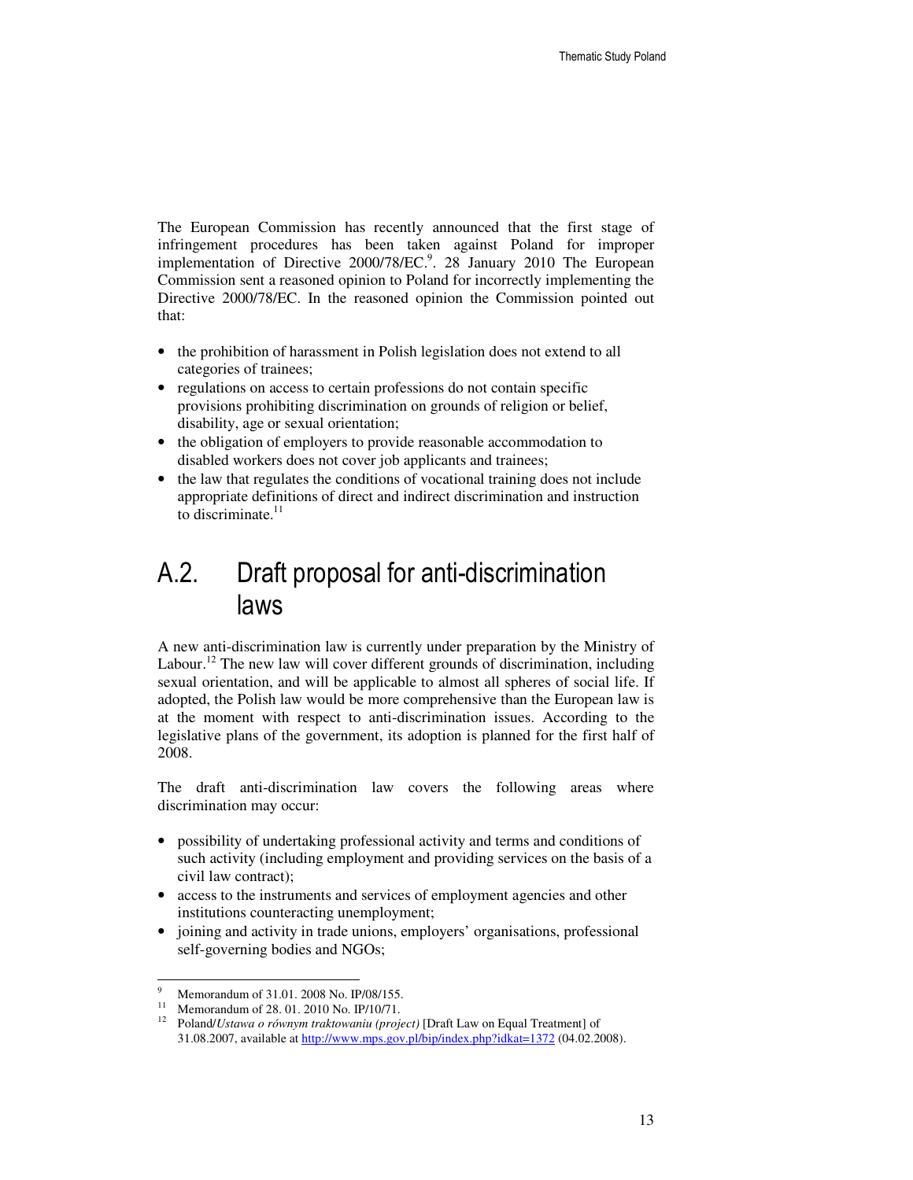The European Commission has recently announced that the first stage of infringement procedures has been taken against Poland for improper implementation of Directive 2000/78/EC.[9]. 28 January 2010 The European Commission sent a reasoned opinion to Poland for incorrectly implementing the Directive 2000/78/EC. In the reasoned opinion the Commission pointed out that:

- the prohibition of harassment in Polish legislation does not extend to all categories of trainees;
- regulations on access to certain professions do not contain specific provisions prohibiting discrimination on grounds of religion or belief, disability, age or sexual orientation;
- the obligation of employers to provide reasonable accommodation to disabled workers does not cover job applicants and trainees;
- the law that regulates the conditions of vocational training does not include appropriate definitions of direct and indirect discrimination and instruction to discriminate.[11]

## A.2. Draft proposal for anti-discrimination laws

A new anti-discrimination law is currently under preparation by the Ministry of Labour.[12] The new law will cover different grounds of discrimination, including sexual orientation, and will be applicable to almost all spheres of social life. If adopted, the Polish law would be more comprehensive than the European law is at the moment with respect to anti-discrimination issues. According to the legislative plans of the government, its adoption is planned for the first half of 2008.

The draft anti-discrimination law covers the following areas where discrimination may occur:

- possibility of undertaking professional activity and terms and conditions of such activity (including employment and providing services on the basis of a civil law contract);
- access to the instruments and services of employment agencies and other institutions counteracting unemployment;
- joining and activity in trade unions, employers' organisations, professional self-governing bodies and NGOs;

---

[9] Memorandum of 31.01. 2008 No. IP/08/155.

[11] Memorandum of 28. 01. 2010 No. IP/10/71.

[12] Poland/*Ustawa o równym traktowaniu (project)* [Draft Law on Equal Treatment] of 31.08.2007, available at http://www.mps.gov.pl/bip/index.php?idkat=1372 (04.02.2008).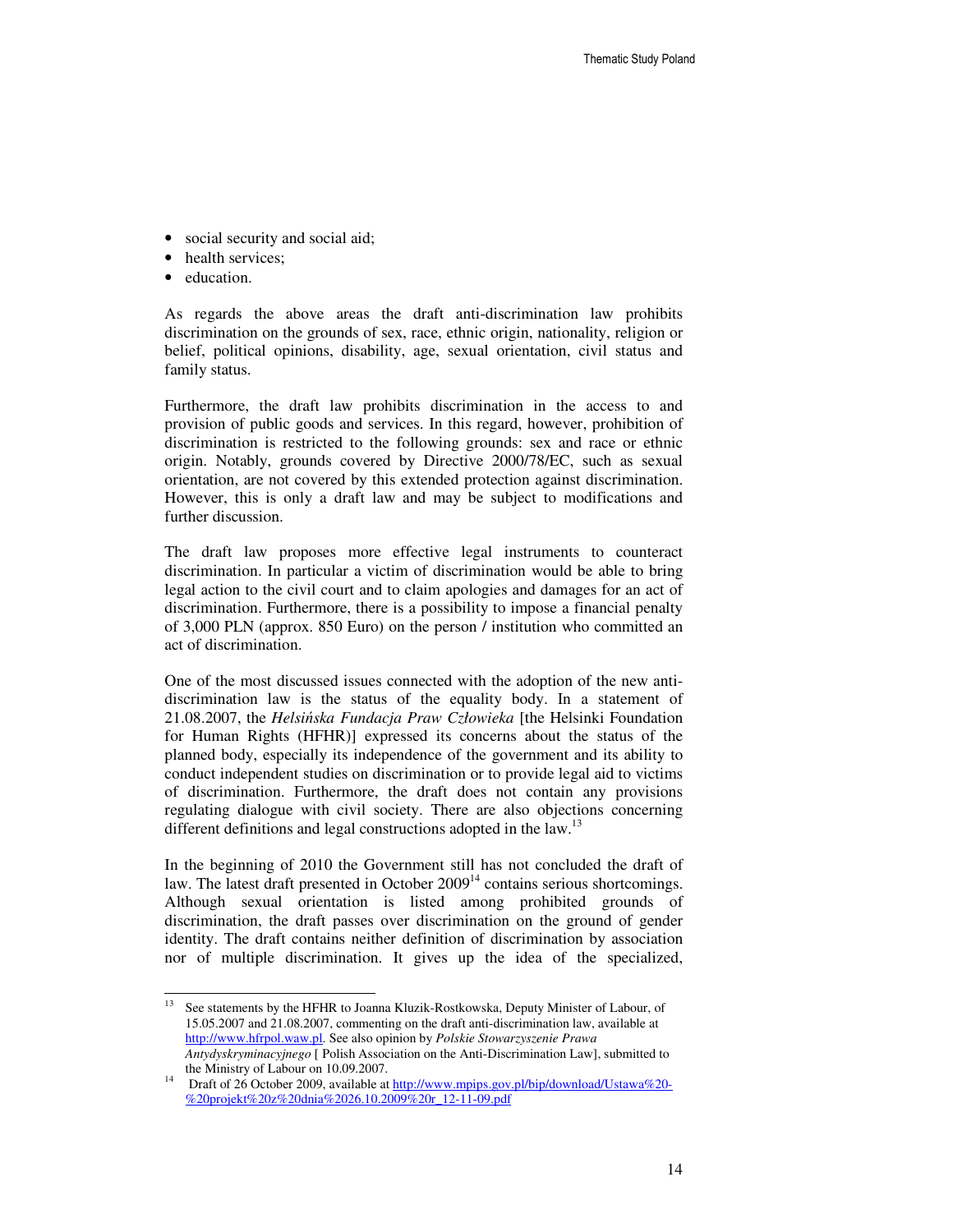- social security and social aid;
- health services;
- education.

As regards the above areas the draft anti-discrimination law prohibits discrimination on the grounds of sex, race, ethnic origin, nationality, religion or belief, political opinions, disability, age, sexual orientation, civil status and family status.

Furthermore, the draft law prohibits discrimination in the access to and provision of public goods and services. In this regard, however, prohibition of discrimination is restricted to the following grounds: sex and race or ethnic origin. Notably, grounds covered by Directive 2000/78/EC, such as sexual orientation, are not covered by this extended protection against discrimination. However, this is only a draft law and may be subject to modifications and further discussion.

The draft law proposes more effective legal instruments to counteract discrimination. In particular a victim of discrimination would be able to bring legal action to the civil court and to claim apologies and damages for an act of discrimination. Furthermore, there is a possibility to impose a financial penalty of 3,000 PLN (approx. 850 Euro) on the person / institution who committed an act of discrimination.

One of the most discussed issues connected with the adoption of the new anti-discrimination law is the status of the equality body. In a statement of 21.08.2007, the *Helsińska Fundacja Praw Człowieka* [the Helsinki Foundation for Human Rights (HFHR)] expressed its concerns about the status of the planned body, especially its independence of the government and its ability to conduct independent studies on discrimination or to provide legal aid to victims of discrimination. Furthermore, the draft does not contain any provisions regulating dialogue with civil society. There are also objections concerning different definitions and legal constructions adopted in the law.[13]

In the beginning of 2010 the Government still has not concluded the draft of law. The latest draft presented in October 2009[14] contains serious shortcomings. Although sexual orientation is listed among prohibited grounds of discrimination, the draft passes over discrimination on the ground of gender identity. The draft contains neither definition of discrimination by association nor of multiple discrimination. It gives up the idea of the specialized,

---

[13] See statements by the HFHR to Joanna Kluzik-Rostkowska, Deputy Minister of Labour, of 15.05.2007 and 21.08.2007, commenting on the draft anti-discrimination law, available at http://www.hfrpol.waw.pl. See also opinion by *Polskie Stowarzyszenie Prawa Antydyskryminacyjnego* [ Polish Association on the Anti-Discrimination Law], submitted to the Ministry of Labour on 10.09.2007.

[14] Draft of 26 October 2009, available at http://www.mpips.gov.pl/bip/download/Ustawa%20-%20projekt%20z%20dnia%2026.10.2009%20r_12-11-09.pdf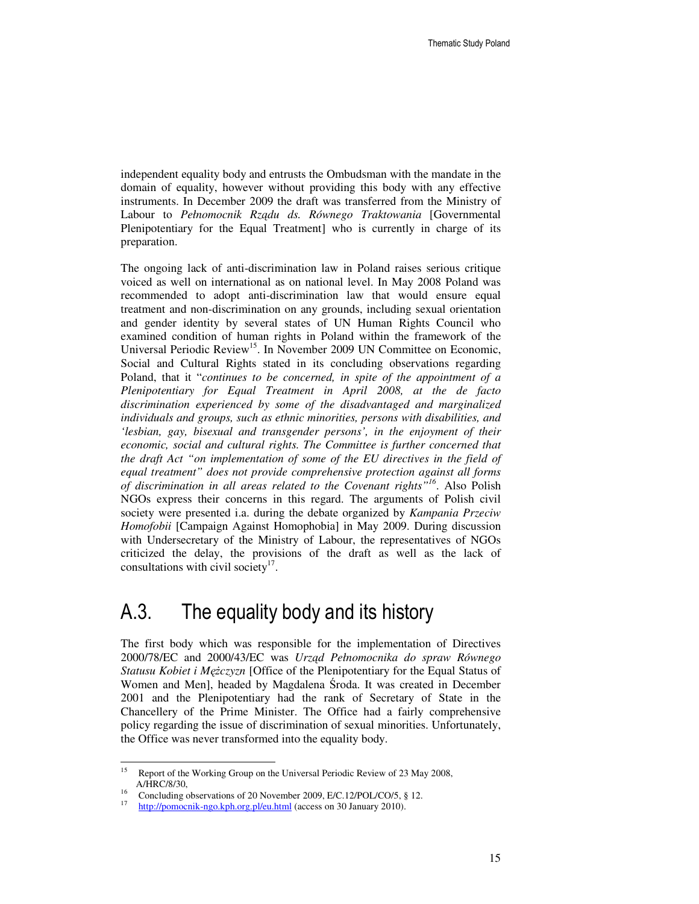independent equality body and entrusts the Ombudsman with the mandate in the domain of equality, however without providing this body with any effective instruments. In December 2009 the draft was transferred from the Ministry of Labour to *Pełnomocnik Rządu ds. Równego Traktowania* [Governmental Plenipotentiary for the Equal Treatment] who is currently in charge of its preparation.

The ongoing lack of anti-discrimination law in Poland raises serious critique voiced as well on international as on national level. In May 2008 Poland was recommended to adopt anti-discrimination law that would ensure equal treatment and non-discrimination on any grounds, including sexual orientation and gender identity by several states of UN Human Rights Council who examined condition of human rights in Poland within the framework of the Universal Periodic Review[15]. In November 2009 UN Committee on Economic, Social and Cultural Rights stated in its concluding observations regarding Poland, that it "*continues to be concerned, in spite of the appointment of a Plenipotentiary for Equal Treatment in April 2008, at the de facto discrimination experienced by some of the disadvantaged and marginalized individuals and groups, such as ethnic minorities, persons with disabilities, and 'lesbian, gay, bisexual and transgender persons', in the enjoyment of their economic, social and cultural rights. The Committee is further concerned that the draft Act "on implementation of some of the EU directives in the field of equal treatment" does not provide comprehensive protection against all forms of discrimination in all areas related to the Covenant rights"*[16]. Also Polish NGOs express their concerns in this regard. The arguments of Polish civil society were presented i.a. during the debate organized by *Kampania Przeciw Homofobii* [Campaign Against Homophobia] in May 2009. During discussion with Undersecretary of the Ministry of Labour, the representatives of NGOs criticized the delay, the provisions of the draft as well as the lack of consultations with civil society[17].

## A.3. The equality body and its history

The first body which was responsible for the implementation of Directives 2000/78/EC and 2000/43/EC was *Urząd Pełnomocnika do spraw Równego Statusu Kobiet i Mężczyzn* [Office of the Plenipotentiary for the Equal Status of Women and Men], headed by Magdalena Środa. It was created in December 2001 and the Plenipotentiary had the rank of Secretary of State in the Chancellery of the Prime Minister. The Office had a fairly comprehensive policy regarding the issue of discrimination of sexual minorities. Unfortunately, the Office was never transformed into the equality body.

---

[15] Report of the Working Group on the Universal Periodic Review of 23 May 2008, A/HRC/8/30,

[16] Concluding observations of 20 November 2009, E/C.12/POL/CO/5, § 12.

[17] http://pomocnik-ngo.kph.org.pl/eu.html (access on 30 January 2010).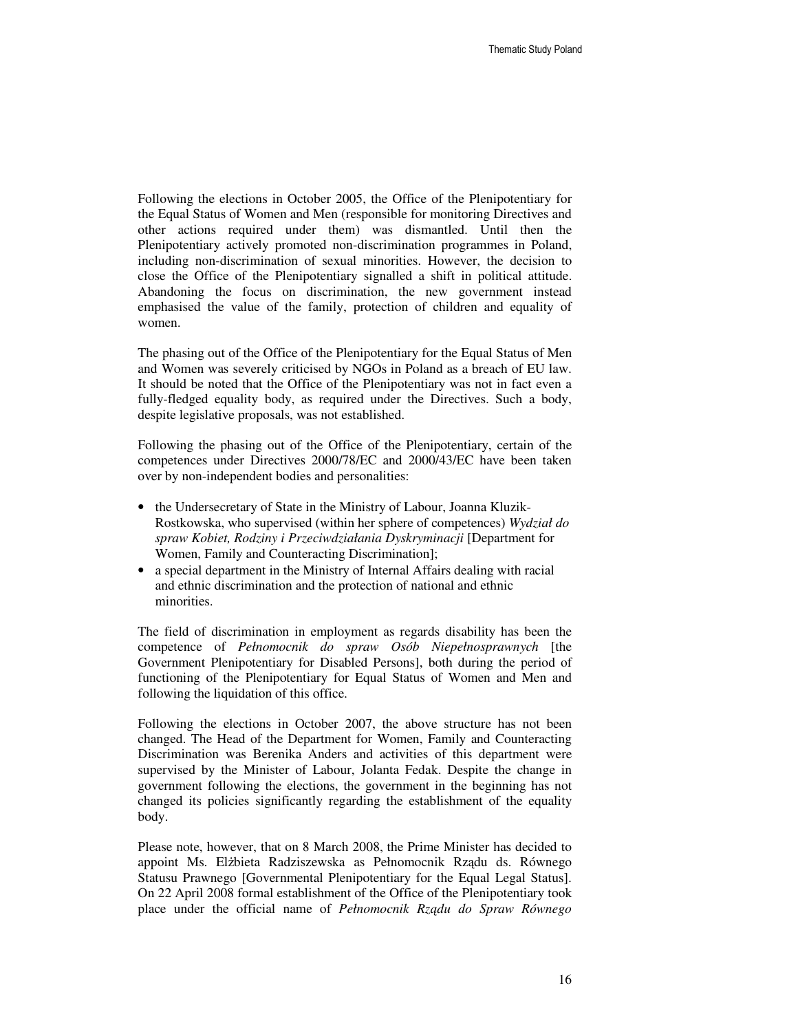Following the elections in October 2005, the Office of the Plenipotentiary for the Equal Status of Women and Men (responsible for monitoring Directives and other actions required under them) was dismantled. Until then the Plenipotentiary actively promoted non-discrimination programmes in Poland, including non-discrimination of sexual minorities. However, the decision to close the Office of the Plenipotentiary signalled a shift in political attitude. Abandoning the focus on discrimination, the new government instead emphasised the value of the family, protection of children and equality of women.

The phasing out of the Office of the Plenipotentiary for the Equal Status of Men and Women was severely criticised by NGOs in Poland as a breach of EU law. It should be noted that the Office of the Plenipotentiary was not in fact even a fully-fledged equality body, as required under the Directives. Such a body, despite legislative proposals, was not established.

Following the phasing out of the Office of the Plenipotentiary, certain of the competences under Directives 2000/78/EC and 2000/43/EC have been taken over by non-independent bodies and personalities:

- the Undersecretary of State in the Ministry of Labour, Joanna Kluzik-Rostkowska, who supervised (within her sphere of competences) *Wydział do spraw Kobiet, Rodziny i Przeciwdziałania Dyskryminacji* [Department for Women, Family and Counteracting Discrimination];
- a special department in the Ministry of Internal Affairs dealing with racial and ethnic discrimination and the protection of national and ethnic minorities.

The field of discrimination in employment as regards disability has been the competence of *Pełnomocnik do spraw Osób Niepełnosprawnych* [the Government Plenipotentiary for Disabled Persons], both during the period of functioning of the Plenipotentiary for Equal Status of Women and Men and following the liquidation of this office.

Following the elections in October 2007, the above structure has not been changed. The Head of the Department for Women, Family and Counteracting Discrimination was Berenika Anders and activities of this department were supervised by the Minister of Labour, Jolanta Fedak. Despite the change in government following the elections, the government in the beginning has not changed its policies significantly regarding the establishment of the equality body.

Please note, however, that on 8 March 2008, the Prime Minister has decided to appoint Ms. Elżbieta Radziszewska as Pełnomocnik Rządu ds. Równego Statusu Prawnego [Governmental Plenipotentiary for the Equal Legal Status]. On 22 April 2008 formal establishment of the Office of the Plenipotentiary took place under the official name of *Pełnomocnik Rządu do Spraw Równego*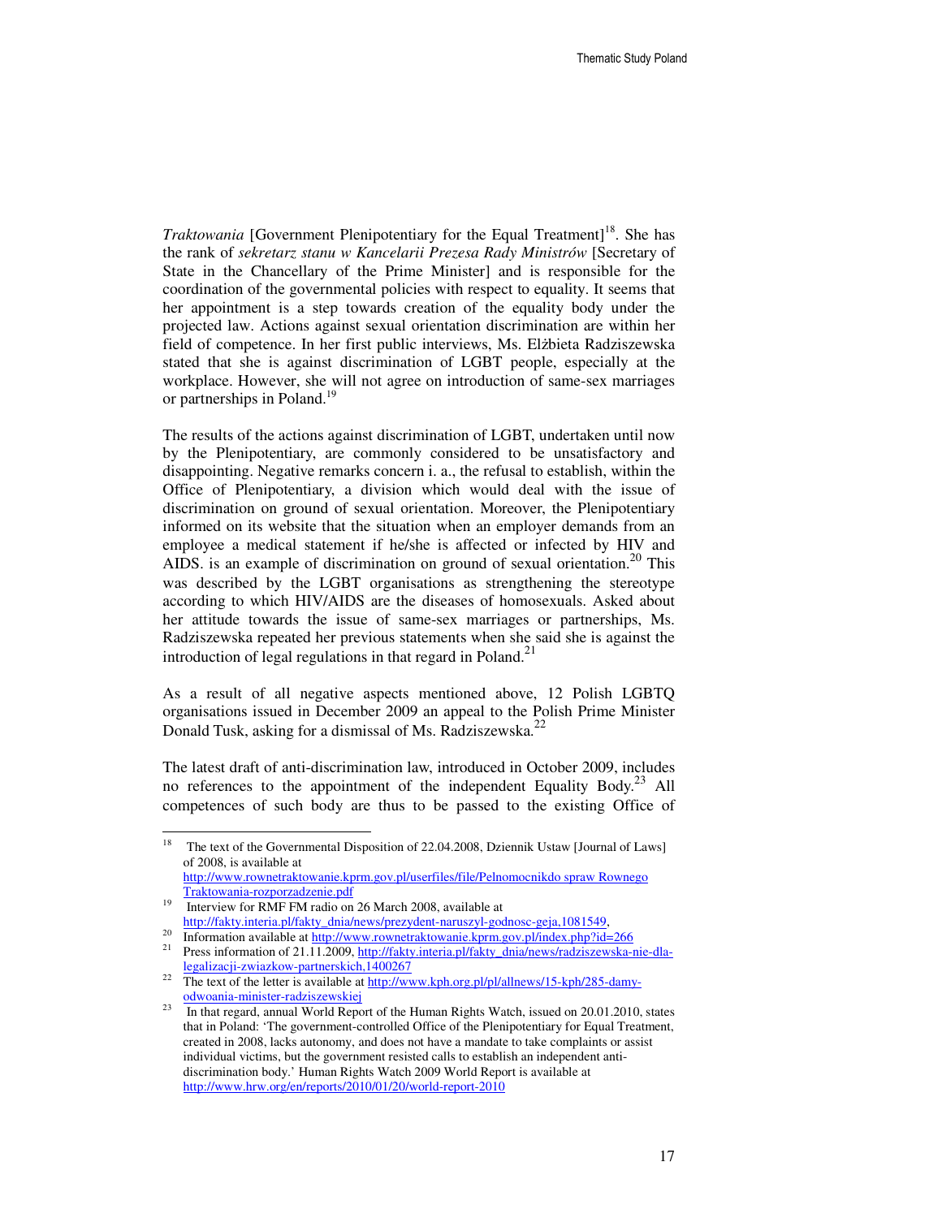*Traktowania* [Government Plenipotentiary for the Equal Treatment][18]. She has the rank of *sekretarz stanu w Kancelarii Prezesa Rady Ministrów* [Secretary of State in the Chancellary of the Prime Minister] and is responsible for the coordination of the governmental policies with respect to equality. It seems that her appointment is a step towards creation of the equality body under the projected law. Actions against sexual orientation discrimination are within her field of competence. In her first public interviews, Ms. Elżbieta Radziszewska stated that she is against discrimination of LGBT people, especially at the workplace. However, she will not agree on introduction of same-sex marriages or partnerships in Poland.[19]

The results of the actions against discrimination of LGBT, undertaken until now by the Plenipotentiary, are commonly considered to be unsatisfactory and disappointing. Negative remarks concern i. a., the refusal to establish, within the Office of Plenipotentiary, a division which would deal with the issue of discrimination on ground of sexual orientation. Moreover, the Plenipotentiary informed on its website that the situation when an employer demands from an employee a medical statement if he/she is affected or infected by HIV and AIDS. is an example of discrimination on ground of sexual orientation.[20] This was described by the LGBT organisations as strengthening the stereotype according to which HIV/AIDS are the diseases of homosexuals. Asked about her attitude towards the issue of same-sex marriages or partnerships, Ms. Radziszewska repeated her previous statements when she said she is against the introduction of legal regulations in that regard in Poland.[21]

As a result of all negative aspects mentioned above, 12 Polish LGBTQ organisations issued in December 2009 an appeal to the Polish Prime Minister Donald Tusk, asking for a dismissal of Ms. Radziszewska.[22]

The latest draft of anti-discrimination law, introduced in October 2009, includes no references to the appointment of the independent Equality Body.[23] All competences of such body are thus to be passed to the existing Office of

---

[18] The text of the Governmental Disposition of 22.04.2008, Dziennik Ustaw [Journal of Laws] of 2008, is available at http://www.rownetraktowanie.kprm.gov.pl/userfiles/file/Pelnomocnikdo spraw Rownego Traktowania-rozporzadzenie.pdf

[19] Interview for RMF FM radio on 26 March 2008, available at http://fakty.interia.pl/fakty_dnia/news/prezydent-naruszyl-godnosc-geja,1081549,

[20] Information available at http://www.rownetraktowanie.kprm.gov.pl/index.php?id=266

[21] Press information of 21.11.2009, http://fakty.interia.pl/fakty_dnia/news/radziszewska-nie-dla-legalizacji-zwiazkow-partnerskich,1400267

[22] The text of the letter is available at http://www.kph.org.pl/pl/allnews/15-kph/285-damy-odwoania-minister-radziszewskiej

[23] In that regard, annual World Report of the Human Rights Watch, issued on 20.01.2010, states that in Poland: 'The government-controlled Office of the Plenipotentiary for Equal Treatment, created in 2008, lacks autonomy, and does not have a mandate to take complaints or assist individual victims, but the government resisted calls to establish an independent anti-discrimination body.' Human Rights Watch 2009 World Report is available at http://www.hrw.org/en/reports/2010/01/20/world-report-2010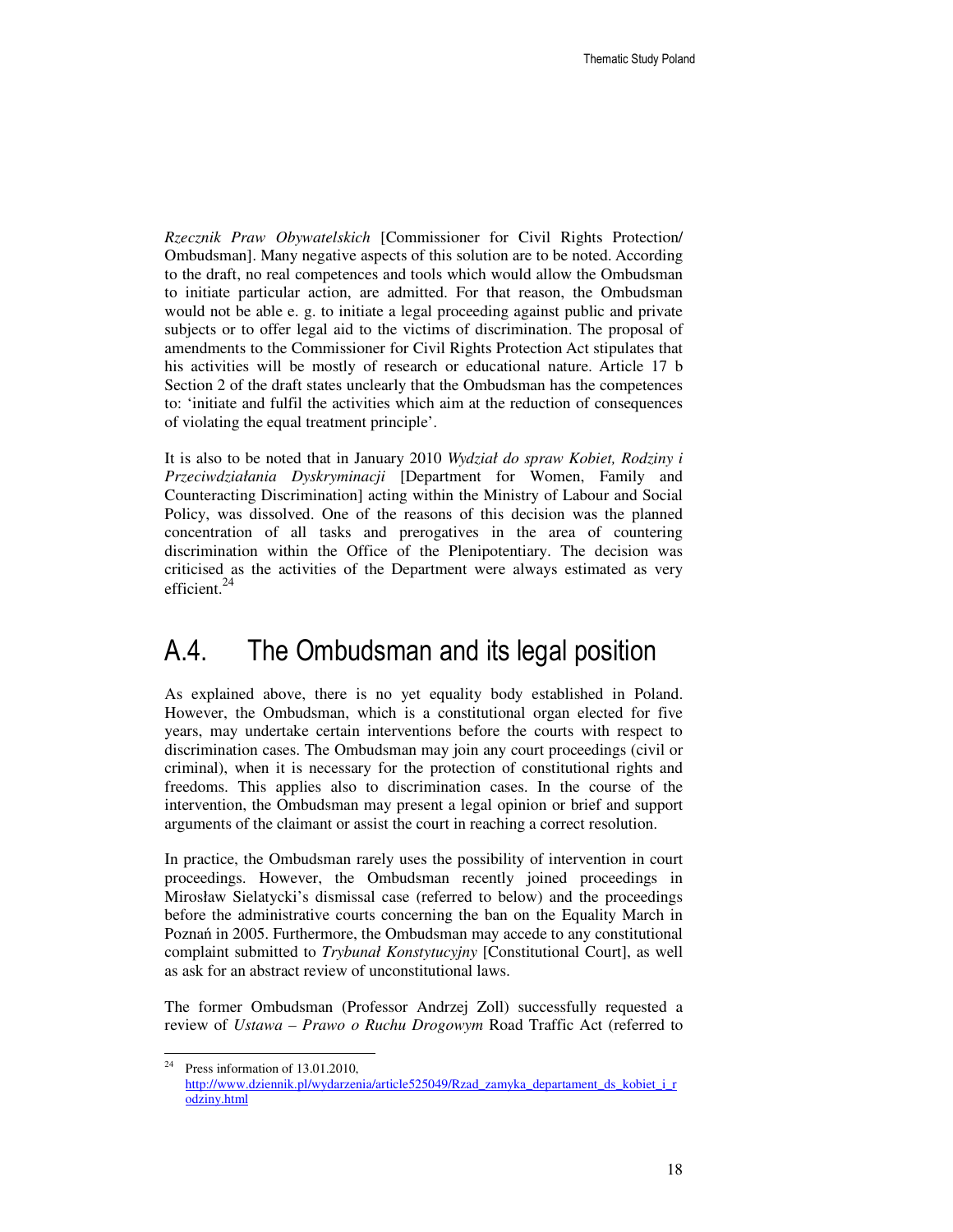*Rzecznik Praw Obywatelskich* [Commissioner for Civil Rights Protection/ Ombudsman]. Many negative aspects of this solution are to be noted. According to the draft, no real competences and tools which would allow the Ombudsman to initiate particular action, are admitted. For that reason, the Ombudsman would not be able e. g. to initiate a legal proceeding against public and private subjects or to offer legal aid to the victims of discrimination. The proposal of amendments to the Commissioner for Civil Rights Protection Act stipulates that his activities will be mostly of research or educational nature. Article 17 b Section 2 of the draft states unclearly that the Ombudsman has the competences to: 'initiate and fulfil the activities which aim at the reduction of consequences of violating the equal treatment principle'.

It is also to be noted that in January 2010 *Wydział do spraw Kobiet, Rodziny i Przeciwdziałania Dyskryminacji* [Department for Women, Family and Counteracting Discrimination] acting within the Ministry of Labour and Social Policy, was dissolved. One of the reasons of this decision was the planned concentration of all tasks and prerogatives in the area of countering discrimination within the Office of the Plenipotentiary. The decision was criticised as the activities of the Department were always estimated as very efficient.[24]

## A.4. The Ombudsman and its legal position

As explained above, there is no yet equality body established in Poland. However, the Ombudsman, which is a constitutional organ elected for five years, may undertake certain interventions before the courts with respect to discrimination cases. The Ombudsman may join any court proceedings (civil or criminal), when it is necessary for the protection of constitutional rights and freedoms. This applies also to discrimination cases. In the course of the intervention, the Ombudsman may present a legal opinion or brief and support arguments of the claimant or assist the court in reaching a correct resolution.

In practice, the Ombudsman rarely uses the possibility of intervention in court proceedings. However, the Ombudsman recently joined proceedings in Mirosław Sielatycki's dismissal case (referred to below) and the proceedings before the administrative courts concerning the ban on the Equality March in Poznań in 2005. Furthermore, the Ombudsman may accede to any constitutional complaint submitted to *Trybunał Konstytucyjny* [Constitutional Court], as well as ask for an abstract review of unconstitutional laws.

The former Ombudsman (Professor Andrzej Zoll) successfully requested a review of *Ustawa – Prawo o Ruchu Drogowym* Road Traffic Act (referred to

---

[24] Press information of 13.01.2010, http://www.dziennik.pl/wydarzenia/article525049/Rzad_zamyka_departament_ds_kobiet_i_rodziny.html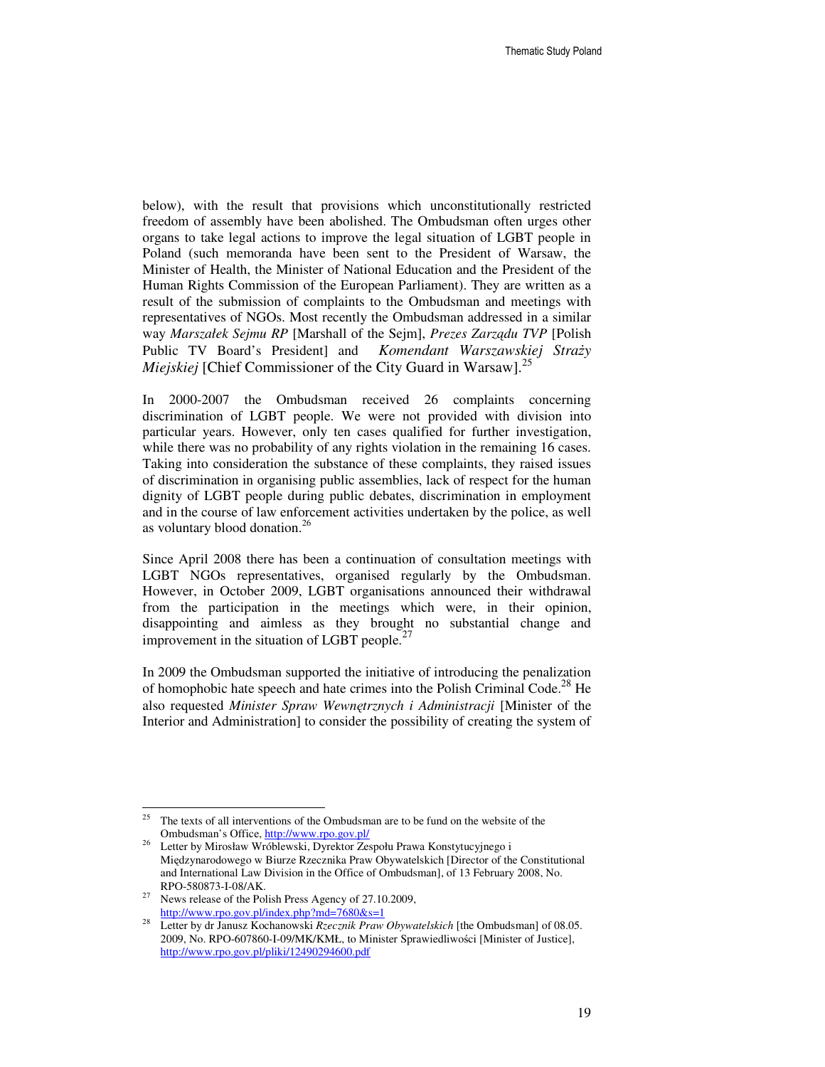below), with the result that provisions which unconstitutionally restricted freedom of assembly have been abolished. The Ombudsman often urges other organs to take legal actions to improve the legal situation of LGBT people in Poland (such memoranda have been sent to the President of Warsaw, the Minister of Health, the Minister of National Education and the President of the Human Rights Commission of the European Parliament). They are written as a result of the submission of complaints to the Ombudsman and meetings with representatives of NGOs. Most recently the Ombudsman addressed in a similar way *Marszałek Sejmu RP* [Marshall of the Sejm], *Prezes Zarządu TVP* [Polish Public TV Board's President] and *Komendant Warszawskiej Straży Miejskiej* [Chief Commissioner of the City Guard in Warsaw].[25]

In 2000-2007 the Ombudsman received 26 complaints concerning discrimination of LGBT people. We were not provided with division into particular years. However, only ten cases qualified for further investigation, while there was no probability of any rights violation in the remaining 16 cases. Taking into consideration the substance of these complaints, they raised issues of discrimination in organising public assemblies, lack of respect for the human dignity of LGBT people during public debates, discrimination in employment and in the course of law enforcement activities undertaken by the police, as well as voluntary blood donation.[26]

Since April 2008 there has been a continuation of consultation meetings with LGBT NGOs representatives, organised regularly by the Ombudsman. However, in October 2009, LGBT organisations announced their withdrawal from the participation in the meetings which were, in their opinion, disappointing and aimless as they brought no substantial change and improvement in the situation of LGBT people.[27]

In 2009 the Ombudsman supported the initiative of introducing the penalization of homophobic hate speech and hate crimes into the Polish Criminal Code.[28] He also requested *Minister Spraw Wewnętrznych i Administracji* [Minister of the Interior and Administration] to consider the possibility of creating the system of

---

[25] The texts of all interventions of the Ombudsman are to be fund on the website of the Ombudsman's Office, http://www.rpo.gov.pl/

[26] Letter by Mirosław Wróblewski, Dyrektor Zespołu Prawa Konstytucyjnego i Międzynarodowego w Biurze Rzecznika Praw Obywatelskich [Director of the Constitutional and International Law Division in the Office of Ombudsman], of 13 February 2008, No. RPO-580873-I-08/AK.

[27] News release of the Polish Press Agency of 27.10.2009, http://www.rpo.gov.pl/index.php?md=7680&s=1

[28] Letter by dr Janusz Kochanowski *Rzecznik Praw Obywatelskich* [the Ombudsman] of 08.05. 2009, No. RPO-607860-I-09/MK/KMŁ, to Minister Sprawiedliwości [Minister of Justice], http://www.rpo.gov.pl/pliki/12490294600.pdf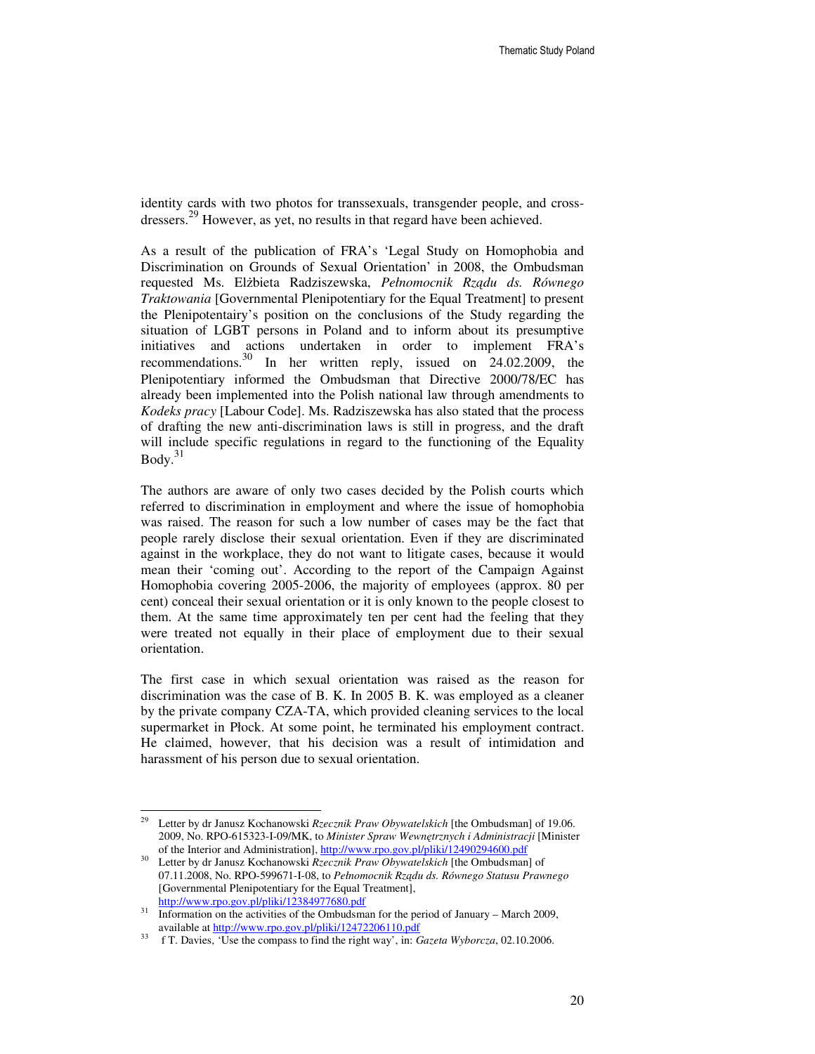identity cards with two photos for transsexuals, transgender people, and cross-dressers.[29] However, as yet, no results in that regard have been achieved.

As a result of the publication of FRA's 'Legal Study on Homophobia and Discrimination on Grounds of Sexual Orientation' in 2008, the Ombudsman requested Ms. Elżbieta Radziszewska, *Pełnomocnik Rządu ds. Równego Traktowania* [Governmental Plenipotentiary for the Equal Treatment] to present the Plenipotentairy's position on the conclusions of the Study regarding the situation of LGBT persons in Poland and to inform about its presumptive initiatives and actions undertaken in order to implement FRA's recommendations.[30] In her written reply, issued on 24.02.2009, the Plenipotentiary informed the Ombudsman that Directive 2000/78/EC has already been implemented into the Polish national law through amendments to *Kodeks pracy* [Labour Code]. Ms. Radziszewska has also stated that the process of drafting the new anti-discrimination laws is still in progress, and the draft will include specific regulations in regard to the functioning of the Equality Body.[31]

The authors are aware of only two cases decided by the Polish courts which referred to discrimination in employment and where the issue of homophobia was raised. The reason for such a low number of cases may be the fact that people rarely disclose their sexual orientation. Even if they are discriminated against in the workplace, they do not want to litigate cases, because it would mean their 'coming out'. According to the report of the Campaign Against Homophobia covering 2005-2006, the majority of employees (approx. 80 per cent) conceal their sexual orientation or it is only known to the people closest to them. At the same time approximately ten per cent had the feeling that they were treated not equally in their place of employment due to their sexual orientation.

The first case in which sexual orientation was raised as the reason for discrimination was the case of B. K. In 2005 B. K. was employed as a cleaner by the private company CZA-TA, which provided cleaning services to the local supermarket in Płock. At some point, he terminated his employment contract. He claimed, however, that his decision was a result of intimidation and harassment of his person due to sexual orientation.

---

[29] Letter by dr Janusz Kochanowski *Rzecznik Praw Obywatelskich* [the Ombudsman] of 19.06. 2009, No. RPO-615323-I-09/MK, to *Minister Spraw Wewnętrznych i Administracji* [Minister of the Interior and Administration], http://www.rpo.gov.pl/pliki/12490294600.pdf

[30] Letter by dr Janusz Kochanowski *Rzecznik Praw Obywatelskich* [the Ombudsman] of 07.11.2008, No. RPO-599671-I-08, to *Pełnomocnik Rządu ds. Równego Statusu Prawnego* [Governmental Plenipotentiary for the Equal Treatment], http://www.rpo.gov.pl/pliki/12384977680.pdf

[31] Information on the activities of the Ombudsman for the period of January – March 2009, available at http://www.rpo.gov.pl/pliki/12472206110.pdf

[33] f T. Davies, 'Use the compass to find the right way', in: *Gazeta Wyborcza*, 02.10.2006.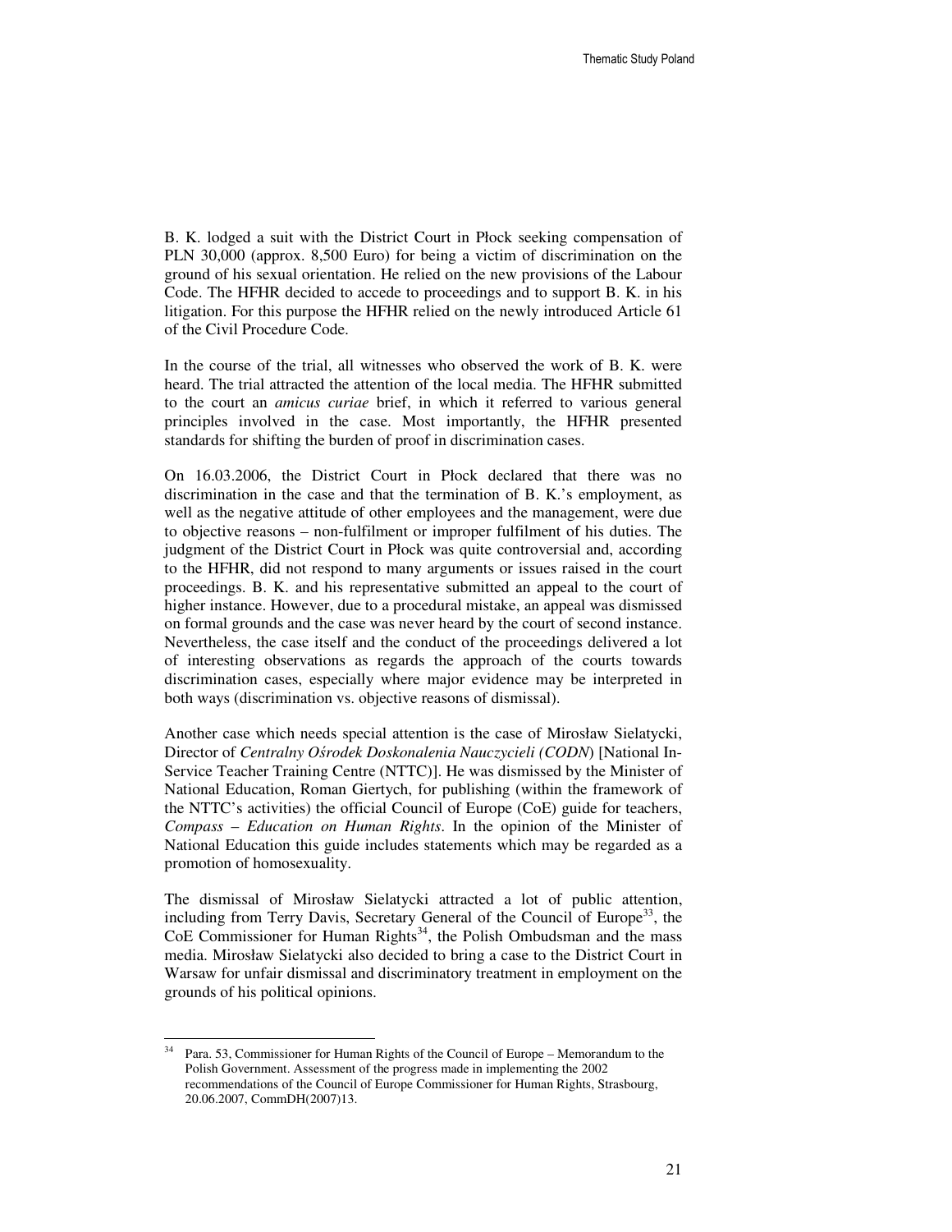B. K. lodged a suit with the District Court in Płock seeking compensation of PLN 30,000 (approx. 8,500 Euro) for being a victim of discrimination on the ground of his sexual orientation. He relied on the new provisions of the Labour Code. The HFHR decided to accede to proceedings and to support B. K. in his litigation. For this purpose the HFHR relied on the newly introduced Article 61 of the Civil Procedure Code.

In the course of the trial, all witnesses who observed the work of B. K. were heard. The trial attracted the attention of the local media. The HFHR submitted to the court an *amicus curiae* brief, in which it referred to various general principles involved in the case. Most importantly, the HFHR presented standards for shifting the burden of proof in discrimination cases.

On 16.03.2006, the District Court in Płock declared that there was no discrimination in the case and that the termination of B. K.'s employment, as well as the negative attitude of other employees and the management, were due to objective reasons – non-fulfilment or improper fulfilment of his duties. The judgment of the District Court in Płock was quite controversial and, according to the HFHR, did not respond to many arguments or issues raised in the court proceedings. B. K. and his representative submitted an appeal to the court of higher instance. However, due to a procedural mistake, an appeal was dismissed on formal grounds and the case was never heard by the court of second instance. Nevertheless, the case itself and the conduct of the proceedings delivered a lot of interesting observations as regards the approach of the courts towards discrimination cases, especially where major evidence may be interpreted in both ways (discrimination vs. objective reasons of dismissal).

Another case which needs special attention is the case of Mirosław Sielatycki, Director of *Centralny Ośrodek Doskonalenia Nauczycieli (CODN*) [National In-Service Teacher Training Centre (NTTC)]. He was dismissed by the Minister of National Education, Roman Giertych, for publishing (within the framework of the NTTC's activities) the official Council of Europe (CoE) guide for teachers, *Compass – Education on Human Rights*. In the opinion of the Minister of National Education this guide includes statements which may be regarded as a promotion of homosexuality.

The dismissal of Mirosław Sielatycki attracted a lot of public attention, including from Terry Davis, Secretary General of the Council of Europe[33], the CoE Commissioner for Human Rights[34], the Polish Ombudsman and the mass media. Mirosław Sielatycki also decided to bring a case to the District Court in Warsaw for unfair dismissal and discriminatory treatment in employment on the grounds of his political opinions.

---

[34] Para. 53, Commissioner for Human Rights of the Council of Europe – Memorandum to the Polish Government. Assessment of the progress made in implementing the 2002 recommendations of the Council of Europe Commissioner for Human Rights, Strasbourg, 20.06.2007, CommDH(2007)13.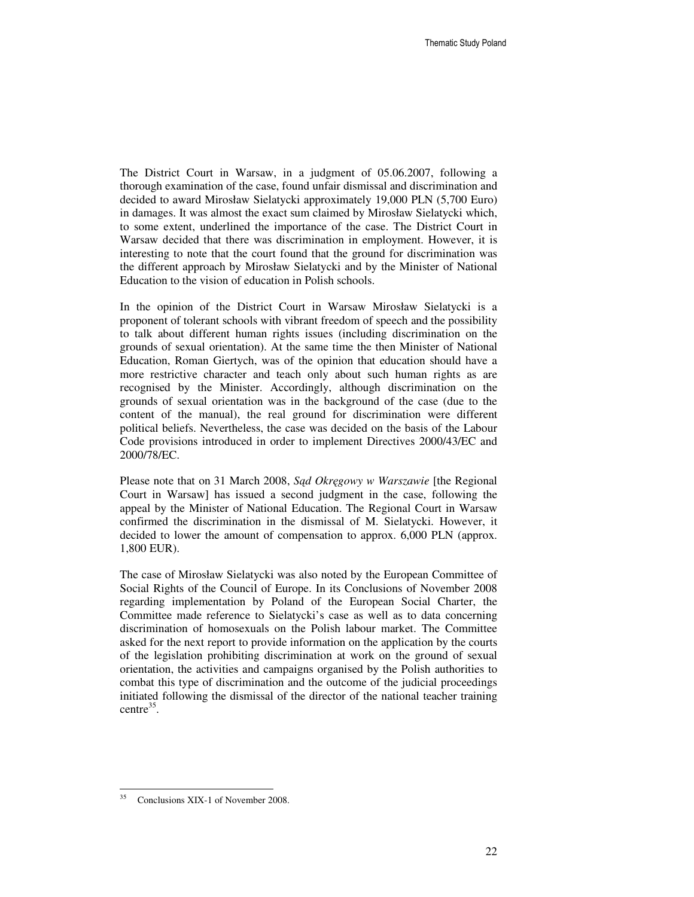The District Court in Warsaw, in a judgment of 05.06.2007, following a thorough examination of the case, found unfair dismissal and discrimination and decided to award Mirosław Sielatycki approximately 19,000 PLN (5,700 Euro) in damages. It was almost the exact sum claimed by Mirosław Sielatycki which, to some extent, underlined the importance of the case. The District Court in Warsaw decided that there was discrimination in employment. However, it is interesting to note that the court found that the ground for discrimination was the different approach by Mirosław Sielatycki and by the Minister of National Education to the vision of education in Polish schools.

In the opinion of the District Court in Warsaw Mirosław Sielatycki is a proponent of tolerant schools with vibrant freedom of speech and the possibility to talk about different human rights issues (including discrimination on the grounds of sexual orientation). At the same time the then Minister of National Education, Roman Giertych, was of the opinion that education should have a more restrictive character and teach only about such human rights as are recognised by the Minister. Accordingly, although discrimination on the grounds of sexual orientation was in the background of the case (due to the content of the manual), the real ground for discrimination were different political beliefs. Nevertheless, the case was decided on the basis of the Labour Code provisions introduced in order to implement Directives 2000/43/EC and 2000/78/EC.

Please note that on 31 March 2008, *Sąd Okręgowy w Warszawie* [the Regional Court in Warsaw] has issued a second judgment in the case, following the appeal by the Minister of National Education. The Regional Court in Warsaw confirmed the discrimination in the dismissal of M. Sielatycki. However, it decided to lower the amount of compensation to approx. 6,000 PLN (approx. 1,800 EUR).

The case of Mirosław Sielatycki was also noted by the European Committee of Social Rights of the Council of Europe. In its Conclusions of November 2008 regarding implementation by Poland of the European Social Charter, the Committee made reference to Sielatycki's case as well as to data concerning discrimination of homosexuals on the Polish labour market. The Committee asked for the next report to provide information on the application by the courts of the legislation prohibiting discrimination at work on the ground of sexual orientation, the activities and campaigns organised by the Polish authorities to combat this type of discrimination and the outcome of the judicial proceedings initiated following the dismissal of the director of the national teacher training centre[35].

[35] Conclusions XIX-1 of November 2008.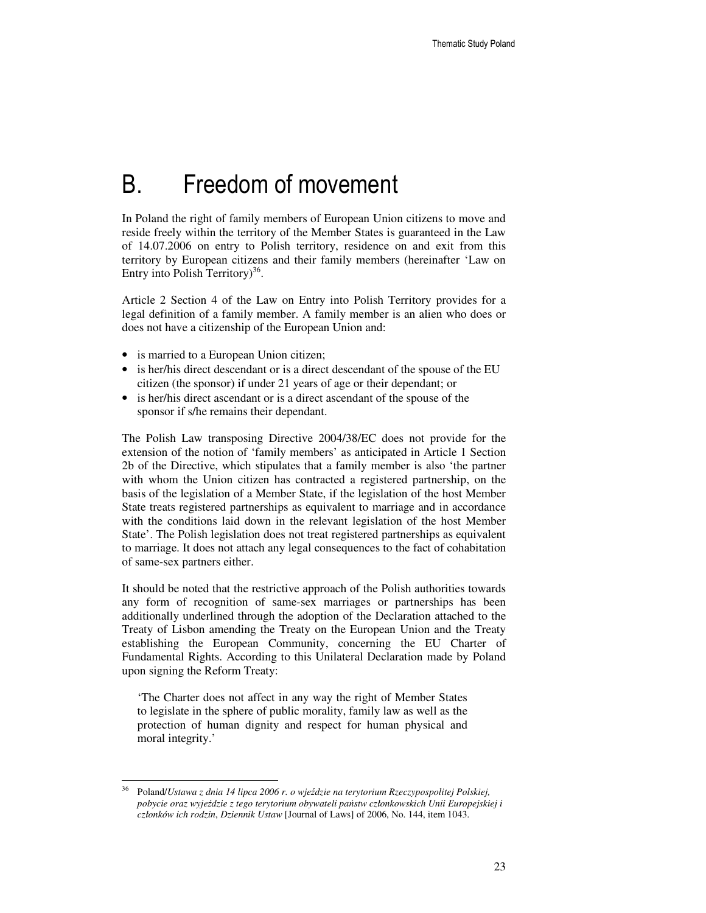# B. Freedom of movement

In Poland the right of family members of European Union citizens to move and reside freely within the territory of the Member States is guaranteed in the Law of 14.07.2006 on entry to Polish territory, residence on and exit from this territory by European citizens and their family members (hereinafter 'Law on Entry into Polish Territory)[36].

Article 2 Section 4 of the Law on Entry into Polish Territory provides for a legal definition of a family member. A family member is an alien who does or does not have a citizenship of the European Union and:

- is married to a European Union citizen;
- is her/his direct descendant or is a direct descendant of the spouse of the EU citizen (the sponsor) if under 21 years of age or their dependant; or
- is her/his direct ascendant or is a direct ascendant of the spouse of the sponsor if s/he remains their dependant.

The Polish Law transposing Directive 2004/38/EC does not provide for the extension of the notion of 'family members' as anticipated in Article 1 Section 2b of the Directive, which stipulates that a family member is also 'the partner with whom the Union citizen has contracted a registered partnership, on the basis of the legislation of a Member State, if the legislation of the host Member State treats registered partnerships as equivalent to marriage and in accordance with the conditions laid down in the relevant legislation of the host Member State'. The Polish legislation does not treat registered partnerships as equivalent to marriage. It does not attach any legal consequences to the fact of cohabitation of same-sex partners either.

It should be noted that the restrictive approach of the Polish authorities towards any form of recognition of same-sex marriages or partnerships has been additionally underlined through the adoption of the Declaration attached to the Treaty of Lisbon amending the Treaty on the European Union and the Treaty establishing the European Community, concerning the EU Charter of Fundamental Rights. According to this Unilateral Declaration made by Poland upon signing the Reform Treaty:

> 'The Charter does not affect in any way the right of Member States to legislate in the sphere of public morality, family law as well as the protection of human dignity and respect for human physical and moral integrity.'

---

[36] Poland/*Ustawa z dnia 14 lipca 2006 r. o wjeździe na terytorium Rzeczypospolitej Polskiej, pobycie oraz wyjeździe z tego terytorium obywateli państw członkowskich Unii Europejskiej i członków ich rodzin*, *Dziennik Ustaw* [Journal of Laws] of 2006, No. 144, item 1043.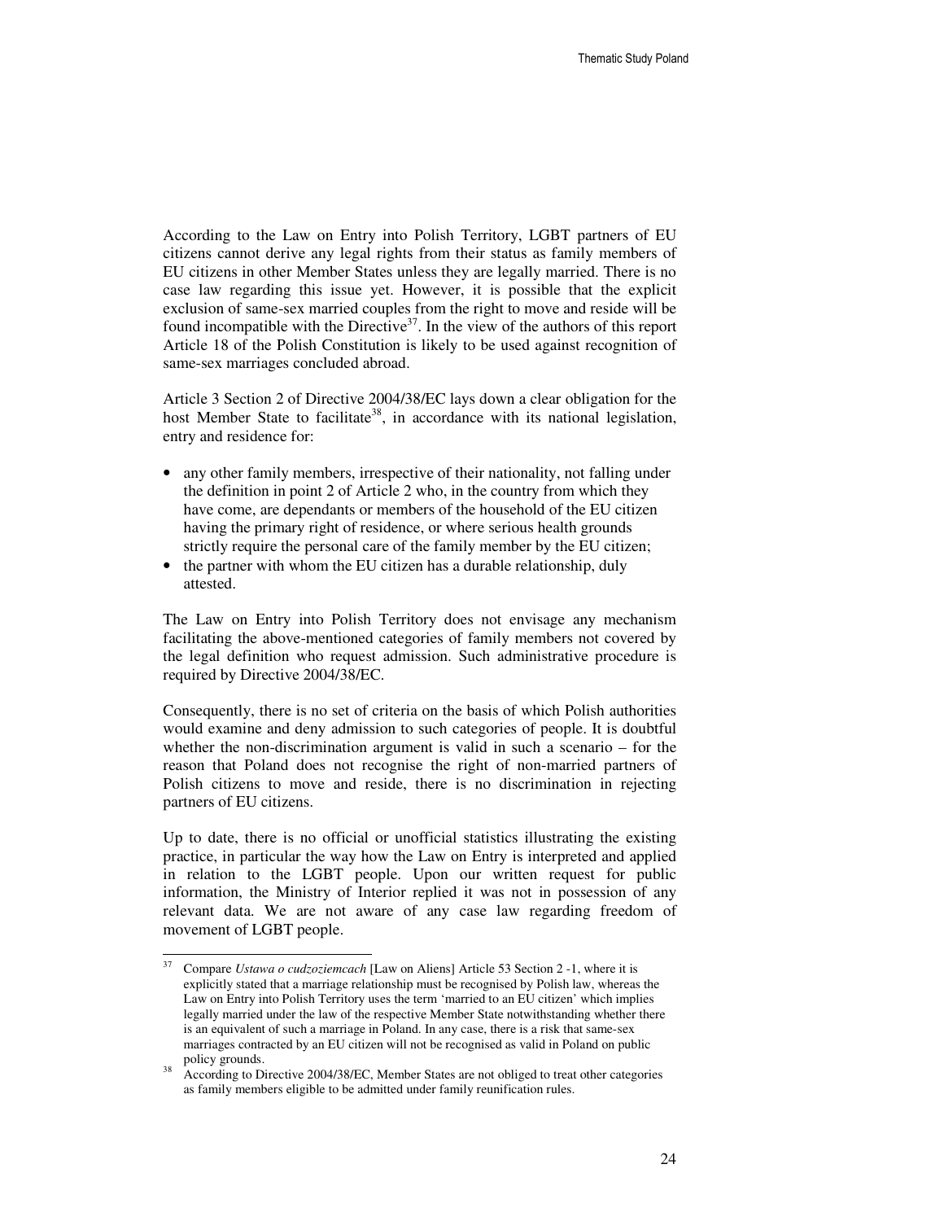According to the Law on Entry into Polish Territory, LGBT partners of EU citizens cannot derive any legal rights from their status as family members of EU citizens in other Member States unless they are legally married. There is no case law regarding this issue yet. However, it is possible that the explicit exclusion of same-sex married couples from the right to move and reside will be found incompatible with the Directive[37]. In the view of the authors of this report Article 18 of the Polish Constitution is likely to be used against recognition of same-sex marriages concluded abroad.

Article 3 Section 2 of Directive 2004/38/EC lays down a clear obligation for the host Member State to facilitate[38], in accordance with its national legislation, entry and residence for:

- any other family members, irrespective of their nationality, not falling under the definition in point 2 of Article 2 who, in the country from which they have come, are dependants or members of the household of the EU citizen having the primary right of residence, or where serious health grounds strictly require the personal care of the family member by the EU citizen;
- the partner with whom the EU citizen has a durable relationship, duly attested.

The Law on Entry into Polish Territory does not envisage any mechanism facilitating the above-mentioned categories of family members not covered by the legal definition who request admission. Such administrative procedure is required by Directive 2004/38/EC.

Consequently, there is no set of criteria on the basis of which Polish authorities would examine and deny admission to such categories of people. It is doubtful whether the non-discrimination argument is valid in such a scenario – for the reason that Poland does not recognise the right of non-married partners of Polish citizens to move and reside, there is no discrimination in rejecting partners of EU citizens.

Up to date, there is no official or unofficial statistics illustrating the existing practice, in particular the way how the Law on Entry is interpreted and applied in relation to the LGBT people. Upon our written request for public information, the Ministry of Interior replied it was not in possession of any relevant data. We are not aware of any case law regarding freedom of movement of LGBT people.

---

[37] Compare *Ustawa o cudzoziemcach* [Law on Aliens] Article 53 Section 2 -1, where it is explicitly stated that a marriage relationship must be recognised by Polish law, whereas the Law on Entry into Polish Territory uses the term 'married to an EU citizen' which implies legally married under the law of the respective Member State notwithstanding whether there is an equivalent of such a marriage in Poland. In any case, there is a risk that same-sex marriages contracted by an EU citizen will not be recognised as valid in Poland on public policy grounds.

[38] According to Directive 2004/38/EC, Member States are not obliged to treat other categories as family members eligible to be admitted under family reunification rules.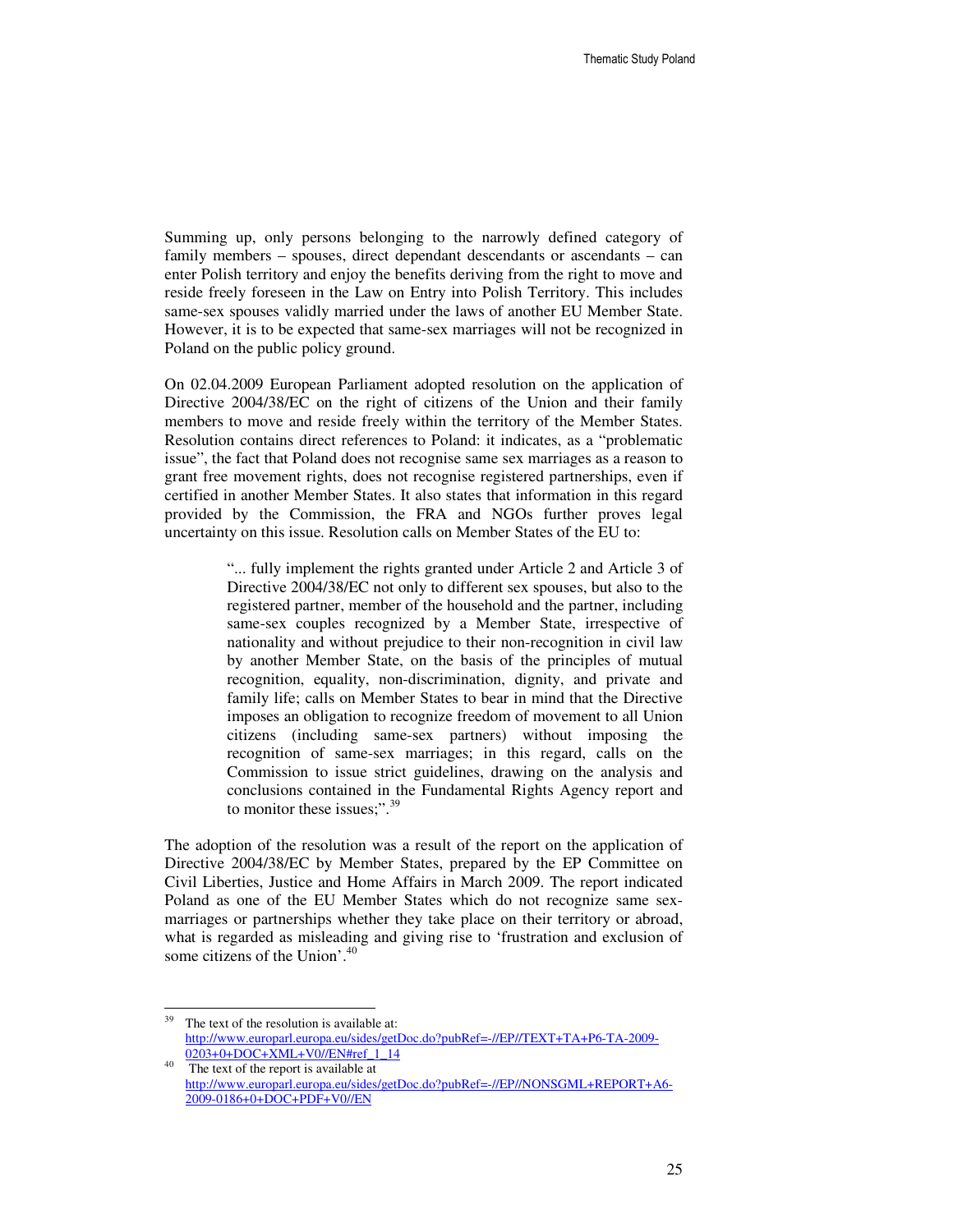Summing up, only persons belonging to the narrowly defined category of family members – spouses, direct dependant descendants or ascendants – can enter Polish territory and enjoy the benefits deriving from the right to move and reside freely foreseen in the Law on Entry into Polish Territory. This includes same-sex spouses validly married under the laws of another EU Member State. However, it is to be expected that same-sex marriages will not be recognized in Poland on the public policy ground.

On 02.04.2009 European Parliament adopted resolution on the application of Directive 2004/38/EC on the right of citizens of the Union and their family members to move and reside freely within the territory of the Member States. Resolution contains direct references to Poland: it indicates, as a "problematic issue", the fact that Poland does not recognise same sex marriages as a reason to grant free movement rights, does not recognise registered partnerships, even if certified in another Member States. It also states that information in this regard provided by the Commission, the FRA and NGOs further proves legal uncertainty on this issue. Resolution calls on Member States of the EU to:

> "... fully implement the rights granted under Article 2 and Article 3 of Directive 2004/38/EC not only to different sex spouses, but also to the registered partner, member of the household and the partner, including same-sex couples recognized by a Member State, irrespective of nationality and without prejudice to their non-recognition in civil law by another Member State, on the basis of the principles of mutual recognition, equality, non-discrimination, dignity, and private and family life; calls on Member States to bear in mind that the Directive imposes an obligation to recognize freedom of movement to all Union citizens (including same-sex partners) without imposing the recognition of same-sex marriages; in this regard, calls on the Commission to issue strict guidelines, drawing on the analysis and conclusions contained in the Fundamental Rights Agency report and to monitor these issues;".[39]

The adoption of the resolution was a result of the report on the application of Directive 2004/38/EC by Member States, prepared by the EP Committee on Civil Liberties, Justice and Home Affairs in March 2009. The report indicated Poland as one of the EU Member States which do not recognize same sex-marriages or partnerships whether they take place on their territory or abroad, what is regarded as misleading and giving rise to 'frustration and exclusion of some citizens of the Union'.[40]

---

[39] The text of the resolution is available at: http://www.europarl.europa.eu/sides/getDoc.do?pubRef=-//EP//TEXT+TA+P6-TA-2009-0203+0+DOC+XML+V0//EN#ref_1_14

[40] The text of the report is available at http://www.europarl.europa.eu/sides/getDoc.do?pubRef=-//EP//NONSGML+REPORT+A6-2009-0186+0+DOC+PDF+V0//EN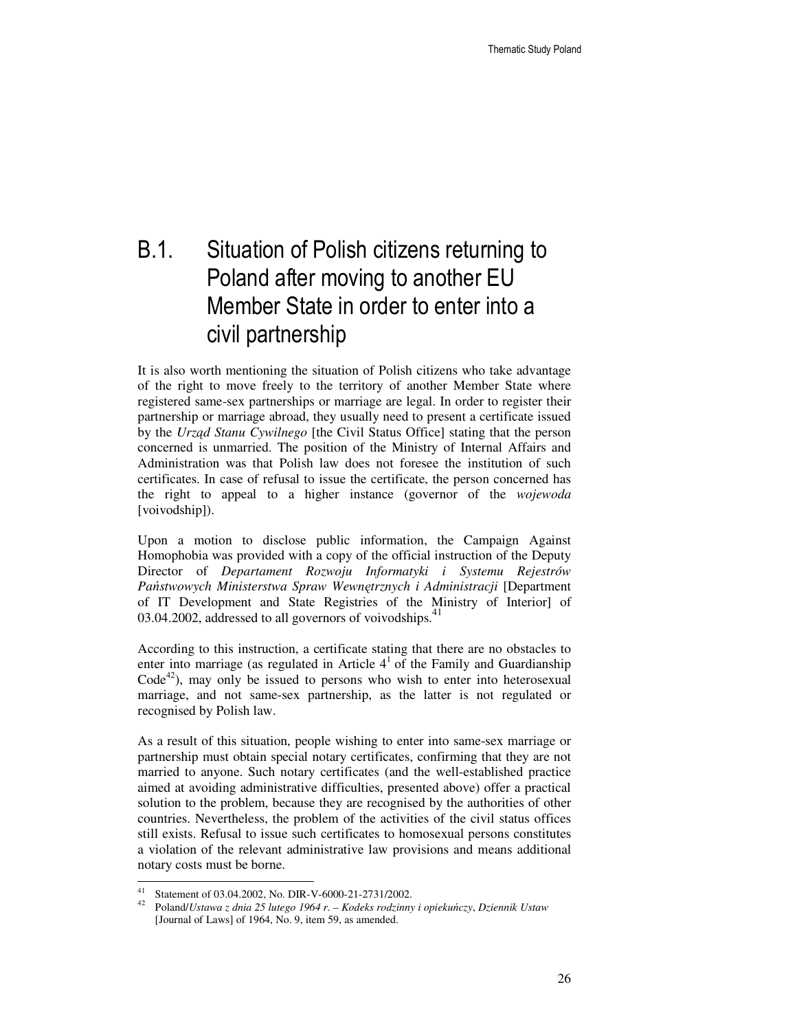# B.1. Situation of Polish citizens returning to Poland after moving to another EU Member State in order to enter into a civil partnership

It is also worth mentioning the situation of Polish citizens who take advantage of the right to move freely to the territory of another Member State where registered same-sex partnerships or marriage are legal. In order to register their partnership or marriage abroad, they usually need to present a certificate issued by the *Urząd Stanu Cywilnego* [the Civil Status Office] stating that the person concerned is unmarried. The position of the Ministry of Internal Affairs and Administration was that Polish law does not foresee the institution of such certificates. In case of refusal to issue the certificate, the person concerned has the right to appeal to a higher instance (governor of the *wojewoda* [voivodship]).

Upon a motion to disclose public information, the Campaign Against Homophobia was provided with a copy of the official instruction of the Deputy Director of *Departament Rozwoju Informatyki i Systemu Rejestrów Państwowych Ministerstwa Spraw Wewnętrznych i Administracji* [Department of IT Development and State Registries of the Ministry of Interior] of 03.04.2002, addressed to all governors of voivodships.[41]

According to this instruction, a certificate stating that there are no obstacles to enter into marriage (as regulated in Article $4^1$ of the Family and Guardianship Code[42]), may only be issued to persons who wish to enter into heterosexual marriage, and not same-sex partnership, as the latter is not regulated or recognised by Polish law.

As a result of this situation, people wishing to enter into same-sex marriage or partnership must obtain special notary certificates, confirming that they are not married to anyone. Such notary certificates (and the well-established practice aimed at avoiding administrative difficulties, presented above) offer a practical solution to the problem, because they are recognised by the authorities of other countries. Nevertheless, the problem of the activities of the civil status offices still exists. Refusal to issue such certificates to homosexual persons constitutes a violation of the relevant administrative law provisions and means additional notary costs must be borne.

---

[41] Statement of 03.04.2002, No. DIR-V-6000-21-2731/2002.

[42] Poland/*Ustawa z dnia 25 lutego 1964 r. – Kodeks rodzinny i opiekuńczy*, *Dziennik Ustaw* [Journal of Laws] of 1964, No. 9, item 59, as amended.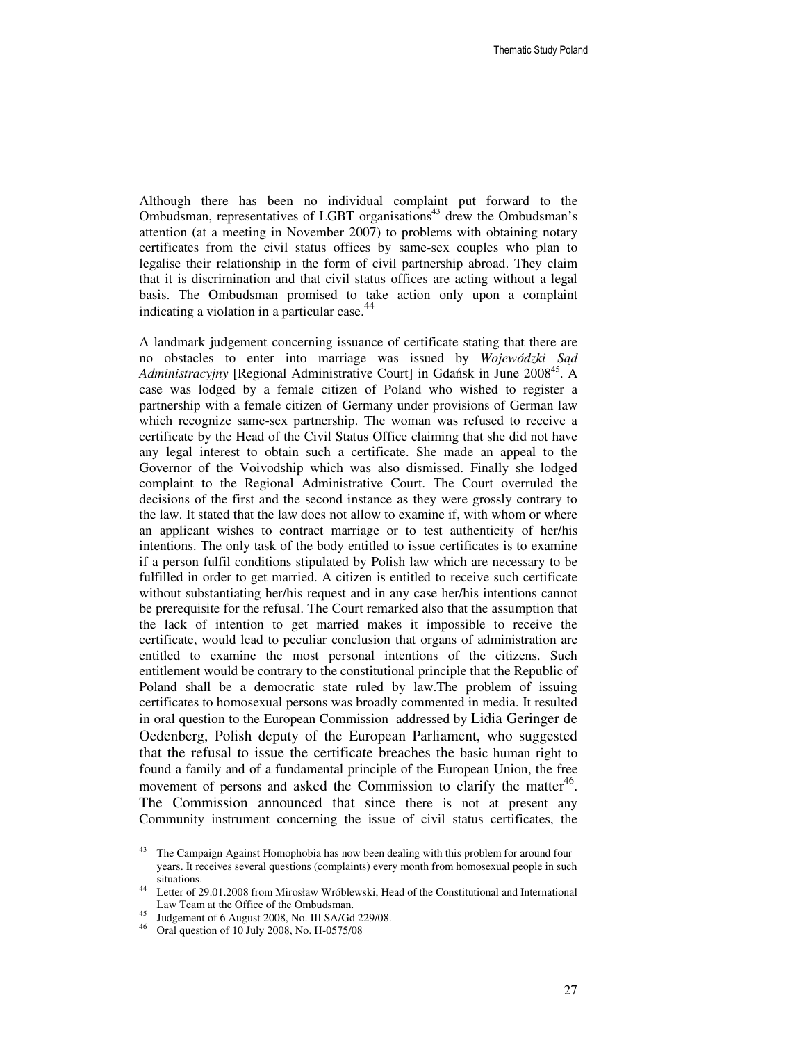Although there has been no individual complaint put forward to the Ombudsman, representatives of LGBT organisations[43] drew the Ombudsman's attention (at a meeting in November 2007) to problems with obtaining notary certificates from the civil status offices by same-sex couples who plan to legalise their relationship in the form of civil partnership abroad. They claim that it is discrimination and that civil status offices are acting without a legal basis. The Ombudsman promised to take action only upon a complaint indicating a violation in a particular case.[44]

A landmark judgement concerning issuance of certificate stating that there are no obstacles to enter into marriage was issued by *Wojewódzki Sąd Administracyjny* [Regional Administrative Court] in Gdańsk in June 2008[45]. A case was lodged by a female citizen of Poland who wished to register a partnership with a female citizen of Germany under provisions of German law which recognize same-sex partnership. The woman was refused to receive a certificate by the Head of the Civil Status Office claiming that she did not have any legal interest to obtain such a certificate. She made an appeal to the Governor of the Voivodship which was also dismissed. Finally she lodged complaint to the Regional Administrative Court. The Court overruled the decisions of the first and the second instance as they were grossly contrary to the law. It stated that the law does not allow to examine if, with whom or where an applicant wishes to contract marriage or to test authenticity of her/his intentions. The only task of the body entitled to issue certificates is to examine if a person fulfil conditions stipulated by Polish law which are necessary to be fulfilled in order to get married. A citizen is entitled to receive such certificate without substantiating her/his request and in any case her/his intentions cannot be prerequisite for the refusal. The Court remarked also that the assumption that the lack of intention to get married makes it impossible to receive the certificate, would lead to peculiar conclusion that organs of administration are entitled to examine the most personal intentions of the citizens. Such entitlement would be contrary to the constitutional principle that the Republic of Poland shall be a democratic state ruled by law.The problem of issuing certificates to homosexual persons was broadly commented in media. It resulted in oral question to the European Commission addressed by Lidia Geringer de Oedenberg, Polish deputy of the European Parliament, who suggested that the refusal to issue the certificate breaches the basic human right to found a family and of a fundamental principle of the European Union, the free movement of persons and asked the Commission to clarify the matter[46]. The Commission announced that since there is not at present any Community instrument concerning the issue of civil status certificates, the

---

[43] The Campaign Against Homophobia has now been dealing with this problem for around four years. It receives several questions (complaints) every month from homosexual people in such situations.

[44] Letter of 29.01.2008 from Mirosław Wróblewski, Head of the Constitutional and International Law Team at the Office of the Ombudsman.

[45] Judgement of 6 August 2008, No. III SA/Gd 229/08.

[46] Oral question of 10 July 2008, No. H-0575/08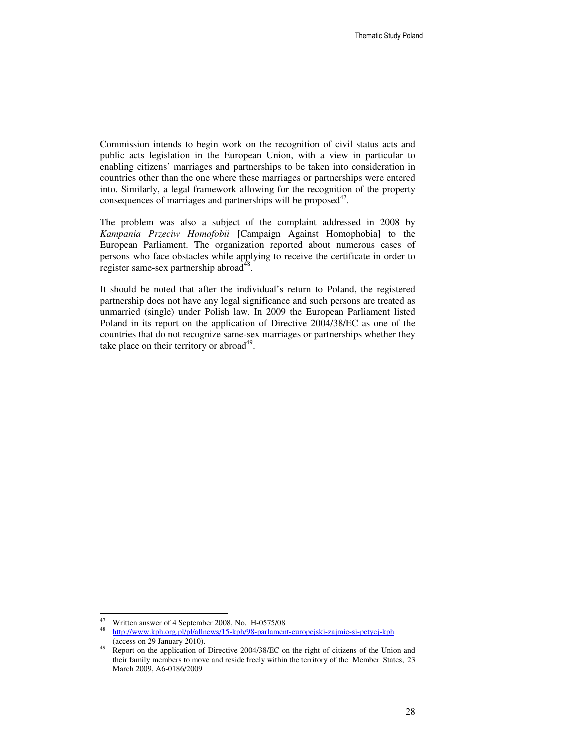Commission intends to begin work on the recognition of civil status acts and public acts legislation in the European Union, with a view in particular to enabling citizens' marriages and partnerships to be taken into consideration in countries other than the one where these marriages or partnerships were entered into. Similarly, a legal framework allowing for the recognition of the property consequences of marriages and partnerships will be proposed[47].

The problem was also a subject of the complaint addressed in 2008 by *Kampania Przeciw Homofobii* [Campaign Against Homophobia] to the European Parliament. The organization reported about numerous cases of persons who face obstacles while applying to receive the certificate in order to register same-sex partnership abroad[48].

It should be noted that after the individual's return to Poland, the registered partnership does not have any legal significance and such persons are treated as unmarried (single) under Polish law. In 2009 the European Parliament listed Poland in its report on the application of Directive 2004/38/EC as one of the countries that do not recognize same-sex marriages or partnerships whether they take place on their territory or abroad[49].

---

[47] Written answer of 4 September 2008, No. H-0575/08

[48] http://www.kph.org.pl/pl/allnews/15-kph/98-parlament-europejski-zajmie-si-petycj-kph (access on 29 January 2010).

[49] Report on the application of Directive 2004/38/EC on the right of citizens of the Union and their family members to move and reside freely within the territory of the Member States, 23 March 2009, A6-0186/2009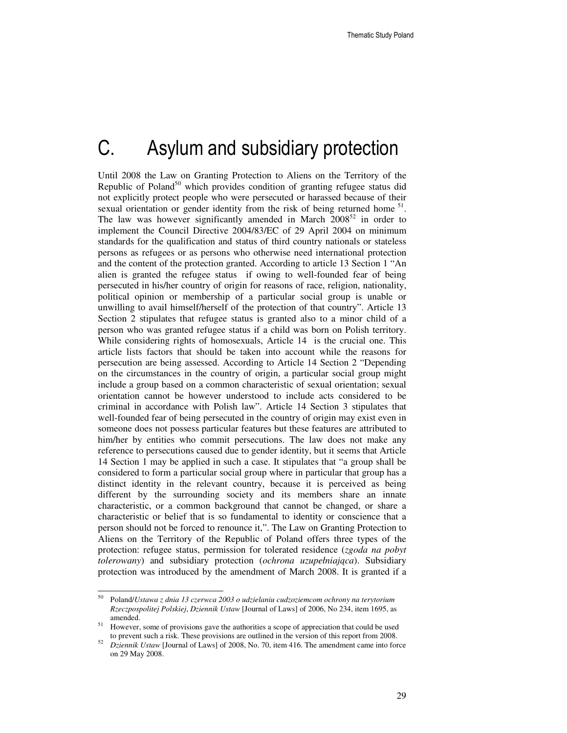# C. Asylum and subsidiary protection

Until 2008 the Law on Granting Protection to Aliens on the Territory of the Republic of Poland[50] which provides condition of granting refugee status did not explicitly protect people who were persecuted or harassed because of their sexual orientation or gender identity from the risk of being returned home [51]. The law was however significantly amended in March 2008[52] in order to implement the Council Directive 2004/83/EC of 29 April 2004 on minimum standards for the qualification and status of third country nationals or stateless persons as refugees or as persons who otherwise need international protection and the content of the protection granted. According to article 13 Section 1 "An alien is granted the refugee status if owing to well-founded fear of being persecuted in his/her country of origin for reasons of race, religion, nationality, political opinion or membership of a particular social group is unable or unwilling to avail himself/herself of the protection of that country". Article 13 Section 2 stipulates that refugee status is granted also to a minor child of a person who was granted refugee status if a child was born on Polish territory. While considering rights of homosexuals, Article 14 is the crucial one. This article lists factors that should be taken into account while the reasons for persecution are being assessed. According to Article 14 Section 2 "Depending on the circumstances in the country of origin, a particular social group might include a group based on a common characteristic of sexual orientation; sexual orientation cannot be however understood to include acts considered to be criminal in accordance with Polish law". Article 14 Section 3 stipulates that well-founded fear of being persecuted in the country of origin may exist even in someone does not possess particular features but these features are attributed to him/her by entities who commit persecutions. The law does not make any reference to persecutions caused due to gender identity, but it seems that Article 14 Section 1 may be applied in such a case. It stipulates that "a group shall be considered to form a particular social group where in particular that group has a distinct identity in the relevant country, because it is perceived as being different by the surrounding society and its members share an innate characteristic, or a common background that cannot be changed, or share a characteristic or belief that is so fundamental to identity or conscience that a person should not be forced to renounce it,". The Law on Granting Protection to Aliens on the Territory of the Republic of Poland offers three types of the protection: refugee status, permission for tolerated residence (*zgoda na pobyt tolerowany*) and subsidiary protection (*ochrona uzupełniająca*). Subsidiary protection was introduced by the amendment of March 2008. It is granted if a

---

[50] Poland/*Ustawa z dnia 13 czerwca 2003 o udzielaniu cudzoziemcom ochrony na terytorium Rzeczpospolitej Polskiej*, *Dziennik Ustaw* [Journal of Laws] of 2006, No 234, item 1695, as amended.

[51] However, some of provisions gave the authorities a scope of appreciation that could be used to prevent such a risk. These provisions are outlined in the version of this report from 2008.

[52] *Dziennik Ustaw* [Journal of Laws] of 2008, No. 70, item 416. The amendment came into force on 29 May 2008.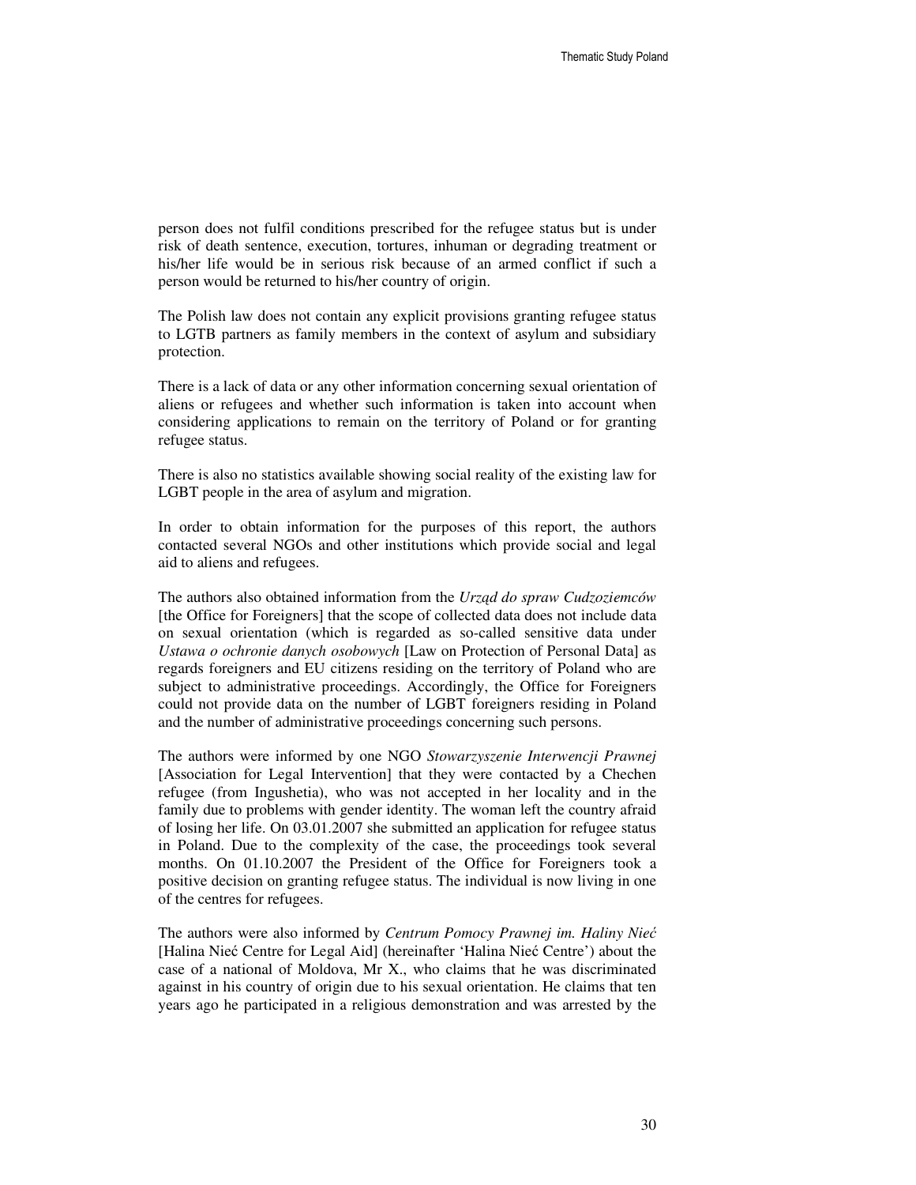person does not fulfil conditions prescribed for the refugee status but is under risk of death sentence, execution, tortures, inhuman or degrading treatment or his/her life would be in serious risk because of an armed conflict if such a person would be returned to his/her country of origin.

The Polish law does not contain any explicit provisions granting refugee status to LGTB partners as family members in the context of asylum and subsidiary protection.

There is a lack of data or any other information concerning sexual orientation of aliens or refugees and whether such information is taken into account when considering applications to remain on the territory of Poland or for granting refugee status.

There is also no statistics available showing social reality of the existing law for LGBT people in the area of asylum and migration.

In order to obtain information for the purposes of this report, the authors contacted several NGOs and other institutions which provide social and legal aid to aliens and refugees.

The authors also obtained information from the *Urząd do spraw Cudzoziemców* [the Office for Foreigners] that the scope of collected data does not include data on sexual orientation (which is regarded as so-called sensitive data under *Ustawa o ochronie danych osobowych* [Law on Protection of Personal Data] as regards foreigners and EU citizens residing on the territory of Poland who are subject to administrative proceedings. Accordingly, the Office for Foreigners could not provide data on the number of LGBT foreigners residing in Poland and the number of administrative proceedings concerning such persons.

The authors were informed by one NGO *Stowarzyszenie Interwencji Prawnej* [Association for Legal Intervention] that they were contacted by a Chechen refugee (from Ingushetia), who was not accepted in her locality and in the family due to problems with gender identity. The woman left the country afraid of losing her life. On 03.01.2007 she submitted an application for refugee status in Poland. Due to the complexity of the case, the proceedings took several months. On 01.10.2007 the President of the Office for Foreigners took a positive decision on granting refugee status. The individual is now living in one of the centres for refugees.

The authors were also informed by *Centrum Pomocy Prawnej im. Haliny Nieć* [Halina Nieć Centre for Legal Aid] (hereinafter 'Halina Nieć Centre') about the case of a national of Moldova, Mr X., who claims that he was discriminated against in his country of origin due to his sexual orientation. He claims that ten years ago he participated in a religious demonstration and was arrested by the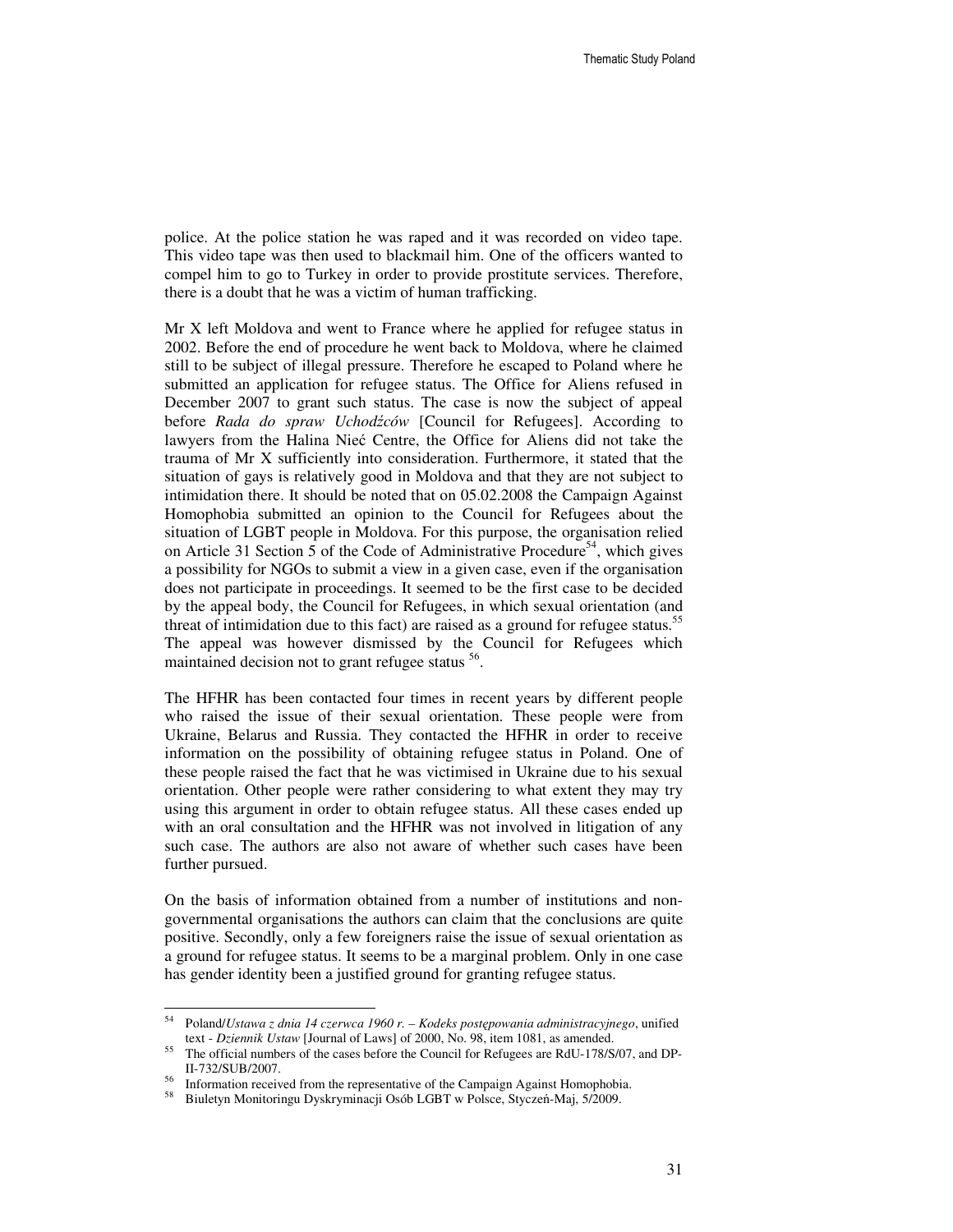police. At the police station he was raped and it was recorded on video tape. This video tape was then used to blackmail him. One of the officers wanted to compel him to go to Turkey in order to provide prostitute services. Therefore, there is a doubt that he was a victim of human trafficking.

Mr X left Moldova and went to France where he applied for refugee status in 2002. Before the end of procedure he went back to Moldova, where he claimed still to be subject of illegal pressure. Therefore he escaped to Poland where he submitted an application for refugee status. The Office for Aliens refused in December 2007 to grant such status. The case is now the subject of appeal before *Rada do spraw Uchodźców* [Council for Refugees]. According to lawyers from the Halina Nieć Centre, the Office for Aliens did not take the trauma of Mr X sufficiently into consideration. Furthermore, it stated that the situation of gays is relatively good in Moldova and that they are not subject to intimidation there. It should be noted that on 05.02.2008 the Campaign Against Homophobia submitted an opinion to the Council for Refugees about the situation of LGBT people in Moldova. For this purpose, the organisation relied on Article 31 Section 5 of the Code of Administrative Procedure[54], which gives a possibility for NGOs to submit a view in a given case, even if the organisation does not participate in proceedings. It seemed to be the first case to be decided by the appeal body, the Council for Refugees, in which sexual orientation (and threat of intimidation due to this fact) are raised as a ground for refugee status.[55] The appeal was however dismissed by the Council for Refugees which maintained decision not to grant refugee status [56].

The HFHR has been contacted four times in recent years by different people who raised the issue of their sexual orientation. These people were from Ukraine, Belarus and Russia. They contacted the HFHR in order to receive information on the possibility of obtaining refugee status in Poland. One of these people raised the fact that he was victimised in Ukraine due to his sexual orientation. Other people were rather considering to what extent they may try using this argument in order to obtain refugee status. All these cases ended up with an oral consultation and the HFHR was not involved in litigation of any such case. The authors are also not aware of whether such cases have been further pursued.

On the basis of information obtained from a number of institutions and non-governmental organisations the authors can claim that the conclusions are quite positive. Secondly, only a few foreigners raise the issue of sexual orientation as a ground for refugee status. It seems to be a marginal problem. Only in one case has gender identity been a justified ground for granting refugee status.

---

[54] Poland/*Ustawa z dnia 14 czerwca 1960 r. – Kodeks postępowania administracyjnego*, unified text - *Dziennik Ustaw* [Journal of Laws] of 2000, No. 98, item 1081, as amended.

[55] The official numbers of the cases before the Council for Refugees are RdU-178/S/07, and DP-II-732/SUB/2007.

[56] Information received from the representative of the Campaign Against Homophobia.

[58] Biuletyn Monitoringu Dyskryminacji Osób LGBT w Polsce, Styczeń-Maj, 5/2009.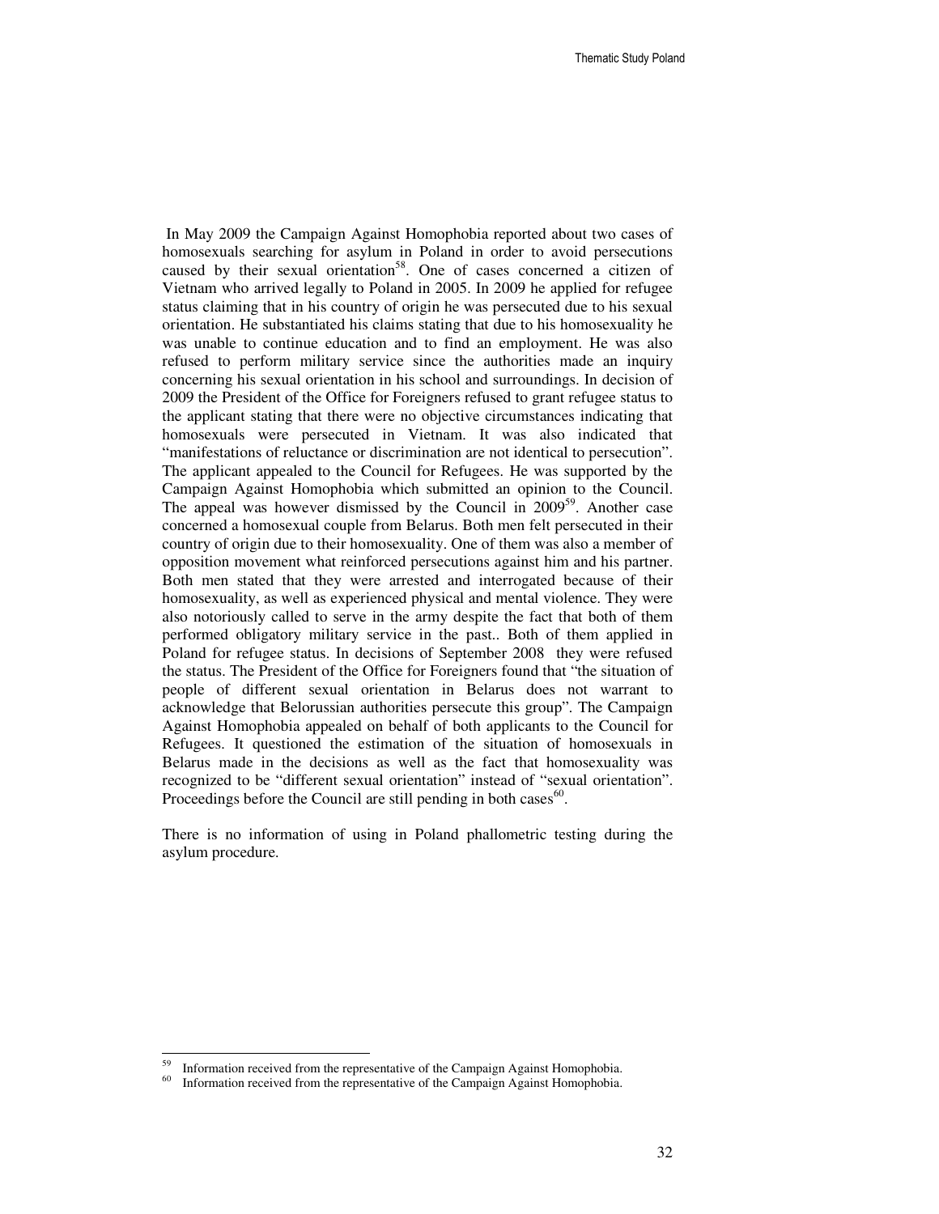In May 2009 the Campaign Against Homophobia reported about two cases of homosexuals searching for asylum in Poland in order to avoid persecutions caused by their sexual orientation[58]. One of cases concerned a citizen of Vietnam who arrived legally to Poland in 2005. In 2009 he applied for refugee status claiming that in his country of origin he was persecuted due to his sexual orientation. He substantiated his claims stating that due to his homosexuality he was unable to continue education and to find an employment. He was also refused to perform military service since the authorities made an inquiry concerning his sexual orientation in his school and surroundings. In decision of 2009 the President of the Office for Foreigners refused to grant refugee status to the applicant stating that there were no objective circumstances indicating that homosexuals were persecuted in Vietnam. It was also indicated that "manifestations of reluctance or discrimination are not identical to persecution". The applicant appealed to the Council for Refugees. He was supported by the Campaign Against Homophobia which submitted an opinion to the Council. The appeal was however dismissed by the Council in 2009[59]. Another case concerned a homosexual couple from Belarus. Both men felt persecuted in their country of origin due to their homosexuality. One of them was also a member of opposition movement what reinforced persecutions against him and his partner. Both men stated that they were arrested and interrogated because of their homosexuality, as well as experienced physical and mental violence. They were also notoriously called to serve in the army despite the fact that both of them performed obligatory military service in the past.. Both of them applied in Poland for refugee status. In decisions of September 2008 they were refused the status. The President of the Office for Foreigners found that "the situation of people of different sexual orientation in Belarus does not warrant to acknowledge that Belorussian authorities persecute this group". The Campaign Against Homophobia appealed on behalf of both applicants to the Council for Refugees. It questioned the estimation of the situation of homosexuals in Belarus made in the decisions as well as the fact that homosexuality was recognized to be "different sexual orientation" instead of "sexual orientation". Proceedings before the Council are still pending in both cases[60].

There is no information of using in Poland phallometric testing during the asylum procedure.

---

[59] Information received from the representative of the Campaign Against Homophobia.

[60] Information received from the representative of the Campaign Against Homophobia.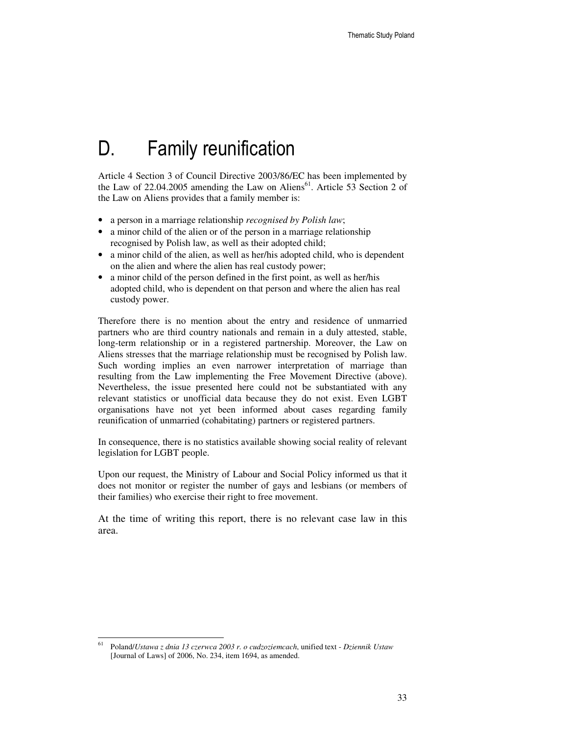# D. Family reunification

Article 4 Section 3 of Council Directive 2003/86/EC has been implemented by the Law of 22.04.2005 amending the Law on Aliens[61]. Article 53 Section 2 of the Law on Aliens provides that a family member is:

- a person in a marriage relationship *recognised by Polish law*;
- a minor child of the alien or of the person in a marriage relationship recognised by Polish law, as well as their adopted child;
- a minor child of the alien, as well as her/his adopted child, who is dependent on the alien and where the alien has real custody power;
- a minor child of the person defined in the first point, as well as her/his adopted child, who is dependent on that person and where the alien has real custody power.

Therefore there is no mention about the entry and residence of unmarried partners who are third country nationals and remain in a duly attested, stable, long-term relationship or in a registered partnership. Moreover, the Law on Aliens stresses that the marriage relationship must be recognised by Polish law. Such wording implies an even narrower interpretation of marriage than resulting from the Law implementing the Free Movement Directive (above). Nevertheless, the issue presented here could not be substantiated with any relevant statistics or unofficial data because they do not exist. Even LGBT organisations have not yet been informed about cases regarding family reunification of unmarried (cohabitating) partners or registered partners.

In consequence, there is no statistics available showing social reality of relevant legislation for LGBT people.

Upon our request, the Ministry of Labour and Social Policy informed us that it does not monitor or register the number of gays and lesbians (or members of their families) who exercise their right to free movement.

At the time of writing this report, there is no relevant case law in this area.

---

[61] Poland/*Ustawa z dnia 13 czerwca 2003 r. o cudzoziemcach*, unified text - *Dziennik Ustaw* [Journal of Laws] of 2006, No. 234, item 1694, as amended.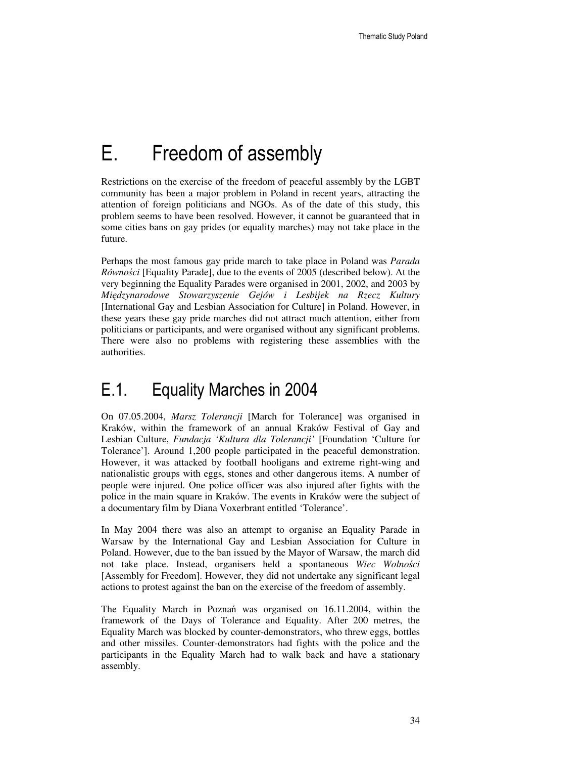# E. Freedom of assembly

Restrictions on the exercise of the freedom of peaceful assembly by the LGBT community has been a major problem in Poland in recent years, attracting the attention of foreign politicians and NGOs. As of the date of this study, this problem seems to have been resolved. However, it cannot be guaranteed that in some cities bans on gay prides (or equality marches) may not take place in the future.

Perhaps the most famous gay pride march to take place in Poland was *Parada Równości* [Equality Parade], due to the events of 2005 (described below). At the very beginning the Equality Parades were organised in 2001, 2002, and 2003 by *Międzynarodowe Stowarzyszenie Gejów i Lesbijek na Rzecz Kultury* [International Gay and Lesbian Association for Culture] in Poland. However, in these years these gay pride marches did not attract much attention, either from politicians or participants, and were organised without any significant problems. There were also no problems with registering these assemblies with the authorities.

## E.1. Equality Marches in 2004

On 07.05.2004, *Marsz Tolerancji* [March for Tolerance] was organised in Kraków, within the framework of an annual Kraków Festival of Gay and Lesbian Culture, *Fundacja 'Kultura dla Tolerancji'* [Foundation 'Culture for Tolerance']. Around 1,200 people participated in the peaceful demonstration. However, it was attacked by football hooligans and extreme right-wing and nationalistic groups with eggs, stones and other dangerous items. A number of people were injured. One police officer was also injured after fights with the police in the main square in Kraków. The events in Kraków were the subject of a documentary film by Diana Voxerbrant entitled 'Tolerance'.

In May 2004 there was also an attempt to organise an Equality Parade in Warsaw by the International Gay and Lesbian Association for Culture in Poland. However, due to the ban issued by the Mayor of Warsaw, the march did not take place. Instead, organisers held a spontaneous *Wiec Wolności* [Assembly for Freedom]. However, they did not undertake any significant legal actions to protest against the ban on the exercise of the freedom of assembly.

The Equality March in Poznań was organised on 16.11.2004, within the framework of the Days of Tolerance and Equality. After 200 metres, the Equality March was blocked by counter-demonstrators, who threw eggs, bottles and other missiles. Counter-demonstrators had fights with the police and the participants in the Equality March had to walk back and have a stationary assembly.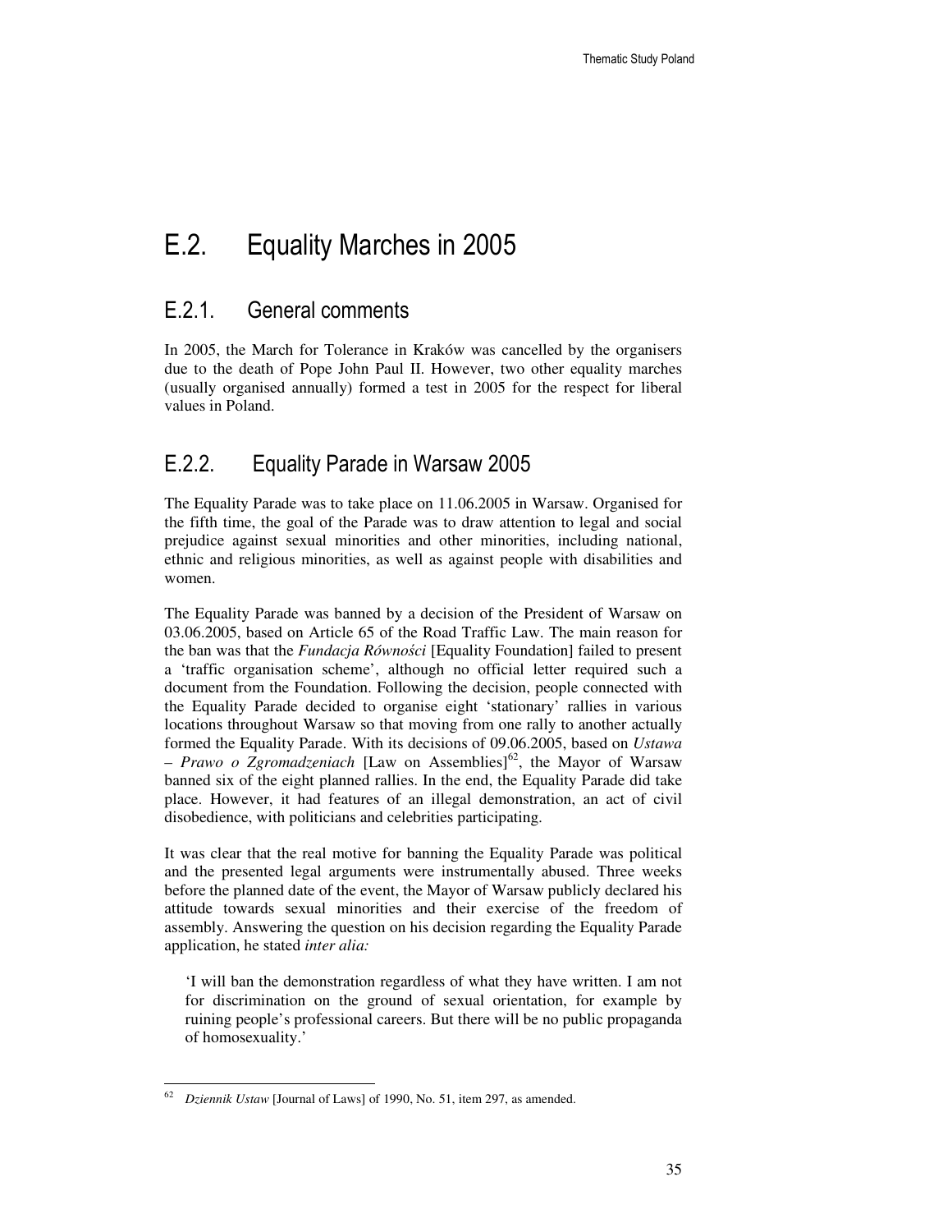# E.2. Equality Marches in 2005

## E.2.1. General comments

In 2005, the March for Tolerance in Kraków was cancelled by the organisers due to the death of Pope John Paul II. However, two other equality marches (usually organised annually) formed a test in 2005 for the respect for liberal values in Poland.

## E.2.2. Equality Parade in Warsaw 2005

The Equality Parade was to take place on 11.06.2005 in Warsaw. Organised for the fifth time, the goal of the Parade was to draw attention to legal and social prejudice against sexual minorities and other minorities, including national, ethnic and religious minorities, as well as against people with disabilities and women.

The Equality Parade was banned by a decision of the President of Warsaw on 03.06.2005, based on Article 65 of the Road Traffic Law. The main reason for the ban was that the *Fundacja Równości* [Equality Foundation] failed to present a 'traffic organisation scheme', although no official letter required such a document from the Foundation. Following the decision, people connected with the Equality Parade decided to organise eight 'stationary' rallies in various locations throughout Warsaw so that moving from one rally to another actually formed the Equality Parade. With its decisions of 09.06.2005, based on *Ustawa – Prawo o Zgromadzeniach* [Law on Assemblies][62], the Mayor of Warsaw banned six of the eight planned rallies. In the end, the Equality Parade did take place. However, it had features of an illegal demonstration, an act of civil disobedience, with politicians and celebrities participating.

It was clear that the real motive for banning the Equality Parade was political and the presented legal arguments were instrumentally abused. Three weeks before the planned date of the event, the Mayor of Warsaw publicly declared his attitude towards sexual minorities and their exercise of the freedom of assembly. Answering the question on his decision regarding the Equality Parade application, he stated *inter alia:*

> 'I will ban the demonstration regardless of what they have written. I am not for discrimination on the ground of sexual orientation, for example by ruining people's professional careers. But there will be no public propaganda of homosexuality.'

---

[62] *Dziennik Ustaw* [Journal of Laws] of 1990, No. 51, item 297, as amended.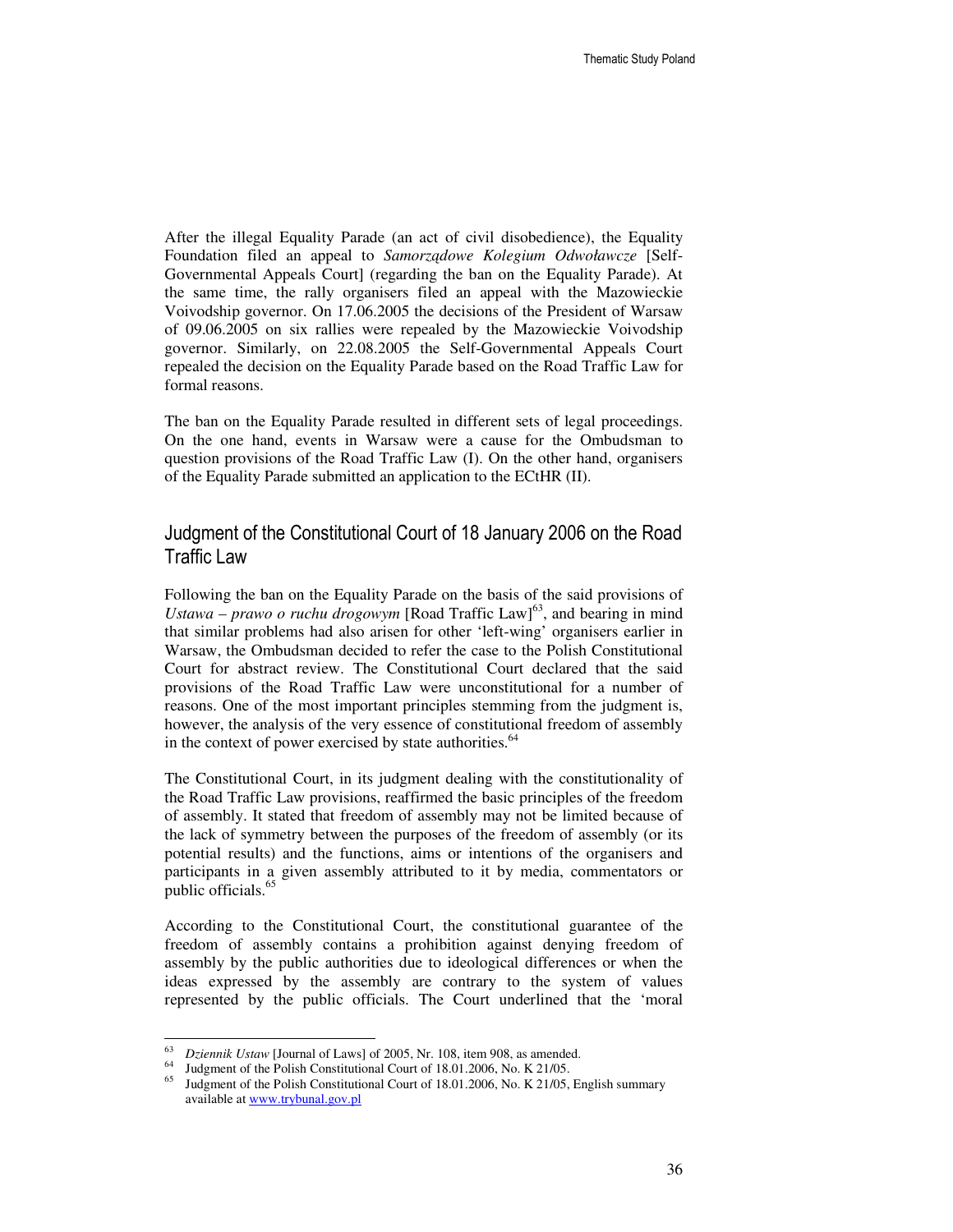After the illegal Equality Parade (an act of civil disobedience), the Equality Foundation filed an appeal to *Samorządowe Kolegium Odwoławcze* [Self-Governmental Appeals Court] (regarding the ban on the Equality Parade). At the same time, the rally organisers filed an appeal with the Mazowieckie Voivodship governor. On 17.06.2005 the decisions of the President of Warsaw of 09.06.2005 on six rallies were repealed by the Mazowieckie Voivodship governor. Similarly, on 22.08.2005 the Self-Governmental Appeals Court repealed the decision on the Equality Parade based on the Road Traffic Law for formal reasons.

The ban on the Equality Parade resulted in different sets of legal proceedings. On the one hand, events in Warsaw were a cause for the Ombudsman to question provisions of the Road Traffic Law (I). On the other hand, organisers of the Equality Parade submitted an application to the ECtHR (II).

## Judgment of the Constitutional Court of 18 January 2006 on the Road Traffic Law

Following the ban on the Equality Parade on the basis of the said provisions of *Ustawa – prawo o ruchu drogowym* [Road Traffic Law][63], and bearing in mind that similar problems had also arisen for other 'left-wing' organisers earlier in Warsaw, the Ombudsman decided to refer the case to the Polish Constitutional Court for abstract review. The Constitutional Court declared that the said provisions of the Road Traffic Law were unconstitutional for a number of reasons. One of the most important principles stemming from the judgment is, however, the analysis of the very essence of constitutional freedom of assembly in the context of power exercised by state authorities.[64]

The Constitutional Court, in its judgment dealing with the constitutionality of the Road Traffic Law provisions, reaffirmed the basic principles of the freedom of assembly. It stated that freedom of assembly may not be limited because of the lack of symmetry between the purposes of the freedom of assembly (or its potential results) and the functions, aims or intentions of the organisers and participants in a given assembly attributed to it by media, commentators or public officials.[65]

According to the Constitutional Court, the constitutional guarantee of the freedom of assembly contains a prohibition against denying freedom of assembly by the public authorities due to ideological differences or when the ideas expressed by the assembly are contrary to the system of values represented by the public officials. The Court underlined that the 'moral

---

[63] *Dziennik Ustaw* [Journal of Laws] of 2005, Nr. 108, item 908, as amended.

[64] Judgment of the Polish Constitutional Court of 18.01.2006, No. K 21/05.

[65] Judgment of the Polish Constitutional Court of 18.01.2006, No. K 21/05, English summary available at www.trybunal.gov.pl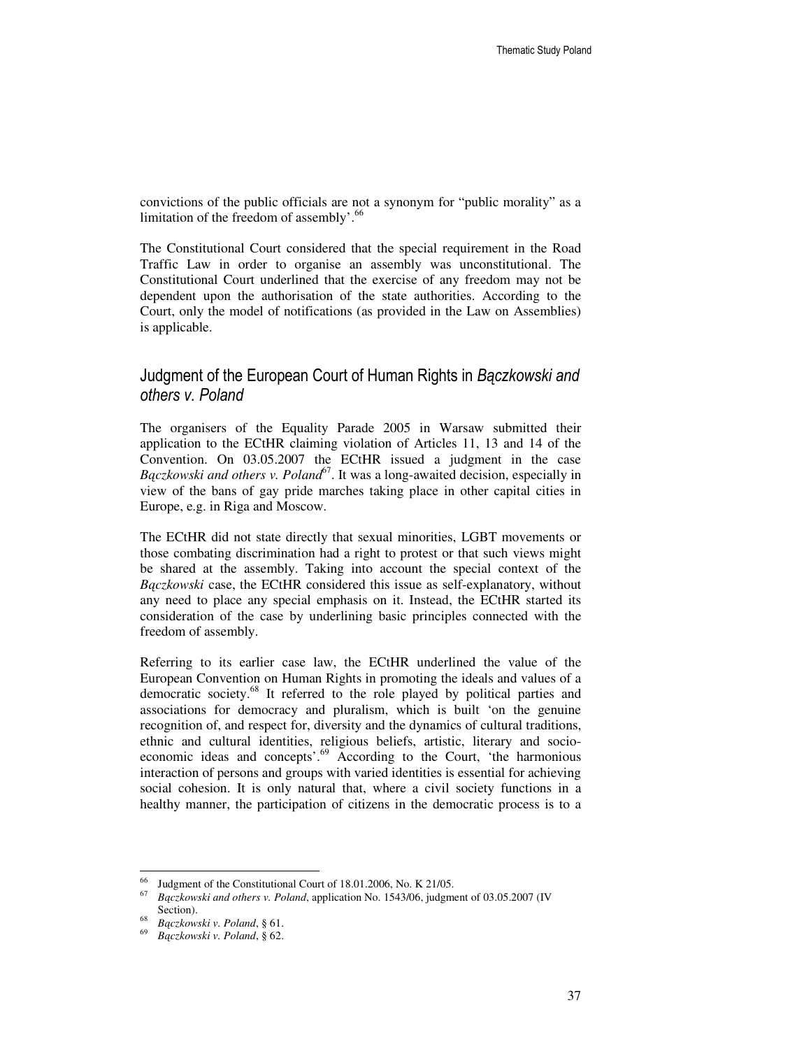convictions of the public officials are not a synonym for "public morality" as a limitation of the freedom of assembly'.[66]

The Constitutional Court considered that the special requirement in the Road Traffic Law in order to organise an assembly was unconstitutional. The Constitutional Court underlined that the exercise of any freedom may not be dependent upon the authorisation of the state authorities. According to the Court, only the model of notifications (as provided in the Law on Assemblies) is applicable.

## Judgment of the European Court of Human Rights in *Bączkowski and others v. Poland*

The organisers of the Equality Parade 2005 in Warsaw submitted their application to the ECtHR claiming violation of Articles 11, 13 and 14 of the Convention. On 03.05.2007 the ECtHR issued a judgment in the case *Bączkowski and others v. Poland*[67]. It was a long-awaited decision, especially in view of the bans of gay pride marches taking place in other capital cities in Europe, e.g. in Riga and Moscow.

The ECtHR did not state directly that sexual minorities, LGBT movements or those combating discrimination had a right to protest or that such views might be shared at the assembly. Taking into account the special context of the *Bączkowski* case, the ECtHR considered this issue as self-explanatory, without any need to place any special emphasis on it. Instead, the ECtHR started its consideration of the case by underlining basic principles connected with the freedom of assembly.

Referring to its earlier case law, the ECtHR underlined the value of the European Convention on Human Rights in promoting the ideals and values of a democratic society.[68] It referred to the role played by political parties and associations for democracy and pluralism, which is built 'on the genuine recognition of, and respect for, diversity and the dynamics of cultural traditions, ethnic and cultural identities, religious beliefs, artistic, literary and socio-economic ideas and concepts'.[69] According to the Court, 'the harmonious interaction of persons and groups with varied identities is essential for achieving social cohesion. It is only natural that, where a civil society functions in a healthy manner, the participation of citizens in the democratic process is to a

---

[66] Judgment of the Constitutional Court of 18.01.2006, No. K 21/05.

[67] *Bączkowski and others v. Poland*, application No. 1543/06, judgment of 03.05.2007 (IV Section).

[68] *Bączkowski v. Poland*, § 61.

[69] *Bączkowski v. Poland*, § 62.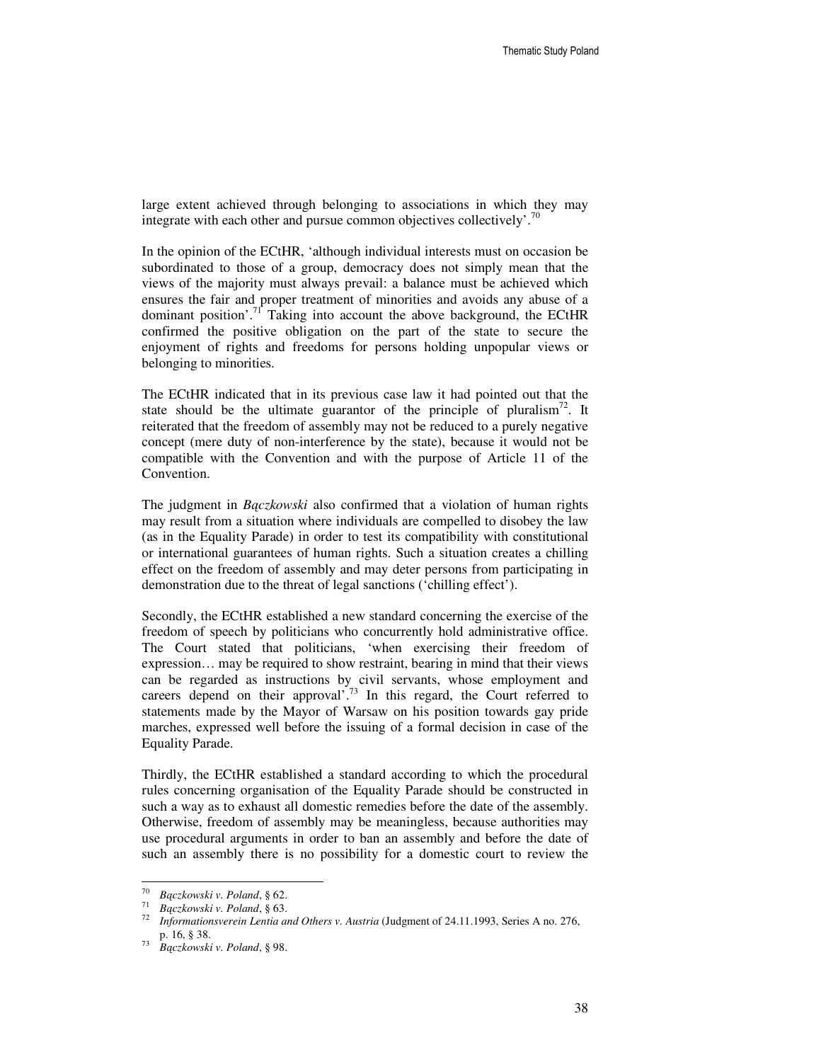large extent achieved through belonging to associations in which they may integrate with each other and pursue common objectives collectively'.[70]

In the opinion of the ECtHR, 'although individual interests must on occasion be subordinated to those of a group, democracy does not simply mean that the views of the majority must always prevail: a balance must be achieved which ensures the fair and proper treatment of minorities and avoids any abuse of a dominant position'.[71] Taking into account the above background, the ECtHR confirmed the positive obligation on the part of the state to secure the enjoyment of rights and freedoms for persons holding unpopular views or belonging to minorities.

The ECtHR indicated that in its previous case law it had pointed out that the state should be the ultimate guarantor of the principle of pluralism[72]. It reiterated that the freedom of assembly may not be reduced to a purely negative concept (mere duty of non-interference by the state), because it would not be compatible with the Convention and with the purpose of Article 11 of the Convention.

The judgment in *Bączkowski* also confirmed that a violation of human rights may result from a situation where individuals are compelled to disobey the law (as in the Equality Parade) in order to test its compatibility with constitutional or international guarantees of human rights. Such a situation creates a chilling effect on the freedom of assembly and may deter persons from participating in demonstration due to the threat of legal sanctions ('chilling effect').

Secondly, the ECtHR established a new standard concerning the exercise of the freedom of speech by politicians who concurrently hold administrative office. The Court stated that politicians, 'when exercising their freedom of expression… may be required to show restraint, bearing in mind that their views can be regarded as instructions by civil servants, whose employment and careers depend on their approval'.[73] In this regard, the Court referred to statements made by the Mayor of Warsaw on his position towards gay pride marches, expressed well before the issuing of a formal decision in case of the Equality Parade.

Thirdly, the ECtHR established a standard according to which the procedural rules concerning organisation of the Equality Parade should be constructed in such a way as to exhaust all domestic remedies before the date of the assembly. Otherwise, freedom of assembly may be meaningless, because authorities may use procedural arguments in order to ban an assembly and before the date of such an assembly there is no possibility for a domestic court to review the

---

[70] *Bączkowski v. Poland*, § 62.

[71] *Bączkowski v. Poland*, § 63.

[72] *Informationsverein Lentia and Others v. Austria* (Judgment of 24.11.1993, Series A no. 276, p. 16, § 38.

[73] *Bączkowski v. Poland*, § 98.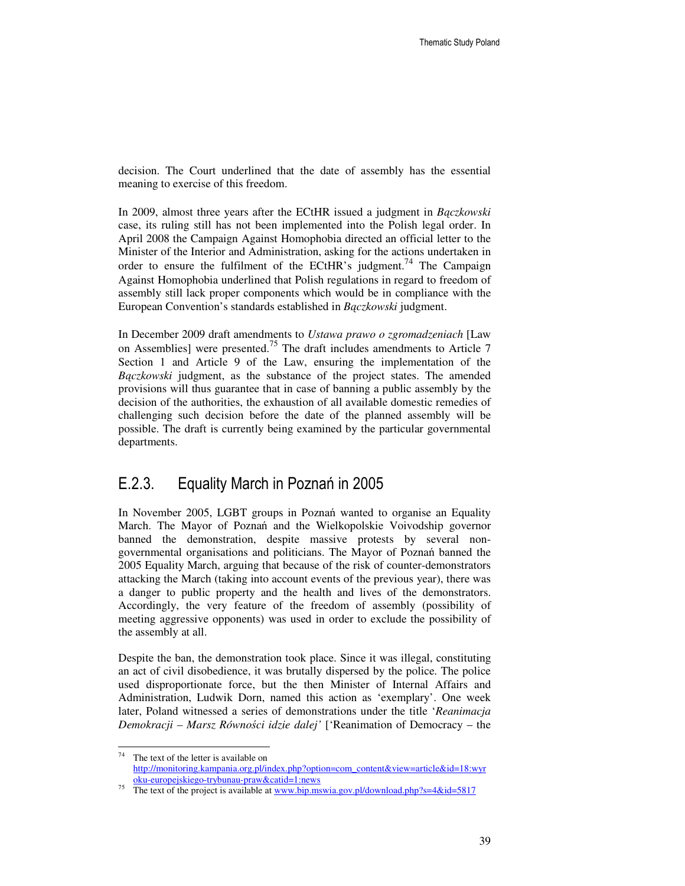decision. The Court underlined that the date of assembly has the essential meaning to exercise of this freedom.

In 2009, almost three years after the ECtHR issued a judgment in *Bączkowski* case, its ruling still has not been implemented into the Polish legal order. In April 2008 the Campaign Against Homophobia directed an official letter to the Minister of the Interior and Administration, asking for the actions undertaken in order to ensure the fulfilment of the ECtHR's judgment.[74] The Campaign Against Homophobia underlined that Polish regulations in regard to freedom of assembly still lack proper components which would be in compliance with the European Convention's standards established in *Bączkowski* judgment.

In December 2009 draft amendments to *Ustawa prawo o zgromadzeniach* [Law on Assemblies] were presented.[75] The draft includes amendments to Article 7 Section 1 and Article 9 of the Law, ensuring the implementation of the *Bączkowski* judgment, as the substance of the project states. The amended provisions will thus guarantee that in case of banning a public assembly by the decision of the authorities, the exhaustion of all available domestic remedies of challenging such decision before the date of the planned assembly will be possible. The draft is currently being examined by the particular governmental departments.

### E.2.3. Equality March in Poznań in 2005

In November 2005, LGBT groups in Poznań wanted to organise an Equality March. The Mayor of Poznań and the Wielkopolskie Voivodship governor banned the demonstration, despite massive protests by several non-governmental organisations and politicians. The Mayor of Poznań banned the 2005 Equality March, arguing that because of the risk of counter-demonstrators attacking the March (taking into account events of the previous year), there was a danger to public property and the health and lives of the demonstrators. Accordingly, the very feature of the freedom of assembly (possibility of meeting aggressive opponents) was used in order to exclude the possibility of the assembly at all.

Despite the ban, the demonstration took place. Since it was illegal, constituting an act of civil disobedience, it was brutally dispersed by the police. The police used disproportionate force, but the then Minister of Internal Affairs and Administration, Ludwik Dorn, named this action as 'exemplary'. One week later, Poland witnessed a series of demonstrations under the title '*Reanimacja Demokracji – Marsz Równości idzie dalej'* ['Reanimation of Democracy – the

---

[74] The text of the letter is available on http://monitoring.kampania.org.pl/index.php?option=com_content&view=article&id=18:wyroku-europejskiego-trybunau-praw&catid=1:news

[75] The text of the project is available at www.bip.mswia.gov.pl/download.php?s=4&id=5817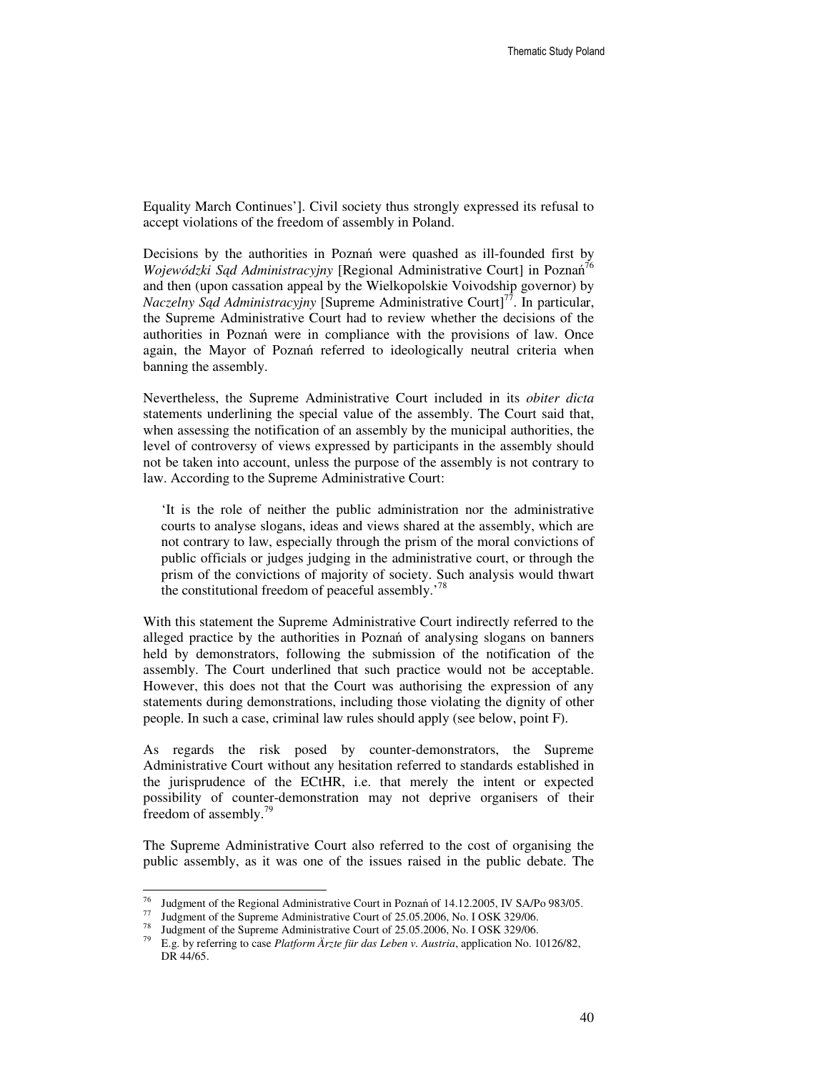Equality March Continues']. Civil society thus strongly expressed its refusal to accept violations of the freedom of assembly in Poland.

Decisions by the authorities in Poznań were quashed as ill-founded first by *Wojewódzki Sąd Administracyjny* [Regional Administrative Court] in Poznań[76] and then (upon cassation appeal by the Wielkopolskie Voivodship governor) by *Naczelny Sąd Administracyjny* [Supreme Administrative Court][77]. In particular, the Supreme Administrative Court had to review whether the decisions of the authorities in Poznań were in compliance with the provisions of law. Once again, the Mayor of Poznań referred to ideologically neutral criteria when banning the assembly.

Nevertheless, the Supreme Administrative Court included in its *obiter dicta* statements underlining the special value of the assembly. The Court said that, when assessing the notification of an assembly by the municipal authorities, the level of controversy of views expressed by participants in the assembly should not be taken into account, unless the purpose of the assembly is not contrary to law. According to the Supreme Administrative Court:

> 'It is the role of neither the public administration nor the administrative courts to analyse slogans, ideas and views shared at the assembly, which are not contrary to law, especially through the prism of the moral convictions of public officials or judges judging in the administrative court, or through the prism of the convictions of majority of society. Such analysis would thwart the constitutional freedom of peaceful assembly.'[78]

With this statement the Supreme Administrative Court indirectly referred to the alleged practice by the authorities in Poznań of analysing slogans on banners held by demonstrators, following the submission of the notification of the assembly. The Court underlined that such practice would not be acceptable. However, this does not that the Court was authorising the expression of any statements during demonstrations, including those violating the dignity of other people. In such a case, criminal law rules should apply (see below, point F).

As regards the risk posed by counter-demonstrators, the Supreme Administrative Court without any hesitation referred to standards established in the jurisprudence of the ECtHR, i.e. that merely the intent or expected possibility of counter-demonstration may not deprive organisers of their freedom of assembly.[79]

The Supreme Administrative Court also referred to the cost of organising the public assembly, as it was one of the issues raised in the public debate. The

---

[76] Judgment of the Regional Administrative Court in Poznań of 14.12.2005, IV SA/Po 983/05.

[77] Judgment of the Supreme Administrative Court of 25.05.2006, No. I OSK 329/06.

[78] Judgment of the Supreme Administrative Court of 25.05.2006, No. I OSK 329/06.

[79] E.g. by referring to case *Platform Ärzte für das Leben v. Austria*, application No. 10126/82, DR 44/65.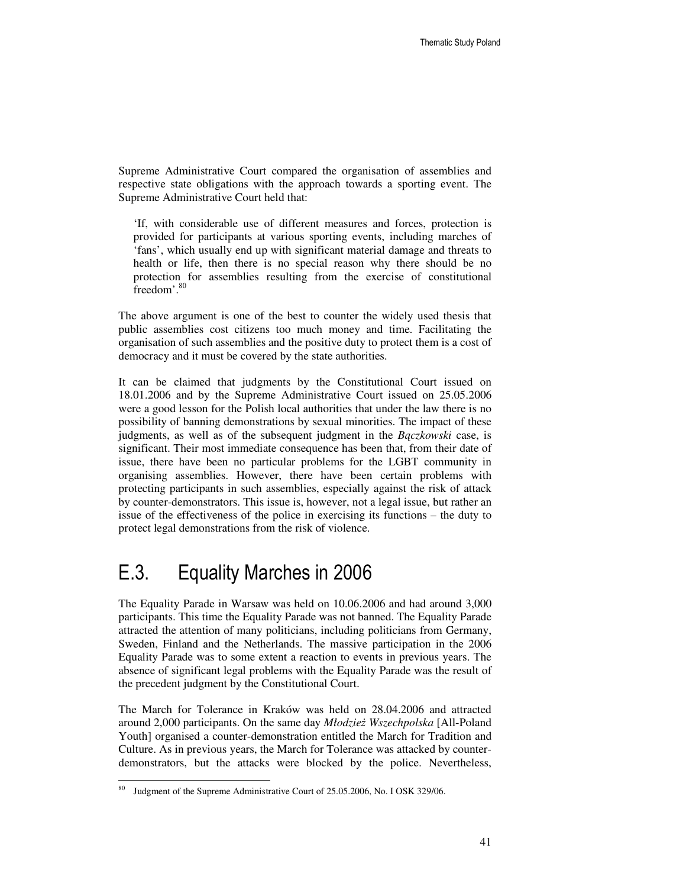Supreme Administrative Court compared the organisation of assemblies and respective state obligations with the approach towards a sporting event. The Supreme Administrative Court held that:

> 'If, with considerable use of different measures and forces, protection is provided for participants at various sporting events, including marches of 'fans', which usually end up with significant material damage and threats to health or life, then there is no special reason why there should be no protection for assemblies resulting from the exercise of constitutional freedom'.[80]

The above argument is one of the best to counter the widely used thesis that public assemblies cost citizens too much money and time. Facilitating the organisation of such assemblies and the positive duty to protect them is a cost of democracy and it must be covered by the state authorities.

It can be claimed that judgments by the Constitutional Court issued on 18.01.2006 and by the Supreme Administrative Court issued on 25.05.2006 were a good lesson for the Polish local authorities that under the law there is no possibility of banning demonstrations by sexual minorities. The impact of these judgments, as well as of the subsequent judgment in the *Bączkowski* case, is significant. Their most immediate consequence has been that, from their date of issue, there have been no particular problems for the LGBT community in organising assemblies. However, there have been certain problems with protecting participants in such assemblies, especially against the risk of attack by counter-demonstrators. This issue is, however, not a legal issue, but rather an issue of the effectiveness of the police in exercising its functions – the duty to protect legal demonstrations from the risk of violence.

## E.3. Equality Marches in 2006

The Equality Parade in Warsaw was held on 10.06.2006 and had around 3,000 participants. This time the Equality Parade was not banned. The Equality Parade attracted the attention of many politicians, including politicians from Germany, Sweden, Finland and the Netherlands. The massive participation in the 2006 Equality Parade was to some extent a reaction to events in previous years. The absence of significant legal problems with the Equality Parade was the result of the precedent judgment by the Constitutional Court.

The March for Tolerance in Kraków was held on 28.04.2006 and attracted around 2,000 participants. On the same day *Młodzież Wszechpolska* [All-Poland Youth] organised a counter-demonstration entitled the March for Tradition and Culture. As in previous years, the March for Tolerance was attacked by counter-demonstrators, but the attacks were blocked by the police. Nevertheless,

---

[80] Judgment of the Supreme Administrative Court of 25.05.2006, No. I OSK 329/06.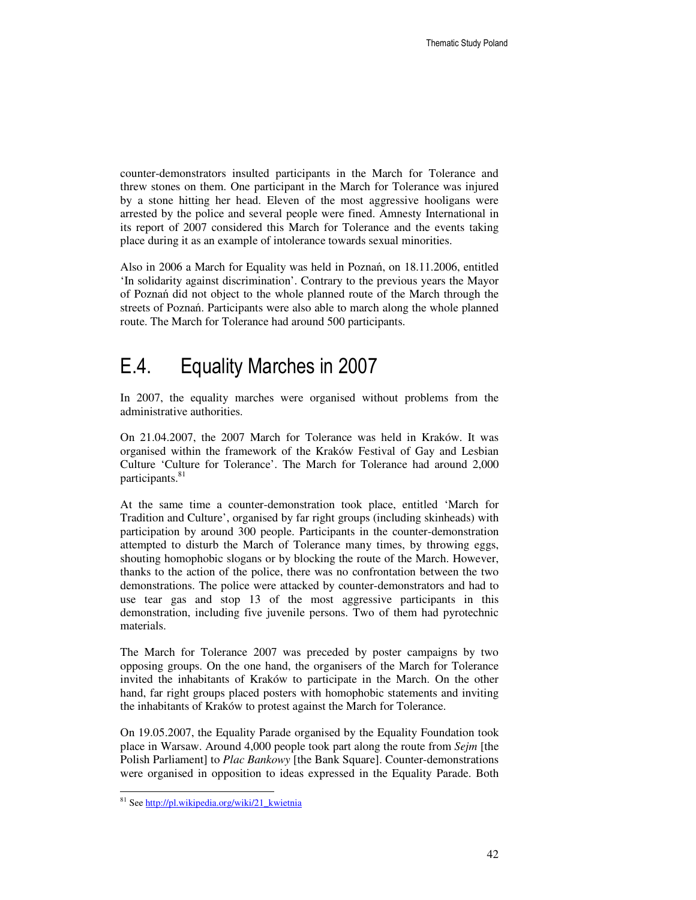counter-demonstrators insulted participants in the March for Tolerance and threw stones on them. One participant in the March for Tolerance was injured by a stone hitting her head. Eleven of the most aggressive hooligans were arrested by the police and several people were fined. Amnesty International in its report of 2007 considered this March for Tolerance and the events taking place during it as an example of intolerance towards sexual minorities.

Also in 2006 a March for Equality was held in Poznań, on 18.11.2006, entitled 'In solidarity against discrimination'. Contrary to the previous years the Mayor of Poznań did not object to the whole planned route of the March through the streets of Poznań. Participants were also able to march along the whole planned route. The March for Tolerance had around 500 participants.

## E.4. Equality Marches in 2007

In 2007, the equality marches were organised without problems from the administrative authorities.

On 21.04.2007, the 2007 March for Tolerance was held in Kraków. It was organised within the framework of the Kraków Festival of Gay and Lesbian Culture 'Culture for Tolerance'. The March for Tolerance had around 2,000 participants.[81]

At the same time a counter-demonstration took place, entitled 'March for Tradition and Culture', organised by far right groups (including skinheads) with participation by around 300 people. Participants in the counter-demonstration attempted to disturb the March of Tolerance many times, by throwing eggs, shouting homophobic slogans or by blocking the route of the March. However, thanks to the action of the police, there was no confrontation between the two demonstrations. The police were attacked by counter-demonstrators and had to use tear gas and stop 13 of the most aggressive participants in this demonstration, including five juvenile persons. Two of them had pyrotechnic materials.

The March for Tolerance 2007 was preceded by poster campaigns by two opposing groups. On the one hand, the organisers of the March for Tolerance invited the inhabitants of Kraków to participate in the March. On the other hand, far right groups placed posters with homophobic statements and inviting the inhabitants of Kraków to protest against the March for Tolerance.

On 19.05.2007, the Equality Parade organised by the Equality Foundation took place in Warsaw. Around 4,000 people took part along the route from *Sejm* [the Polish Parliament] to *Plac Bankowy* [the Bank Square]. Counter-demonstrations were organised in opposition to ideas expressed in the Equality Parade. Both

---

[81] See http://pl.wikipedia.org/wiki/21_kwietnia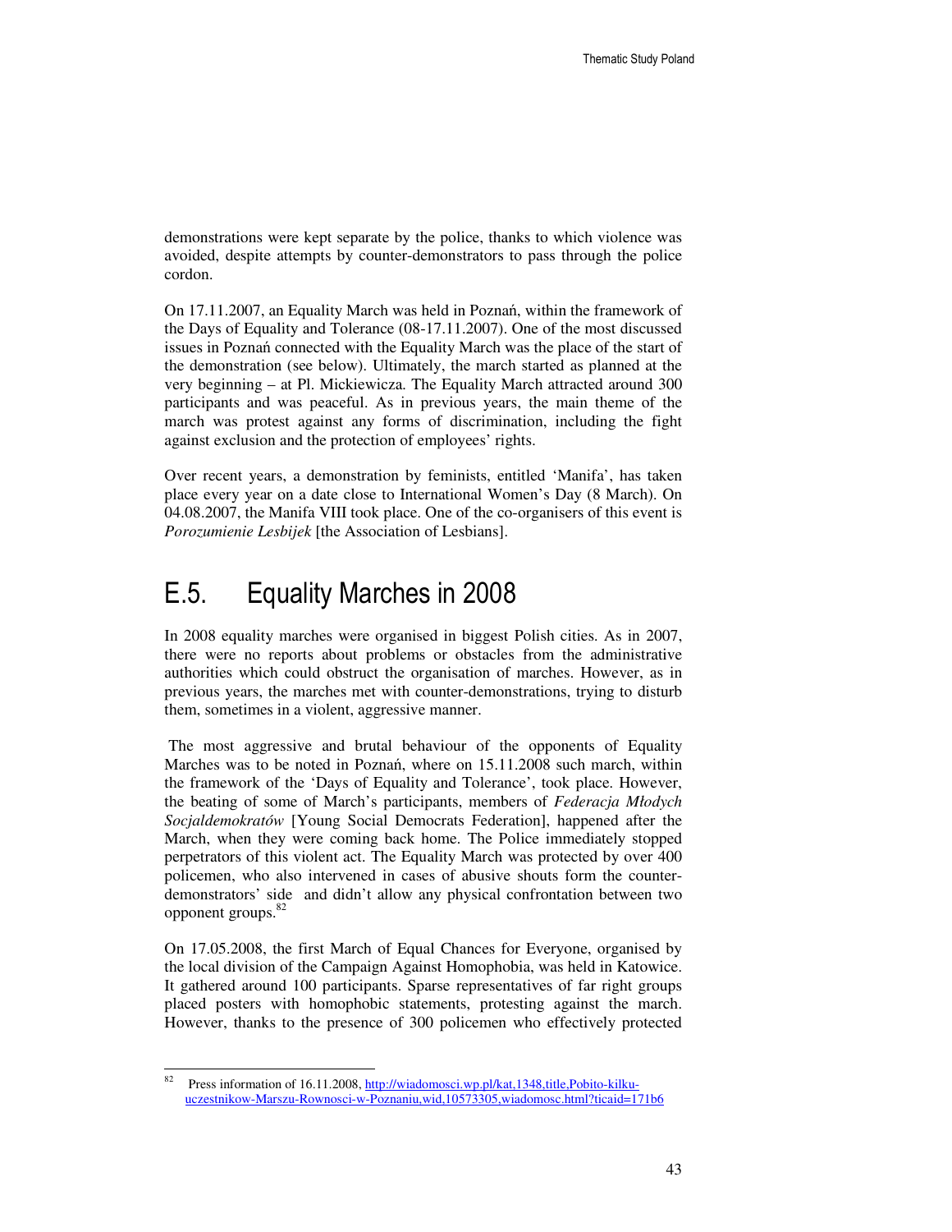demonstrations were kept separate by the police, thanks to which violence was avoided, despite attempts by counter-demonstrators to pass through the police cordon.

On 17.11.2007, an Equality March was held in Poznań, within the framework of the Days of Equality and Tolerance (08-17.11.2007). One of the most discussed issues in Poznań connected with the Equality March was the place of the start of the demonstration (see below). Ultimately, the march started as planned at the very beginning – at Pl. Mickiewicza. The Equality March attracted around 300 participants and was peaceful. As in previous years, the main theme of the march was protest against any forms of discrimination, including the fight against exclusion and the protection of employees' rights.

Over recent years, a demonstration by feminists, entitled 'Manifa', has taken place every year on a date close to International Women's Day (8 March). On 04.08.2007, the Manifa VIII took place. One of the co-organisers of this event is *Porozumienie Lesbijek* [the Association of Lesbians].

## E.5. Equality Marches in 2008

In 2008 equality marches were organised in biggest Polish cities. As in 2007, there were no reports about problems or obstacles from the administrative authorities which could obstruct the organisation of marches. However, as in previous years, the marches met with counter-demonstrations, trying to disturb them, sometimes in a violent, aggressive manner.

The most aggressive and brutal behaviour of the opponents of Equality Marches was to be noted in Poznań, where on 15.11.2008 such march, within the framework of the 'Days of Equality and Tolerance', took place. However, the beating of some of March's participants, members of *Federacja Młodych Socjaldemokratów* [Young Social Democrats Federation], happened after the March, when they were coming back home. The Police immediately stopped perpetrators of this violent act. The Equality March was protected by over 400 policemen, who also intervened in cases of abusive shouts form the counter-demonstrators' side and didn't allow any physical confrontation between two opponent groups.[82]

On 17.05.2008, the first March of Equal Chances for Everyone, organised by the local division of the Campaign Against Homophobia, was held in Katowice. It gathered around 100 participants. Sparse representatives of far right groups placed posters with homophobic statements, protesting against the march. However, thanks to the presence of 300 policemen who effectively protected

---

[82] Press information of 16.11.2008, http://wiadomosci.wp.pl/kat,1348,title,Pobito-kilku-uczestnikow-Marszu-Rownosci-w-Poznaniu,wid,10573305,wiadomosc.html?ticaid=171b6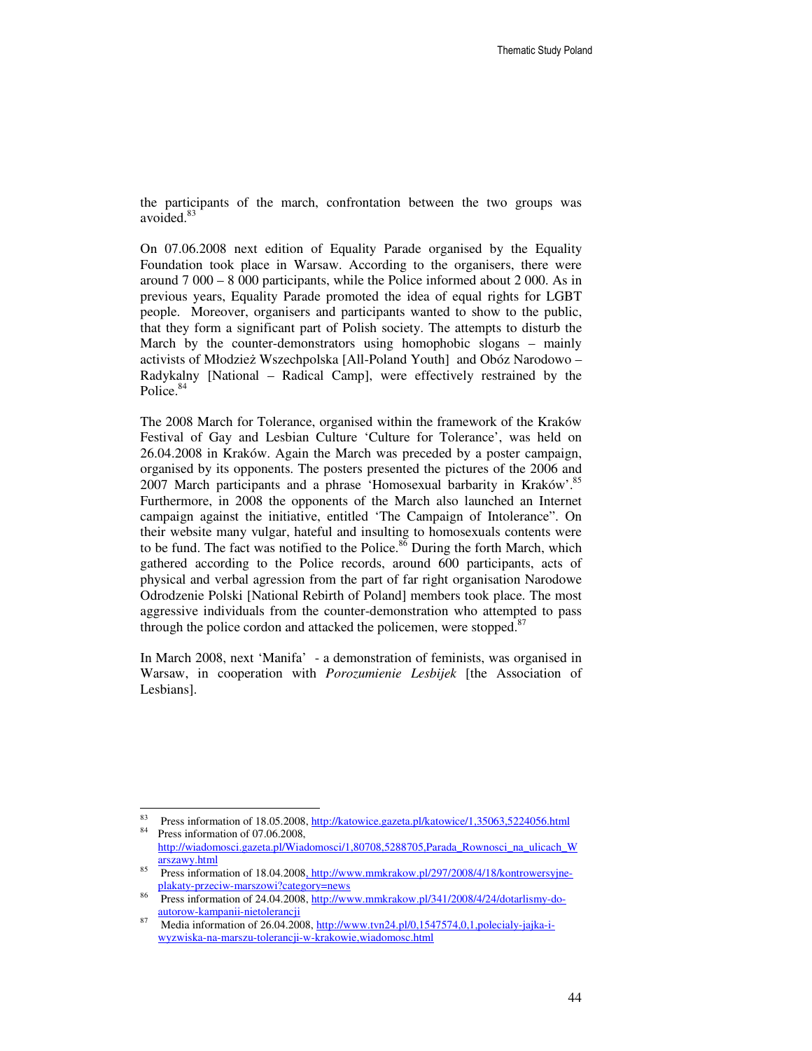the participants of the march, confrontation between the two groups was avoided.[83]

On 07.06.2008 next edition of Equality Parade organised by the Equality Foundation took place in Warsaw. According to the organisers, there were around 7 000 – 8 000 participants, while the Police informed about 2 000. As in previous years, Equality Parade promoted the idea of equal rights for LGBT people. Moreover, organisers and participants wanted to show to the public, that they form a significant part of Polish society. The attempts to disturb the March by the counter-demonstrators using homophobic slogans – mainly activists of Młodzież Wszechpolska [All-Poland Youth] and Obóz Narodowo – Radykalny [National – Radical Camp], were effectively restrained by the Police.[84]

The 2008 March for Tolerance, organised within the framework of the Kraków Festival of Gay and Lesbian Culture 'Culture for Tolerance', was held on 26.04.2008 in Kraków. Again the March was preceded by a poster campaign, organised by its opponents. The posters presented the pictures of the 2006 and 2007 March participants and a phrase 'Homosexual barbarity in Kraków'.[85] Furthermore, in 2008 the opponents of the March also launched an Internet campaign against the initiative, entitled 'The Campaign of Intolerance". On their website many vulgar, hateful and insulting to homosexuals contents were to be fund. The fact was notified to the Police.[86] During the forth March, which gathered according to the Police records, around 600 participants, acts of physical and verbal agression from the part of far right organisation Narodowe Odrodzenie Polski [National Rebirth of Poland] members took place. The most aggressive individuals from the counter-demonstration who attempted to pass through the police cordon and attacked the policemen, were stopped.[87]

In March 2008, next 'Manifa' - a demonstration of feminists, was organised in Warsaw, in cooperation with *Porozumienie Lesbijek* [the Association of Lesbians].

---

[83] Press information of 18.05.2008, http://katowice.gazeta.pl/katowice/1,35063,5224056.html

[84] Press information of 07.06.2008, http://wiadomosci.gazeta.pl/Wiadomosci/1,80708,5288705,Parada_Rownosci_na_ulicach_Warszawy.html

[85] Press information of 18.04.2008, http://www.mmkrakow.pl/297/2008/4/18/kontrowersyjne-plakaty-przeciw-marszowi?category=news

[86] Press information of 24.04.2008, http://www.mmkrakow.pl/341/2008/4/24/dotarlismy-do-autorow-kampanii-nietolerancji

[87] Media information of 26.04.2008, http://www.tvn24.pl/0,1547574,0,1,polecialy-jajka-i-wyzwiska-na-marszu-tolerancji-w-krakowie,wiadomosc.html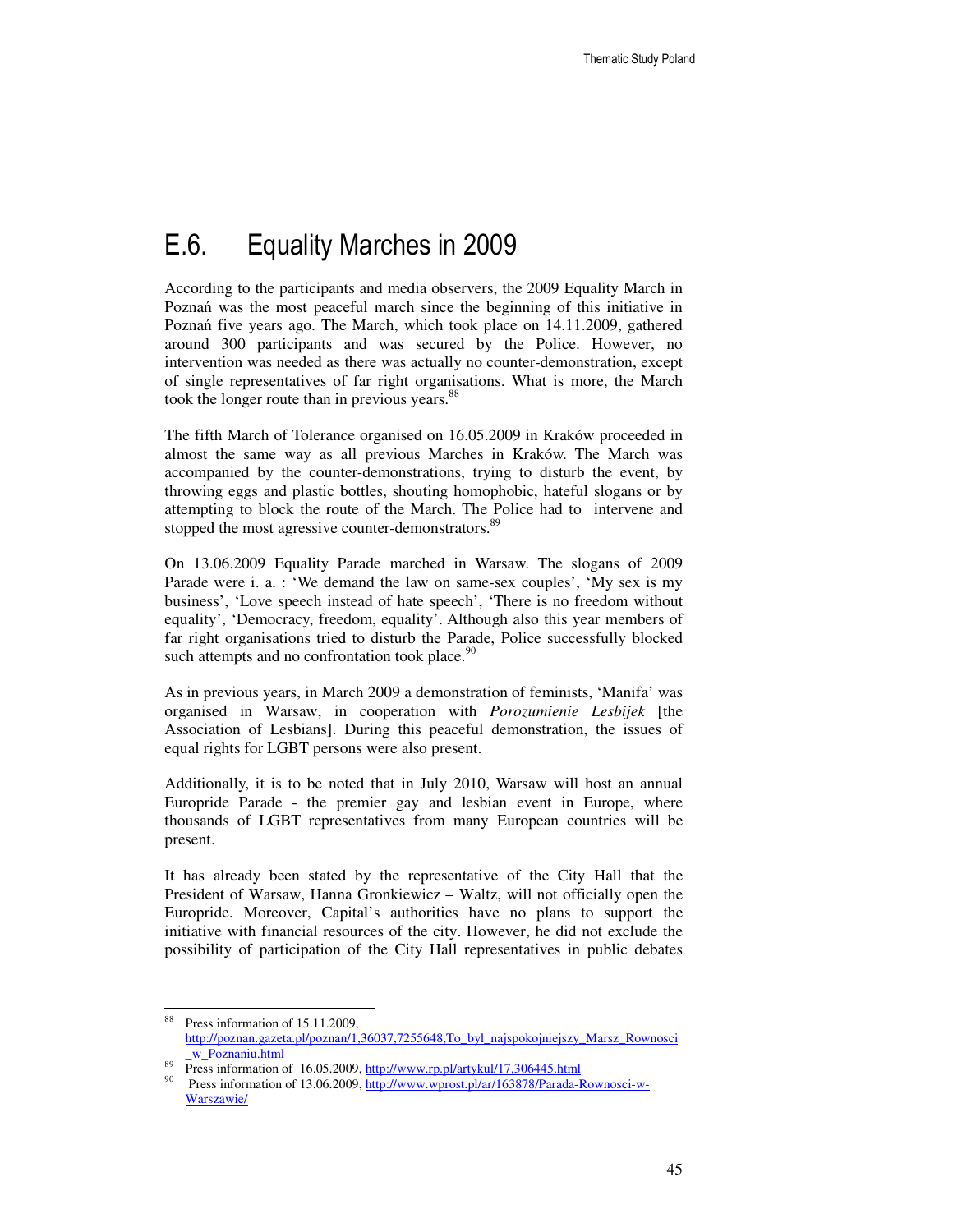## E.6. Equality Marches in 2009

According to the participants and media observers, the 2009 Equality March in Poznań was the most peaceful march since the beginning of this initiative in Poznań five years ago. The March, which took place on 14.11.2009, gathered around 300 participants and was secured by the Police. However, no intervention was needed as there was actually no counter-demonstration, except of single representatives of far right organisations. What is more, the March took the longer route than in previous years.[88]

The fifth March of Tolerance organised on 16.05.2009 in Kraków proceeded in almost the same way as all previous Marches in Kraków. The March was accompanied by the counter-demonstrations, trying to disturb the event, by throwing eggs and plastic bottles, shouting homophobic, hateful slogans or by attempting to block the route of the March. The Police had to intervene and stopped the most agressive counter-demonstrators.[89]

On 13.06.2009 Equality Parade marched in Warsaw. The slogans of 2009 Parade were i. a. : 'We demand the law on same-sex couples', 'My sex is my business', 'Love speech instead of hate speech', 'There is no freedom without equality', 'Democracy, freedom, equality'. Although also this year members of far right organisations tried to disturb the Parade, Police successfully blocked such attempts and no confrontation took place.[90]

As in previous years, in March 2009 a demonstration of feminists, 'Manifa' was organised in Warsaw, in cooperation with *Porozumienie Lesbijek* [the Association of Lesbians]. During this peaceful demonstration, the issues of equal rights for LGBT persons were also present.

Additionally, it is to be noted that in July 2010, Warsaw will host an annual Europride Parade - the premier gay and lesbian event in Europe, where thousands of LGBT representatives from many European countries will be present.

It has already been stated by the representative of the City Hall that the President of Warsaw, Hanna Gronkiewicz – Waltz, will not officially open the Europride. Moreover, Capital's authorities have no plans to support the initiative with financial resources of the city. However, he did not exclude the possibility of participation of the City Hall representatives in public debates

---

[88] Press information of 15.11.2009, http://poznan.gazeta.pl/poznan/1,36037,7255648,To_byl_najspokojniejszy_Marsz_Rownosci_w_Poznaniu.html

[89] Press information of 16.05.2009, http://www.rp.pl/artykul/17,306445.html

[90] Press information of 13.06.2009, http://www.wprost.pl/ar/163878/Parada-Rownosci-w-Warszawie/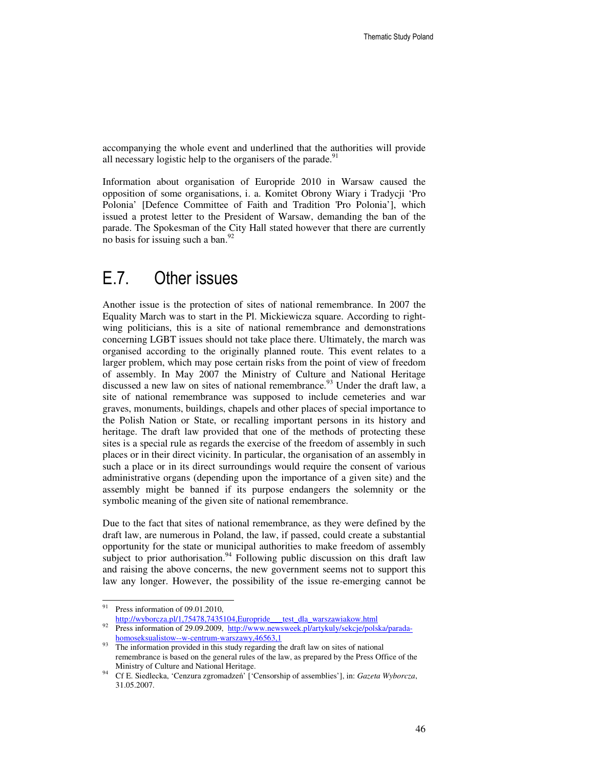accompanying the whole event and underlined that the authorities will provide all necessary logistic help to the organisers of the parade.[91]

Information about organisation of Europride 2010 in Warsaw caused the opposition of some organisations, i. a. Komitet Obrony Wiary i Tradycji 'Pro Polonia' [Defence Committee of Faith and Tradition 'Pro Polonia'], which issued a protest letter to the President of Warsaw, demanding the ban of the parade. The Spokesman of the City Hall stated however that there are currently no basis for issuing such a ban.[92]

## E.7. Other issues

Another issue is the protection of sites of national remembrance. In 2007 the Equality March was to start in the Pl. Mickiewicza square. According to right-wing politicians, this is a site of national remembrance and demonstrations concerning LGBT issues should not take place there. Ultimately, the march was organised according to the originally planned route. This event relates to a larger problem, which may pose certain risks from the point of view of freedom of assembly. In May 2007 the Ministry of Culture and National Heritage discussed a new law on sites of national remembrance.[93] Under the draft law, a site of national remembrance was supposed to include cemeteries and war graves, monuments, buildings, chapels and other places of special importance to the Polish Nation or State, or recalling important persons in its history and heritage. The draft law provided that one of the methods of protecting these sites is a special rule as regards the exercise of the freedom of assembly in such places or in their direct vicinity. In particular, the organisation of an assembly in such a place or in its direct surroundings would require the consent of various administrative organs (depending upon the importance of a given site) and the assembly might be banned if its purpose endangers the solemnity or the symbolic meaning of the given site of national remembrance.

Due to the fact that sites of national remembrance, as they were defined by the draft law, are numerous in Poland, the law, if passed, could create a substantial opportunity for the state or municipal authorities to make freedom of assembly subject to prior authorisation.[94] Following public discussion on this draft law and raising the above concerns, the new government seems not to support this law any longer. However, the possibility of the issue re-emerging cannot be

---

[91] Press information of 09.01.2010, http://wyborcza.pl/1,75478,7435104,Europride___test_dla_warszawiakow.html

[92] Press information of 29.09.2009, http://www.newsweek.pl/artykuly/sekcje/polska/parada-homoseksualistow--w-centrum-warszawy,46563,1

[93] The information provided in this study regarding the draft law on sites of national remembrance is based on the general rules of the law, as prepared by the Press Office of the Ministry of Culture and National Heritage.

[94] Cf E. Siedlecka, 'Cenzura zgromadzeń' ['Censorship of assemblies'], in: *Gazeta Wyborcza*, 31.05.2007.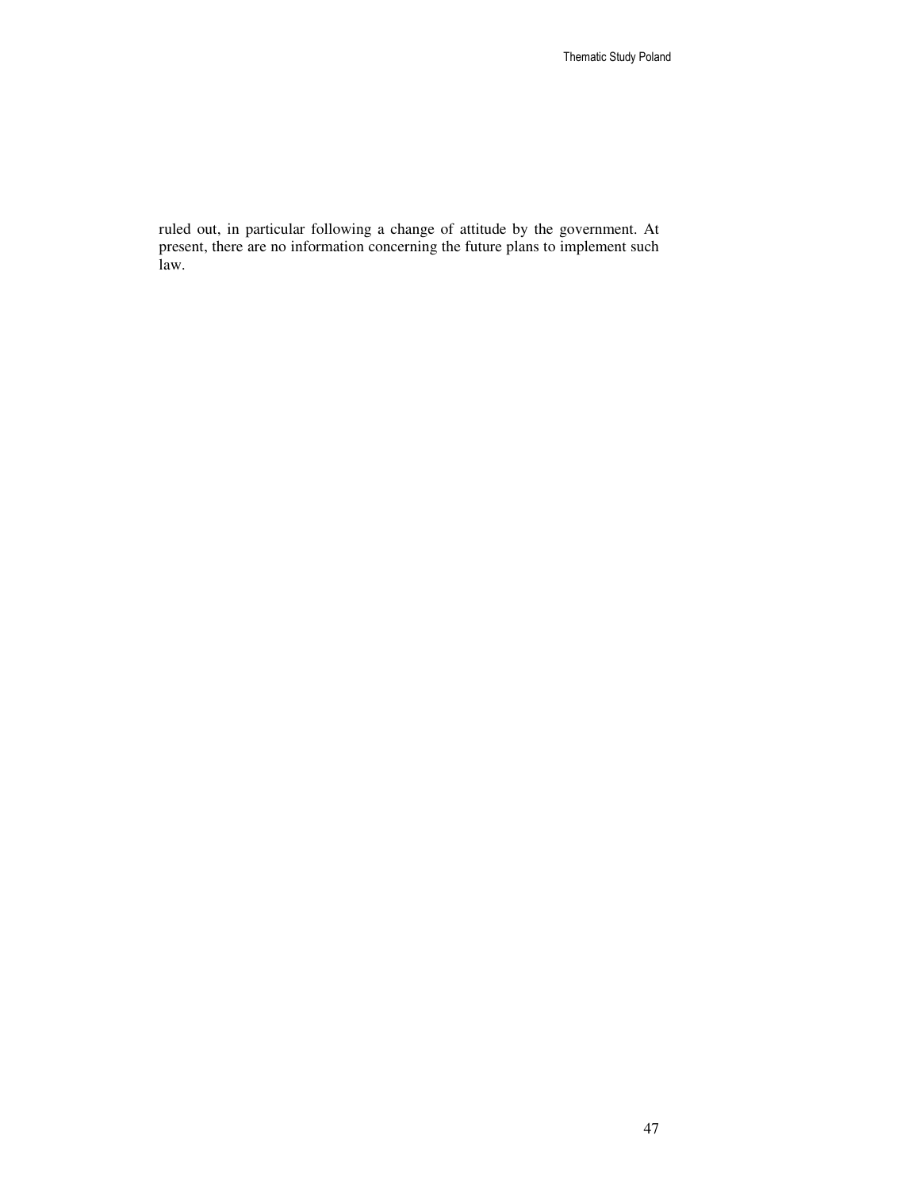ruled out, in particular following a change of attitude by the government. At present, there are no information concerning the future plans to implement such law.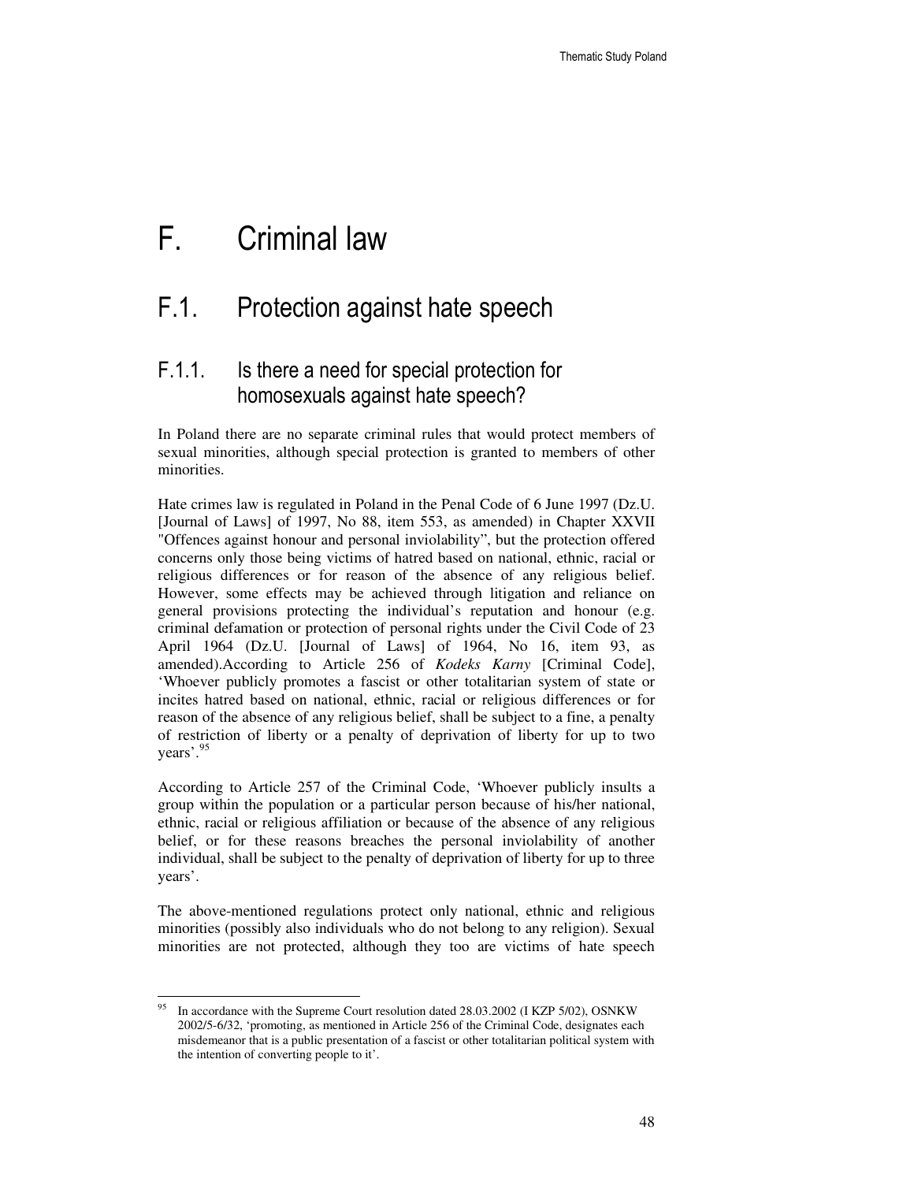# F. Criminal law

## F.1. Protection against hate speech

### F.1.1. Is there a need for special protection for homosexuals against hate speech?

In Poland there are no separate criminal rules that would protect members of sexual minorities, although special protection is granted to members of other minorities.

Hate crimes law is regulated in Poland in the Penal Code of 6 June 1997 (Dz.U. [Journal of Laws] of 1997, No 88, item 553, as amended) in Chapter XXVII "Offences against honour and personal inviolability", but the protection offered concerns only those being victims of hatred based on national, ethnic, racial or religious differences or for reason of the absence of any religious belief. However, some effects may be achieved through litigation and reliance on general provisions protecting the individual's reputation and honour (e.g. criminal defamation or protection of personal rights under the Civil Code of 23 April 1964 (Dz.U. [Journal of Laws] of 1964, No 16, item 93, as amended).According to Article 256 of *Kodeks Karny* [Criminal Code], 'Whoever publicly promotes a fascist or other totalitarian system of state or incites hatred based on national, ethnic, racial or religious differences or for reason of the absence of any religious belief, shall be subject to a fine, a penalty of restriction of liberty or a penalty of deprivation of liberty for up to two years'.[95]

According to Article 257 of the Criminal Code, 'Whoever publicly insults a group within the population or a particular person because of his/her national, ethnic, racial or religious affiliation or because of the absence of any religious belief, or for these reasons breaches the personal inviolability of another individual, shall be subject to the penalty of deprivation of liberty for up to three years'.

The above-mentioned regulations protect only national, ethnic and religious minorities (possibly also individuals who do not belong to any religion). Sexual minorities are not protected, although they too are victims of hate speech

---

[95] In accordance with the Supreme Court resolution dated 28.03.2002 (I KZP 5/02), OSNKW 2002/5-6/32, 'promoting, as mentioned in Article 256 of the Criminal Code, designates each misdemeanor that is a public presentation of a fascist or other totalitarian political system with the intention of converting people to it'.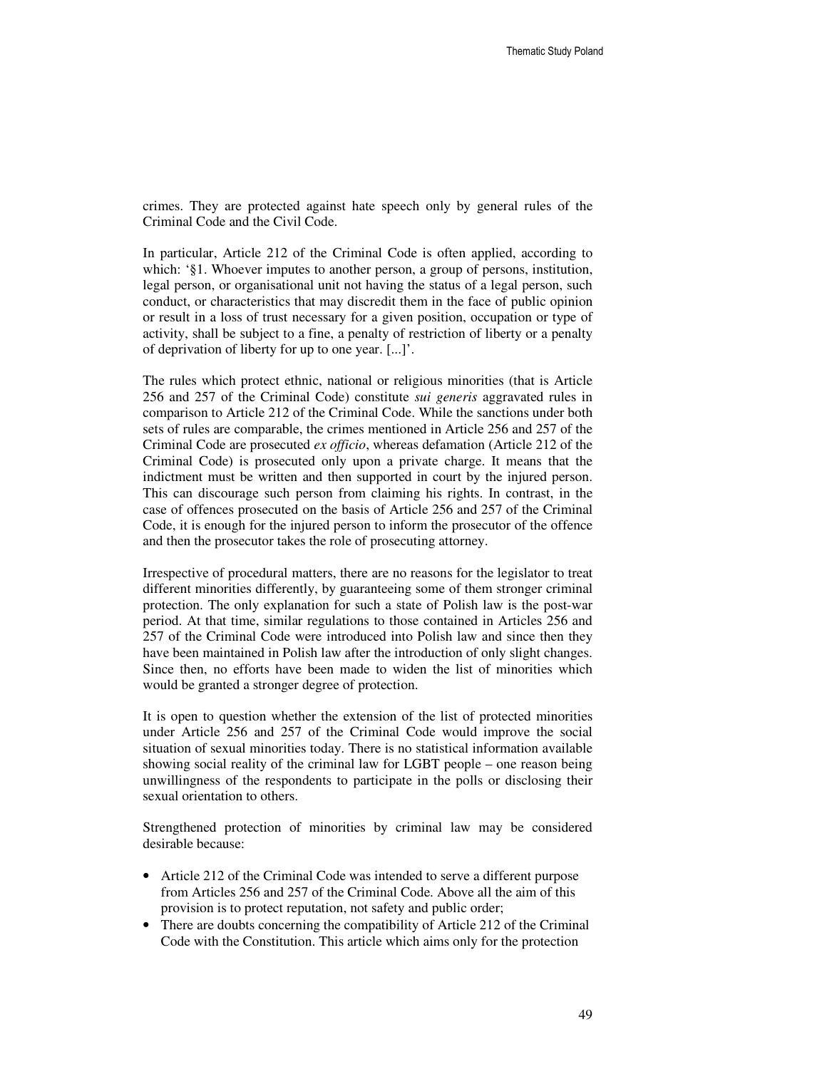crimes. They are protected against hate speech only by general rules of the Criminal Code and the Civil Code.

In particular, Article 212 of the Criminal Code is often applied, according to which: '§1. Whoever imputes to another person, a group of persons, institution, legal person, or organisational unit not having the status of a legal person, such conduct, or characteristics that may discredit them in the face of public opinion or result in a loss of trust necessary for a given position, occupation or type of activity, shall be subject to a fine, a penalty of restriction of liberty or a penalty of deprivation of liberty for up to one year. [...]'.

The rules which protect ethnic, national or religious minorities (that is Article 256 and 257 of the Criminal Code) constitute *sui generis* aggravated rules in comparison to Article 212 of the Criminal Code. While the sanctions under both sets of rules are comparable, the crimes mentioned in Article 256 and 257 of the Criminal Code are prosecuted *ex officio*, whereas defamation (Article 212 of the Criminal Code) is prosecuted only upon a private charge. It means that the indictment must be written and then supported in court by the injured person. This can discourage such person from claiming his rights. In contrast, in the case of offences prosecuted on the basis of Article 256 and 257 of the Criminal Code, it is enough for the injured person to inform the prosecutor of the offence and then the prosecutor takes the role of prosecuting attorney.

Irrespective of procedural matters, there are no reasons for the legislator to treat different minorities differently, by guaranteeing some of them stronger criminal protection. The only explanation for such a state of Polish law is the post-war period. At that time, similar regulations to those contained in Articles 256 and 257 of the Criminal Code were introduced into Polish law and since then they have been maintained in Polish law after the introduction of only slight changes. Since then, no efforts have been made to widen the list of minorities which would be granted a stronger degree of protection.

It is open to question whether the extension of the list of protected minorities under Article 256 and 257 of the Criminal Code would improve the social situation of sexual minorities today. There is no statistical information available showing social reality of the criminal law for LGBT people – one reason being unwillingness of the respondents to participate in the polls or disclosing their sexual orientation to others.

Strengthened protection of minorities by criminal law may be considered desirable because:

- Article 212 of the Criminal Code was intended to serve a different purpose from Articles 256 and 257 of the Criminal Code. Above all the aim of this provision is to protect reputation, not safety and public order;
- There are doubts concerning the compatibility of Article 212 of the Criminal Code with the Constitution. This article which aims only for the protection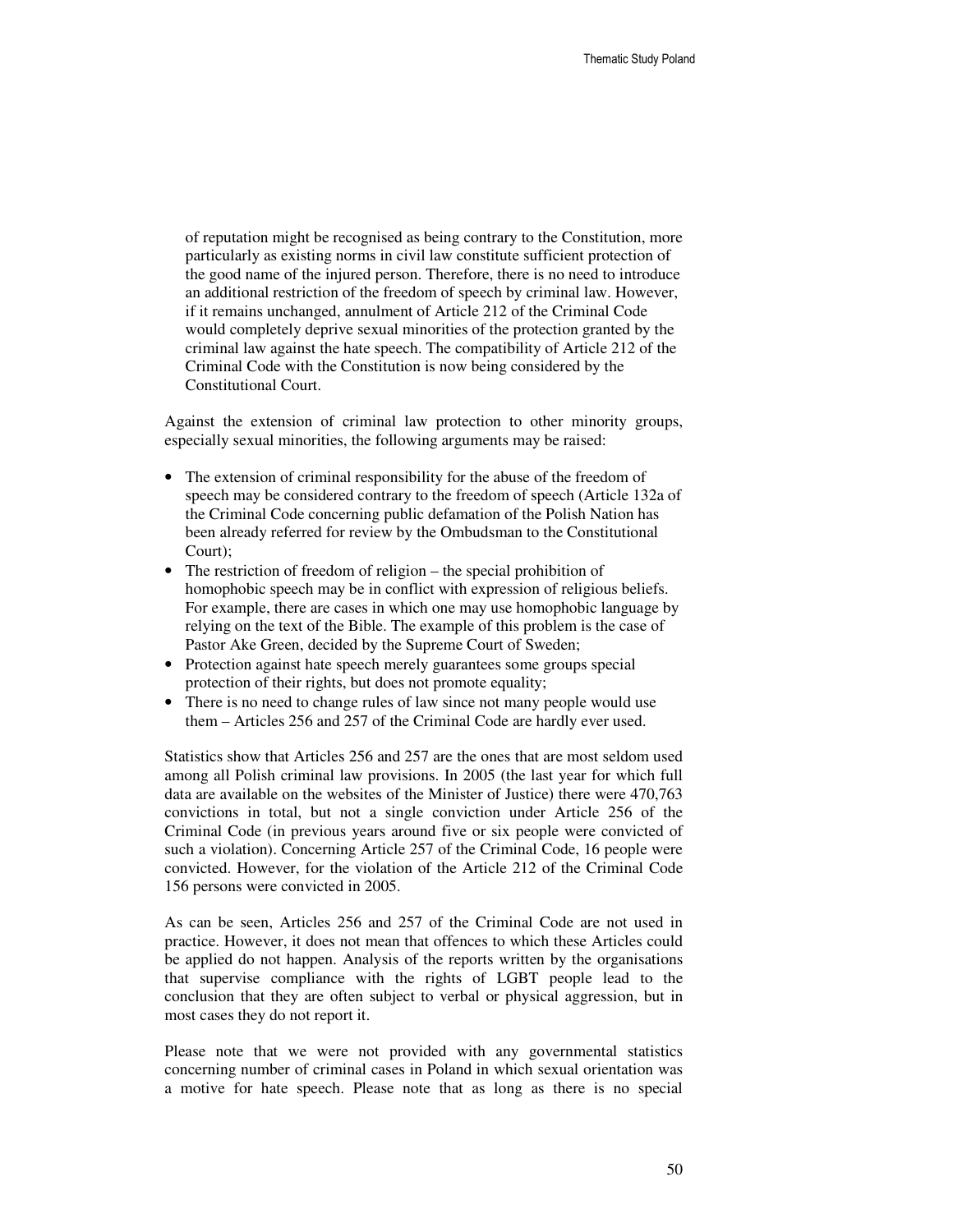of reputation might be recognised as being contrary to the Constitution, more particularly as existing norms in civil law constitute sufficient protection of the good name of the injured person. Therefore, there is no need to introduce an additional restriction of the freedom of speech by criminal law. However, if it remains unchanged, annulment of Article 212 of the Criminal Code would completely deprive sexual minorities of the protection granted by the criminal law against the hate speech. The compatibility of Article 212 of the Criminal Code with the Constitution is now being considered by the Constitutional Court.

Against the extension of criminal law protection to other minority groups, especially sexual minorities, the following arguments may be raised:

- The extension of criminal responsibility for the abuse of the freedom of speech may be considered contrary to the freedom of speech (Article 132a of the Criminal Code concerning public defamation of the Polish Nation has been already referred for review by the Ombudsman to the Constitutional Court);
- The restriction of freedom of religion – the special prohibition of homophobic speech may be in conflict with expression of religious beliefs. For example, there are cases in which one may use homophobic language by relying on the text of the Bible. The example of this problem is the case of Pastor Ake Green, decided by the Supreme Court of Sweden;
- Protection against hate speech merely guarantees some groups special protection of their rights, but does not promote equality;
- There is no need to change rules of law since not many people would use them – Articles 256 and 257 of the Criminal Code are hardly ever used.

Statistics show that Articles 256 and 257 are the ones that are most seldom used among all Polish criminal law provisions. In 2005 (the last year for which full data are available on the websites of the Minister of Justice) there were 470,763 convictions in total, but not a single conviction under Article 256 of the Criminal Code (in previous years around five or six people were convicted of such a violation). Concerning Article 257 of the Criminal Code, 16 people were convicted. However, for the violation of the Article 212 of the Criminal Code 156 persons were convicted in 2005.

As can be seen, Articles 256 and 257 of the Criminal Code are not used in practice. However, it does not mean that offences to which these Articles could be applied do not happen. Analysis of the reports written by the organisations that supervise compliance with the rights of LGBT people lead to the conclusion that they are often subject to verbal or physical aggression, but in most cases they do not report it.

Please note that we were not provided with any governmental statistics concerning number of criminal cases in Poland in which sexual orientation was a motive for hate speech. Please note that as long as there is no special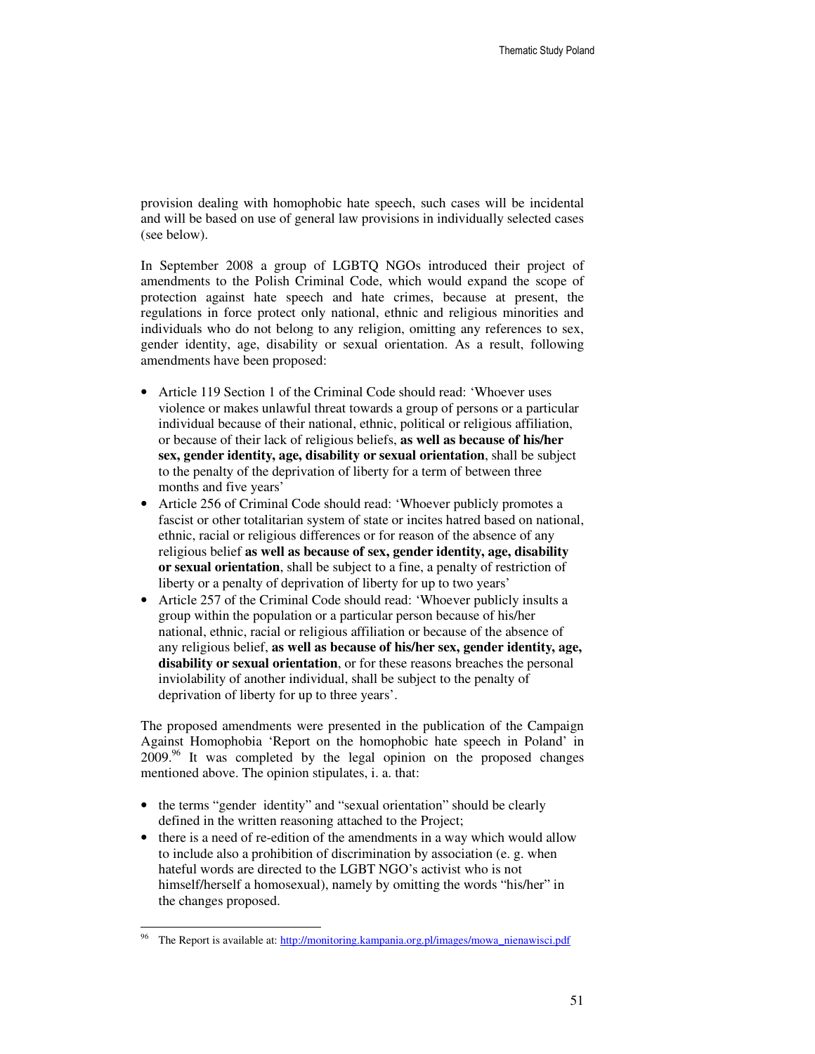provision dealing with homophobic hate speech, such cases will be incidental and will be based on use of general law provisions in individually selected cases (see below).

In September 2008 a group of LGBTQ NGOs introduced their project of amendments to the Polish Criminal Code, which would expand the scope of protection against hate speech and hate crimes, because at present, the regulations in force protect only national, ethnic and religious minorities and individuals who do not belong to any religion, omitting any references to sex, gender identity, age, disability or sexual orientation. As a result, following amendments have been proposed:

- Article 119 Section 1 of the Criminal Code should read: 'Whoever uses violence or makes unlawful threat towards a group of persons or a particular individual because of their national, ethnic, political or religious affiliation, or because of their lack of religious beliefs, **as well as because of his/her sex, gender identity, age, disability or sexual orientation**, shall be subject to the penalty of the deprivation of liberty for a term of between three months and five years'
- Article 256 of Criminal Code should read: 'Whoever publicly promotes a fascist or other totalitarian system of state or incites hatred based on national, ethnic, racial or religious differences or for reason of the absence of any religious belief **as well as because of sex, gender identity, age, disability or sexual orientation**, shall be subject to a fine, a penalty of restriction of liberty or a penalty of deprivation of liberty for up to two years'
- Article 257 of the Criminal Code should read: 'Whoever publicly insults a group within the population or a particular person because of his/her national, ethnic, racial or religious affiliation or because of the absence of any religious belief, **as well as because of his/her sex, gender identity, age, disability or sexual orientation**, or for these reasons breaches the personal inviolability of another individual, shall be subject to the penalty of deprivation of liberty for up to three years'.

The proposed amendments were presented in the publication of the Campaign Against Homophobia 'Report on the homophobic hate speech in Poland' in 2009.[96] It was completed by the legal opinion on the proposed changes mentioned above. The opinion stipulates, i. a. that:

- the terms "gender identity" and "sexual orientation" should be clearly defined in the written reasoning attached to the Project;
- there is a need of re-edition of the amendments in a way which would allow to include also a prohibition of discrimination by association (e. g. when hateful words are directed to the LGBT NGO's activist who is not himself/herself a homosexual), namely by omitting the words "his/her" in the changes proposed.

---

[96] The Report is available at: http://monitoring.kampania.org.pl/images/mowa_nienawisci.pdf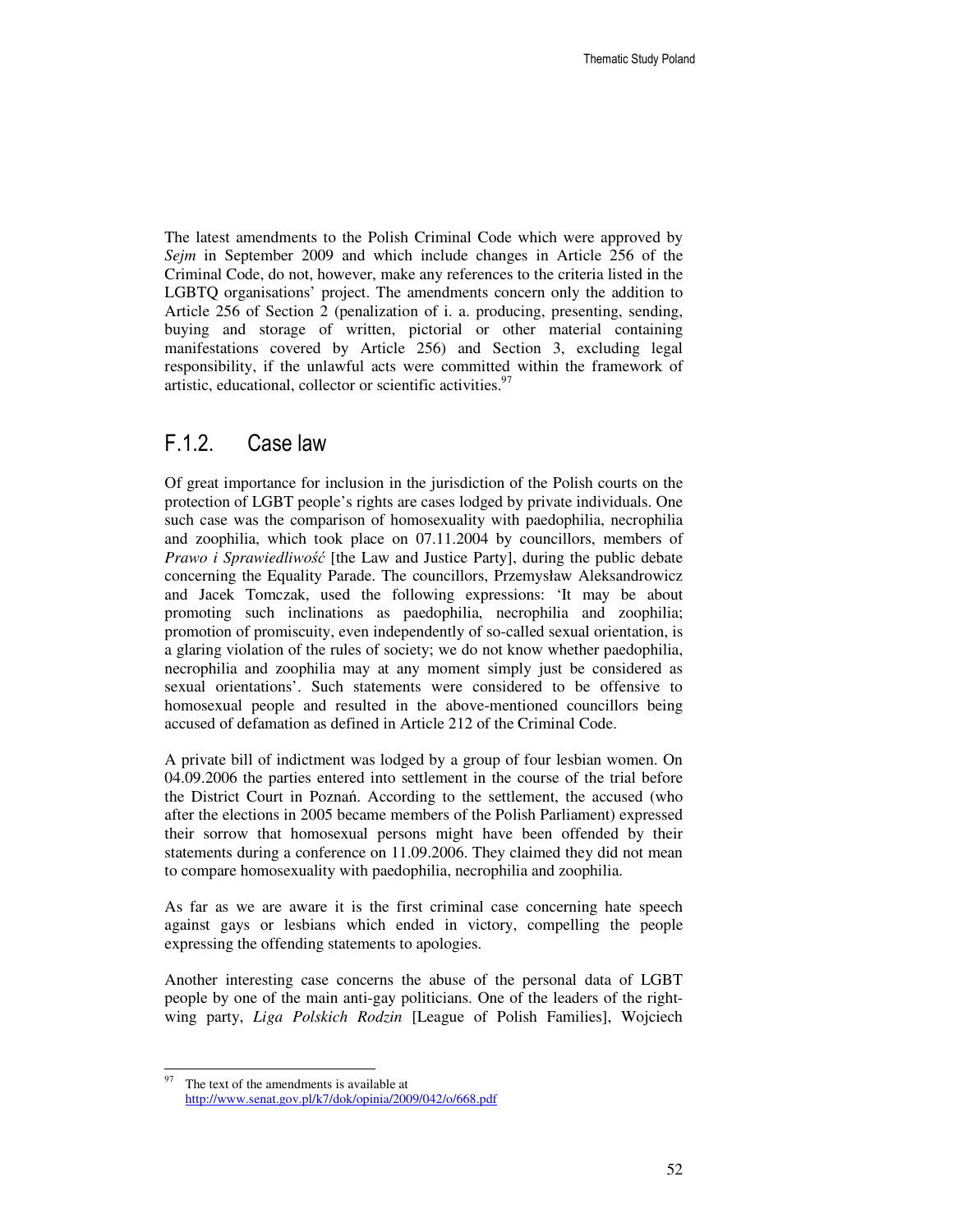The latest amendments to the Polish Criminal Code which were approved by *Sejm* in September 2009 and which include changes in Article 256 of the Criminal Code, do not, however, make any references to the criteria listed in the LGBTQ organisations' project. The amendments concern only the addition to Article 256 of Section 2 (penalization of i. a. producing, presenting, sending, buying and storage of written, pictorial or other material containing manifestations covered by Article 256) and Section 3, excluding legal responsibility, if the unlawful acts were committed within the framework of artistic, educational, collector or scientific activities.[97]

## F.1.2. Case law

Of great importance for inclusion in the jurisdiction of the Polish courts on the protection of LGBT people's rights are cases lodged by private individuals. One such case was the comparison of homosexuality with paedophilia, necrophilia and zoophilia, which took place on 07.11.2004 by councillors, members of *Prawo i Sprawiedliwość* [the Law and Justice Party], during the public debate concerning the Equality Parade. The councillors, Przemysław Aleksandrowicz and Jacek Tomczak, used the following expressions: 'It may be about promoting such inclinations as paedophilia, necrophilia and zoophilia; promotion of promiscuity, even independently of so-called sexual orientation, is a glaring violation of the rules of society; we do not know whether paedophilia, necrophilia and zoophilia may at any moment simply just be considered as sexual orientations'. Such statements were considered to be offensive to homosexual people and resulted in the above-mentioned councillors being accused of defamation as defined in Article 212 of the Criminal Code.

A private bill of indictment was lodged by a group of four lesbian women. On 04.09.2006 the parties entered into settlement in the course of the trial before the District Court in Poznań. According to the settlement, the accused (who after the elections in 2005 became members of the Polish Parliament) expressed their sorrow that homosexual persons might have been offended by their statements during a conference on 11.09.2006. They claimed they did not mean to compare homosexuality with paedophilia, necrophilia and zoophilia.

As far as we are aware it is the first criminal case concerning hate speech against gays or lesbians which ended in victory, compelling the people expressing the offending statements to apologies.

Another interesting case concerns the abuse of the personal data of LGBT people by one of the main anti-gay politicians. One of the leaders of the right-wing party, *Liga Polskich Rodzin* [League of Polish Families], Wojciech

---

[97] The text of the amendments is available at http://www.senat.gov.pl/k7/dok/opinia/2009/042/o/668.pdf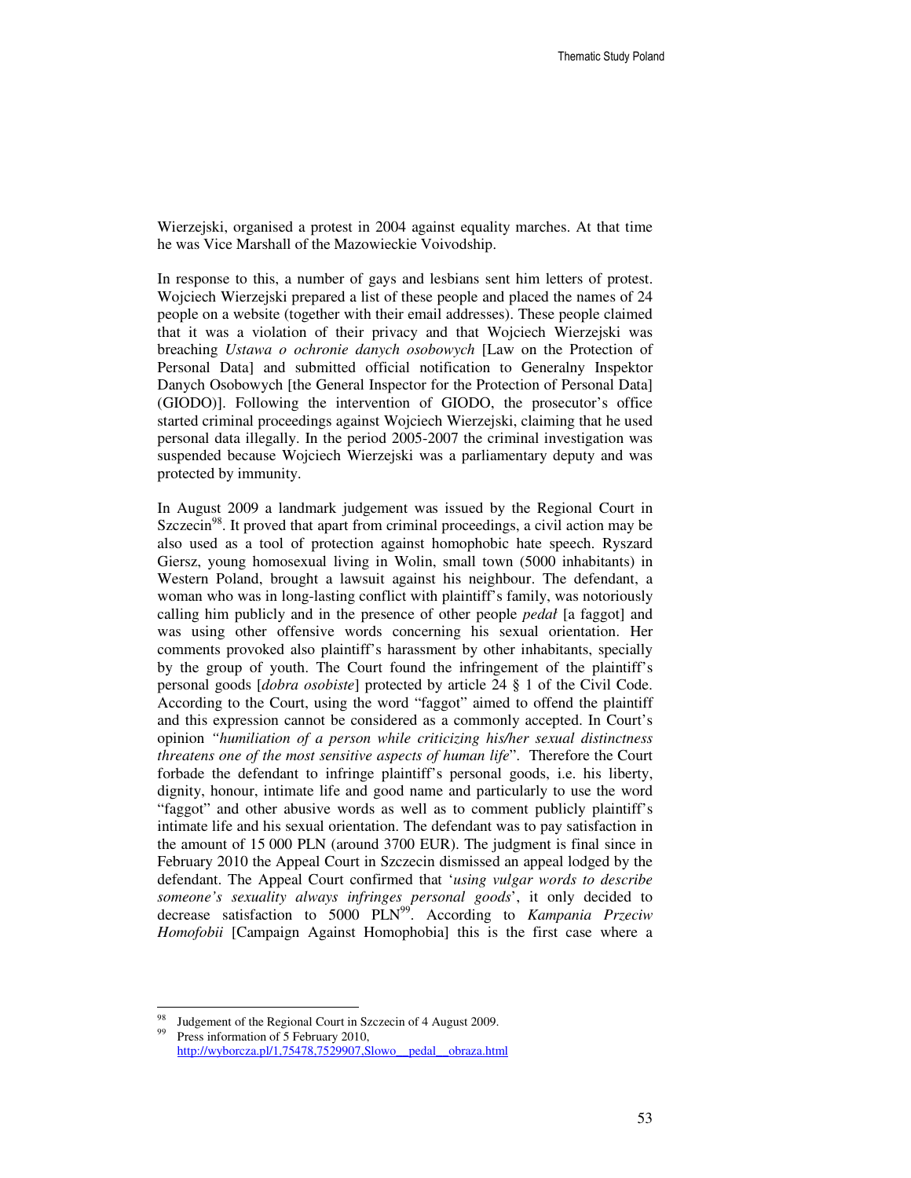Wierzejski, organised a protest in 2004 against equality marches. At that time he was Vice Marshall of the Mazowieckie Voivodship.

In response to this, a number of gays and lesbians sent him letters of protest. Wojciech Wierzejski prepared a list of these people and placed the names of 24 people on a website (together with their email addresses). These people claimed that it was a violation of their privacy and that Wojciech Wierzejski was breaching *Ustawa o ochronie danych osobowych* [Law on the Protection of Personal Data] and submitted official notification to Generalny Inspektor Danych Osobowych [the General Inspector for the Protection of Personal Data] (GIODO)]. Following the intervention of GIODO, the prosecutor's office started criminal proceedings against Wojciech Wierzejski, claiming that he used personal data illegally. In the period 2005-2007 the criminal investigation was suspended because Wojciech Wierzejski was a parliamentary deputy and was protected by immunity.

In August 2009 a landmark judgement was issued by the Regional Court in Szczecin[98]. It proved that apart from criminal proceedings, a civil action may be also used as a tool of protection against homophobic hate speech. Ryszard Giersz, young homosexual living in Wolin, small town (5000 inhabitants) in Western Poland, brought a lawsuit against his neighbour. The defendant, a woman who was in long-lasting conflict with plaintiff's family, was notoriously calling him publicly and in the presence of other people *pedał* [a faggot] and was using other offensive words concerning his sexual orientation. Her comments provoked also plaintiff's harassment by other inhabitants, specially by the group of youth. The Court found the infringement of the plaintiff's personal goods [*dobra osobiste*] protected by article 24 § 1 of the Civil Code. According to the Court, using the word "faggot" aimed to offend the plaintiff and this expression cannot be considered as a commonly accepted. In Court's opinion *"humiliation of a person while criticizing his/her sexual distinctness threatens one of the most sensitive aspects of human life*". Therefore the Court forbade the defendant to infringe plaintiff's personal goods, i.e. his liberty, dignity, honour, intimate life and good name and particularly to use the word "faggot" and other abusive words as well as to comment publicly plaintiff's intimate life and his sexual orientation. The defendant was to pay satisfaction in the amount of 15 000 PLN (around 3700 EUR). The judgment is final since in February 2010 the Appeal Court in Szczecin dismissed an appeal lodged by the defendant. The Appeal Court confirmed that '*using vulgar words to describe someone's sexuality always infringes personal goods*', it only decided to decrease satisfaction to 5000 PLN[99]. According to *Kampania Przeciw Homofobii* [Campaign Against Homophobia] this is the first case where a

---

[98] Judgement of the Regional Court in Szczecin of 4 August 2009.

[99] Press information of 5 February 2010, http://wyborcza.pl/1,75478,7529907,Slowo__pedal__obraza.html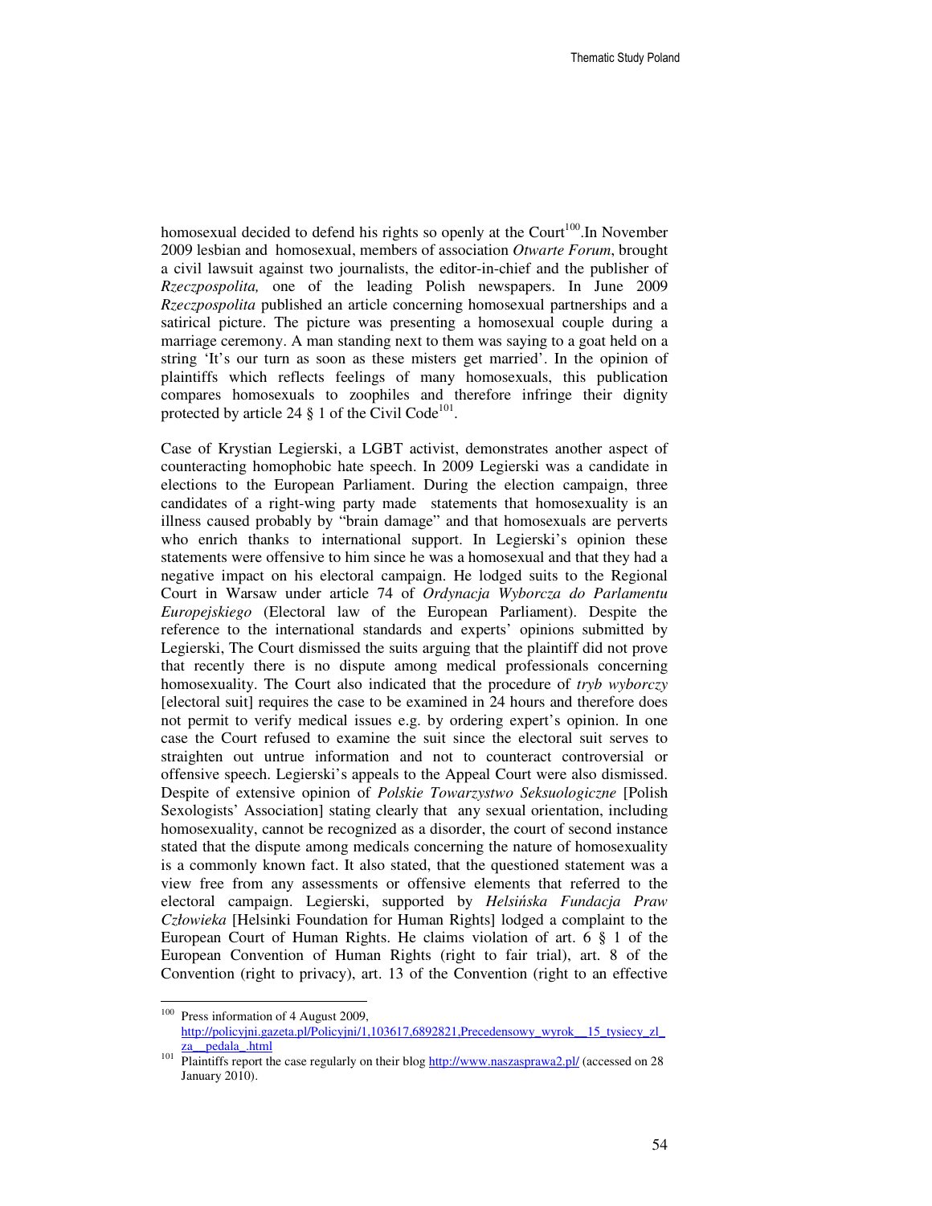homosexual decided to defend his rights so openly at the Court[100].In November 2009 lesbian and homosexual, members of association *Otwarte Forum*, brought a civil lawsuit against two journalists, the editor-in-chief and the publisher of *Rzeczpospolita,* one of the leading Polish newspapers. In June 2009 *Rzeczpospolita* published an article concerning homosexual partnerships and a satirical picture. The picture was presenting a homosexual couple during a marriage ceremony. A man standing next to them was saying to a goat held on a string 'It's our turn as soon as these misters get married'. In the opinion of plaintiffs which reflects feelings of many homosexuals, this publication compares homosexuals to zoophiles and therefore infringe their dignity protected by article 24 § 1 of the Civil Code[101].

Case of Krystian Legierski, a LGBT activist, demonstrates another aspect of counteracting homophobic hate speech. In 2009 Legierski was a candidate in elections to the European Parliament. During the election campaign, three candidates of a right-wing party made statements that homosexuality is an illness caused probably by "brain damage" and that homosexuals are perverts who enrich thanks to international support. In Legierski's opinion these statements were offensive to him since he was a homosexual and that they had a negative impact on his electoral campaign. He lodged suits to the Regional Court in Warsaw under article 74 of *Ordynacja Wyborcza do Parlamentu Europejskiego* (Electoral law of the European Parliament). Despite the reference to the international standards and experts' opinions submitted by Legierski, The Court dismissed the suits arguing that the plaintiff did not prove that recently there is no dispute among medical professionals concerning homosexuality. The Court also indicated that the procedure of *tryb wyborczy* [electoral suit] requires the case to be examined in 24 hours and therefore does not permit to verify medical issues e.g. by ordering expert's opinion. In one case the Court refused to examine the suit since the electoral suit serves to straighten out untrue information and not to counteract controversial or offensive speech. Legierski's appeals to the Appeal Court were also dismissed. Despite of extensive opinion of *Polskie Towarzystwo Seksuologiczne* [Polish Sexologists' Association] stating clearly that any sexual orientation, including homosexuality, cannot be recognized as a disorder, the court of second instance stated that the dispute among medicals concerning the nature of homosexuality is a commonly known fact. It also stated, that the questioned statement was a view free from any assessments or offensive elements that referred to the electoral campaign. Legierski, supported by *Helsińska Fundacja Praw Człowieka* [Helsinki Foundation for Human Rights] lodged a complaint to the European Court of Human Rights. He claims violation of art. 6 § 1 of the European Convention of Human Rights (right to fair trial), art. 8 of the Convention (right to privacy), art. 13 of the Convention (right to an effective

---

[100] Press information of 4 August 2009, http://policyjni.gazeta.pl/Policyjni/1,103617,6892821,Precedensowy_wyrok__15_tysiecy_zl_za__pedala_.html

[101] Plaintiffs report the case regularly on their blog http://www.naszasprawa2.pl/ (accessed on 28 January 2010).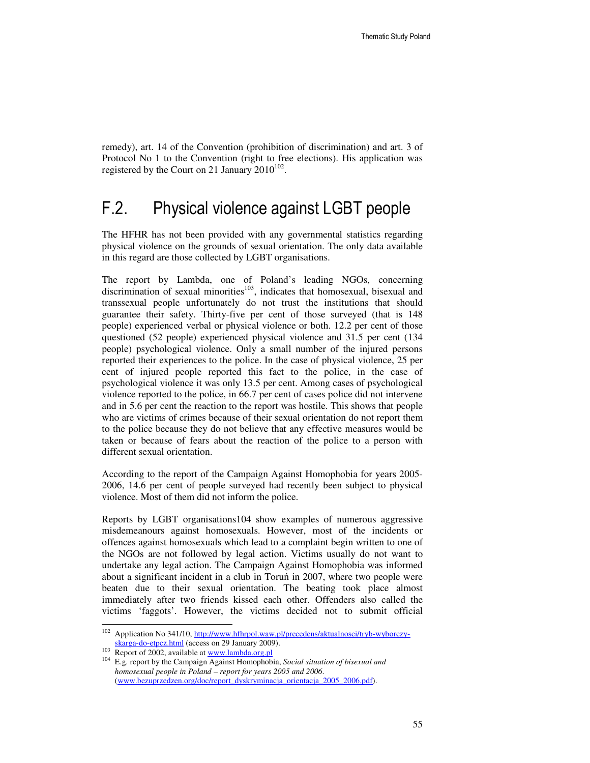remedy), art. 14 of the Convention (prohibition of discrimination) and art. 3 of Protocol No 1 to the Convention (right to free elections). His application was registered by the Court on 21 January 2010[102].

## F.2. Physical violence against LGBT people

The HFHR has not been provided with any governmental statistics regarding physical violence on the grounds of sexual orientation. The only data available in this regard are those collected by LGBT organisations.

The report by Lambda, one of Poland's leading NGOs, concerning discrimination of sexual minorities[103], indicates that homosexual, bisexual and transsexual people unfortunately do not trust the institutions that should guarantee their safety. Thirty-five per cent of those surveyed (that is 148 people) experienced verbal or physical violence or both. 12.2 per cent of those questioned (52 people) experienced physical violence and 31.5 per cent (134 people) psychological violence. Only a small number of the injured persons reported their experiences to the police. In the case of physical violence, 25 per cent of injured people reported this fact to the police, in the case of psychological violence it was only 13.5 per cent. Among cases of psychological violence reported to the police, in 66.7 per cent of cases police did not intervene and in 5.6 per cent the reaction to the report was hostile. This shows that people who are victims of crimes because of their sexual orientation do not report them to the police because they do not believe that any effective measures would be taken or because of fears about the reaction of the police to a person with different sexual orientation.

According to the report of the Campaign Against Homophobia for years 2005-2006, 14.6 per cent of people surveyed had recently been subject to physical violence. Most of them did not inform the police.

Reports by LGBT organisations104 show examples of numerous aggressive misdemeanours against homosexuals. However, most of the incidents or offences against homosexuals which lead to a complaint begin written to one of the NGOs are not followed by legal action. Victims usually do not want to undertake any legal action. The Campaign Against Homophobia was informed about a significant incident in a club in Toruń in 2007, where two people were beaten due to their sexual orientation. The beating took place almost immediately after two friends kissed each other. Offenders also called the victims 'faggots'. However, the victims decided not to submit official

---

[102] Application No 341/10, http://www.hfhrpol.waw.pl/precedens/aktualnosci/tryb-wyborczy-skarga-do-etpcz.html (access on 29 January 2009).

[103] Report of 2002, available at www.lambda.org.pl

[104] E.g. report by the Campaign Against Homophobia, *Social situation of bisexual and homosexual people in Poland – report for years 2005 and 2006*. (www.bezuprzedzen.org/doc/report_dyskryminacja_orientacja_2005_2006.pdf).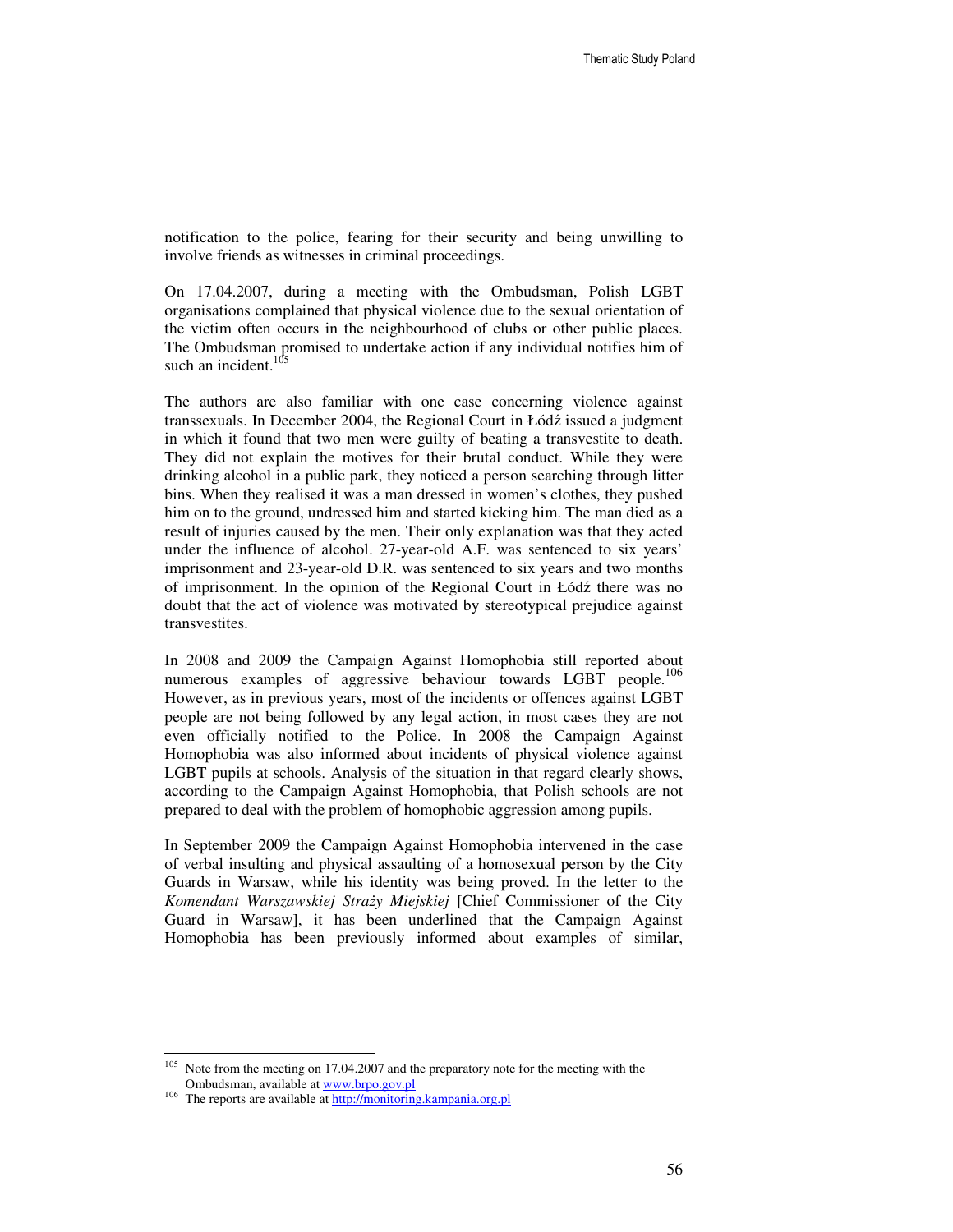notification to the police, fearing for their security and being unwilling to involve friends as witnesses in criminal proceedings.

On 17.04.2007, during a meeting with the Ombudsman, Polish LGBT organisations complained that physical violence due to the sexual orientation of the victim often occurs in the neighbourhood of clubs or other public places. The Ombudsman promised to undertake action if any individual notifies him of such an incident.[105]

The authors are also familiar with one case concerning violence against transsexuals. In December 2004, the Regional Court in Łódź issued a judgment in which it found that two men were guilty of beating a transvestite to death. They did not explain the motives for their brutal conduct. While they were drinking alcohol in a public park, they noticed a person searching through litter bins. When they realised it was a man dressed in women's clothes, they pushed him on to the ground, undressed him and started kicking him. The man died as a result of injuries caused by the men. Their only explanation was that they acted under the influence of alcohol. 27-year-old A.F. was sentenced to six years' imprisonment and 23-year-old D.R. was sentenced to six years and two months of imprisonment. In the opinion of the Regional Court in Łódź there was no doubt that the act of violence was motivated by stereotypical prejudice against transvestites.

In 2008 and 2009 the Campaign Against Homophobia still reported about numerous examples of aggressive behaviour towards LGBT people.[106] However, as in previous years, most of the incidents or offences against LGBT people are not being followed by any legal action, in most cases they are not even officially notified to the Police. In 2008 the Campaign Against Homophobia was also informed about incidents of physical violence against LGBT pupils at schools. Analysis of the situation in that regard clearly shows, according to the Campaign Against Homophobia, that Polish schools are not prepared to deal with the problem of homophobic aggression among pupils.

In September 2009 the Campaign Against Homophobia intervened in the case of verbal insulting and physical assaulting of a homosexual person by the City Guards in Warsaw, while his identity was being proved. In the letter to the *Komendant Warszawskiej Straży Miejskiej* [Chief Commissioner of the City Guard in Warsaw], it has been underlined that the Campaign Against Homophobia has been previously informed about examples of similar,

---

[105] Note from the meeting on 17.04.2007 and the preparatory note for the meeting with the Ombudsman, available at www.brpo.gov.pl

[106] The reports are available at http://monitoring.kampania.org.pl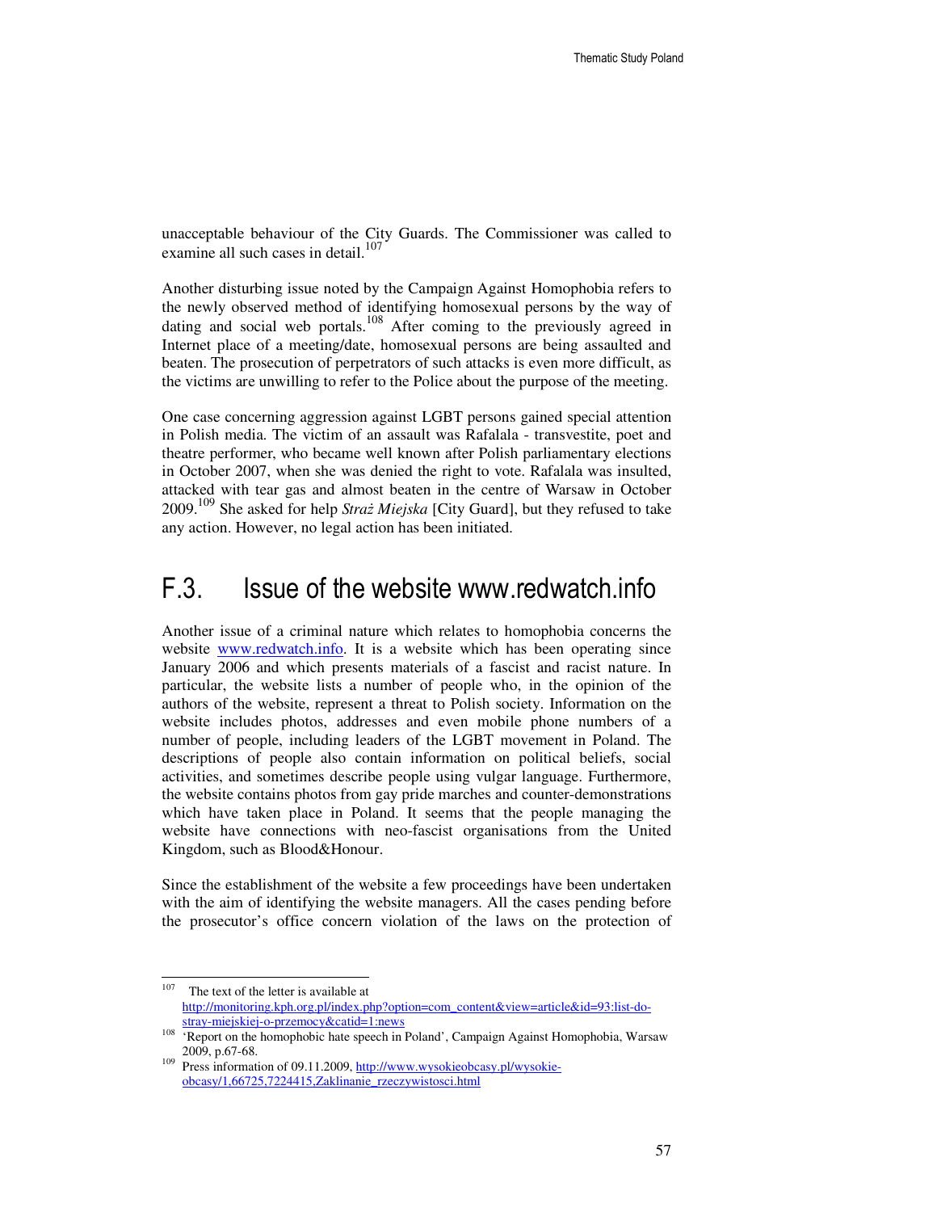unacceptable behaviour of the City Guards. The Commissioner was called to examine all such cases in detail.[107]

Another disturbing issue noted by the Campaign Against Homophobia refers to the newly observed method of identifying homosexual persons by the way of dating and social web portals.[108] After coming to the previously agreed in Internet place of a meeting/date, homosexual persons are being assaulted and beaten. The prosecution of perpetrators of such attacks is even more difficult, as the victims are unwilling to refer to the Police about the purpose of the meeting.

One case concerning aggression against LGBT persons gained special attention in Polish media. The victim of an assault was Rafalala - transvestite, poet and theatre performer, who became well known after Polish parliamentary elections in October 2007, when she was denied the right to vote. Rafalala was insulted, attacked with tear gas and almost beaten in the centre of Warsaw in October 2009.[109] She asked for help *Straż Miejska* [City Guard], but they refused to take any action. However, no legal action has been initiated.

## F.3. Issue of the website www.redwatch.info

Another issue of a criminal nature which relates to homophobia concerns the website www.redwatch.info. It is a website which has been operating since January 2006 and which presents materials of a fascist and racist nature. In particular, the website lists a number of people who, in the opinion of the authors of the website, represent a threat to Polish society. Information on the website includes photos, addresses and even mobile phone numbers of a number of people, including leaders of the LGBT movement in Poland. The descriptions of people also contain information on political beliefs, social activities, and sometimes describe people using vulgar language. Furthermore, the website contains photos from gay pride marches and counter-demonstrations which have taken place in Poland. It seems that the people managing the website have connections with neo-fascist organisations from the United Kingdom, such as Blood&Honour.

Since the establishment of the website a few proceedings have been undertaken with the aim of identifying the website managers. All the cases pending before the prosecutor's office concern violation of the laws on the protection of

---

[107] The text of the letter is available at http://monitoring.kph.org.pl/index.php?option=com_content&view=article&id=93:list-do-stray-miejskiej-o-przemocy&catid=1:news

[108] 'Report on the homophobic hate speech in Poland', Campaign Against Homophobia, Warsaw 2009, p.67-68.

[109] Press information of 09.11.2009, http://www.wysokieobcasy.pl/wysokie-obcasy/1,66725,7224415,Zaklinanie_rzeczywistosci.html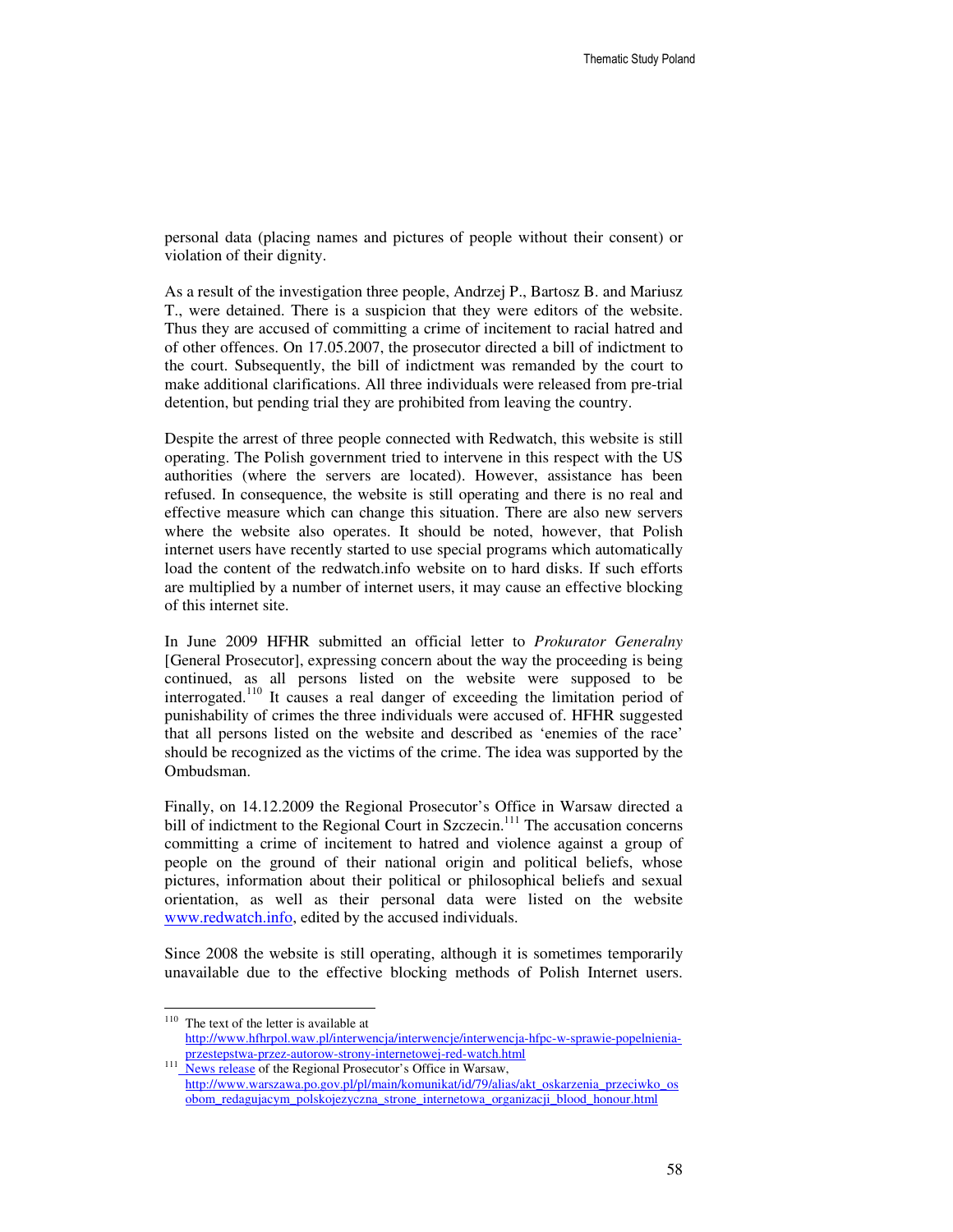personal data (placing names and pictures of people without their consent) or violation of their dignity.

As a result of the investigation three people, Andrzej P., Bartosz B. and Mariusz T., were detained. There is a suspicion that they were editors of the website. Thus they are accused of committing a crime of incitement to racial hatred and of other offences. On 17.05.2007, the prosecutor directed a bill of indictment to the court. Subsequently, the bill of indictment was remanded by the court to make additional clarifications. All three individuals were released from pre-trial detention, but pending trial they are prohibited from leaving the country.

Despite the arrest of three people connected with Redwatch, this website is still operating. The Polish government tried to intervene in this respect with the US authorities (where the servers are located). However, assistance has been refused. In consequence, the website is still operating and there is no real and effective measure which can change this situation. There are also new servers where the website also operates. It should be noted, however, that Polish internet users have recently started to use special programs which automatically load the content of the redwatch.info website on to hard disks. If such efforts are multiplied by a number of internet users, it may cause an effective blocking of this internet site.

In June 2009 HFHR submitted an official letter to *Prokurator Generalny* [General Prosecutor], expressing concern about the way the proceeding is being continued, as all persons listed on the website were supposed to be interrogated.[110] It causes a real danger of exceeding the limitation period of punishability of crimes the three individuals were accused of. HFHR suggested that all persons listed on the website and described as 'enemies of the race' should be recognized as the victims of the crime. The idea was supported by the Ombudsman.

Finally, on 14.12.2009 the Regional Prosecutor's Office in Warsaw directed a bill of indictment to the Regional Court in Szczecin.[111] The accusation concerns committing a crime of incitement to hatred and violence against a group of people on the ground of their national origin and political beliefs, whose pictures, information about their political or philosophical beliefs and sexual orientation, as well as their personal data were listed on the website www.redwatch.info, edited by the accused individuals.

Since 2008 the website is still operating, although it is sometimes temporarily unavailable due to the effective blocking methods of Polish Internet users.

---

[110] The text of the letter is available at http://www.hfhrpol.waw.pl/interwencja/interwencje/interwencja-hfpc-w-sprawie-popelnienia-przestepstwa-przez-autorow-strony-internetowej-red-watch.html

[111] News release of the Regional Prosecutor's Office in Warsaw, http://www.warszawa.po.gov.pl/pl/main/komunikat/id/79/alias/akt_oskarzenia_przeciwko_osobom_redagujacym_polskojezyczna_strone_internetowa_organizacji_blood_honour.html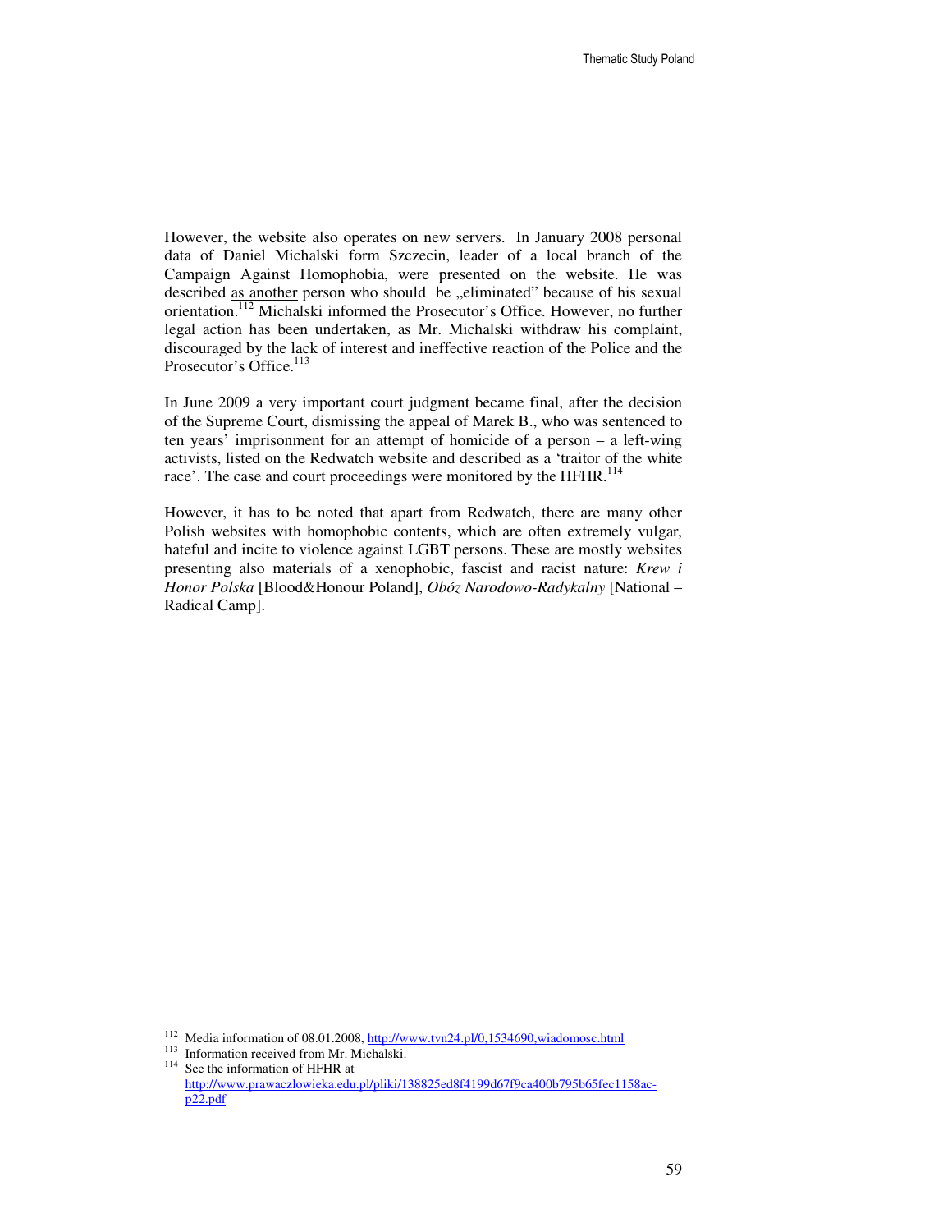However, the website also operates on new servers. In January 2008 personal data of Daniel Michalski form Szczecin, leader of a local branch of the Campaign Against Homophobia, were presented on the website. He was described as another person who should be „eliminated" because of his sexual orientation.[112] Michalski informed the Prosecutor's Office. However, no further legal action has been undertaken, as Mr. Michalski withdraw his complaint, discouraged by the lack of interest and ineffective reaction of the Police and the Prosecutor's Office.[113]

In June 2009 a very important court judgment became final, after the decision of the Supreme Court, dismissing the appeal of Marek B., who was sentenced to ten years' imprisonment for an attempt of homicide of a person – a left-wing activists, listed on the Redwatch website and described as a 'traitor of the white race'. The case and court proceedings were monitored by the HFHR.[114]

However, it has to be noted that apart from Redwatch, there are many other Polish websites with homophobic contents, which are often extremely vulgar, hateful and incite to violence against LGBT persons. These are mostly websites presenting also materials of a xenophobic, fascist and racist nature: *Krew i Honor Polska* [Blood&Honour Poland], *Obóz Narodowo-Radykalny* [National – Radical Camp].

---

[112] Media information of 08.01.2008, http://www.tvn24.pl/0,1534690,wiadomosc.html

[113] Information received from Mr. Michalski.

[114] See the information of HFHR at http://www.prawaczlowieka.edu.pl/pliki/138825ed8f4199d67f9ca400b795b65fec1158ac-p22.pdf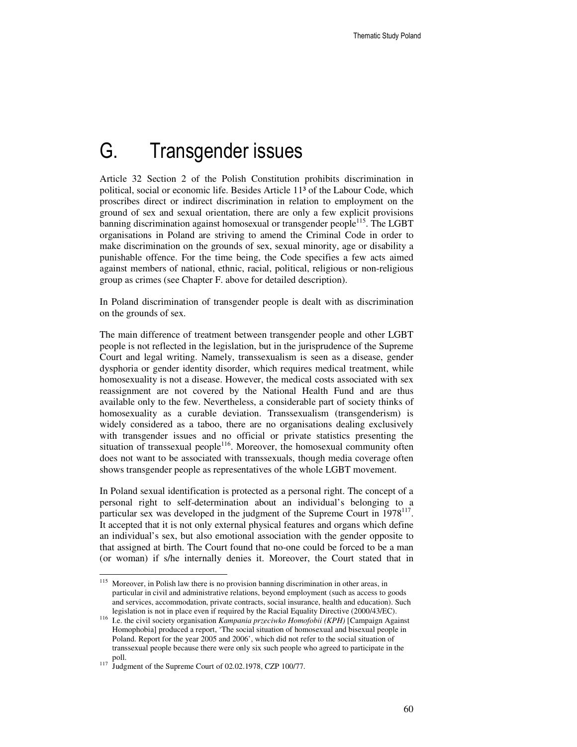# G. Transgender issues

Article 32 Section 2 of the Polish Constitution prohibits discrimination in political, social or economic life. Besides Article 11³ of the Labour Code, which proscribes direct or indirect discrimination in relation to employment on the ground of sex and sexual orientation, there are only a few explicit provisions banning discrimination against homosexual or transgender people[115]. The LGBT organisations in Poland are striving to amend the Criminal Code in order to make discrimination on the grounds of sex, sexual minority, age or disability a punishable offence. For the time being, the Code specifies a few acts aimed against members of national, ethnic, racial, political, religious or non-religious group as crimes (see Chapter F. above for detailed description).

In Poland discrimination of transgender people is dealt with as discrimination on the grounds of sex.

The main difference of treatment between transgender people and other LGBT people is not reflected in the legislation, but in the jurisprudence of the Supreme Court and legal writing. Namely, transsexualism is seen as a disease, gender dysphoria or gender identity disorder, which requires medical treatment, while homosexuality is not a disease. However, the medical costs associated with sex reassignment are not covered by the National Health Fund and are thus available only to the few. Nevertheless, a considerable part of society thinks of homosexuality as a curable deviation. Transsexualism (transgenderism) is widely considered as a taboo, there are no organisations dealing exclusively with transgender issues and no official or private statistics presenting the situation of transsexual people[116]. Moreover, the homosexual community often does not want to be associated with transsexuals, though media coverage often shows transgender people as representatives of the whole LGBT movement.

In Poland sexual identification is protected as a personal right. The concept of a personal right to self-determination about an individual's belonging to a particular sex was developed in the judgment of the Supreme Court in 1978[117]. It accepted that it is not only external physical features and organs which define an individual's sex, but also emotional association with the gender opposite to that assigned at birth. The Court found that no-one could be forced to be a man (or woman) if s/he internally denies it. Moreover, the Court stated that in

---

[115] Moreover, in Polish law there is no provision banning discrimination in other areas, in particular in civil and administrative relations, beyond employment (such as access to goods and services, accommodation, private contracts, social insurance, health and education). Such legislation is not in place even if required by the Racial Equality Directive (2000/43/EC).

[116] I.e. the civil society organisation *Kampania przeciwko Homofobii (KPH)* [Campaign Against Homophobia] produced a report, 'The social situation of homosexual and bisexual people in Poland. Report for the year 2005 and 2006', which did not refer to the social situation of transsexual people because there were only six such people who agreed to participate in the poll.

[117] Judgment of the Supreme Court of 02.02.1978, CZP 100/77.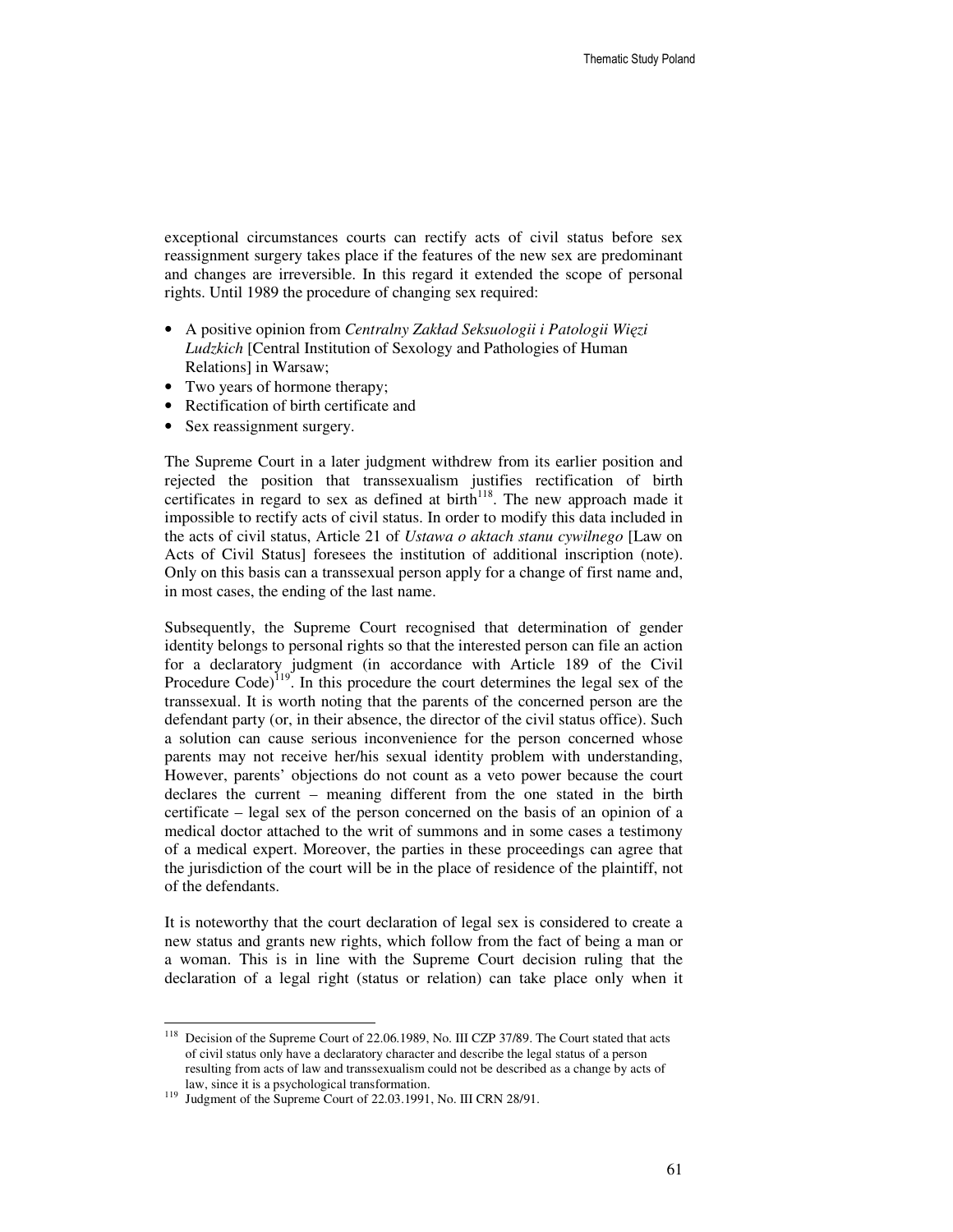exceptional circumstances courts can rectify acts of civil status before sex reassignment surgery takes place if the features of the new sex are predominant and changes are irreversible. In this regard it extended the scope of personal rights. Until 1989 the procedure of changing sex required:

- A positive opinion from *Centralny Zakład Seksuologii i Patologii Więzi Ludzkich* [Central Institution of Sexology and Pathologies of Human Relations] in Warsaw;
- Two years of hormone therapy;
- Rectification of birth certificate and
- Sex reassignment surgery.

The Supreme Court in a later judgment withdrew from its earlier position and rejected the position that transsexualism justifies rectification of birth certificates in regard to sex as defined at birth[118]. The new approach made it impossible to rectify acts of civil status. In order to modify this data included in the acts of civil status, Article 21 of *Ustawa o aktach stanu cywilnego* [Law on Acts of Civil Status] foresees the institution of additional inscription (note). Only on this basis can a transsexual person apply for a change of first name and, in most cases, the ending of the last name.

Subsequently, the Supreme Court recognised that determination of gender identity belongs to personal rights so that the interested person can file an action for a declaratory judgment (in accordance with Article 189 of the Civil Procedure Code)[119]. In this procedure the court determines the legal sex of the transsexual. It is worth noting that the parents of the concerned person are the defendant party (or, in their absence, the director of the civil status office). Such a solution can cause serious inconvenience for the person concerned whose parents may not receive her/his sexual identity problem with understanding, However, parents' objections do not count as a veto power because the court declares the current – meaning different from the one stated in the birth certificate – legal sex of the person concerned on the basis of an opinion of a medical doctor attached to the writ of summons and in some cases a testimony of a medical expert. Moreover, the parties in these proceedings can agree that the jurisdiction of the court will be in the place of residence of the plaintiff, not of the defendants.

It is noteworthy that the court declaration of legal sex is considered to create a new status and grants new rights, which follow from the fact of being a man or a woman. This is in line with the Supreme Court decision ruling that the declaration of a legal right (status or relation) can take place only when it

---

[118] Decision of the Supreme Court of 22.06.1989, No. III CZP 37/89. The Court stated that acts of civil status only have a declaratory character and describe the legal status of a person resulting from acts of law and transsexualism could not be described as a change by acts of law, since it is a psychological transformation.

[119] Judgment of the Supreme Court of 22.03.1991, No. III CRN 28/91.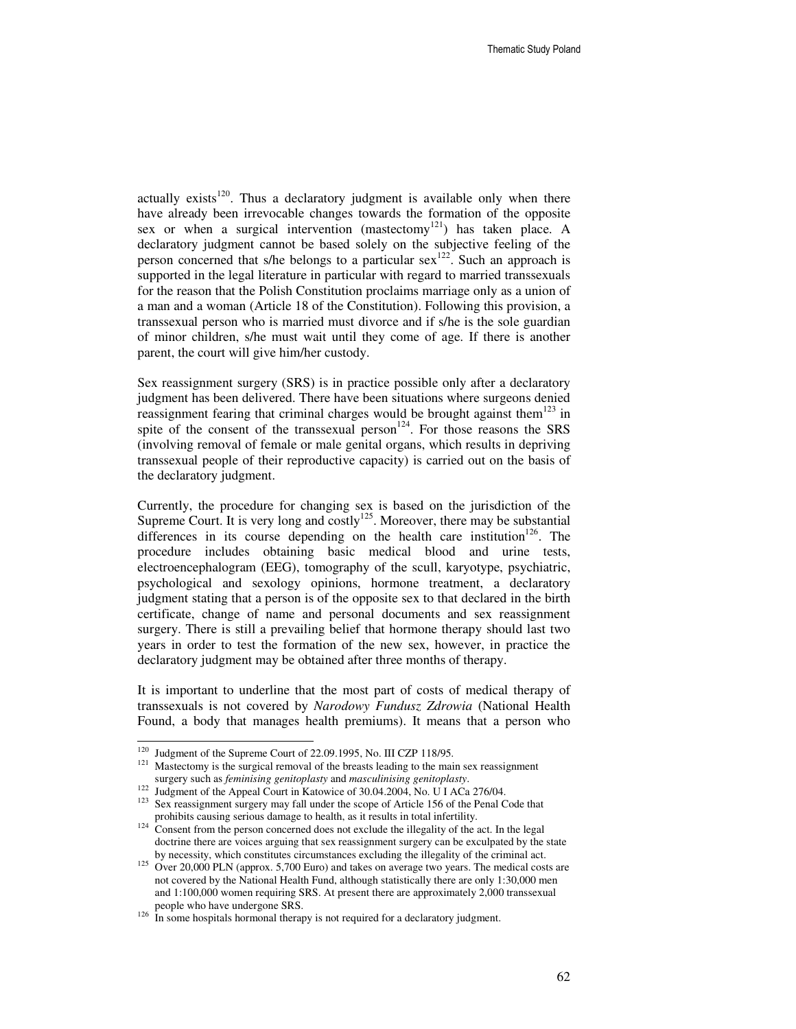actually exists[120]. Thus a declaratory judgment is available only when there have already been irrevocable changes towards the formation of the opposite sex or when a surgical intervention (mastectomy[121]) has taken place. A declaratory judgment cannot be based solely on the subjective feeling of the person concerned that s/he belongs to a particular sex[122]. Such an approach is supported in the legal literature in particular with regard to married transsexuals for the reason that the Polish Constitution proclaims marriage only as a union of a man and a woman (Article 18 of the Constitution). Following this provision, a transsexual person who is married must divorce and if s/he is the sole guardian of minor children, s/he must wait until they come of age. If there is another parent, the court will give him/her custody.

Sex reassignment surgery (SRS) is in practice possible only after a declaratory judgment has been delivered. There have been situations where surgeons denied reassignment fearing that criminal charges would be brought against them[123] in spite of the consent of the transsexual person[124]. For those reasons the SRS (involving removal of female or male genital organs, which results in depriving transsexual people of their reproductive capacity) is carried out on the basis of the declaratory judgment.

Currently, the procedure for changing sex is based on the jurisdiction of the Supreme Court. It is very long and costly[125]. Moreover, there may be substantial differences in its course depending on the health care institution[126]. The procedure includes obtaining basic medical blood and urine tests, electroencephalogram (EEG), tomography of the scull, karyotype, psychiatric, psychological and sexology opinions, hormone treatment, a declaratory judgment stating that a person is of the opposite sex to that declared in the birth certificate, change of name and personal documents and sex reassignment surgery. There is still a prevailing belief that hormone therapy should last two years in order to test the formation of the new sex, however, in practice the declaratory judgment may be obtained after three months of therapy.

It is important to underline that the most part of costs of medical therapy of transsexuals is not covered by *Narodowy Fundusz Zdrowia* (National Health Found, a body that manages health premiums). It means that a person who

---

[120] Judgment of the Supreme Court of 22.09.1995, No. III CZP 118/95.

[121] Mastectomy is the surgical removal of the breasts leading to the main sex reassignment surgery such as *feminising genitoplasty* and *masculinising genitoplasty*.

[122] Judgment of the Appeal Court in Katowice of 30.04.2004, No. U I ACa 276/04.

[123] Sex reassignment surgery may fall under the scope of Article 156 of the Penal Code that prohibits causing serious damage to health, as it results in total infertility.

[124] Consent from the person concerned does not exclude the illegality of the act. In the legal doctrine there are voices arguing that sex reassignment surgery can be exculpated by the state by necessity, which constitutes circumstances excluding the illegality of the criminal act.

[125] Over 20,000 PLN (approx. 5,700 Euro) and takes on average two years. The medical costs are not covered by the National Health Fund, although statistically there are only 1:30,000 men and 1:100,000 women requiring SRS. At present there are approximately 2,000 transsexual people who have undergone SRS.

[126] In some hospitals hormonal therapy is not required for a declaratory judgment.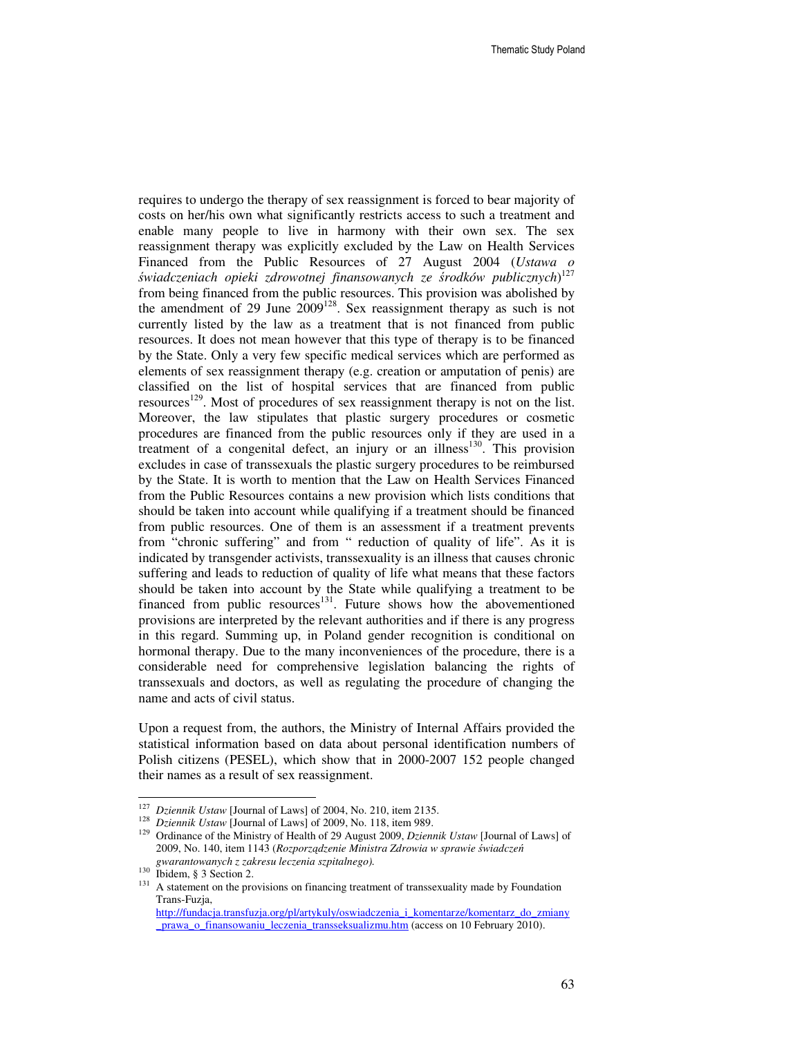requires to undergo the therapy of sex reassignment is forced to bear majority of costs on her/his own what significantly restricts access to such a treatment and enable many people to live in harmony with their own sex. The sex reassignment therapy was explicitly excluded by the Law on Health Services Financed from the Public Resources of 27 August 2004 (*Ustawa o świadczeniach opieki zdrowotnej finansowanych ze środków publicznych*)[127] from being financed from the public resources. This provision was abolished by the amendment of 29 June 2009[128]. Sex reassignment therapy as such is not currently listed by the law as a treatment that is not financed from public resources. It does not mean however that this type of therapy is to be financed by the State. Only a very few specific medical services which are performed as elements of sex reassignment therapy (e.g. creation or amputation of penis) are classified on the list of hospital services that are financed from public resources[129]. Most of procedures of sex reassignment therapy is not on the list. Moreover, the law stipulates that plastic surgery procedures or cosmetic procedures are financed from the public resources only if they are used in a treatment of a congenital defect, an injury or an illness[130]. This provision excludes in case of transsexuals the plastic surgery procedures to be reimbursed by the State. It is worth to mention that the Law on Health Services Financed from the Public Resources contains a new provision which lists conditions that should be taken into account while qualifying if a treatment should be financed from public resources. One of them is an assessment if a treatment prevents from "chronic suffering" and from " reduction of quality of life". As it is indicated by transgender activists, transsexuality is an illness that causes chronic suffering and leads to reduction of quality of life what means that these factors should be taken into account by the State while qualifying a treatment to be financed from public resources[131]. Future shows how the abovementioned provisions are interpreted by the relevant authorities and if there is any progress in this regard. Summing up, in Poland gender recognition is conditional on hormonal therapy. Due to the many inconveniences of the procedure, there is a considerable need for comprehensive legislation balancing the rights of transsexuals and doctors, as well as regulating the procedure of changing the name and acts of civil status.

Upon a request from, the authors, the Ministry of Internal Affairs provided the statistical information based on data about personal identification numbers of Polish citizens (PESEL), which show that in 2000-2007 152 people changed their names as a result of sex reassignment.

---

[127] *Dziennik Ustaw* [Journal of Laws] of 2004, No. 210, item 2135.

[128] *Dziennik Ustaw* [Journal of Laws] of 2009, No. 118, item 989.

[129] Ordinance of the Ministry of Health of 29 August 2009, *Dziennik Ustaw* [Journal of Laws] of 2009, No. 140, item 1143 (*Rozporządzenie Ministra Zdrowia w sprawie świadczeń gwarantowanych z zakresu leczenia szpitalnego).*

[130] Ibidem, § 3 Section 2.

[131] A statement on the provisions on financing treatment of transsexuality made by Foundation Trans-Fuzja, http://fundacja.transfuzja.org/pl/artykuly/oswiadczenia_i_komentarze/komentarz_do_zmiany_prawa_o_finansowaniu_leczenia_transseksualizmu.htm (access on 10 February 2010).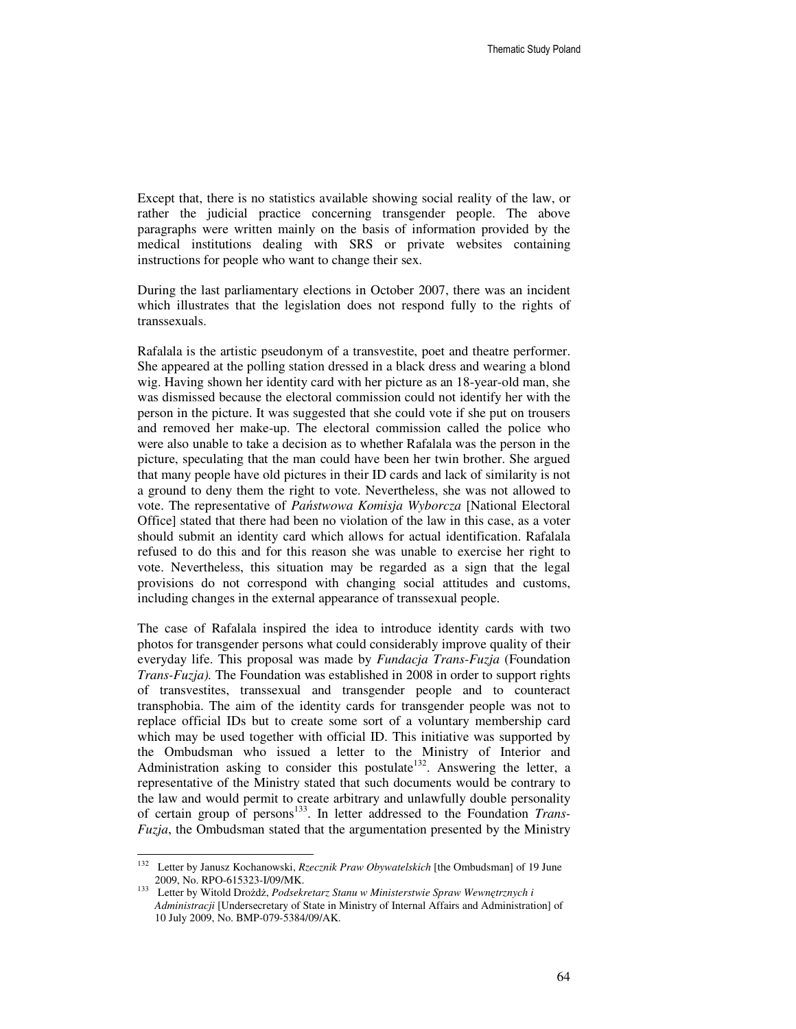Except that, there is no statistics available showing social reality of the law, or rather the judicial practice concerning transgender people. The above paragraphs were written mainly on the basis of information provided by the medical institutions dealing with SRS or private websites containing instructions for people who want to change their sex.

During the last parliamentary elections in October 2007, there was an incident which illustrates that the legislation does not respond fully to the rights of transsexuals.

Rafalala is the artistic pseudonym of a transvestite, poet and theatre performer. She appeared at the polling station dressed in a black dress and wearing a blond wig. Having shown her identity card with her picture as an 18-year-old man, she was dismissed because the electoral commission could not identify her with the person in the picture. It was suggested that she could vote if she put on trousers and removed her make-up. The electoral commission called the police who were also unable to take a decision as to whether Rafalala was the person in the picture, speculating that the man could have been her twin brother. She argued that many people have old pictures in their ID cards and lack of similarity is not a ground to deny them the right to vote. Nevertheless, she was not allowed to vote. The representative of *Państwowa Komisja Wyborcza* [National Electoral Office] stated that there had been no violation of the law in this case, as a voter should submit an identity card which allows for actual identification. Rafalala refused to do this and for this reason she was unable to exercise her right to vote. Nevertheless, this situation may be regarded as a sign that the legal provisions do not correspond with changing social attitudes and customs, including changes in the external appearance of transsexual people.

The case of Rafalala inspired the idea to introduce identity cards with two photos for transgender persons what could considerably improve quality of their everyday life. This proposal was made by *Fundacja Trans-Fuzja* (Foundation *Trans-Fuzja).* The Foundation was established in 2008 in order to support rights of transvestites, transsexual and transgender people and to counteract transphobia. The aim of the identity cards for transgender people was not to replace official IDs but to create some sort of a voluntary membership card which may be used together with official ID. This initiative was supported by the Ombudsman who issued a letter to the Ministry of Interior and Administration asking to consider this postulate[132]. Answering the letter, a representative of the Ministry stated that such documents would be contrary to the law and would permit to create arbitrary and unlawfully double personality of certain group of persons[133]. In letter addressed to the Foundation *Trans-Fuzja*, the Ombudsman stated that the argumentation presented by the Ministry

---

[132] Letter by Janusz Kochanowski, *Rzecznik Praw Obywatelskich* [the Ombudsman] of 19 June 2009, No. RPO-615323-I/09/MK.

[133] Letter by Witold Drożdż, *Podsekretarz Stanu w Ministerstwie Spraw Wewnętrznych i Administracji* [Undersecretary of State in Ministry of Internal Affairs and Administration] of 10 July 2009, No. BMP-079-5384/09/AK.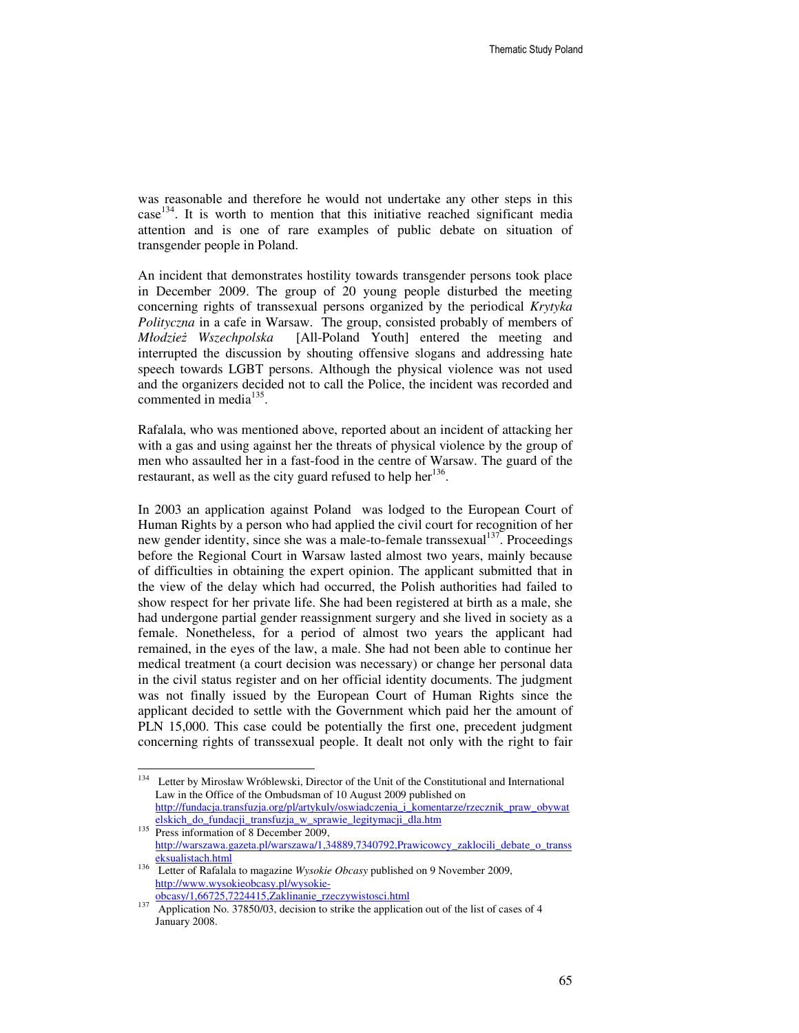was reasonable and therefore he would not undertake any other steps in this case[134]. It is worth to mention that this initiative reached significant media attention and is one of rare examples of public debate on situation of transgender people in Poland.

An incident that demonstrates hostility towards transgender persons took place in December 2009. The group of 20 young people disturbed the meeting concerning rights of transsexual persons organized by the periodical *Krytyka Polityczna* in a cafe in Warsaw. The group, consisted probably of members of *Młodzież Wszechpolska* [All-Poland Youth] entered the meeting and interrupted the discussion by shouting offensive slogans and addressing hate speech towards LGBT persons. Although the physical violence was not used and the organizers decided not to call the Police, the incident was recorded and commented in media[135].

Rafalala, who was mentioned above, reported about an incident of attacking her with a gas and using against her the threats of physical violence by the group of men who assaulted her in a fast-food in the centre of Warsaw. The guard of the restaurant, as well as the city guard refused to help her[136].

In 2003 an application against Poland was lodged to the European Court of Human Rights by a person who had applied the civil court for recognition of her new gender identity, since she was a male-to-female transsexual[137]. Proceedings before the Regional Court in Warsaw lasted almost two years, mainly because of difficulties in obtaining the expert opinion. The applicant submitted that in the view of the delay which had occurred, the Polish authorities had failed to show respect for her private life. She had been registered at birth as a male, she had undergone partial gender reassignment surgery and she lived in society as a female. Nonetheless, for a period of almost two years the applicant had remained, in the eyes of the law, a male. She had not been able to continue her medical treatment (a court decision was necessary) or change her personal data in the civil status register and on her official identity documents. The judgment was not finally issued by the European Court of Human Rights since the applicant decided to settle with the Government which paid her the amount of PLN 15,000. This case could be potentially the first one, precedent judgment concerning rights of transsexual people. It dealt not only with the right to fair

---

[134] Letter by Mirosław Wróblewski, Director of the Unit of the Constitutional and International Law in the Office of the Ombudsman of 10 August 2009 published on http://fundacja.transfuzja.org/pl/artykuly/oswiadczenia_i_komentarze/rzecznik_praw_obywatelskich_do_fundacji_transfuzja_w_sprawie_legitymacji_dla.htm

[135] Press information of 8 December 2009, http://warszawa.gazeta.pl/warszawa/1,34889,7340792,Prawicowcy_zaklocili_debate_o_transseksualistach.html

[136] Letter of Rafalala to magazine *Wysokie Obcasy* published on 9 November 2009, http://www.wysokieobcasy.pl/wysokie-obcasy/1,66725,7224415,Zaklinanie_rzeczywistosci.html

[137] Application No. 37850/03, decision to strike the application out of the list of cases of 4 January 2008.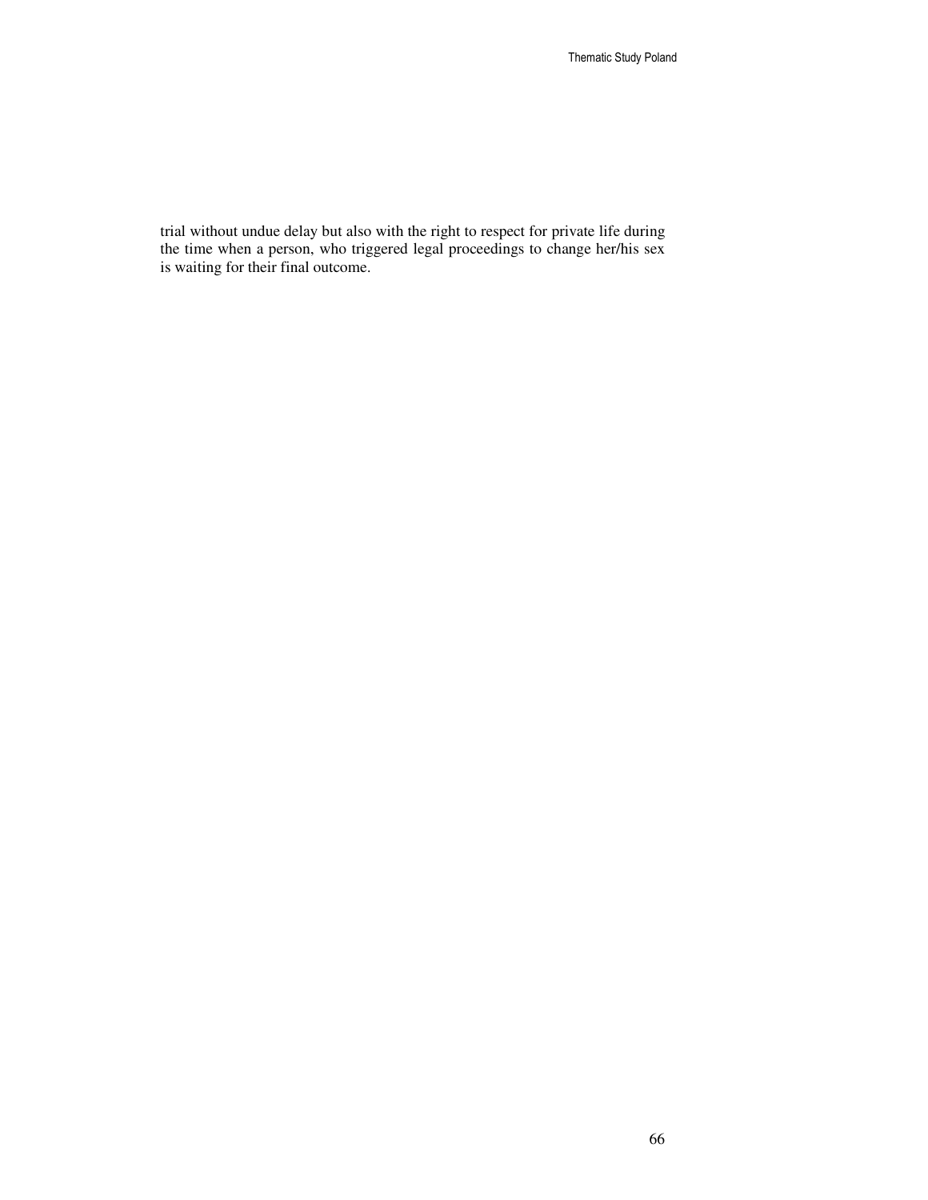trial without undue delay but also with the right to respect for private life during the time when a person, who triggered legal proceedings to change her/his sex is waiting for their final outcome.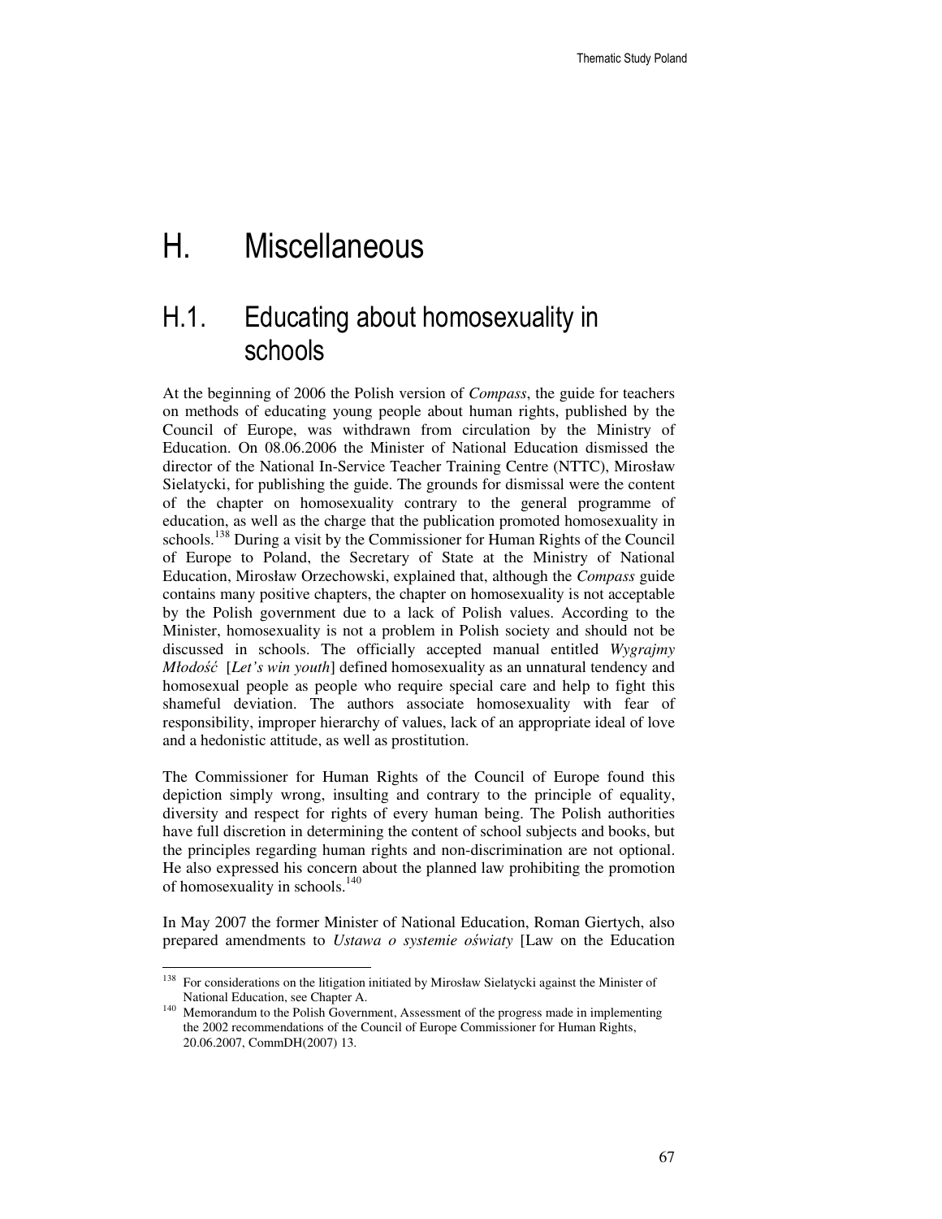# H. Miscellaneous

## H.1. Educating about homosexuality in schools

At the beginning of 2006 the Polish version of *Compass*, the guide for teachers on methods of educating young people about human rights, published by the Council of Europe, was withdrawn from circulation by the Ministry of Education. On 08.06.2006 the Minister of National Education dismissed the director of the National In-Service Teacher Training Centre (NTTC), Mirosław Sielatycki, for publishing the guide. The grounds for dismissal were the content of the chapter on homosexuality contrary to the general programme of education, as well as the charge that the publication promoted homosexuality in schools.[138] During a visit by the Commissioner for Human Rights of the Council of Europe to Poland, the Secretary of State at the Ministry of National Education, Mirosław Orzechowski, explained that, although the *Compass* guide contains many positive chapters, the chapter on homosexuality is not acceptable by the Polish government due to a lack of Polish values. According to the Minister, homosexuality is not a problem in Polish society and should not be discussed in schools. The officially accepted manual entitled *Wygrajmy Młodość* [*Let's win youth*] defined homosexuality as an unnatural tendency and homosexual people as people who require special care and help to fight this shameful deviation. The authors associate homosexuality with fear of responsibility, improper hierarchy of values, lack of an appropriate ideal of love and a hedonistic attitude, as well as prostitution.

The Commissioner for Human Rights of the Council of Europe found this depiction simply wrong, insulting and contrary to the principle of equality, diversity and respect for rights of every human being. The Polish authorities have full discretion in determining the content of school subjects and books, but the principles regarding human rights and non-discrimination are not optional. He also expressed his concern about the planned law prohibiting the promotion of homosexuality in schools.[140]

In May 2007 the former Minister of National Education, Roman Giertych, also prepared amendments to *Ustawa o systemie oświaty* [Law on the Education

---

[138] For considerations on the litigation initiated by Mirosław Sielatycki against the Minister of National Education, see Chapter A.

[140] Memorandum to the Polish Government, Assessment of the progress made in implementing the 2002 recommendations of the Council of Europe Commissioner for Human Rights, 20.06.2007, CommDH(2007) 13.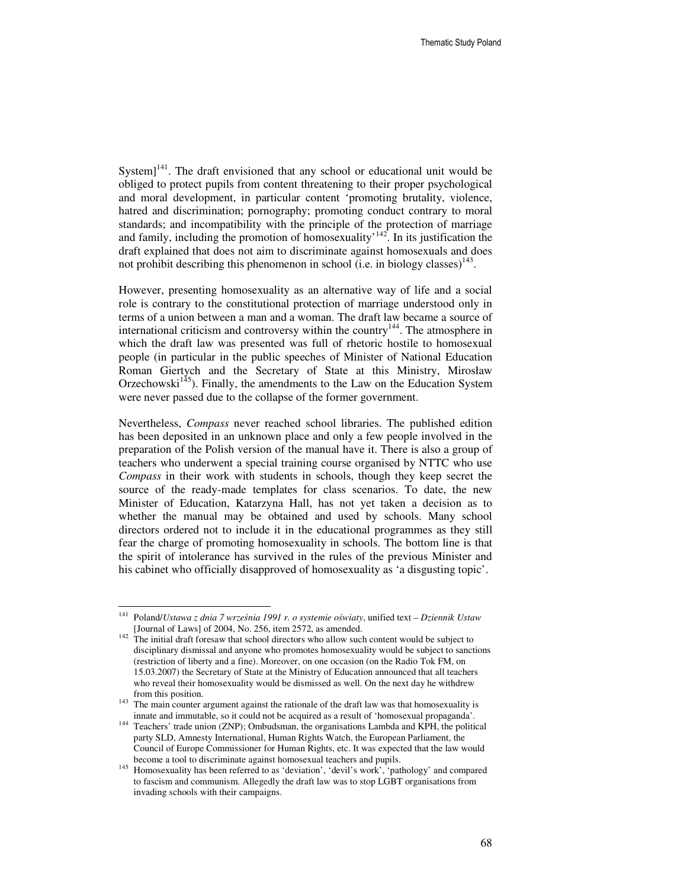System][141]. The draft envisioned that any school or educational unit would be obliged to protect pupils from content threatening to their proper psychological and moral development, in particular content 'promoting brutality, violence, hatred and discrimination; pornography; promoting conduct contrary to moral standards; and incompatibility with the principle of the protection of marriage and family, including the promotion of homosexuality'[142]. In its justification the draft explained that does not aim to discriminate against homosexuals and does not prohibit describing this phenomenon in school (i.e. in biology classes)[143].

However, presenting homosexuality as an alternative way of life and a social role is contrary to the constitutional protection of marriage understood only in terms of a union between a man and a woman. The draft law became a source of international criticism and controversy within the country[144]. The atmosphere in which the draft law was presented was full of rhetoric hostile to homosexual people (in particular in the public speeches of Minister of National Education Roman Giertych and the Secretary of State at this Ministry, Mirosław Orzechowski[145]). Finally, the amendments to the Law on the Education System were never passed due to the collapse of the former government.

Nevertheless, *Compass* never reached school libraries. The published edition has been deposited in an unknown place and only a few people involved in the preparation of the Polish version of the manual have it. There is also a group of teachers who underwent a special training course organised by NTTC who use *Compass* in their work with students in schools, though they keep secret the source of the ready-made templates for class scenarios. To date, the new Minister of Education, Katarzyna Hall, has not yet taken a decision as to whether the manual may be obtained and used by schools. Many school directors ordered not to include it in the educational programmes as they still fear the charge of promoting homosexuality in schools. The bottom line is that the spirit of intolerance has survived in the rules of the previous Minister and his cabinet who officially disapproved of homosexuality as 'a disgusting topic'.

---

[141] Poland/*Ustawa z dnia 7 września 1991 r. o systemie oświaty*, unified text – *Dziennik Ustaw* [Journal of Laws] of 2004, No. 256, item 2572, as amended.

[142] The initial draft foresaw that school directors who allow such content would be subject to disciplinary dismissal and anyone who promotes homosexuality would be subject to sanctions (restriction of liberty and a fine). Moreover, on one occasion (on the Radio Tok FM, on 15.03.2007) the Secretary of State at the Ministry of Education announced that all teachers who reveal their homosexuality would be dismissed as well. On the next day he withdrew from this position.

[143] The main counter argument against the rationale of the draft law was that homosexuality is innate and immutable, so it could not be acquired as a result of 'homosexual propaganda'.

[144] Teachers' trade union (ZNP); Ombudsman, the organisations Lambda and KPH, the political party SLD, Amnesty International, Human Rights Watch, the European Parliament, the Council of Europe Commissioner for Human Rights, etc. It was expected that the law would become a tool to discriminate against homosexual teachers and pupils.

[145] Homosexuality has been referred to as 'deviation', 'devil's work', 'pathology' and compared to fascism and communism. Allegedly the draft law was to stop LGBT organisations from invading schools with their campaigns.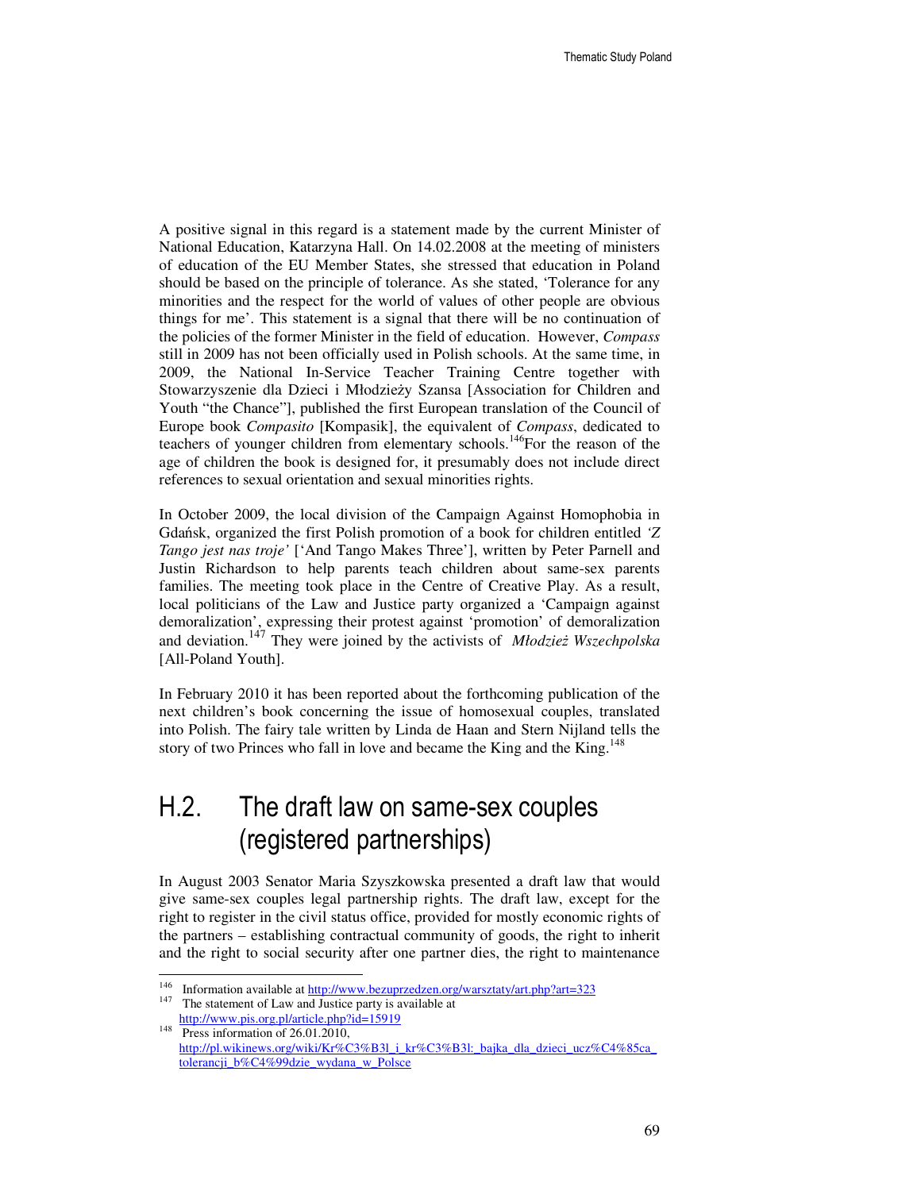A positive signal in this regard is a statement made by the current Minister of National Education, Katarzyna Hall. On 14.02.2008 at the meeting of ministers of education of the EU Member States, she stressed that education in Poland should be based on the principle of tolerance. As she stated, 'Tolerance for any minorities and the respect for the world of values of other people are obvious things for me'. This statement is a signal that there will be no continuation of the policies of the former Minister in the field of education. However, *Compass* still in 2009 has not been officially used in Polish schools. At the same time, in 2009, the National In-Service Teacher Training Centre together with Stowarzyszenie dla Dzieci i Młodzieży Szansa [Association for Children and Youth "the Chance"], published the first European translation of the Council of Europe book *Compasito* [Kompasik], the equivalent of *Compass*, dedicated to teachers of younger children from elementary schools.[146]For the reason of the age of children the book is designed for, it presumably does not include direct references to sexual orientation and sexual minorities rights.

In October 2009, the local division of the Campaign Against Homophobia in Gdańsk, organized the first Polish promotion of a book for children entitled *'Z Tango jest nas troje'* ['And Tango Makes Three'], written by Peter Parnell and Justin Richardson to help parents teach children about same-sex parents families. The meeting took place in the Centre of Creative Play. As a result, local politicians of the Law and Justice party organized a 'Campaign against demoralization', expressing their protest against 'promotion' of demoralization and deviation.[147] They were joined by the activists of *Młodzież Wszechpolska* [All-Poland Youth].

In February 2010 it has been reported about the forthcoming publication of the next children's book concerning the issue of homosexual couples, translated into Polish. The fairy tale written by Linda de Haan and Stern Nijland tells the story of two Princes who fall in love and became the King and the King.[148]

## H.2. The draft law on same-sex couples (registered partnerships)

In August 2003 Senator Maria Szyszkowska presented a draft law that would give same-sex couples legal partnership rights. The draft law, except for the right to register in the civil status office, provided for mostly economic rights of the partners – establishing contractual community of goods, the right to inherit and the right to social security after one partner dies, the right to maintenance

---

[146] Information available at http://www.bezuprzedzen.org/warsztaty/art.php?art=323

[147] The statement of Law and Justice party is available at http://www.pis.org.pl/article.php?id=15919

[148] Press information of 26.01.2010, http://pl.wikinews.org/wiki/Kr%C3%B3l_i_kr%C3%B3l:_bajka_dla_dzieci_ucz%C4%85ca_tolerancji_b%C4%99dzie_wydana_w_Polsce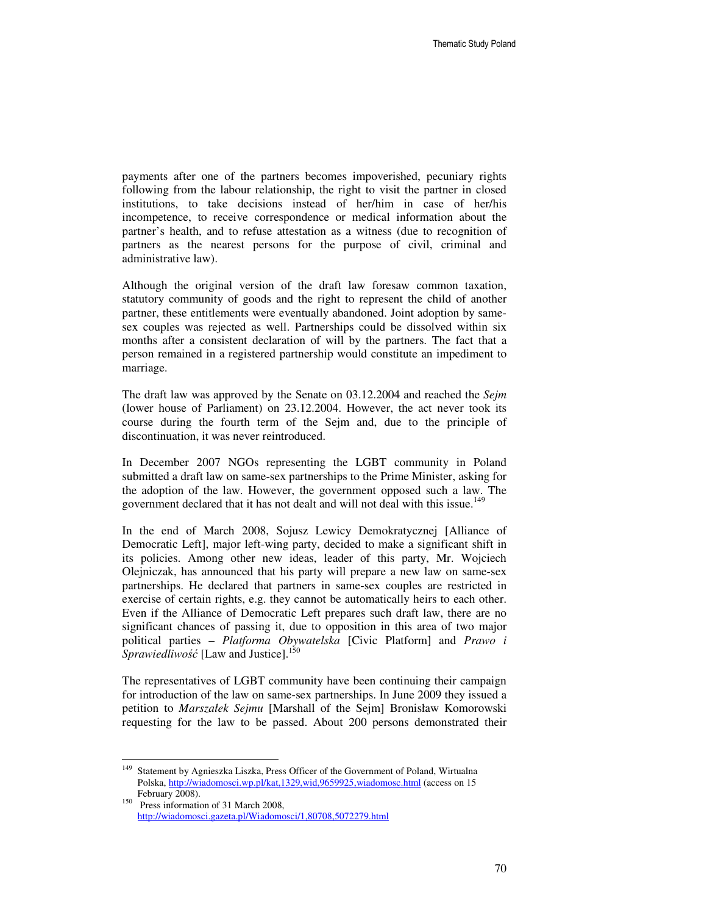payments after one of the partners becomes impoverished, pecuniary rights following from the labour relationship, the right to visit the partner in closed institutions, to take decisions instead of her/him in case of her/his incompetence, to receive correspondence or medical information about the partner's health, and to refuse attestation as a witness (due to recognition of partners as the nearest persons for the purpose of civil, criminal and administrative law).

Although the original version of the draft law foresaw common taxation, statutory community of goods and the right to represent the child of another partner, these entitlements were eventually abandoned. Joint adoption by same-sex couples was rejected as well. Partnerships could be dissolved within six months after a consistent declaration of will by the partners. The fact that a person remained in a registered partnership would constitute an impediment to marriage.

The draft law was approved by the Senate on 03.12.2004 and reached the *Sejm* (lower house of Parliament) on 23.12.2004. However, the act never took its course during the fourth term of the Sejm and, due to the principle of discontinuation, it was never reintroduced.

In December 2007 NGOs representing the LGBT community in Poland submitted a draft law on same-sex partnerships to the Prime Minister, asking for the adoption of the law. However, the government opposed such a law. The government declared that it has not dealt and will not deal with this issue.[149]

In the end of March 2008, Sojusz Lewicy Demokratycznej [Alliance of Democratic Left], major left-wing party, decided to make a significant shift in its policies. Among other new ideas, leader of this party, Mr. Wojciech Olejniczak, has announced that his party will prepare a new law on same-sex partnerships. He declared that partners in same-sex couples are restricted in exercise of certain rights, e.g. they cannot be automatically heirs to each other. Even if the Alliance of Democratic Left prepares such draft law, there are no significant chances of passing it, due to opposition in this area of two major political parties – *Platforma Obywatelska* [Civic Platform] and *Prawo i Sprawiedliwość* [Law and Justice].[150]

The representatives of LGBT community have been continuing their campaign for introduction of the law on same-sex partnerships. In June 2009 they issued a petition to *Marszałek Sejmu* [Marshall of the Sejm] Bronisław Komorowski requesting for the law to be passed. About 200 persons demonstrated their

---

[149] Statement by Agnieszka Liszka, Press Officer of the Government of Poland, Wirtualna Polska, http://wiadomosci.wp.pl/kat,1329,wid,9659925,wiadomosc.html (access on 15 February 2008).

[150] Press information of 31 March 2008, http://wiadomosci.gazeta.pl/Wiadomosci/1,80708,5072279.html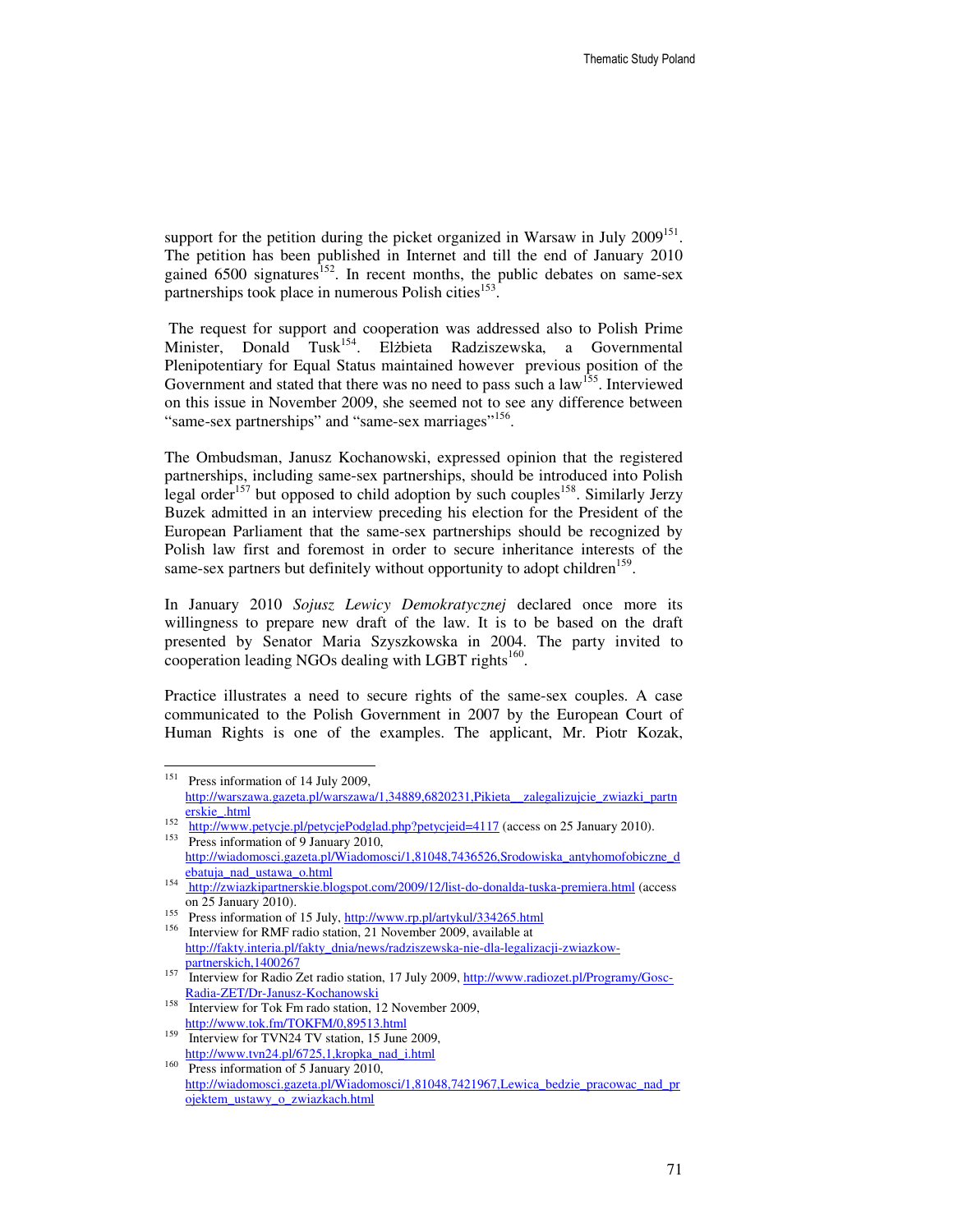support for the petition during the picket organized in Warsaw in July 2009[151]. The petition has been published in Internet and till the end of January 2010 gained 6500 signatures[152]. In recent months, the public debates on same-sex partnerships took place in numerous Polish cities[153].

The request for support and cooperation was addressed also to Polish Prime Minister, Donald Tusk[154]. Elżbieta Radziszewska, a Governmental Plenipotentiary for Equal Status maintained however previous position of the Government and stated that there was no need to pass such a law[155]. Interviewed on this issue in November 2009, she seemed not to see any difference between "same-sex partnerships" and "same-sex marriages"[156].

The Ombudsman, Janusz Kochanowski, expressed opinion that the registered partnerships, including same-sex partnerships, should be introduced into Polish legal order[157] but opposed to child adoption by such couples[158]. Similarly Jerzy Buzek admitted in an interview preceding his election for the President of the European Parliament that the same-sex partnerships should be recognized by Polish law first and foremost in order to secure inheritance interests of the same-sex partners but definitely without opportunity to adopt children[159].

In January 2010 *Sojusz Lewicy Demokratycznej* declared once more its willingness to prepare new draft of the law. It is to be based on the draft presented by Senator Maria Szyszkowska in 2004. The party invited to cooperation leading NGOs dealing with LGBT rights[160].

Practice illustrates a need to secure rights of the same-sex couples. A case communicated to the Polish Government in 2007 by the European Court of Human Rights is one of the examples. The applicant, Mr. Piotr Kozak,

---

[151] Press information of 14 July 2009, http://warszawa.gazeta.pl/warszawa/1,34889,6820231,Pikieta__zalegalizujcie_zwiazki_partnerskie_.html

[152] http://www.petycje.pl/petycjePodglad.php?petycjeid=4117 (access on 25 January 2010).

[153] Press information of 9 January 2010, http://wiadomosci.gazeta.pl/Wiadomosci/1,81048,7436526,Srodowiska_antyhomofobiczne_debatuja_nad_ustawa_o.html

[154] http://zwiazkipartnerskie.blogspot.com/2009/12/list-do-donalda-tuska-premiera.html (access on 25 January 2010).

[155] Press information of 15 July, http://www.rp.pl/artykul/334265.html

[156] Interview for RMF radio station, 21 November 2009, available at http://fakty.interia.pl/fakty_dnia/news/radziszewska-nie-dla-legalizacji-zwiazkow-partnerskich,1400267

[157] Interview for Radio Zet radio station, 17 July 2009, http://www.radiozet.pl/Programy/Gosc-Radia-ZET/Dr-Janusz-Kochanowski

[158] Interview for Tok Fm rado station, 12 November 2009, http://www.tok.fm/TOKFM/0,89513.html

[159] Interview for TVN24 TV station, 15 June 2009, http://www.tvn24.pl/6725,1,kropka_nad_i.html

[160] Press information of 5 January 2010, http://wiadomosci.gazeta.pl/Wiadomosci/1,81048,7421967,Lewica_bedzie_pracowac_nad_projektem_ustawy_o_zwiazkach.html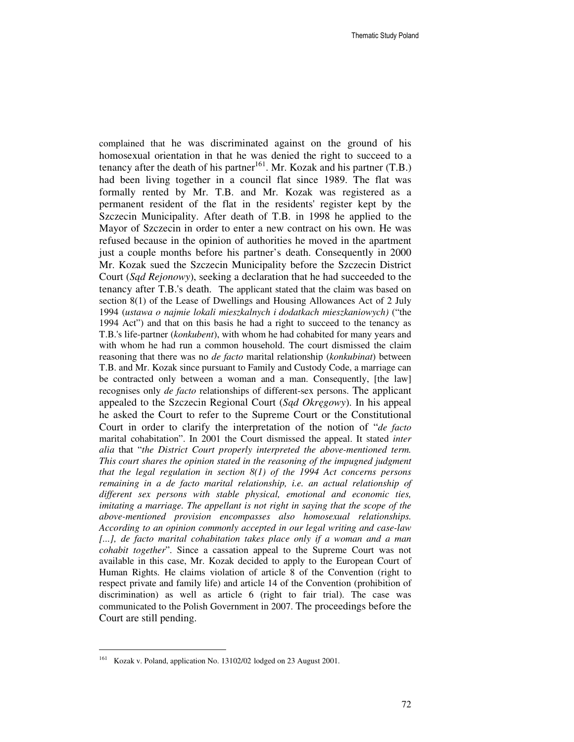complained that he was discriminated against on the ground of his homosexual orientation in that he was denied the right to succeed to a tenancy after the death of his partner[161]. Mr. Kozak and his partner (T.B.) had been living together in a council flat since 1989. The flat was formally rented by Mr. T.B. and Mr. Kozak was registered as a permanent resident of the flat in the residents' register kept by the Szczecin Municipality. After death of T.B. in 1998 he applied to the Mayor of Szczecin in order to enter a new contract on his own. He was refused because in the opinion of authorities he moved in the apartment just a couple months before his partner's death. Consequently in 2000 Mr. Kozak sued the Szczecin Municipality before the Szczecin District Court (*Sąd Rejonowy*), seeking a declaration that he had succeeded to the tenancy after T.B.'s death. The applicant stated that the claim was based on section 8(1) of the Lease of Dwellings and Housing Allowances Act of 2 July 1994 (*ustawa o najmie lokali mieszkalnych i dodatkach mieszkaniowych)* ("the 1994 Act") and that on this basis he had a right to succeed to the tenancy as T.B.'s life-partner (*konkubent*), with whom he had cohabited for many years and with whom he had run a common household. The court dismissed the claim reasoning that there was no *de facto* marital relationship (*konkubinat*) between T.B. and Mr. Kozak since pursuant to Family and Custody Code, a marriage can be contracted only between a woman and a man. Consequently, [the law] recognises only *de facto* relationships of different-sex persons. The applicant appealed to the Szczecin Regional Court (*Sąd Okręgowy*). In his appeal he asked the Court to refer to the Supreme Court or the Constitutional Court in order to clarify the interpretation of the notion of "*de facto* marital cohabitation". In 2001 the Court dismissed the appeal. It stated *inter alia* that "*the District Court properly interpreted the above-mentioned term. This court shares the opinion stated in the reasoning of the impugned judgment that the legal regulation in section 8(1) of the 1994 Act concerns persons remaining in a de facto marital relationship, i.e. an actual relationship of different sex persons with stable physical, emotional and economic ties, imitating a marriage. The appellant is not right in saying that the scope of the above-mentioned provision encompasses also homosexual relationships. According to an opinion commonly accepted in our legal writing and case-law [...], de facto marital cohabitation takes place only if a woman and a man cohabit together*". Since a cassation appeal to the Supreme Court was not available in this case, Mr. Kozak decided to apply to the European Court of Human Rights. He claims violation of article 8 of the Convention (right to respect private and family life) and article 14 of the Convention (prohibition of discrimination) as well as article 6 (right to fair trial). The case was communicated to the Polish Government in 2007. The proceedings before the Court are still pending.

---

[161] Kozak v. Poland, application No. 13102/02 lodged on 23 August 2001.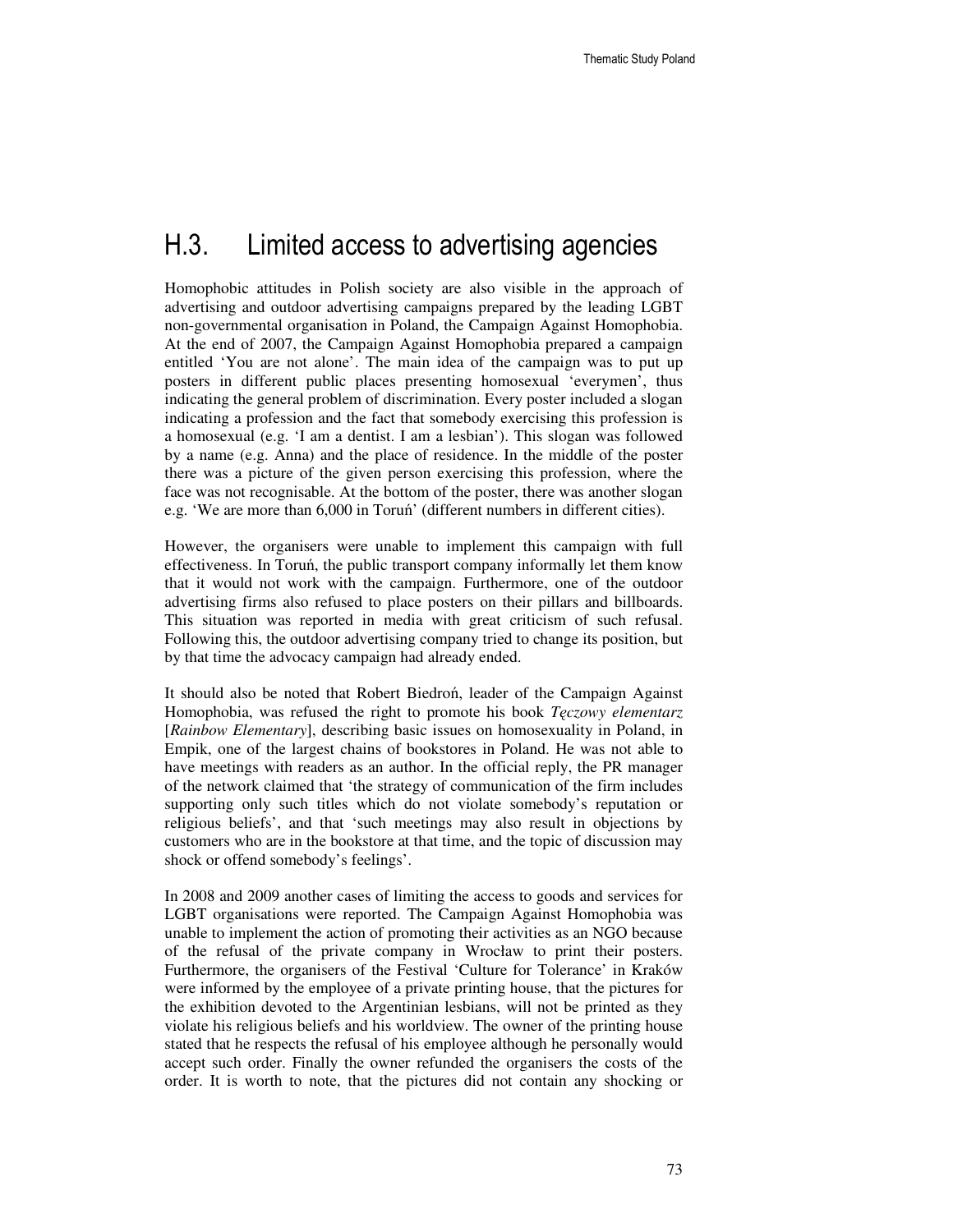## H.3. Limited access to advertising agencies

Homophobic attitudes in Polish society are also visible in the approach of advertising and outdoor advertising campaigns prepared by the leading LGBT non-governmental organisation in Poland, the Campaign Against Homophobia. At the end of 2007, the Campaign Against Homophobia prepared a campaign entitled 'You are not alone'. The main idea of the campaign was to put up posters in different public places presenting homosexual 'everymen', thus indicating the general problem of discrimination. Every poster included a slogan indicating a profession and the fact that somebody exercising this profession is a homosexual (e.g. 'I am a dentist. I am a lesbian'). This slogan was followed by a name (e.g. Anna) and the place of residence. In the middle of the poster there was a picture of the given person exercising this profession, where the face was not recognisable. At the bottom of the poster, there was another slogan e.g. 'We are more than 6,000 in Toruń' (different numbers in different cities).

However, the organisers were unable to implement this campaign with full effectiveness. In Toruń, the public transport company informally let them know that it would not work with the campaign. Furthermore, one of the outdoor advertising firms also refused to place posters on their pillars and billboards. This situation was reported in media with great criticism of such refusal. Following this, the outdoor advertising company tried to change its position, but by that time the advocacy campaign had already ended.

It should also be noted that Robert Biedroń, leader of the Campaign Against Homophobia, was refused the right to promote his book *Tęczowy elementarz* [*Rainbow Elementary*], describing basic issues on homosexuality in Poland, in Empik, one of the largest chains of bookstores in Poland. He was not able to have meetings with readers as an author. In the official reply, the PR manager of the network claimed that 'the strategy of communication of the firm includes supporting only such titles which do not violate somebody's reputation or religious beliefs', and that 'such meetings may also result in objections by customers who are in the bookstore at that time, and the topic of discussion may shock or offend somebody's feelings'.

In 2008 and 2009 another cases of limiting the access to goods and services for LGBT organisations were reported. The Campaign Against Homophobia was unable to implement the action of promoting their activities as an NGO because of the refusal of the private company in Wrocław to print their posters. Furthermore, the organisers of the Festival 'Culture for Tolerance' in Kraków were informed by the employee of a private printing house, that the pictures for the exhibition devoted to the Argentinian lesbians, will not be printed as they violate his religious beliefs and his worldview. The owner of the printing house stated that he respects the refusal of his employee although he personally would accept such order. Finally the owner refunded the organisers the costs of the order. It is worth to note, that the pictures did not contain any shocking or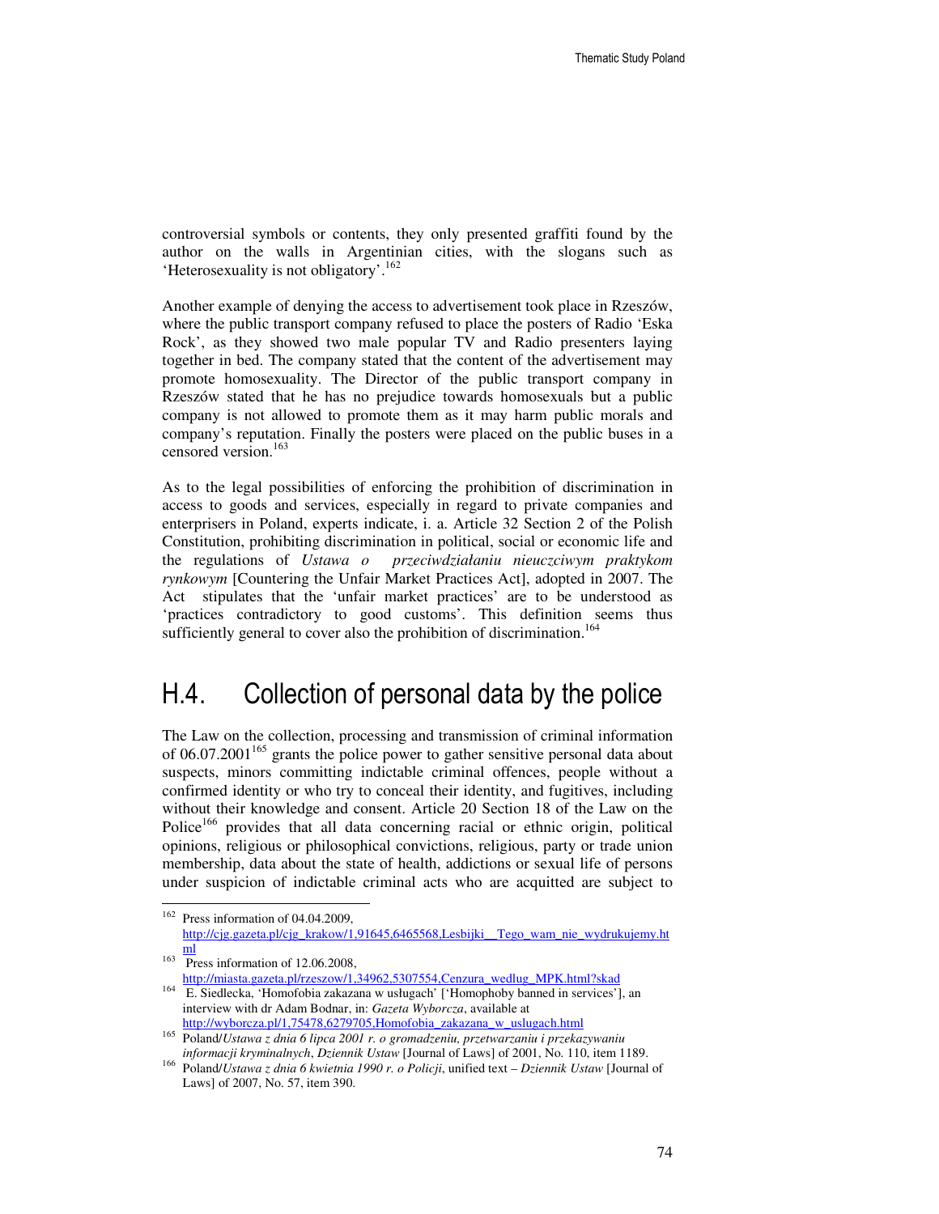controversial symbols or contents, they only presented graffiti found by the author on the walls in Argentinian cities, with the slogans such as 'Heterosexuality is not obligatory'.[162]

Another example of denying the access to advertisement took place in Rzeszów, where the public transport company refused to place the posters of Radio 'Eska Rock', as they showed two male popular TV and Radio presenters laying together in bed. The company stated that the content of the advertisement may promote homosexuality. The Director of the public transport company in Rzeszów stated that he has no prejudice towards homosexuals but a public company is not allowed to promote them as it may harm public morals and company's reputation. Finally the posters were placed on the public buses in a censored version.[163]

As to the legal possibilities of enforcing the prohibition of discrimination in access to goods and services, especially in regard to private companies and enterprisers in Poland, experts indicate, i. a. Article 32 Section 2 of the Polish Constitution, prohibiting discrimination in political, social or economic life and the regulations of *Ustawa o przeciwdziałaniu nieuczciwym praktykom rynkowym* [Countering the Unfair Market Practices Act], adopted in 2007. The Act stipulates that the 'unfair market practices' are to be understood as 'practices contradictory to good customs'. This definition seems thus sufficiently general to cover also the prohibition of discrimination.[164]

## H.4. Collection of personal data by the police

The Law on the collection, processing and transmission of criminal information of 06.07.2001[165] grants the police power to gather sensitive personal data about suspects, minors committing indictable criminal offences, people without a confirmed identity or who try to conceal their identity, and fugitives, including without their knowledge and consent. Article 20 Section 18 of the Law on the Police[166] provides that all data concerning racial or ethnic origin, political opinions, religious or philosophical convictions, religious, party or trade union membership, data about the state of health, addictions or sexual life of persons under suspicion of indictable criminal acts who are acquitted are subject to

---

[162] Press information of 04.04.2009, http://cjg.gazeta.pl/cjg_krakow/1,91645,6465568,Lesbijki__Tego_wam_nie_wydrukujemy.html

[163] Press information of 12.06.2008, http://miasta.gazeta.pl/rzeszow/1,34962,5307554,Cenzura_wedlug_MPK.html?skad

[164] E. Siedlecka, 'Homofobia zakazana w usługach' ['Homophoby banned in services'], an interview with dr Adam Bodnar, in: *Gazeta Wyborcza*, available at http://wyborcza.pl/1,75478,6279705,Homofobia_zakazana_w_uslugach.html

[165] Poland/*Ustawa z dnia 6 lipca 2001 r. o gromadzeniu, przetwarzaniu i przekazywaniu informacji kryminalnych*, *Dziennik Ustaw* [Journal of Laws] of 2001, No. 110, item 1189.

[166] Poland/*Ustawa z dnia 6 kwietnia 1990 r. o Policji*, unified text – *Dziennik Ustaw* [Journal of Laws] of 2007, No. 57, item 390.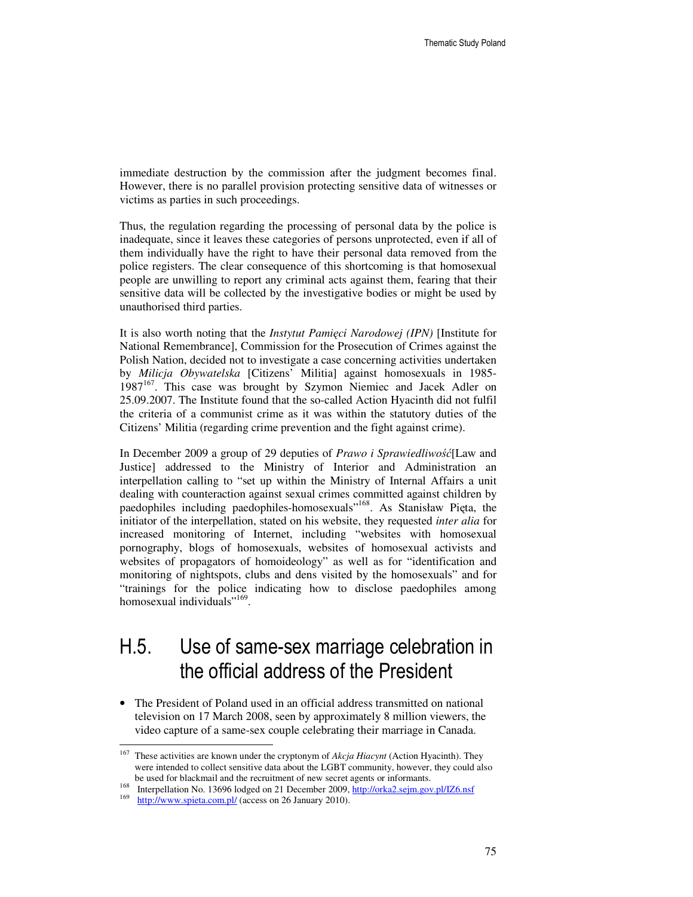immediate destruction by the commission after the judgment becomes final. However, there is no parallel provision protecting sensitive data of witnesses or victims as parties in such proceedings.

Thus, the regulation regarding the processing of personal data by the police is inadequate, since it leaves these categories of persons unprotected, even if all of them individually have the right to have their personal data removed from the police registers. The clear consequence of this shortcoming is that homosexual people are unwilling to report any criminal acts against them, fearing that their sensitive data will be collected by the investigative bodies or might be used by unauthorised third parties.

It is also worth noting that the *Instytut Pamięci Narodowej (IPN)* [Institute for National Remembrance], Commission for the Prosecution of Crimes against the Polish Nation, decided not to investigate a case concerning activities undertaken by *Milicja Obywatelska* [Citizens' Militia] against homosexuals in 1985-1987[167]. This case was brought by Szymon Niemiec and Jacek Adler on 25.09.2007. The Institute found that the so-called Action Hyacinth did not fulfil the criteria of a communist crime as it was within the statutory duties of the Citizens' Militia (regarding crime prevention and the fight against crime).

In December 2009 a group of 29 deputies of *Prawo i Sprawiedliwość*[Law and Justice] addressed to the Ministry of Interior and Administration an interpellation calling to "set up within the Ministry of Internal Affairs a unit dealing with counteraction against sexual crimes committed against children by paedophiles including paedophiles-homosexuals"[168]. As Stanisław Pięta, the initiator of the interpellation, stated on his website, they requested *inter alia* for increased monitoring of Internet, including "websites with homosexual pornography, blogs of homosexuals, websites of homosexual activists and websites of propagators of homoideology" as well as for "identification and monitoring of nightspots, clubs and dens visited by the homosexuals" and for "trainings for the police indicating how to disclose paedophiles among homosexual individuals"[169].

## H.5. Use of same-sex marriage celebration in the official address of the President

- The President of Poland used in an official address transmitted on national television on 17 March 2008, seen by approximately 8 million viewers, the video capture of a same-sex couple celebrating their marriage in Canada.

---

[167] These activities are known under the cryptonym of *Akcja Hiacynt* (Action Hyacinth). They were intended to collect sensitive data about the LGBT community, however, they could also be used for blackmail and the recruitment of new secret agents or informants.

[168] Interpellation No. 13696 lodged on 21 December 2009, http://orka2.sejm.gov.pl/IZ6.nsf

[169] http://www.spieta.com.pl/ (access on 26 January 2010).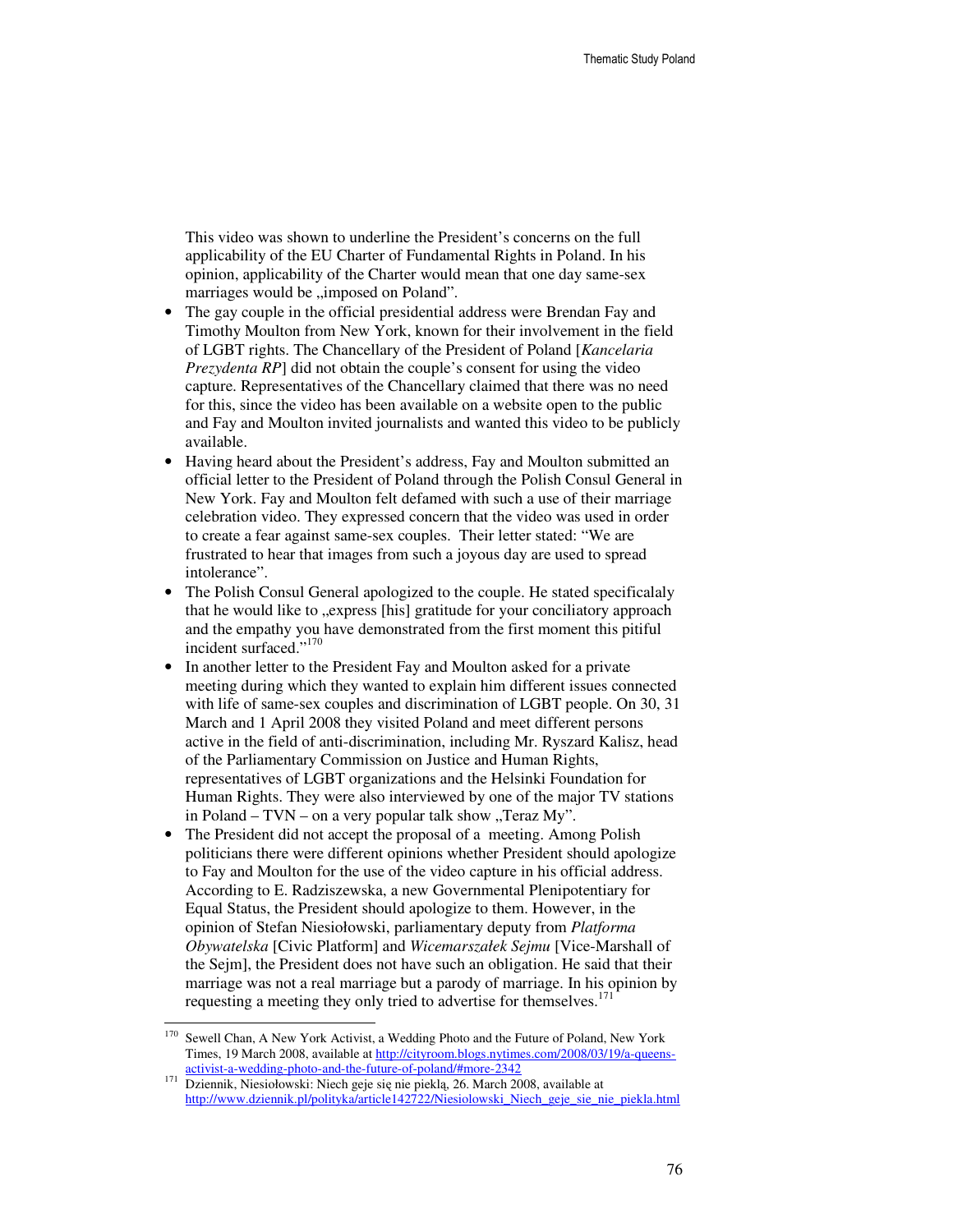This video was shown to underline the President's concerns on the full applicability of the EU Charter of Fundamental Rights in Poland. In his opinion, applicability of the Charter would mean that one day same-sex marriages would be „imposed on Poland".

- The gay couple in the official presidential address were Brendan Fay and Timothy Moulton from New York, known for their involvement in the field of LGBT rights. The Chancellary of the President of Poland [*Kancelaria Prezydenta RP*] did not obtain the couple's consent for using the video capture. Representatives of the Chancellary claimed that there was no need for this, since the video has been available on a website open to the public and Fay and Moulton invited journalists and wanted this video to be publicly available.
- Having heard about the President's address, Fay and Moulton submitted an official letter to the President of Poland through the Polish Consul General in New York. Fay and Moulton felt defamed with such a use of their marriage celebration video. They expressed concern that the video was used in order to create a fear against same-sex couples. Their letter stated: "We are frustrated to hear that images from such a joyous day are used to spread intolerance".
- The Polish Consul General apologized to the couple. He stated specificalaly that he would like to „express [his] gratitude for your conciliatory approach and the empathy you have demonstrated from the first moment this pitiful incident surfaced."[170]
- In another letter to the President Fay and Moulton asked for a private meeting during which they wanted to explain him different issues connected with life of same-sex couples and discrimination of LGBT people. On 30, 31 March and 1 April 2008 they visited Poland and meet different persons active in the field of anti-discrimination, including Mr. Ryszard Kalisz, head of the Parliamentary Commission on Justice and Human Rights, representatives of LGBT organizations and the Helsinki Foundation for Human Rights. They were also interviewed by one of the major TV stations in Poland – TVN – on a very popular talk show „Teraz My".
- The President did not accept the proposal of a meeting. Among Polish politicians there were different opinions whether President should apologize to Fay and Moulton for the use of the video capture in his official address. According to E. Radziszewska, a new Governmental Plenipotentiary for Equal Status, the President should apologize to them. However, in the opinion of Stefan Niesiołowski, parliamentary deputy from *Platforma Obywatelska* [Civic Platform] and *Wicemarszałek Sejmu* [Vice-Marshall of the Sejm], the President does not have such an obligation. He said that their marriage was not a real marriage but a parody of marriage. In his opinion by requesting a meeting they only tried to advertise for themselves.[171]

---

[170] Sewell Chan, A New York Activist, a Wedding Photo and the Future of Poland, New York Times, 19 March 2008, available at http://cityroom.blogs.nytimes.com/2008/03/19/a-queens-activist-a-wedding-photo-and-the-future-of-poland/#more-2342

[171] Dziennik, Niesiołowski: Niech geje się nie pieklą, 26. March 2008, available at http://www.dziennik.pl/polityka/article142722/Niesiolowski_Niech_geje_sie_nie_piekla.html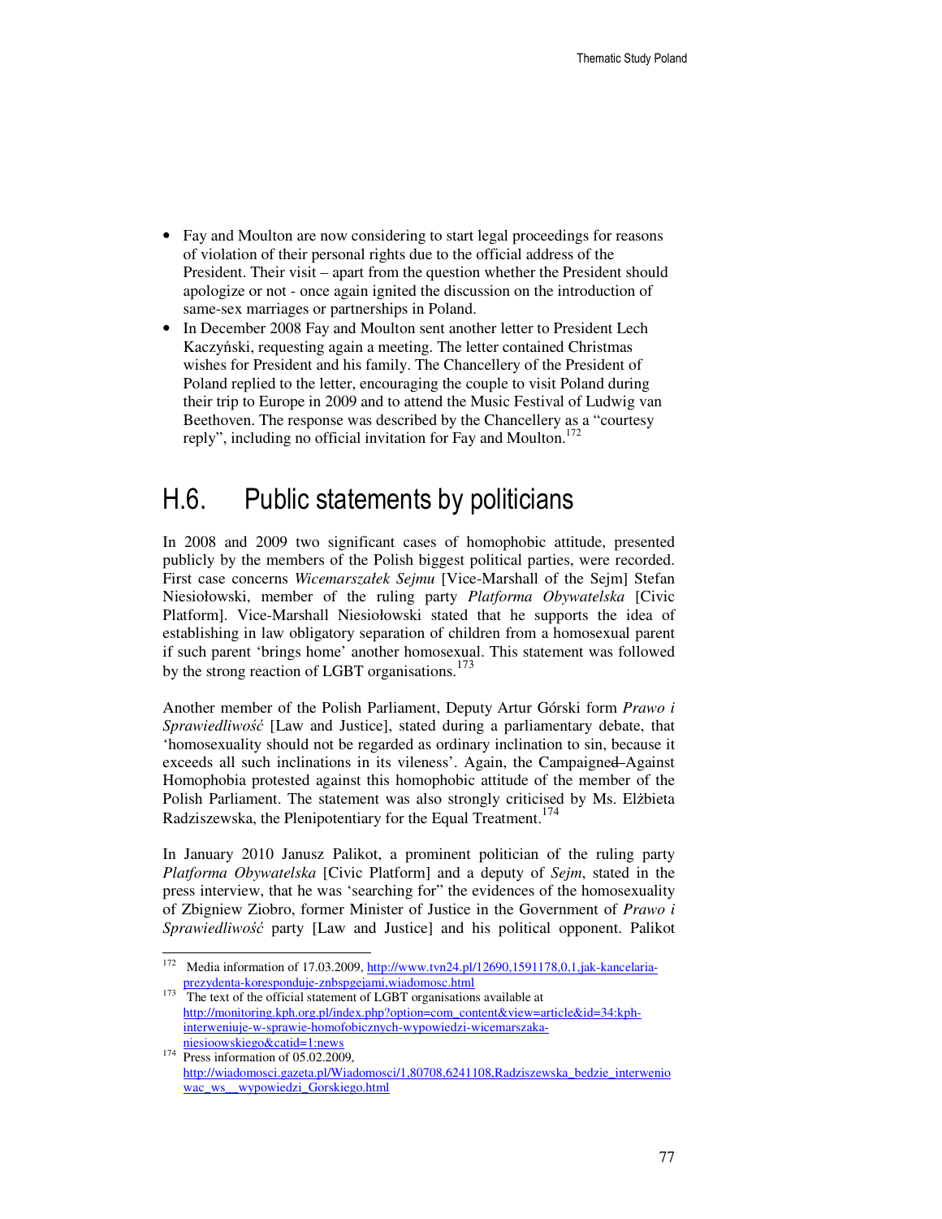- Fay and Moulton are now considering to start legal proceedings for reasons of violation of their personal rights due to the official address of the President. Their visit – apart from the question whether the President should apologize or not - once again ignited the discussion on the introduction of same-sex marriages or partnerships in Poland.
- In December 2008 Fay and Moulton sent another letter to President Lech Kaczyński, requesting again a meeting. The letter contained Christmas wishes for President and his family. The Chancellery of the President of Poland replied to the letter, encouraging the couple to visit Poland during their trip to Europe in 2009 and to attend the Music Festival of Ludwig van Beethoven. The response was described by the Chancellery as a "courtesy reply", including no official invitation for Fay and Moulton.[172]

## H.6. Public statements by politicians

In 2008 and 2009 two significant cases of homophobic attitude, presented publicly by the members of the Polish biggest political parties, were recorded. First case concerns *Wicemarszałek Sejmu* [Vice-Marshall of the Sejm] Stefan Niesiołowski, member of the ruling party *Platforma Obywatelska* [Civic Platform]. Vice-Marshall Niesiołowski stated that he supports the idea of establishing in law obligatory separation of children from a homosexual parent if such parent 'brings home' another homosexual. This statement was followed by the strong reaction of LGBT organisations.[173]

Another member of the Polish Parliament, Deputy Artur Górski form *Prawo i Sprawiedliwość* [Law and Justice], stated during a parliamentary debate, that 'homosexuality should not be regarded as ordinary inclination to sin, because it exceeds all such inclinations in its vileness'. Again, the Campaigned Against Homophobia protested against this homophobic attitude of the member of the Polish Parliament. The statement was also strongly criticised by Ms. Elżbieta Radziszewska, the Plenipotentiary for the Equal Treatment.[174]

In January 2010 Janusz Palikot, a prominent politician of the ruling party *Platforma Obywatelska* [Civic Platform] and a deputy of *Sejm*, stated in the press interview, that he was 'searching for" the evidences of the homosexuality of Zbigniew Ziobro, former Minister of Justice in the Government of *Prawo i Sprawiedliwość* party [Law and Justice] and his political opponent. Palikot

---

[172] Media information of 17.03.2009, http://www.tvn24.pl/12690,1591178,0,1,jak-kancelaria-prezydenta-koresponduje-znbspgejami,wiadomosc.html

[173] The text of the official statement of LGBT organisations available at http://monitoring.kph.org.pl/index.php?option=com_content&view=article&id=34:kph-interweniuje-w-sprawie-homofobicznych-wypowiedzi-wicemarszaka-niesioowskiego&catid=1:news

[174] Press information of 05.02.2009, http://wiadomosci.gazeta.pl/Wiadomosci/1,80708,6241108,Radziszewska_bedzie_interweniowac_ws__wypowiedzi_Gorskiego.html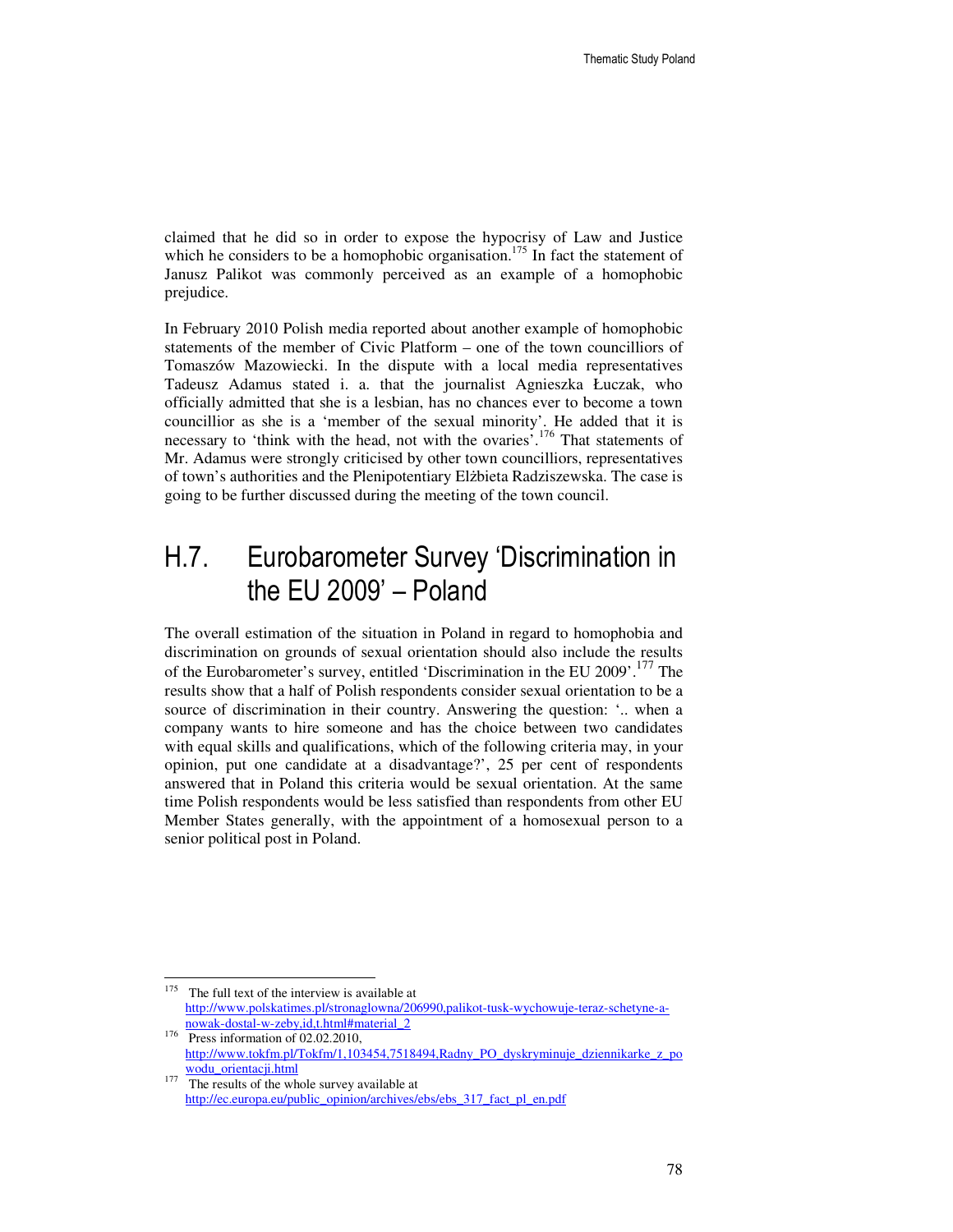claimed that he did so in order to expose the hypocrisy of Law and Justice which he considers to be a homophobic organisation.[175] In fact the statement of Janusz Palikot was commonly perceived as an example of a homophobic prejudice.

In February 2010 Polish media reported about another example of homophobic statements of the member of Civic Platform – one of the town councilliors of Tomaszów Mazowiecki. In the dispute with a local media representatives Tadeusz Adamus stated i. a. that the journalist Agnieszka Łuczak, who officially admitted that she is a lesbian, has no chances ever to become a town councillior as she is a 'member of the sexual minority'. He added that it is necessary to 'think with the head, not with the ovaries'.[176] That statements of Mr. Adamus were strongly criticised by other town councilliors, representatives of town's authorities and the Plenipotentiary Elżbieta Radziszewska. The case is going to be further discussed during the meeting of the town council.

## H.7. Eurobarometer Survey 'Discrimination in the EU 2009' – Poland

The overall estimation of the situation in Poland in regard to homophobia and discrimination on grounds of sexual orientation should also include the results of the Eurobarometer's survey, entitled 'Discrimination in the EU 2009'.[177] The results show that a half of Polish respondents consider sexual orientation to be a source of discrimination in their country. Answering the question: '.. when a company wants to hire someone and has the choice between two candidates with equal skills and qualifications, which of the following criteria may, in your opinion, put one candidate at a disadvantage?', 25 per cent of respondents answered that in Poland this criteria would be sexual orientation. At the same time Polish respondents would be less satisfied than respondents from other EU Member States generally, with the appointment of a homosexual person to a senior political post in Poland.

---

[175] The full text of the interview is available at http://www.polskatimes.pl/stronaglowna/206990,palikot-tusk-wychowuje-teraz-schetyne-a-nowak-dostal-w-zeby,id,t.html#material_2

[176] Press information of 02.02.2010, http://www.tokfm.pl/Tokfm/1,103454,7518494,Radny_PO_dyskryminuje_dziennikarke_z_powodu_orientacji.html

[177] The results of the whole survey available at http://ec.europa.eu/public_opinion/archives/ebs/ebs_317_fact_pl_en.pdf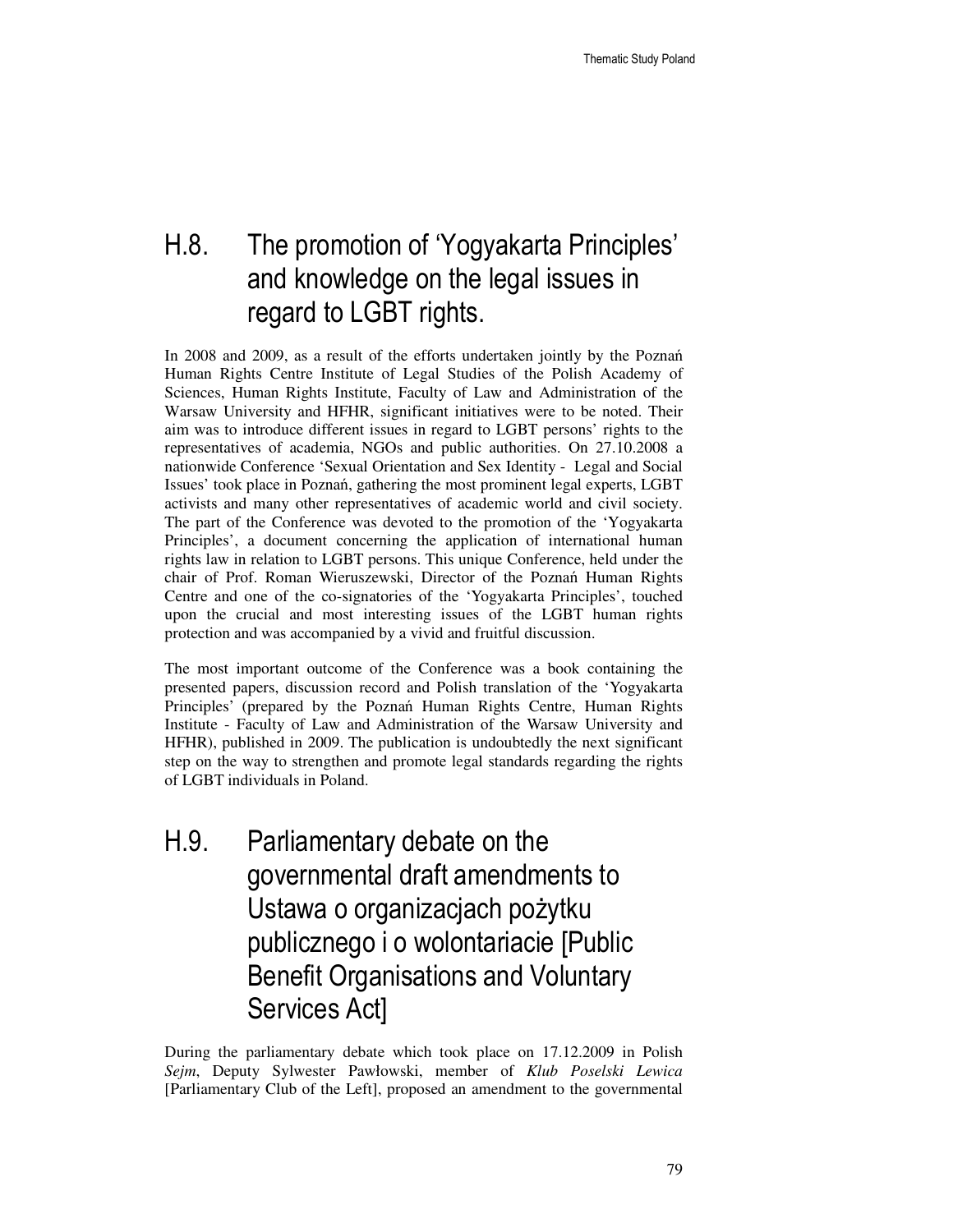## H.8. The promotion of 'Yogyakarta Principles' and knowledge on the legal issues in regard to LGBT rights.

In 2008 and 2009, as a result of the efforts undertaken jointly by the Poznań Human Rights Centre Institute of Legal Studies of the Polish Academy of Sciences, Human Rights Institute, Faculty of Law and Administration of the Warsaw University and HFHR, significant initiatives were to be noted. Their aim was to introduce different issues in regard to LGBT persons' rights to the representatives of academia, NGOs and public authorities. On 27.10.2008 a nationwide Conference 'Sexual Orientation and Sex Identity - Legal and Social Issues' took place in Poznań, gathering the most prominent legal experts, LGBT activists and many other representatives of academic world and civil society. The part of the Conference was devoted to the promotion of the 'Yogyakarta Principles', a document concerning the application of international human rights law in relation to LGBT persons. This unique Conference, held under the chair of Prof. Roman Wieruszewski, Director of the Poznań Human Rights Centre and one of the co-signatories of the 'Yogyakarta Principles', touched upon the crucial and most interesting issues of the LGBT human rights protection and was accompanied by a vivid and fruitful discussion.

The most important outcome of the Conference was a book containing the presented papers, discussion record and Polish translation of the 'Yogyakarta Principles' (prepared by the Poznań Human Rights Centre, Human Rights Institute - Faculty of Law and Administration of the Warsaw University and HFHR), published in 2009. The publication is undoubtedly the next significant step on the way to strengthen and promote legal standards regarding the rights of LGBT individuals in Poland.

## H.9. Parliamentary debate on the governmental draft amendments to Ustawa o organizacjach pożytku publicznego i o wolontariacie [Public Benefit Organisations and Voluntary Services Act]

During the parliamentary debate which took place on 17.12.2009 in Polish *Sejm*, Deputy Sylwester Pawłowski, member of *Klub Poselski Lewica* [Parliamentary Club of the Left], proposed an amendment to the governmental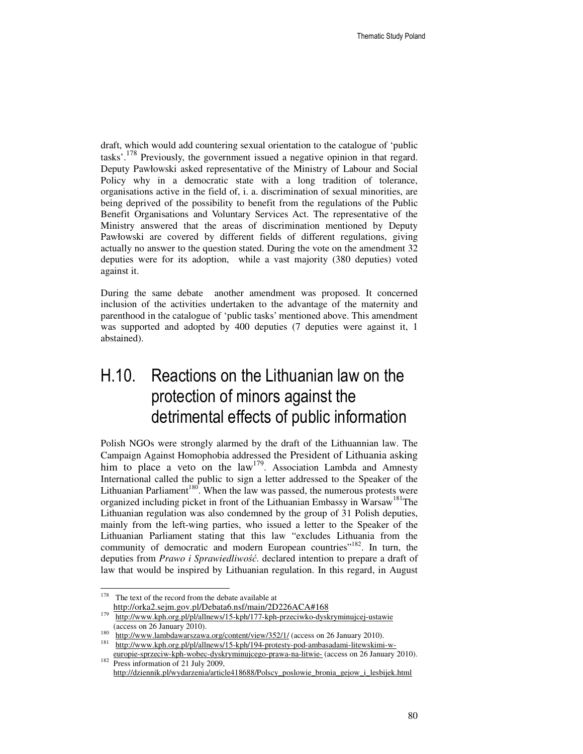draft, which would add countering sexual orientation to the catalogue of 'public tasks'.[178] Previously, the government issued a negative opinion in that regard. Deputy Pawłowski asked representative of the Ministry of Labour and Social Policy why in a democratic state with a long tradition of tolerance, organisations active in the field of, i. a. discrimination of sexual minorities, are being deprived of the possibility to benefit from the regulations of the Public Benefit Organisations and Voluntary Services Act. The representative of the Ministry answered that the areas of discrimination mentioned by Deputy Pawłowski are covered by different fields of different regulations, giving actually no answer to the question stated. During the vote on the amendment 32 deputies were for its adoption, while a vast majority (380 deputies) voted against it.

During the same debate another amendment was proposed. It concerned inclusion of the activities undertaken to the advantage of the maternity and parenthood in the catalogue of 'public tasks' mentioned above. This amendment was supported and adopted by 400 deputies (7 deputies were against it, 1 abstained).

## H.10. Reactions on the Lithuanian law on the protection of minors against the detrimental effects of public information

Polish NGOs were strongly alarmed by the draft of the Lithuannian law. The Campaign Against Homophobia addressed the President of Lithuania asking him to place a veto on the law[179]. Association Lambda and Amnesty International called the public to sign a letter addressed to the Speaker of the Lithuanian Parliament[180]. When the law was passed, the numerous protests were organized including picket in front of the Lithuanian Embassy in Warsaw[181]The Lithuanian regulation was also condemned by the group of 31 Polish deputies, mainly from the left-wing parties, who issued a letter to the Speaker of the Lithuanian Parliament stating that this law "excludes Lithuania from the community of democratic and modern European countries"[182]. In turn, the deputies from *Prawo i Sprawiedliwość*. declared intention to prepare a draft of law that would be inspired by Lithuanian regulation. In this regard, in August

---

[178] The text of the record from the debate available at http://orka2.sejm.gov.pl/Debata6.nsf/main/2D226ACA#168

[179] http://www.kph.org.pl/pl/allnews/15-kph/177-kph-przeciwko-dyskryminujcej-ustawie (access on 26 January 2010).

[180] http://www.lambdawarszawa.org/content/view/352/1/ (access on 26 January 2010).

[181] http://www.kph.org.pl/pl/allnews/15-kph/194-protesty-pod-ambasadami-litewskimi-w-europie-sprzeciw-kph-wobec-dyskryminujcego-prawa-na-litwie- (access on 26 January 2010).

[182] Press information of 21 July 2009, http://dziennik.pl/wydarzenia/article418688/Polscy_poslowie_bronia_gejow_i_lesbijek.html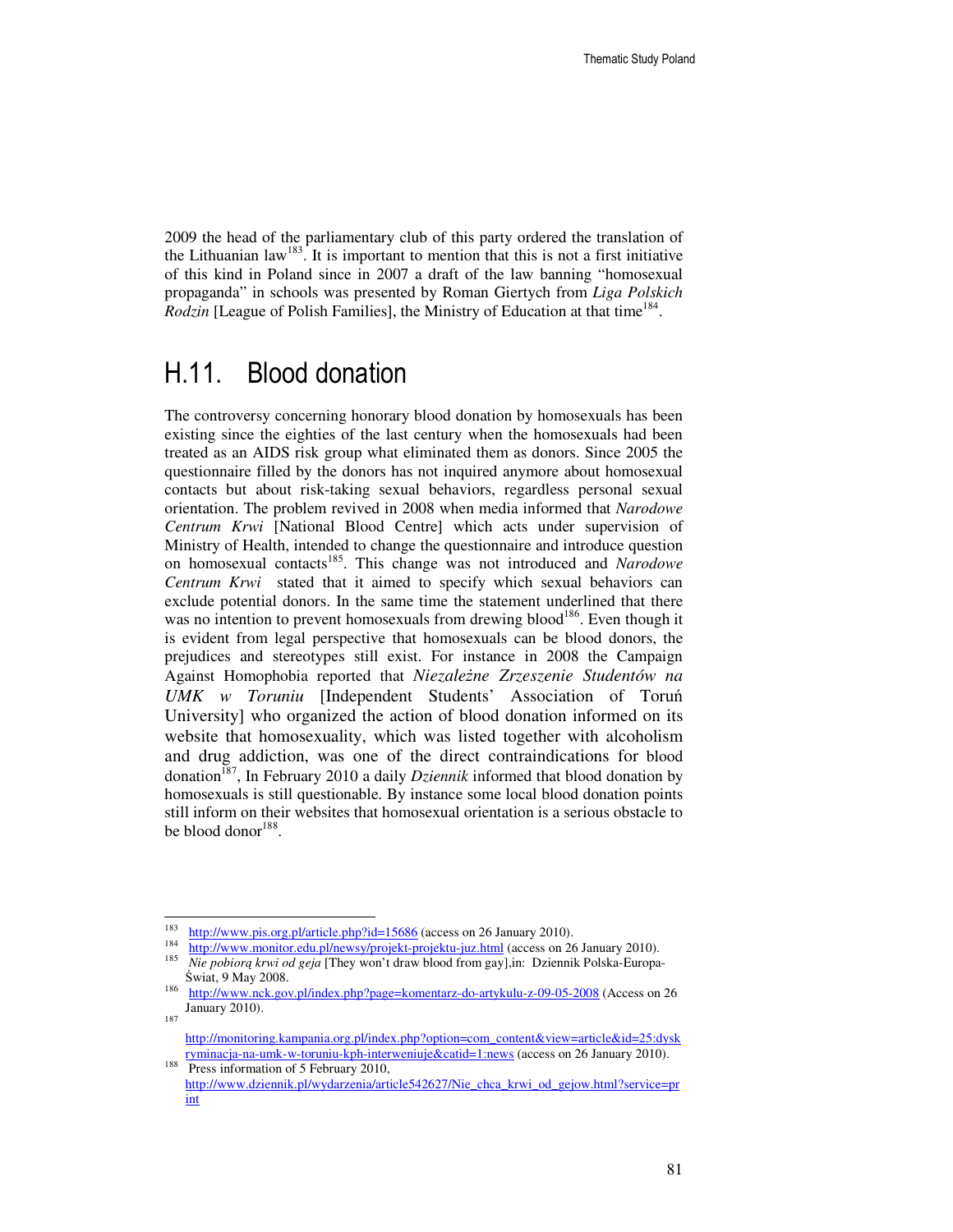2009 the head of the parliamentary club of this party ordered the translation of the Lithuanian law[183]. It is important to mention that this is not a first initiative of this kind in Poland since in 2007 a draft of the law banning "homosexual propaganda" in schools was presented by Roman Giertych from *Liga Polskich Rodzin* [League of Polish Families], the Ministry of Education at that time[184].

## H.11. Blood donation

The controversy concerning honorary blood donation by homosexuals has been existing since the eighties of the last century when the homosexuals had been treated as an AIDS risk group what eliminated them as donors. Since 2005 the questionnaire filled by the donors has not inquired anymore about homosexual contacts but about risk-taking sexual behaviors, regardless personal sexual orientation. The problem revived in 2008 when media informed that *Narodowe Centrum Krwi* [National Blood Centre] which acts under supervision of Ministry of Health, intended to change the questionnaire and introduce question on homosexual contacts[185]. This change was not introduced and *Narodowe Centrum Krwi* stated that it aimed to specify which sexual behaviors can exclude potential donors. In the same time the statement underlined that there was no intention to prevent homosexuals from drewing blood[186]. Even though it is evident from legal perspective that homosexuals can be blood donors, the prejudices and stereotypes still exist. For instance in 2008 the Campaign Against Homophobia reported that *Niezależne Zrzeszenie Studentów na UMK w Toruniu* [Independent Students' Association of Toruń University] who organized the action of blood donation informed on its website that homosexuality, which was listed together with alcoholism and drug addiction, was one of the direct contraindications for blood donation[187], In February 2010 a daily *Dziennik* informed that blood donation by homosexuals is still questionable. By instance some local blood donation points still inform on their websites that homosexual orientation is a serious obstacle to be blood donor[188].

---

[183] http://www.pis.org.pl/article.php?id=15686 (access on 26 January 2010).

[184] http://www.monitor.edu.pl/newsy/projekt-projektu-juz.html (access on 26 January 2010).

[185] *Nie pobiorą krwi od geja* [They won't draw blood from gay],in: Dziennik Polska-Europa-Świat, 9 May 2008.

[186] http://www.nck.gov.pl/index.php?page=komentarz-do-artykulu-z-09-05-2008 (Access on 26 January 2010).

[187] http://monitoring.kampania.org.pl/index.php?option=com_content&view=article&id=25:dyskryminacja-na-umk-w-toruniu-kph-interweniuje&catid=1:news (access on 26 January 2010).

[188] Press information of 5 February 2010, http://www.dziennik.pl/wydarzenia/article542627/Nie_chca_krwi_od_gejow.html?service=print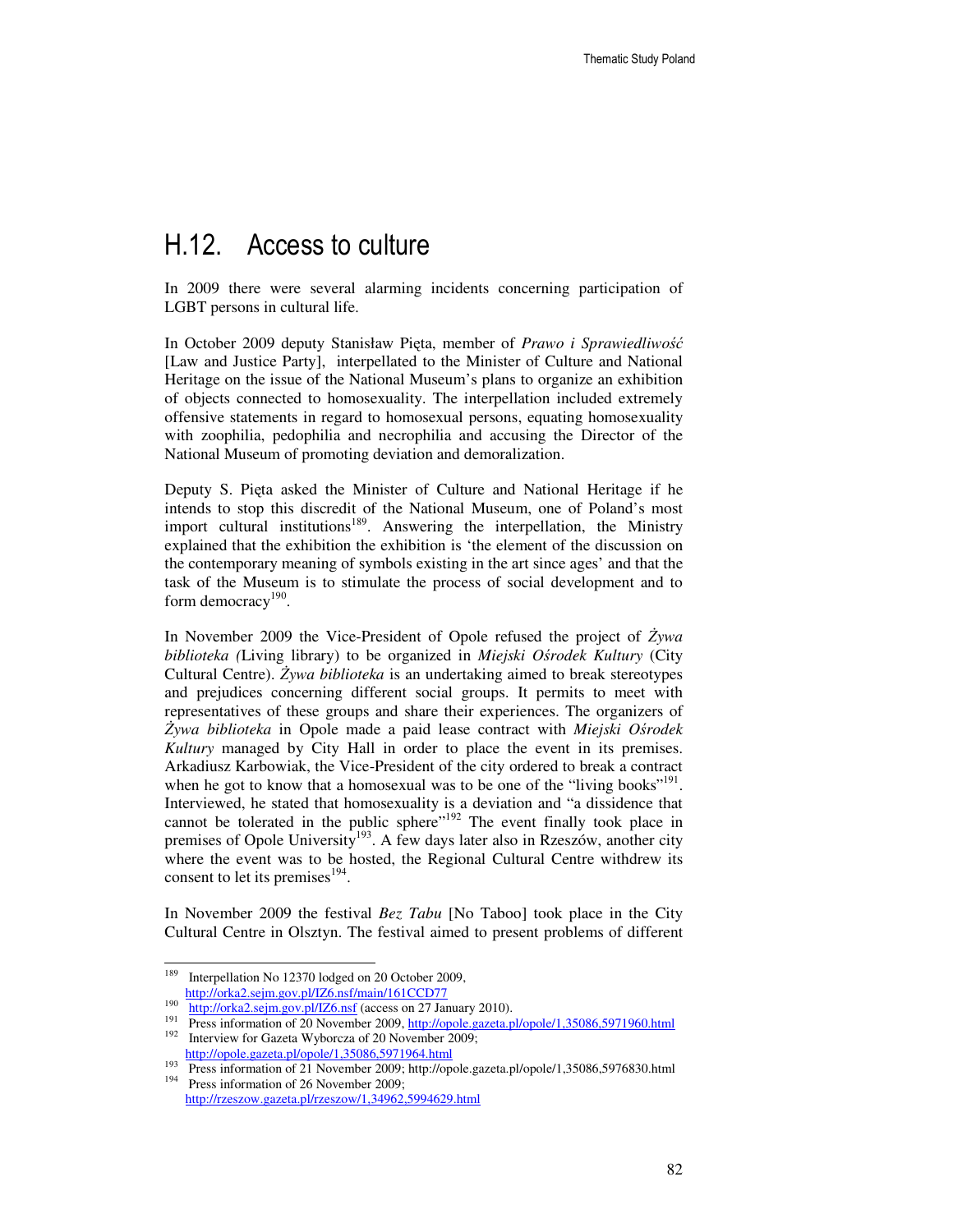## H.12. Access to culture

In 2009 there were several alarming incidents concerning participation of LGBT persons in cultural life.

In October 2009 deputy Stanisław Pięta, member of *Prawo i Sprawiedliwość* [Law and Justice Party], interpellated to the Minister of Culture and National Heritage on the issue of the National Museum's plans to organize an exhibition of objects connected to homosexuality. The interpellation included extremely offensive statements in regard to homosexual persons, equating homosexuality with zoophilia, pedophilia and necrophilia and accusing the Director of the National Museum of promoting deviation and demoralization.

Deputy S. Pięta asked the Minister of Culture and National Heritage if he intends to stop this discredit of the National Museum, one of Poland's most import cultural institutions[189]. Answering the interpellation, the Ministry explained that the exhibition the exhibition is 'the element of the discussion on the contemporary meaning of symbols existing in the art since ages' and that the task of the Museum is to stimulate the process of social development and to form democracy[190].

In November 2009 the Vice-President of Opole refused the project of *Żywa biblioteka (*Living library) to be organized in *Miejski Ośrodek Kultury* (City Cultural Centre). *Żywa biblioteka* is an undertaking aimed to break stereotypes and prejudices concerning different social groups. It permits to meet with representatives of these groups and share their experiences. The organizers of *Żywa biblioteka* in Opole made a paid lease contract with *Miejski Ośrodek Kultury* managed by City Hall in order to place the event in its premises. Arkadiusz Karbowiak, the Vice-President of the city ordered to break a contract when he got to know that a homosexual was to be one of the "living books"[191]. Interviewed, he stated that homosexuality is a deviation and "a dissidence that cannot be tolerated in the public sphere"[192] The event finally took place in premises of Opole University[193]. A few days later also in Rzeszów, another city where the event was to be hosted, the Regional Cultural Centre withdrew its consent to let its premises[194].

In November 2009 the festival *Bez Tabu* [No Taboo] took place in the City Cultural Centre in Olsztyn. The festival aimed to present problems of different

---

[189] Interpellation No 12370 lodged on 20 October 2009, http://orka2.sejm.gov.pl/IZ6.nsf/main/161CCD77

[190] http://orka2.sejm.gov.pl/IZ6.nsf (access on 27 January 2010).

[191] Press information of 20 November 2009, http://opole.gazeta.pl/opole/1,35086,5971960.html

[192] Interview for Gazeta Wyborcza of 20 November 2009; http://opole.gazeta.pl/opole/1,35086,5971964.html

[193] Press information of 21 November 2009; http://opole.gazeta.pl/opole/1,35086,5976830.html

[194] Press information of 26 November 2009; http://rzeszow.gazeta.pl/rzeszow/1,34962,5994629.html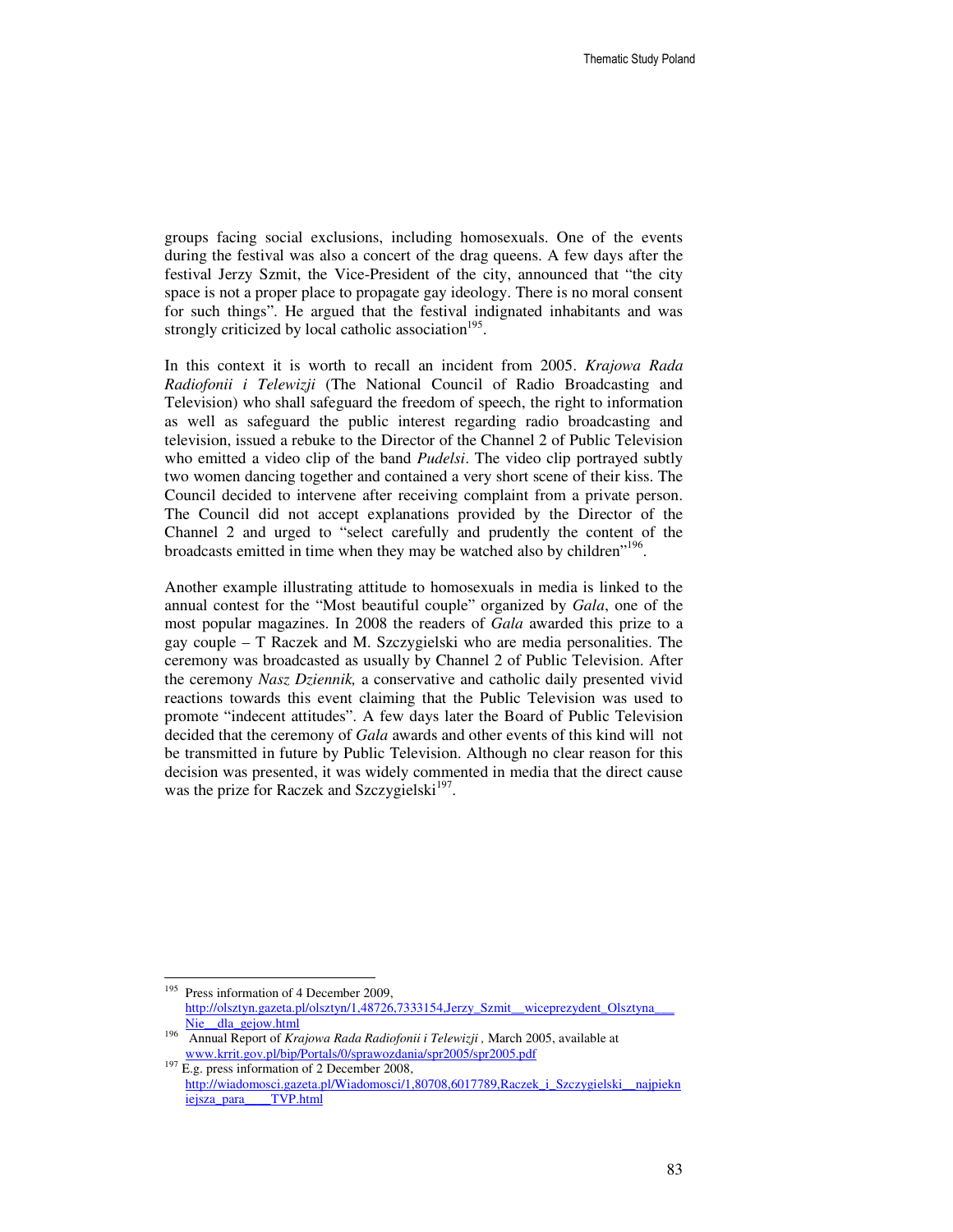groups facing social exclusions, including homosexuals. One of the events during the festival was also a concert of the drag queens. A few days after the festival Jerzy Szmit, the Vice-President of the city, announced that "the city space is not a proper place to propagate gay ideology. There is no moral consent for such things". He argued that the festival indignated inhabitants and was strongly criticized by local catholic association[195].

In this context it is worth to recall an incident from 2005. *Krajowa Rada Radiofonii i Telewizji* (The National Council of Radio Broadcasting and Television) who shall safeguard the freedom of speech, the right to information as well as safeguard the public interest regarding radio broadcasting and television, issued a rebuke to the Director of the Channel 2 of Public Television who emitted a video clip of the band *Pudelsi*. The video clip portrayed subtly two women dancing together and contained a very short scene of their kiss. The Council decided to intervene after receiving complaint from a private person. The Council did not accept explanations provided by the Director of the Channel 2 and urged to "select carefully and prudently the content of the broadcasts emitted in time when they may be watched also by children"[196].

Another example illustrating attitude to homosexuals in media is linked to the annual contest for the "Most beautiful couple" organized by *Gala*, one of the most popular magazines. In 2008 the readers of *Gala* awarded this prize to a gay couple – T Raczek and M. Szczygielski who are media personalities. The ceremony was broadcasted as usually by Channel 2 of Public Television. After the ceremony *Nasz Dziennik,* a conservative and catholic daily presented vivid reactions towards this event claiming that the Public Television was used to promote "indecent attitudes". A few days later the Board of Public Television decided that the ceremony of *Gala* awards and other events of this kind will not be transmitted in future by Public Television. Although no clear reason for this decision was presented, it was widely commented in media that the direct cause was the prize for Raczek and Szczygielski[197].

---

[195] Press information of 4 December 2009, http://olsztyn.gazeta.pl/olsztyn/1,48726,7333154,Jerzy_Szmit__wiceprezydent_Olsztyna___Nie__dla_gejow.html

[196] Annual Report of *Krajowa Rada Radiofonii i Telewizji* , March 2005, available at www.krrit.gov.pl/bip/Portals/0/sprawozdania/spr2005/spr2005.pdf

[197] E.g. press information of 2 December 2008, http://wiadomosci.gazeta.pl/Wiadomosci/1,80708,6017789,Raczek_i_Szczygielski__najpiekniejsza_para____TVP.html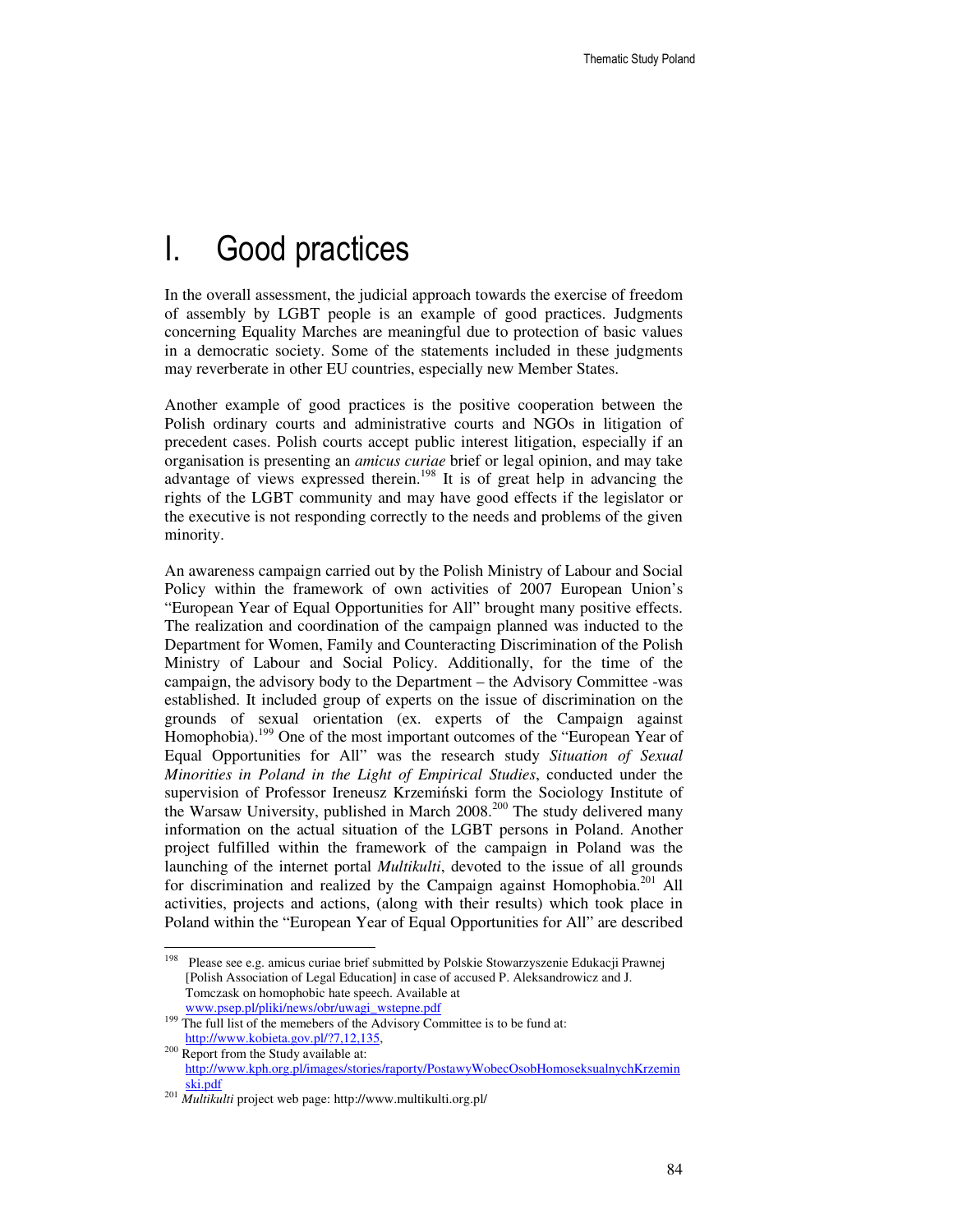# I. Good practices

In the overall assessment, the judicial approach towards the exercise of freedom of assembly by LGBT people is an example of good practices. Judgments concerning Equality Marches are meaningful due to protection of basic values in a democratic society. Some of the statements included in these judgments may reverberate in other EU countries, especially new Member States.

Another example of good practices is the positive cooperation between the Polish ordinary courts and administrative courts and NGOs in litigation of precedent cases. Polish courts accept public interest litigation, especially if an organisation is presenting an *amicus curiae* brief or legal opinion, and may take advantage of views expressed therein.[198] It is of great help in advancing the rights of the LGBT community and may have good effects if the legislator or the executive is not responding correctly to the needs and problems of the given minority.

An awareness campaign carried out by the Polish Ministry of Labour and Social Policy within the framework of own activities of 2007 European Union's "European Year of Equal Opportunities for All" brought many positive effects. The realization and coordination of the campaign planned was inducted to the Department for Women, Family and Counteracting Discrimination of the Polish Ministry of Labour and Social Policy. Additionally, for the time of the campaign, the advisory body to the Department – the Advisory Committee -was established. It included group of experts on the issue of discrimination on the grounds of sexual orientation (ex. experts of the Campaign against Homophobia).[199] One of the most important outcomes of the "European Year of Equal Opportunities for All" was the research study *Situation of Sexual Minorities in Poland in the Light of Empirical Studies*, conducted under the supervision of Professor Ireneusz Krzemiński form the Sociology Institute of the Warsaw University, published in March 2008.[200] The study delivered many information on the actual situation of the LGBT persons in Poland. Another project fulfilled within the framework of the campaign in Poland was the launching of the internet portal *Multikulti*, devoted to the issue of all grounds for discrimination and realized by the Campaign against Homophobia.[201] All activities, projects and actions, (along with their results) which took place in Poland within the "European Year of Equal Opportunities for All" are described

---

[198] Please see e.g. amicus curiae brief submitted by Polskie Stowarzyszenie Edukacji Prawnej [Polish Association of Legal Education] in case of accused P. Aleksandrowicz and J. TomczasK on homophobic hate speech. Available at www.psep.pl/pliki/news/obr/uwagi_wstepne.pdf

[199] The full list of the memebers of the Advisory Committee is to be fund at: http://www.kobieta.gov.pl/?7,12,135,

[200] Report from the Study available at: http://www.kph.org.pl/images/stories/raporty/PostawyWobecOsobHomoseksualnychKrzeminski.pdf

[201] *Multikulti* project web page: http://www.multikulti.org.pl/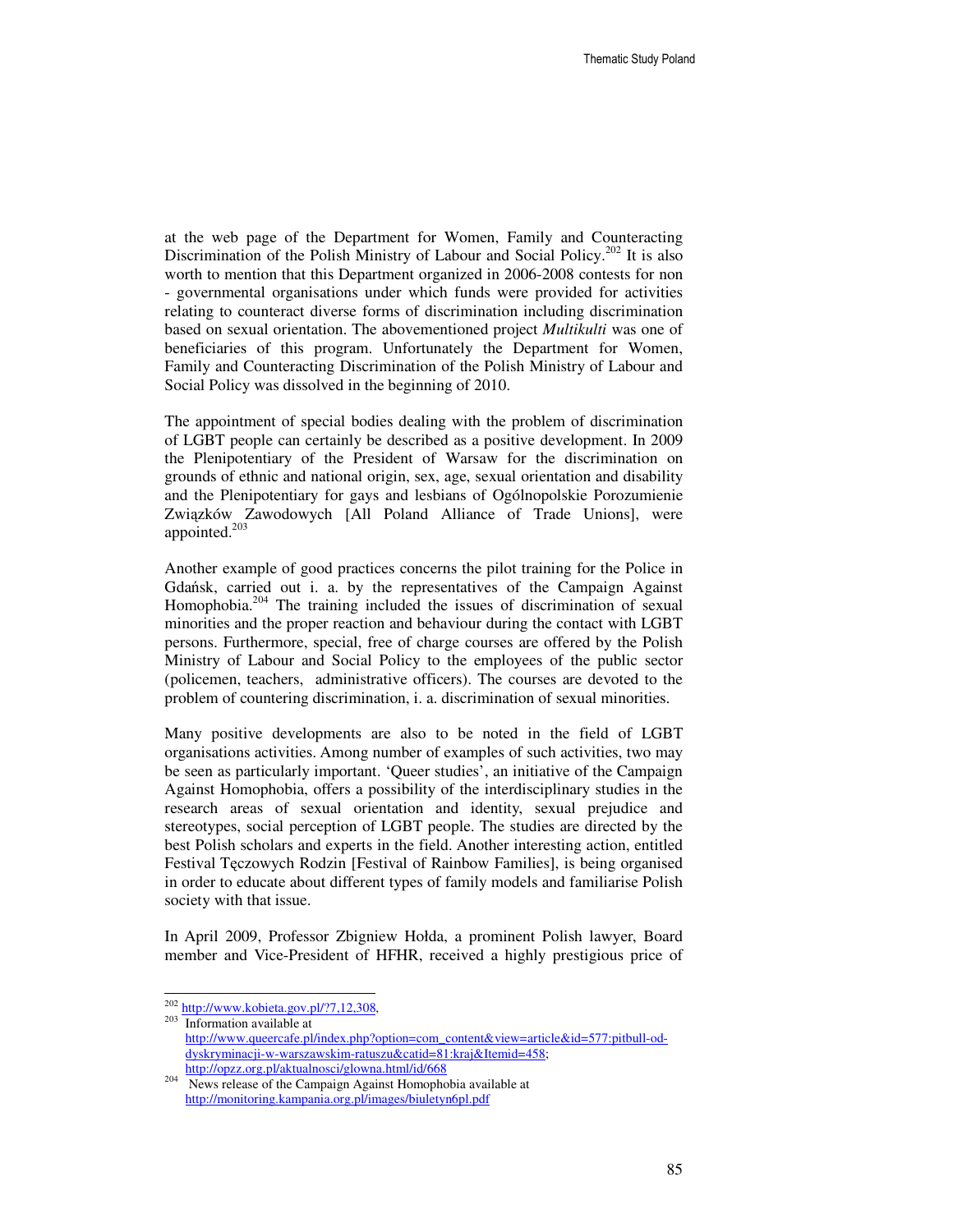at the web page of the Department for Women, Family and Counteracting Discrimination of the Polish Ministry of Labour and Social Policy.[202] It is also worth to mention that this Department organized in 2006-2008 contests for non - governmental organisations under which funds were provided for activities relating to counteract diverse forms of discrimination including discrimination based on sexual orientation. The abovementioned project *Multikulti* was one of beneficiaries of this program. Unfortunately the Department for Women, Family and Counteracting Discrimination of the Polish Ministry of Labour and Social Policy was dissolved in the beginning of 2010.

The appointment of special bodies dealing with the problem of discrimination of LGBT people can certainly be described as a positive development. In 2009 the Plenipotentiary of the President of Warsaw for the discrimination on grounds of ethnic and national origin, sex, age, sexual orientation and disability and the Plenipotentiary for gays and lesbians of Ogólnopolskie Porozumienie Związków Zawodowych [All Poland Alliance of Trade Unions], were appointed.[203]

Another example of good practices concerns the pilot training for the Police in Gdańsk, carried out i. a. by the representatives of the Campaign Against Homophobia.[204] The training included the issues of discrimination of sexual minorities and the proper reaction and behaviour during the contact with LGBT persons. Furthermore, special, free of charge courses are offered by the Polish Ministry of Labour and Social Policy to the employees of the public sector (policemen, teachers, administrative officers). The courses are devoted to the problem of countering discrimination, i. a. discrimination of sexual minorities.

Many positive developments are also to be noted in the field of LGBT organisations activities. Among number of examples of such activities, two may be seen as particularly important. 'Queer studies', an initiative of the Campaign Against Homophobia, offers a possibility of the interdisciplinary studies in the research areas of sexual orientation and identity, sexual prejudice and stereotypes, social perception of LGBT people. The studies are directed by the best Polish scholars and experts in the field. Another interesting action, entitled Festival Tęczowych Rodzin [Festival of Rainbow Families], is being organised in order to educate about different types of family models and familiarise Polish society with that issue.

In April 2009, Professor Zbigniew Hołda, a prominent Polish lawyer, Board member and Vice-President of HFHR, received a highly prestigious price of

---

[202] http://www.kobieta.gov.pl/?7,12,308,

[203] Information available at http://www.queercafe.pl/index.php?option=com_content&view=article&id=577:pitbull-od-dyskryminacji-w-warszawskim-ratuszu&catid=81:kraj&Itemid=458; http://opzz.org.pl/aktualnosci/glowna.html/id/668

[204] News release of the Campaign Against Homophobia available at http://monitoring.kampania.org.pl/images/biuletyn6pl.pdf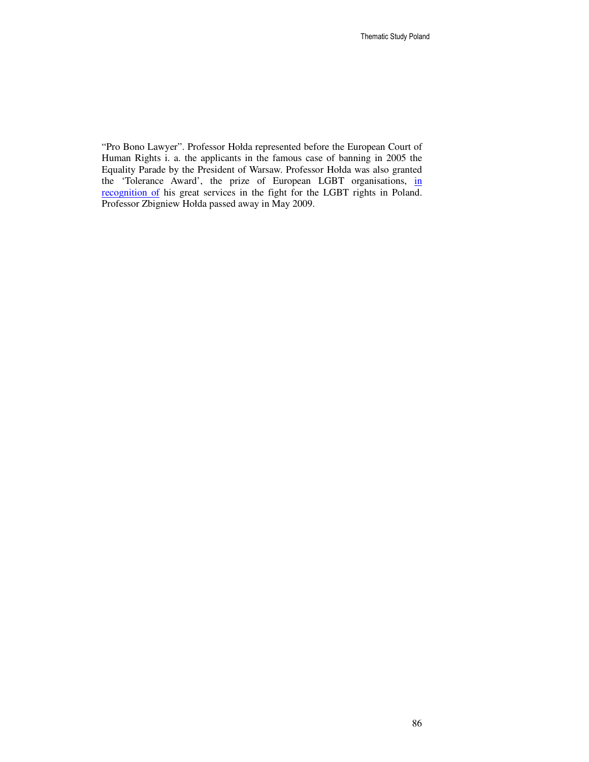"Pro Bono Lawyer". Professor Hołda represented before the European Court of Human Rights i. a. the applicants in the famous case of banning in 2005 the Equality Parade by the President of Warsaw. Professor Hołda was also granted the 'Tolerance Award', the prize of European LGBT organisations, in recognition of his great services in the fight for the LGBT rights in Poland. Professor Zbigniew Hołda passed away in May 2009.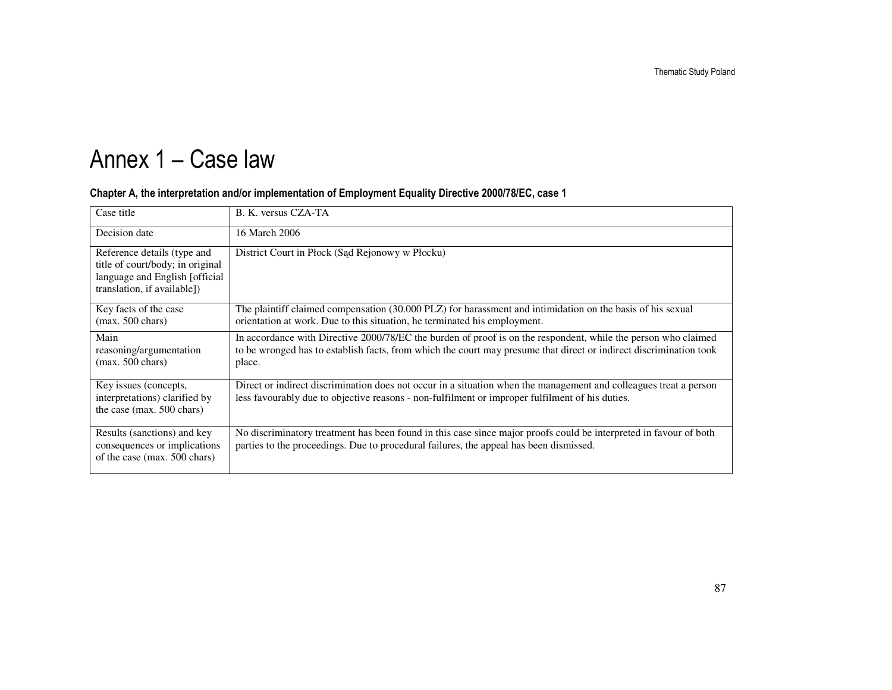# Annex 1 – Case law

### Chapter A, the interpretation and/or implementation of Employment Equality Directive 2000/78/EC, case 1

| Case title | B. K. versus CZA-TA |
|---|---|
| Decision date | 16 March 2006 |
| Reference details (type and title of court/body; in original language and English [official translation, if available]) | District Court in Płock (Sąd Rejonowy w Płocku) |
| Key facts of the case (max. 500 chars) | The plaintiff claimed compensation (30.000 PLZ) for harassment and intimidation on the basis of his sexual orientation at work. Due to this situation, he terminated his employment. |
| Main reasoning/argumentation (max. 500 chars) | In accordance with Directive 2000/78/EC the burden of proof is on the respondent, while the person who claimed to be wronged has to establish facts, from which the court may presume that direct or indirect discrimination took place. |
| Key issues (concepts, interpretations) clarified by the case (max. 500 chars) | Direct or indirect discrimination does not occur in a situation when the management and colleagues treat a person less favourably due to objective reasons - non-fulfilment or improper fulfilment of his duties. |
| Results (sanctions) and key consequences or implications of the case (max. 500 chars) | No discriminatory treatment has been found in this case since major proofs could be interpreted in favour of both parties to the proceedings. Due to procedural failures, the appeal has been dismissed. |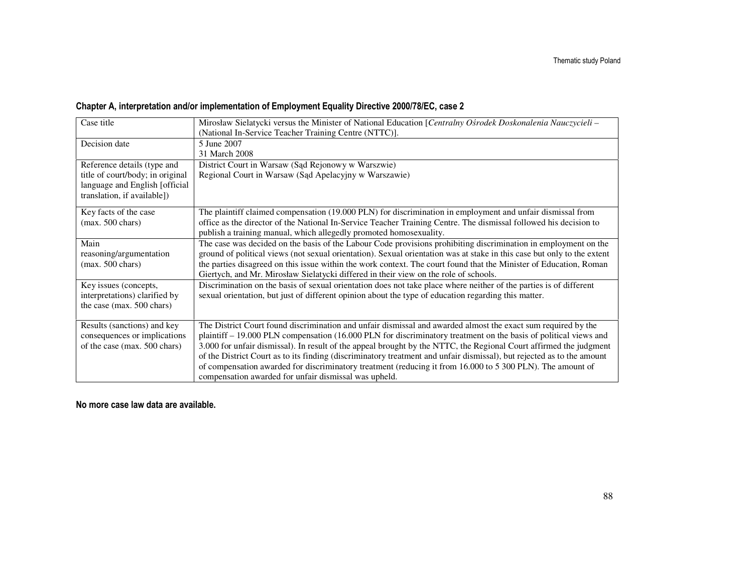**Chapter A, interpretation and/or implementation of Employment Equality Directive 2000/78/EC, case 2**

| Case title | Mirosław Sielatycki versus the Minister of National Education [*Centralny Ośrodek Doskonalenia Nauczycieli* – (National In-Service Teacher Training Centre (NTTC)]. |
|---|---|
| Decision date | 5 June 2007<br>31 March 2008 |
| Reference details (type and title of court/body; in original language and English [official translation, if available]) | District Court in Warsaw (Sąd Rejonowy w Warszwie)<br>Regional Court in Warsaw (Sąd Apelacyjny w Warszawie) |
| Key facts of the case (max. 500 chars) | The plaintiff claimed compensation (19.000 PLN) for discrimination in employment and unfair dismissal from office as the director of the National In-Service Teacher Training Centre. The dismissal followed his decision to publish a training manual, which allegedly promoted homosexuality. |
| Main reasoning/argumentation (max. 500 chars) | The case was decided on the basis of the Labour Code provisions prohibiting discrimination in employment on the ground of political views (not sexual orientation). Sexual orientation was at stake in this case but only to the extent the parties disagreed on this issue within the work context. The court found that the Minister of Education, Roman Giertych, and Mr. Mirosław Sielatycki differed in their view on the role of schools. |
| Key issues (concepts, interpretations) clarified by the case (max. 500 chars) | Discrimination on the basis of sexual orientation does not take place where neither of the parties is of different sexual orientation, but just of different opinion about the type of education regarding this matter. |
| Results (sanctions) and key consequences or implications of the case (max. 500 chars) | The District Court found discrimination and unfair dismissal and awarded almost the exact sum required by the plaintiff – 19.000 PLN compensation (16.000 PLN for discriminatory treatment on the basis of political views and 3.000 for unfair dismissal). In result of the appeal brought by the NTTC, the Regional Court affirmed the judgment of the District Court as to its finding (discriminatory treatment and unfair dismissal), but rejected as to the amount of compensation awarded for discriminatory treatment (reducing it from 16.000 to 5 300 PLN). The amount of compensation awarded for unfair dismissal was upheld. |

**No more case law data are available.**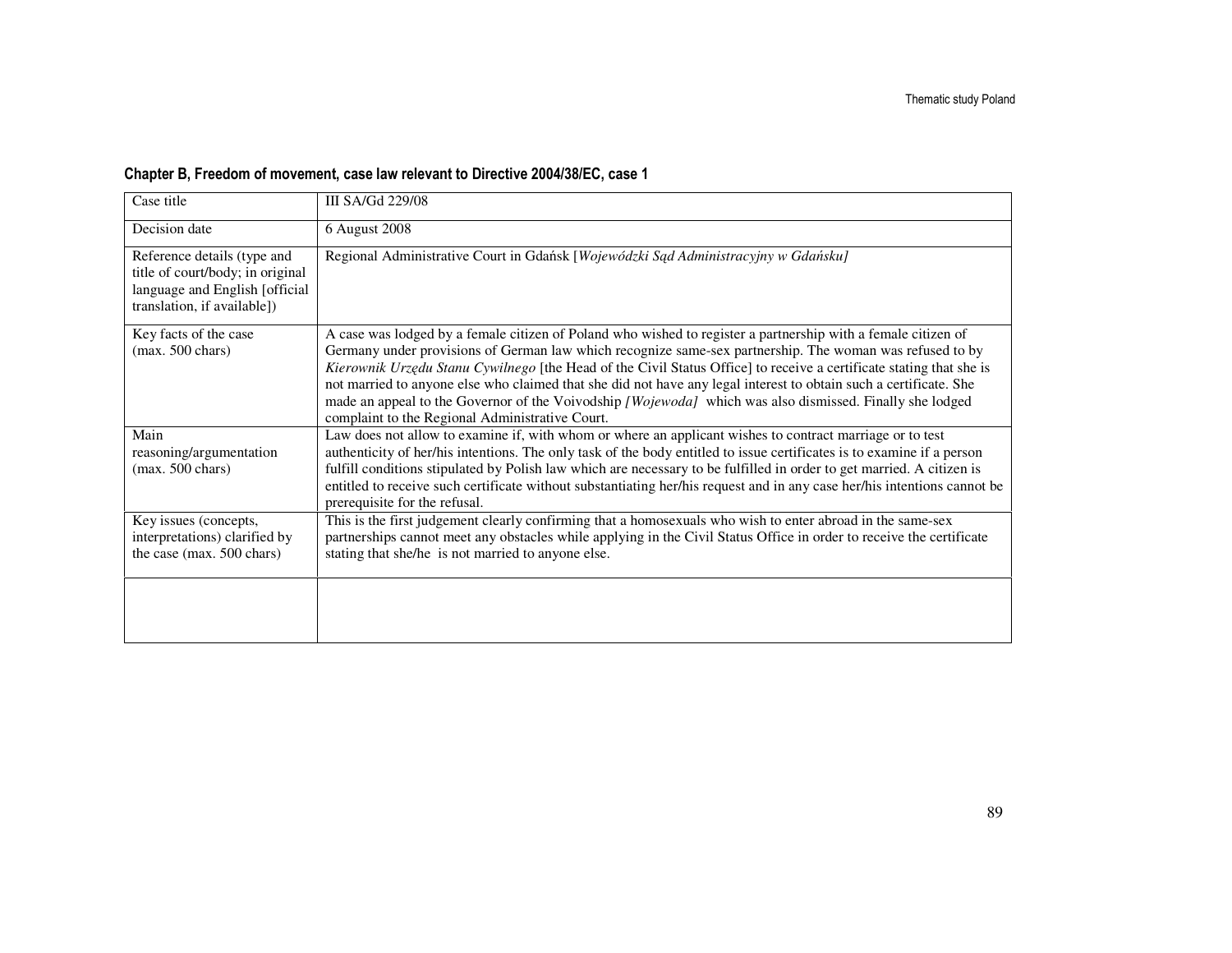#### Chapter B, Freedom of movement, case law relevant to Directive 2004/38/EC, case 1

| Case title | III SA/Gd 229/08 |
|---|---|
| Decision date | 6 August 2008 |
| Reference details (type and title of court/body; in original language and English [official translation, if available]) | Regional Administrative Court in Gdańsk [*Wojewódzki Sąd Administracyjny w Gdańsku]* |
| Key facts of the case (max. 500 chars) | A case was lodged by a female citizen of Poland who wished to register a partnership with a female citizen of Germany under provisions of German law which recognize same-sex partnership. The woman was refused to by *Kierownik Urzędu Stanu Cywilnego* [the Head of the Civil Status Office] to receive a certificate stating that she is not married to anyone else who claimed that she did not have any legal interest to obtain such a certificate. She made an appeal to the Governor of the Voivodship *[Wojewoda]* which was also dismissed. Finally she lodged complaint to the Regional Administrative Court. |
| Main reasoning/argumentation (max. 500 chars) | Law does not allow to examine if, with whom or where an applicant wishes to contract marriage or to test authenticity of her/his intentions. The only task of the body entitled to issue certificates is to examine if a person fulfill conditions stipulated by Polish law which are necessary to be fulfilled in order to get married. A citizen is entitled to receive such certificate without substantiating her/his request and in any case her/his intentions cannot be prerequisite for the refusal. |
| Key issues (concepts, interpretations) clarified by the case (max. 500 chars) | This is the first judgement clearly confirming that a homosexuals who wish to enter abroad in the same-sex partnerships cannot meet any obstacles while applying in the Civil Status Office in order to receive the certificate stating that she/he is not married to anyone else. |
| | |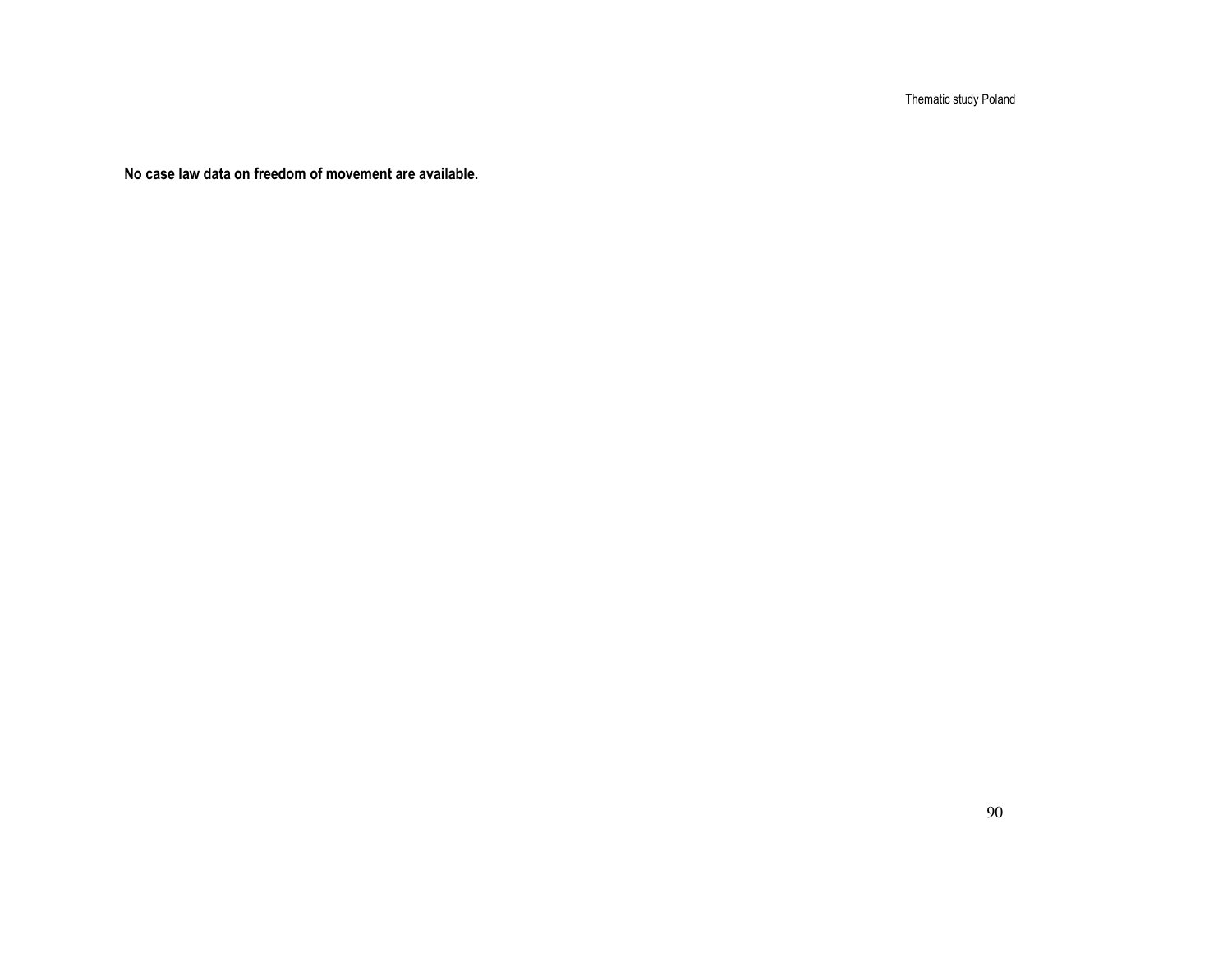**No case law data on freedom of movement are available.**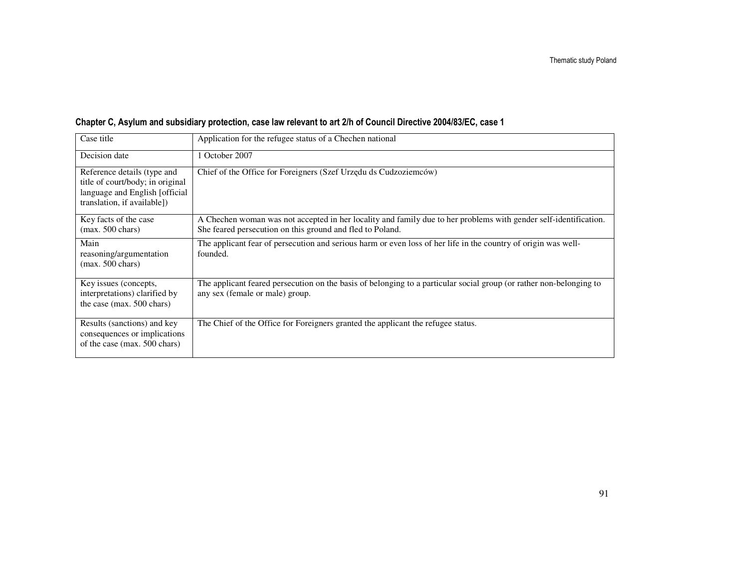#### Chapter C, Asylum and subsidiary protection, case law relevant to art 2/h of Council Directive 2004/83/EC, case 1

| Case title | Application for the refugee status of a Chechen national |
|---|---|
| Decision date | 1 October 2007 |
| Reference details (type and title of court/body; in original language and English [official translation, if available]) | Chief of the Office for Foreigners (Szef Urzędu ds Cudzoziemców) |
| Key facts of the case (max. 500 chars) | A Chechen woman was not accepted in her locality and family due to her problems with gender self-identification. She feared persecution on this ground and fled to Poland. |
| Main reasoning/argumentation (max. 500 chars) | The applicant fear of persecution and serious harm or even loss of her life in the country of origin was well-founded. |
| Key issues (concepts, interpretations) clarified by the case (max. 500 chars) | The applicant feared persecution on the basis of belonging to a particular social group (or rather non-belonging to any sex (female or male) group. |
| Results (sanctions) and key consequences or implications of the case (max. 500 chars) | The Chief of the Office for Foreigners granted the applicant the refugee status. |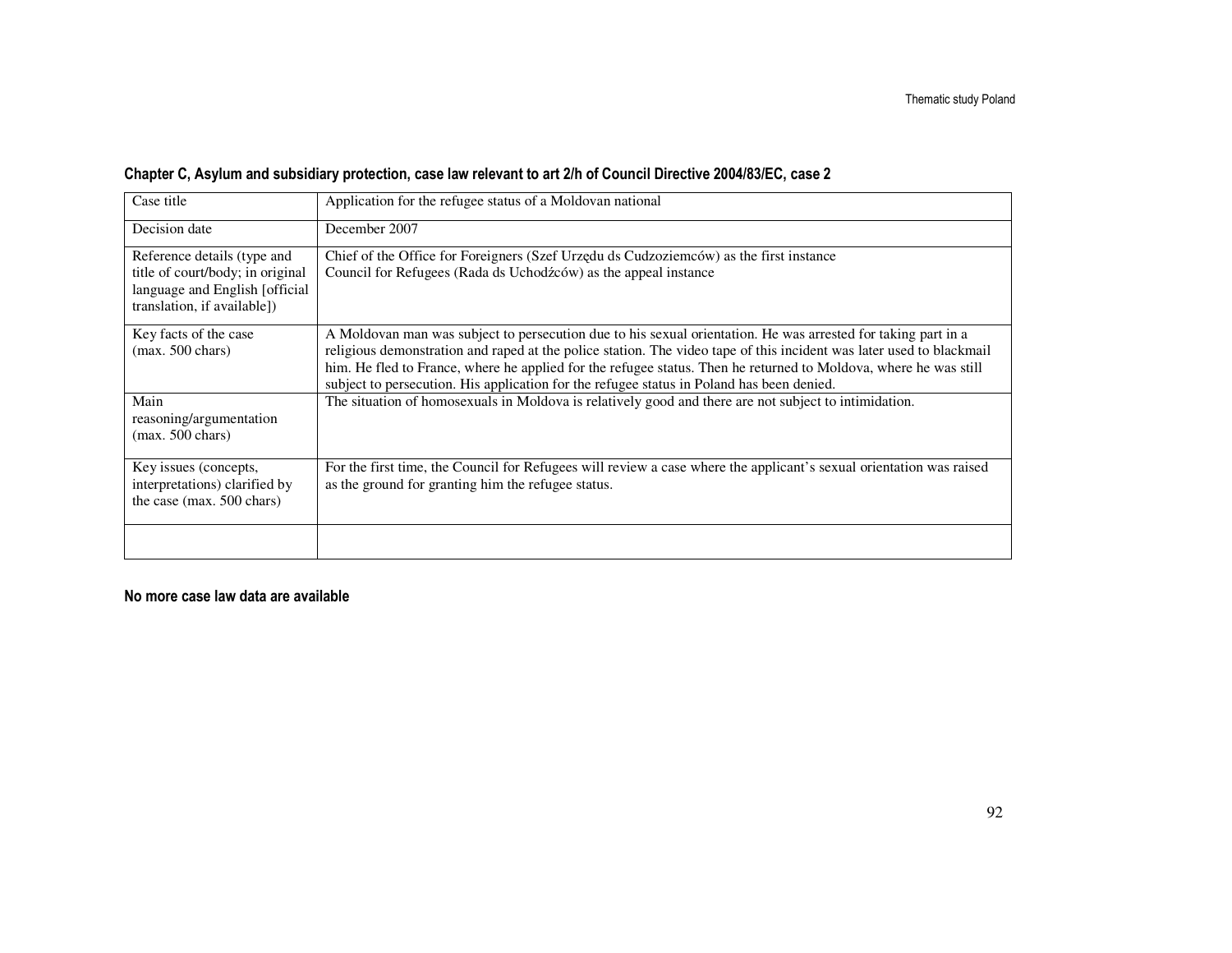**Chapter C, Asylum and subsidiary protection, case law relevant to art 2/h of Council Directive 2004/83/EC, case 2**

| Case title | Application for the refugee status of a Moldovan national |
|---|---|
| Decision date | December 2007 |
| Reference details (type and title of court/body; in original language and English [official translation, if available]) | Chief of the Office for Foreigners (Szef Urzędu ds Cudzoziemców) as the first instance<br>Council for Refugees (Rada ds Uchodźców) as the appeal instance |
| Key facts of the case (max. 500 chars) | A Moldovan man was subject to persecution due to his sexual orientation. He was arrested for taking part in a religious demonstration and raped at the police station. The video tape of this incident was later used to blackmail him. He fled to France, where he applied for the refugee status. Then he returned to Moldova, where he was still subject to persecution. His application for the refugee status in Poland has been denied. |
| Main reasoning/argumentation (max. 500 chars) | The situation of homosexuals in Moldova is relatively good and there are not subject to intimidation. |
| Key issues (concepts, interpretations) clarified by the case (max. 500 chars) | For the first time, the Council for Refugees will review a case where the applicant's sexual orientation was raised as the ground for granting him the refugee status. |
| | |

**No more case law data are available**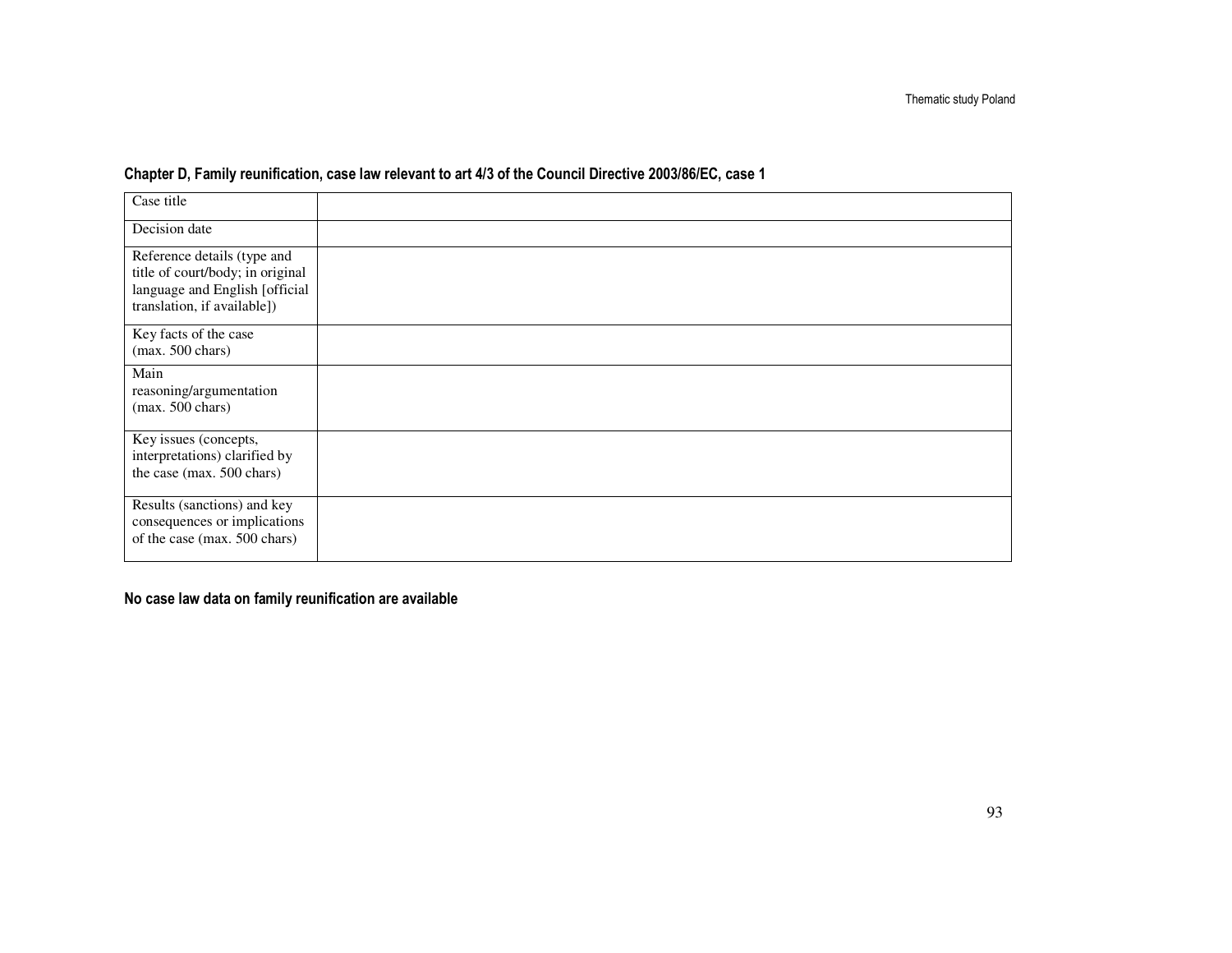### Chapter D, Family reunification, case law relevant to art 4/3 of the Council Directive 2003/86/EC, case 1

| Case title | |
|---|---|
| Decision date | |
| Reference details (type and title of court/body; in original language and English [official translation, if available]) | |
| Key facts of the case (max. 500 chars) | |
| Main reasoning/argumentation (max. 500 chars) | |
| Key issues (concepts, interpretations) clarified by the case (max. 500 chars) | |
| Results (sanctions) and key consequences or implications of the case (max. 500 chars) | |

**No case law data on family reunification are available**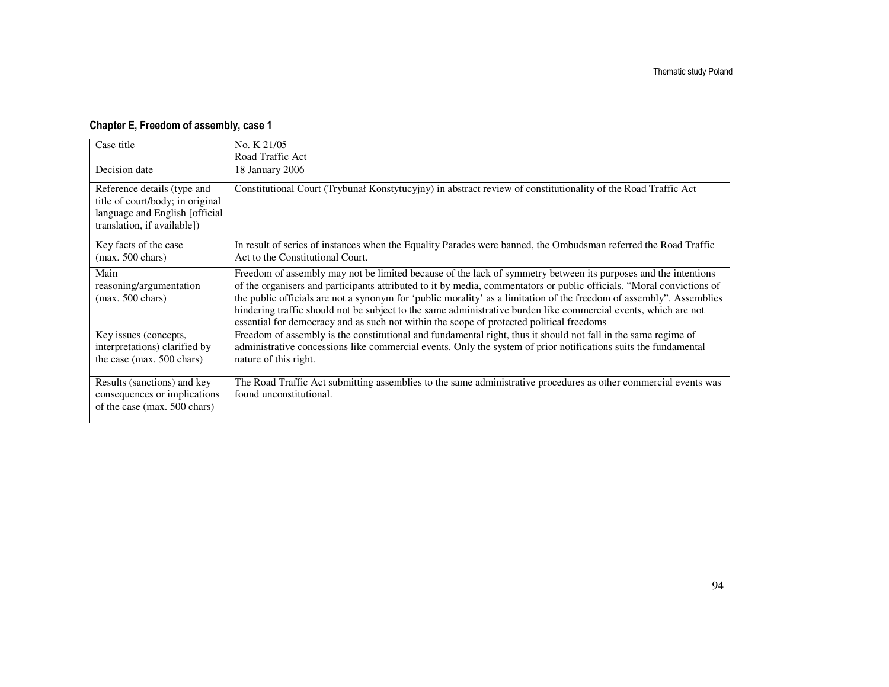#### Chapter E, Freedom of assembly, case 1

| Case title | No. K 21/05<br>Road Traffic Act |
|---|---|
| Decision date | 18 January 2006 |
| Reference details (type and title of court/body; in original language and English [official translation, if available]) | Constitutional Court (Trybunał Konstytucyjny) in abstract review of constitutionality of the Road Traffic Act |
| Key facts of the case (max. 500 chars) | In result of series of instances when the Equality Parades were banned, the Ombudsman referred the Road Traffic Act to the Constitutional Court. |
| Main reasoning/argumentation (max. 500 chars) | Freedom of assembly may not be limited because of the lack of symmetry between its purposes and the intentions of the organisers and participants attributed to it by media, commentators or public officials. "Moral convictions of the public officials are not a synonym for 'public morality' as a limitation of the freedom of assembly". Assemblies hindering traffic should not be subject to the same administrative burden like commercial events, which are not essential for democracy and as such not within the scope of protected political freedoms |
| Key issues (concepts, interpretations) clarified by the case (max. 500 chars) | Freedom of assembly is the constitutional and fundamental right, thus it should not fall in the same regime of administrative concessions like commercial events. Only the system of prior notifications suits the fundamental nature of this right. |
| Results (sanctions) and key consequences or implications of the case (max. 500 chars) | The Road Traffic Act submitting assemblies to the same administrative procedures as other commercial events was found unconstitutional. |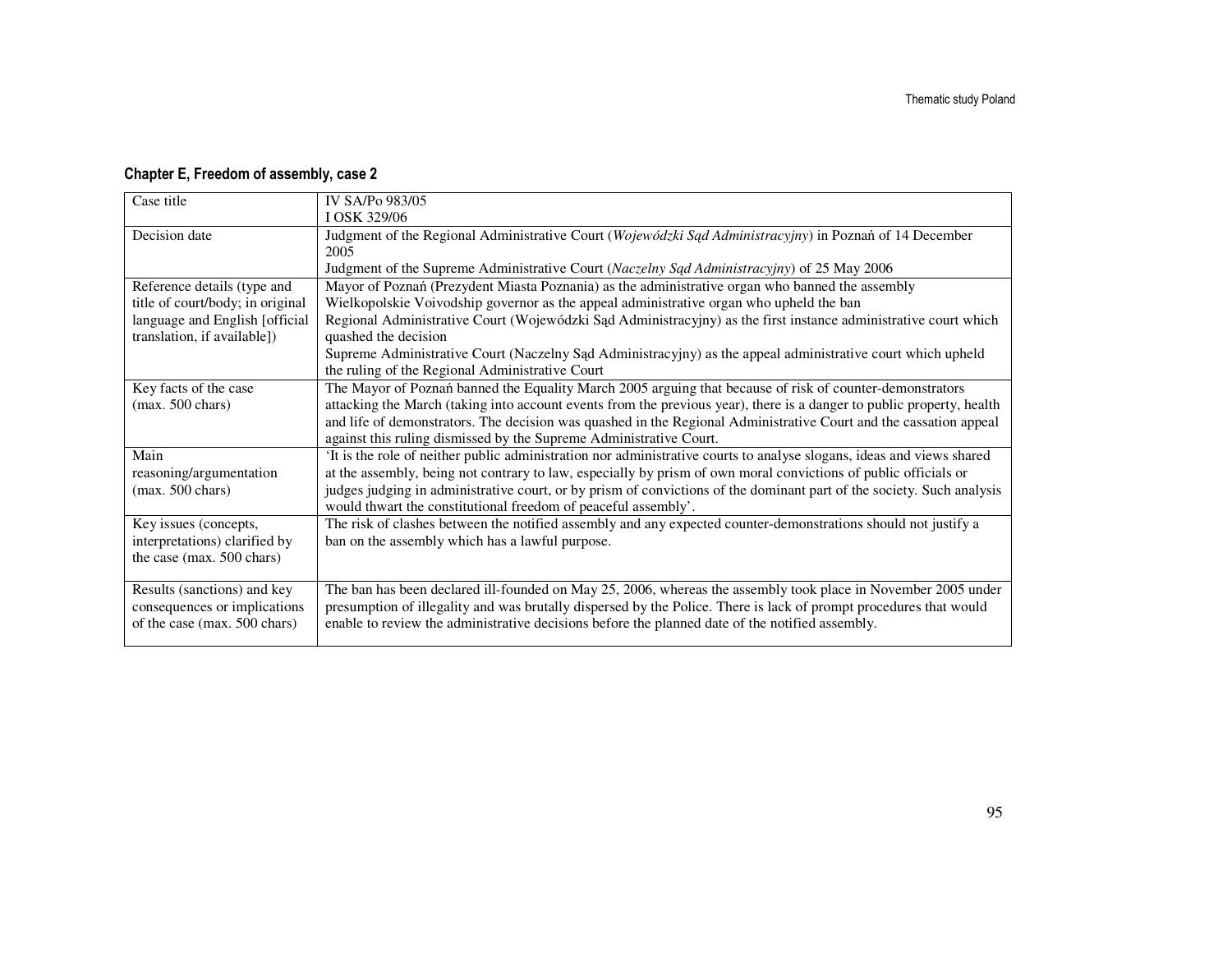### Chapter E, Freedom of assembly, case 2

| Case title | IV SA/Po 983/05<br>I OSK 329/06 |
|---|---|
| Decision date | Judgment of the Regional Administrative Court (*Wojewódzki Sąd Administracyjny*) in Poznań of 14 December 2005<br>Judgment of the Supreme Administrative Court (*Naczelny Sąd Administracyjny*) of 25 May 2006 |
| Reference details (type and title of court/body; in original language and English [official translation, if available]) | Mayor of Poznań (Prezydent Miasta Poznania) as the administrative organ who banned the assembly<br>Wielkopolskie Voivodship governor as the appeal administrative organ who upheld the ban<br>Regional Administrative Court (Wojewódzki Sąd Administracyjny) as the first instance administrative court which quashed the decision<br>Supreme Administrative Court (Naczelny Sąd Administracyjny) as the appeal administrative court which upheld the ruling of the Regional Administrative Court |
| Key facts of the case (max. 500 chars) | The Mayor of Poznań banned the Equality March 2005 arguing that because of risk of counter-demonstrators attacking the March (taking into account events from the previous year), there is a danger to public property, health and life of demonstrators. The decision was quashed in the Regional Administrative Court and the cassation appeal against this ruling dismissed by the Supreme Administrative Court. |
| Main reasoning/argumentation (max. 500 chars) | 'It is the role of neither public administration nor administrative courts to analyse slogans, ideas and views shared at the assembly, being not contrary to law, especially by prism of own moral convictions of public officials or judges judging in administrative court, or by prism of convictions of the dominant part of the society. Such analysis would thwart the constitutional freedom of peaceful assembly'. |
| Key issues (concepts, interpretations) clarified by the case (max. 500 chars) | The risk of clashes between the notified assembly and any expected counter-demonstrations should not justify a ban on the assembly which has a lawful purpose. |
| Results (sanctions) and key consequences or implications of the case (max. 500 chars) | The ban has been declared ill-founded on May 25, 2006, whereas the assembly took place in November 2005 under presumption of illegality and was brutally dispersed by the Police. There is lack of prompt procedures that would enable to review the administrative decisions before the planned date of the notified assembly. |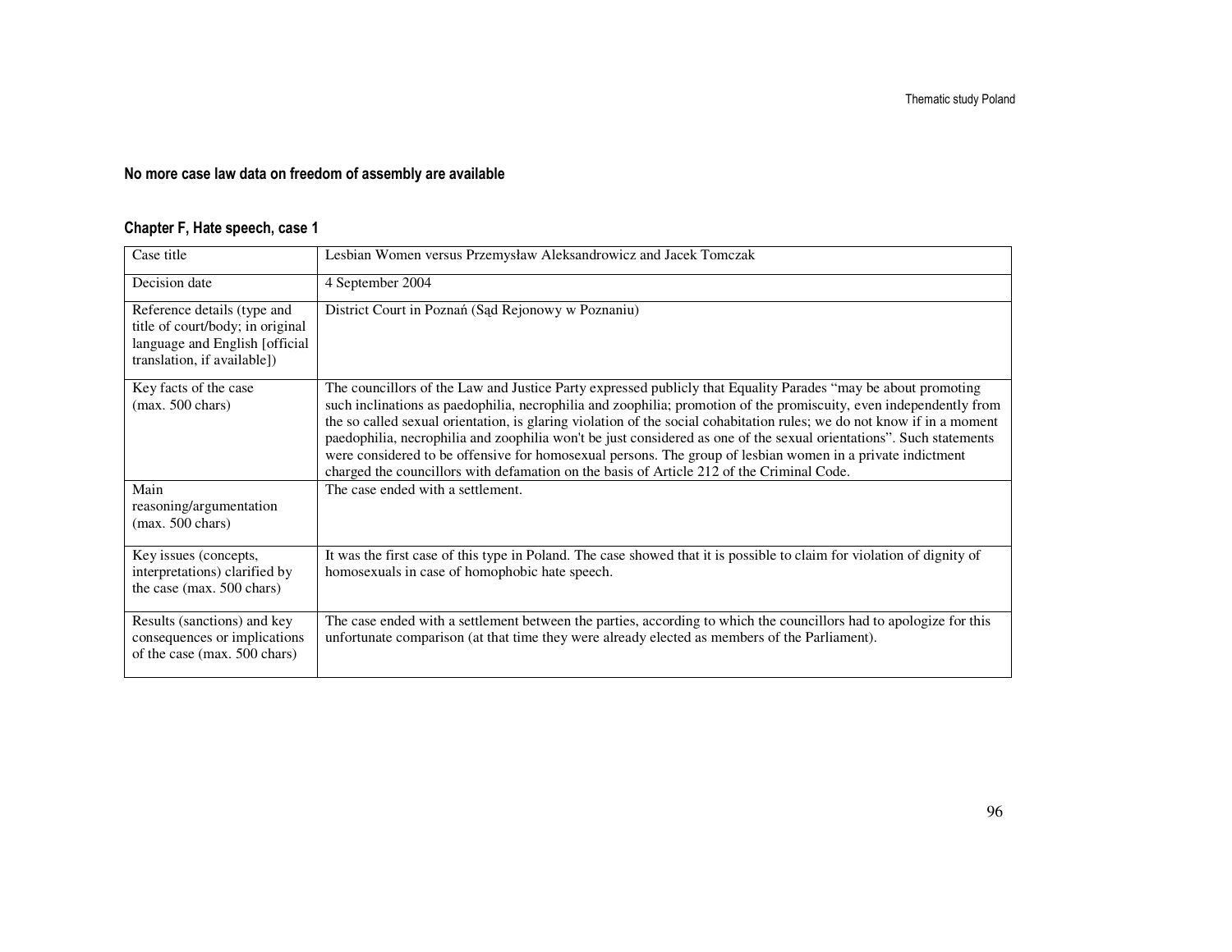**No more case law data on freedom of assembly are available**

**Chapter F, Hate speech, case 1**

| Case title | Lesbian Women versus Przemysław Aleksandrowicz and Jacek Tomczak |
|---|---|
| Decision date | 4 September 2004 |
| Reference details (type and title of court/body; in original language and English [official translation, if available]) | District Court in Poznań (Sąd Rejonowy w Poznaniu) |
| Key facts of the case (max. 500 chars) | The councillors of the Law and Justice Party expressed publicly that Equality Parades "may be about promoting such inclinations as paedophilia, necrophilia and zoophilia; promotion of the promiscuity, even independently from the so called sexual orientation, is glaring violation of the social cohabitation rules; we do not know if in a moment paedophilia, necrophilia and zoophilia won't be just considered as one of the sexual orientations". Such statements were considered to be offensive for homosexual persons. The group of lesbian women in a private indictment charged the councillors with defamation on the basis of Article 212 of the Criminal Code. |
| Main reasoning/argumentation (max. 500 chars) | The case ended with a settlement. |
| Key issues (concepts, interpretations) clarified by the case (max. 500 chars) | It was the first case of this type in Poland. The case showed that it is possible to claim for violation of dignity of homosexuals in case of homophobic hate speech. |
| Results (sanctions) and key consequences or implications of the case (max. 500 chars) | The case ended with a settlement between the parties, according to which the councillors had to apologize for this unfortunate comparison (at that time they were already elected as members of the Parliament). |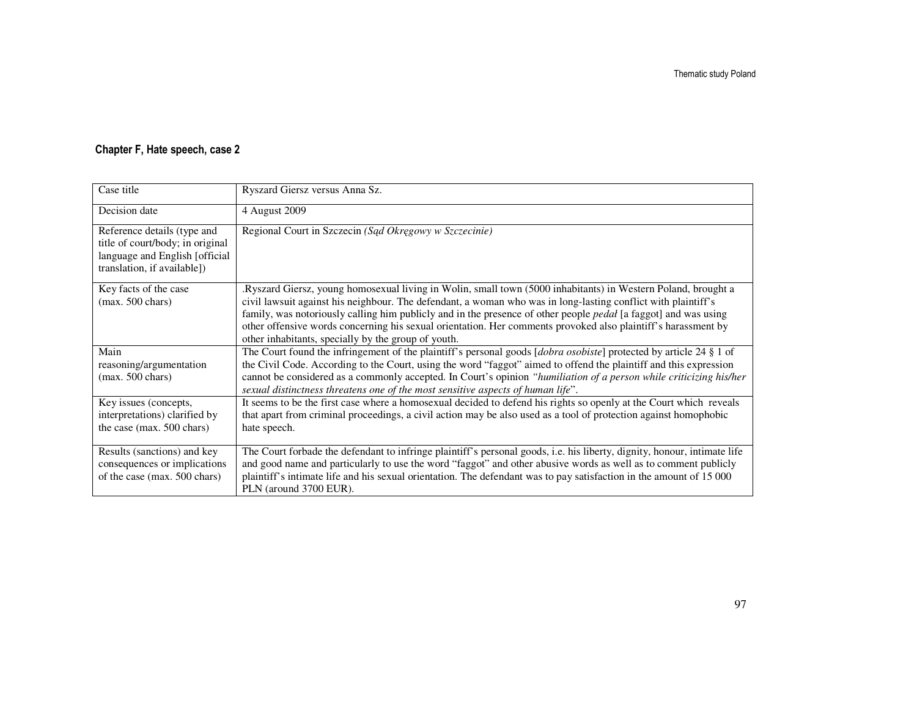**Chapter F, Hate speech, case 2**

| Case title | Ryszard Giersz versus Anna Sz. |
|---|---|
| Decision date | 4 August 2009 |
| Reference details (type and title of court/body; in original language and English [official translation, if available]) | Regional Court in Szczecin *(Sąd Okręgowy w Szczecinie)* |
| Key facts of the case (max. 500 chars) | .Ryszard Giersz, young homosexual living in Wolin, small town (5000 inhabitants) in Western Poland, brought a civil lawsuit against his neighbour. The defendant, a woman who was in long-lasting conflict with plaintiff's family, was notoriously calling him publicly and in the presence of other people *pedał* [a faggot] and was using other offensive words concerning his sexual orientation. Her comments provoked also plaintiff's harassment by other inhabitants, specially by the group of youth. |
| Main reasoning/argumentation (max. 500 chars) | The Court found the infringement of the plaintiff's personal goods [*dobra osobiste*] protected by article 24 § 1 of the Civil Code. According to the Court, using the word "faggot" aimed to offend the plaintiff and this expression cannot be considered as a commonly accepted. In Court's opinion *"humiliation of a person while criticizing his/her sexual distinctness threatens one of the most sensitive aspects of human life*". |
| Key issues (concepts, interpretations) clarified by the case (max. 500 chars) | It seems to be the first case where a homosexual decided to defend his rights so openly at the Court which reveals that apart from criminal proceedings, a civil action may be also used as a tool of protection against homophobic hate speech. |
| Results (sanctions) and key consequences or implications of the case (max. 500 chars) | The Court forbade the defendant to infringe plaintiff's personal goods, i.e. his liberty, dignity, honour, intimate life and good name and particularly to use the word "faggot" and other abusive words as well as to comment publicly plaintiff's intimate life and his sexual orientation. The defendant was to pay satisfaction in the amount of 15 000 PLN (around 3700 EUR). |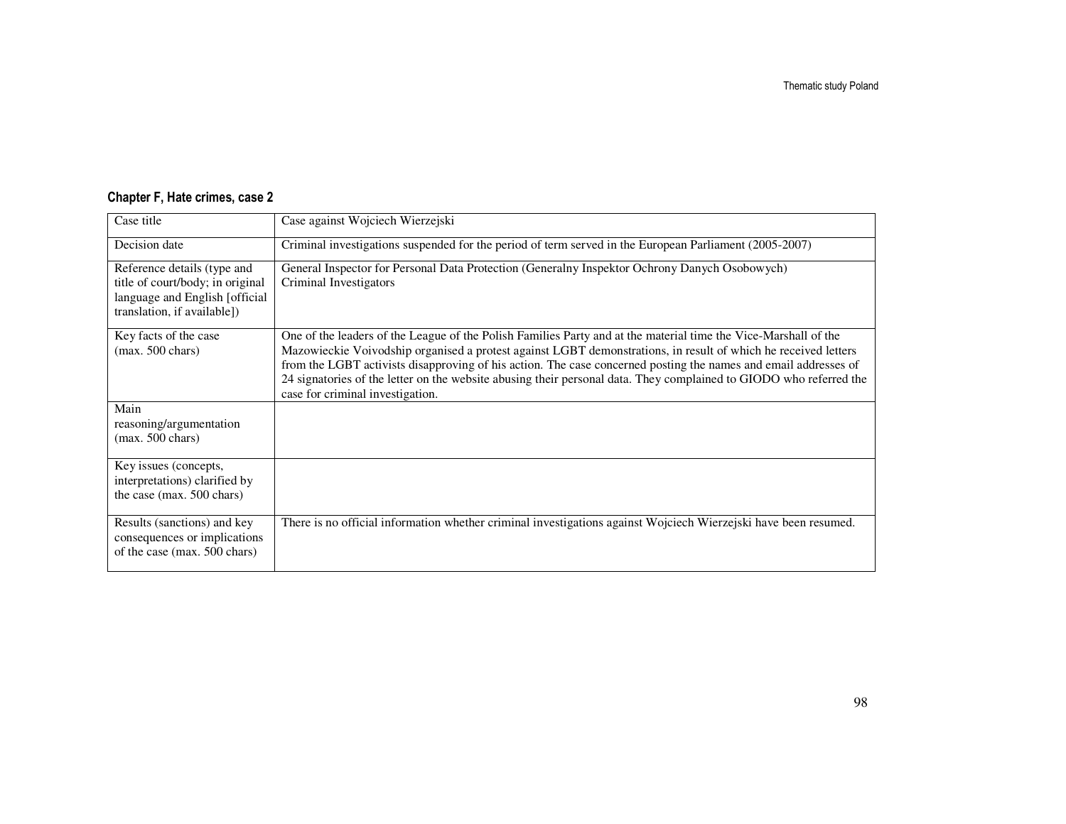**Chapter F, Hate crimes, case 2**

| Case title | Case against Wojciech Wierzejski |
|---|---|
| Decision date | Criminal investigations suspended for the period of term served in the European Parliament (2005-2007) |
| Reference details (type and title of court/body; in original language and English [official translation, if available]) | General Inspector for Personal Data Protection (Generalny Inspektor Ochrony Danych Osobowych)<br>Criminal Investigators |
| Key facts of the case (max. 500 chars) | One of the leaders of the League of the Polish Families Party and at the material time the Vice-Marshall of the Mazowieckie Voivodship organised a protest against LGBT demonstrations, in result of which he received letters from the LGBT activists disapproving of his action. The case concerned posting the names and email addresses of 24 signatories of the letter on the website abusing their personal data. They complained to GIODO who referred the case for criminal investigation. |
| Main reasoning/argumentation (max. 500 chars) | |
| Key issues (concepts, interpretations) clarified by the case (max. 500 chars) | |
| Results (sanctions) and key consequences or implications of the case (max. 500 chars) | There is no official information whether criminal investigations against Wojciech Wierzejski have been resumed. |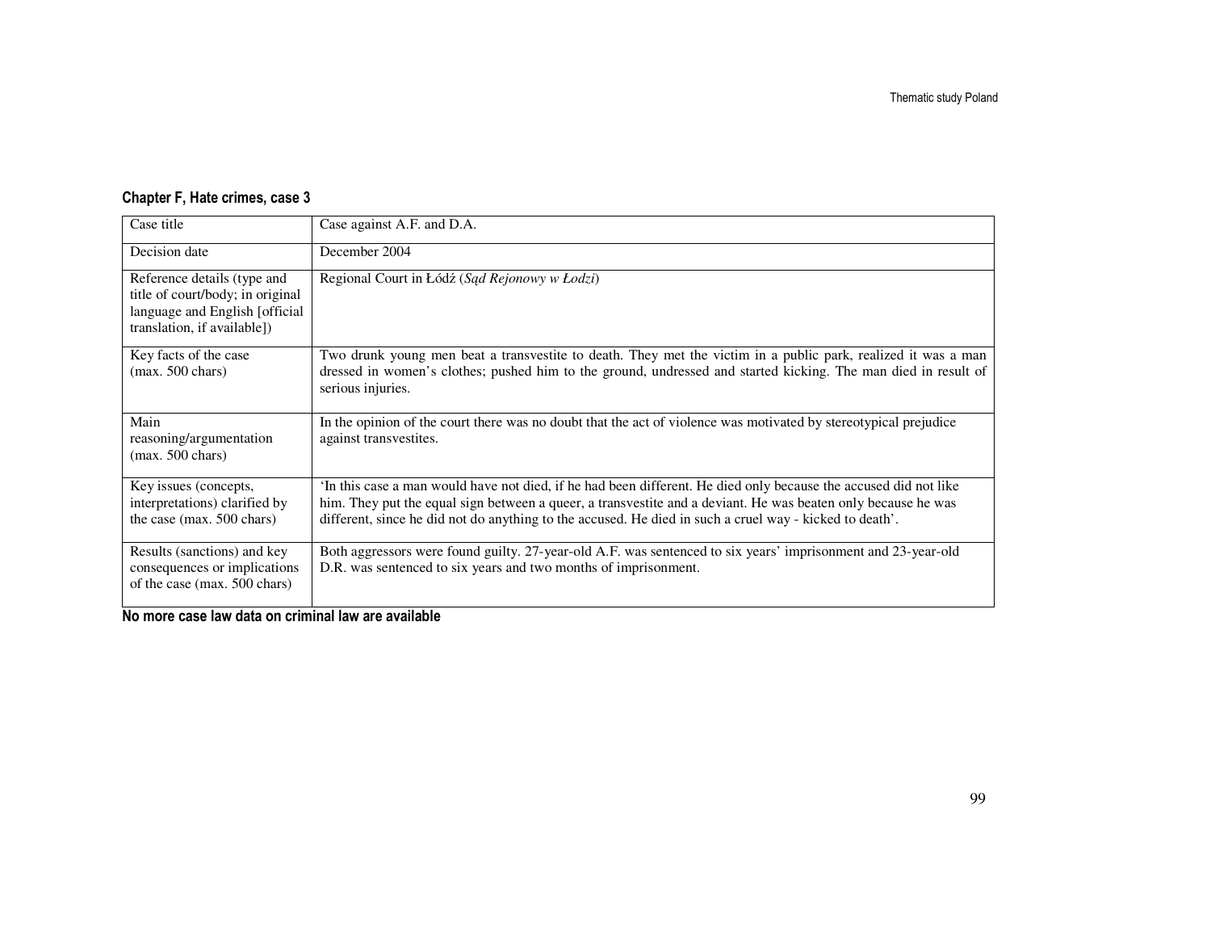### Chapter F, Hate crimes, case 3

| Case title | Case against A.F. and D.A. |
| --- | --- |
| Decision date | December 2004 |
| Reference details (type and title of court/body; in original language and English [official translation, if available]) | Regional Court in Łódź (*Sąd Rejonowy w Łodzi*) |
| Key facts of the case (max. 500 chars) | Two drunk young men beat a transvestite to death. They met the victim in a public park, realized it was a man dressed in women's clothes; pushed him to the ground, undressed and started kicking. The man died in result of serious injuries. |
| Main reasoning/argumentation (max. 500 chars) | In the opinion of the court there was no doubt that the act of violence was motivated by stereotypical prejudice against transvestites. |
| Key issues (concepts, interpretations) clarified by the case (max. 500 chars) | 'In this case a man would have not died, if he had been different. He died only because the accused did not like him. They put the equal sign between a queer, a transvestite and a deviant. He was beaten only because he was different, since he did not do anything to the accused. He died in such a cruel way - kicked to death'. |
| Results (sanctions) and key consequences or implications of the case (max. 500 chars) | Both aggressors were found guilty. 27-year-old A.F. was sentenced to six years' imprisonment and 23-year-old D.R. was sentenced to six years and two months of imprisonment. |

**No more case law data on criminal law are available**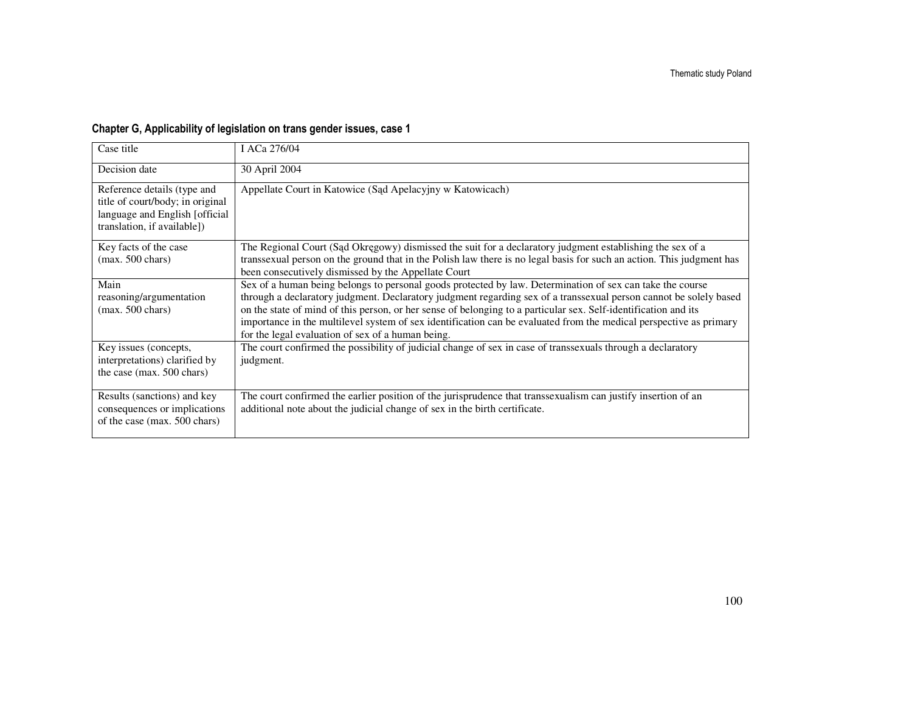**Chapter G, Applicability of legislation on trans gender issues, case 1**

| Case title | I ACa 276/04 |
|---|---|
| Decision date | 30 April 2004 |
| Reference details (type and title of court/body; in original language and English [official translation, if available]) | Appellate Court in Katowice (Sąd Apelacyjny w Katowicach) |
| Key facts of the case (max. 500 chars) | The Regional Court (Sąd Okręgowy) dismissed the suit for a declaratory judgment establishing the sex of a transsexual person on the ground that in the Polish law there is no legal basis for such an action. This judgment has been consecutively dismissed by the Appellate Court |
| Main reasoning/argumentation (max. 500 chars) | Sex of a human being belongs to personal goods protected by law. Determination of sex can take the course through a declaratory judgment. Declaratory judgment regarding sex of a transsexual person cannot be solely based on the state of mind of this person, or her sense of belonging to a particular sex. Self-identification and its importance in the multilevel system of sex identification can be evaluated from the medical perspective as primary for the legal evaluation of sex of a human being. |
| Key issues (concepts, interpretations) clarified by the case (max. 500 chars) | The court confirmed the possibility of judicial change of sex in case of transsexuals through a declaratory judgment. |
| Results (sanctions) and key consequences or implications of the case (max. 500 chars) | The court confirmed the earlier position of the jurisprudence that transsexualism can justify insertion of an additional note about the judicial change of sex in the birth certificate. |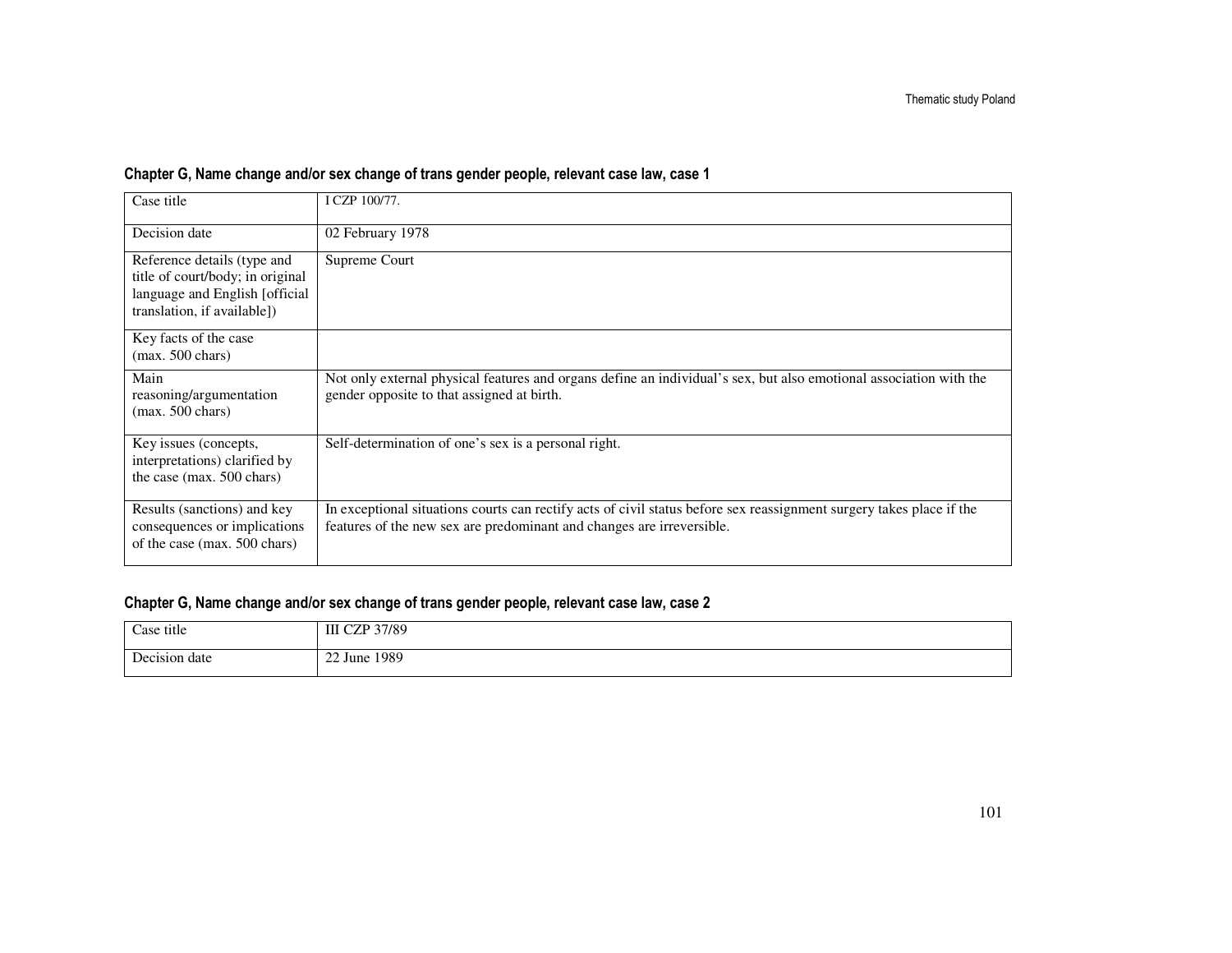### Chapter G, Name change and/or sex change of trans gender people, relevant case law, case 1

| Case title | I CZP 100/77. |
|---|---|
| Decision date | 02 February 1978 |
| Reference details (type and title of court/body; in original language and English [official translation, if available]) | Supreme Court |
| Key facts of the case (max. 500 chars) | |
| Main reasoning/argumentation (max. 500 chars) | Not only external physical features and organs define an individual's sex, but also emotional association with the gender opposite to that assigned at birth. |
| Key issues (concepts, interpretations) clarified by the case (max. 500 chars) | Self-determination of one's sex is a personal right. |
| Results (sanctions) and key consequences or implications of the case (max. 500 chars) | In exceptional situations courts can rectify acts of civil status before sex reassignment surgery takes place if the features of the new sex are predominant and changes are irreversible. |

### Chapter G, Name change and/or sex change of trans gender people, relevant case law, case 2

| Case title | III CZP 37/89 |
|---|---|
| Decision date | 22 June 1989 |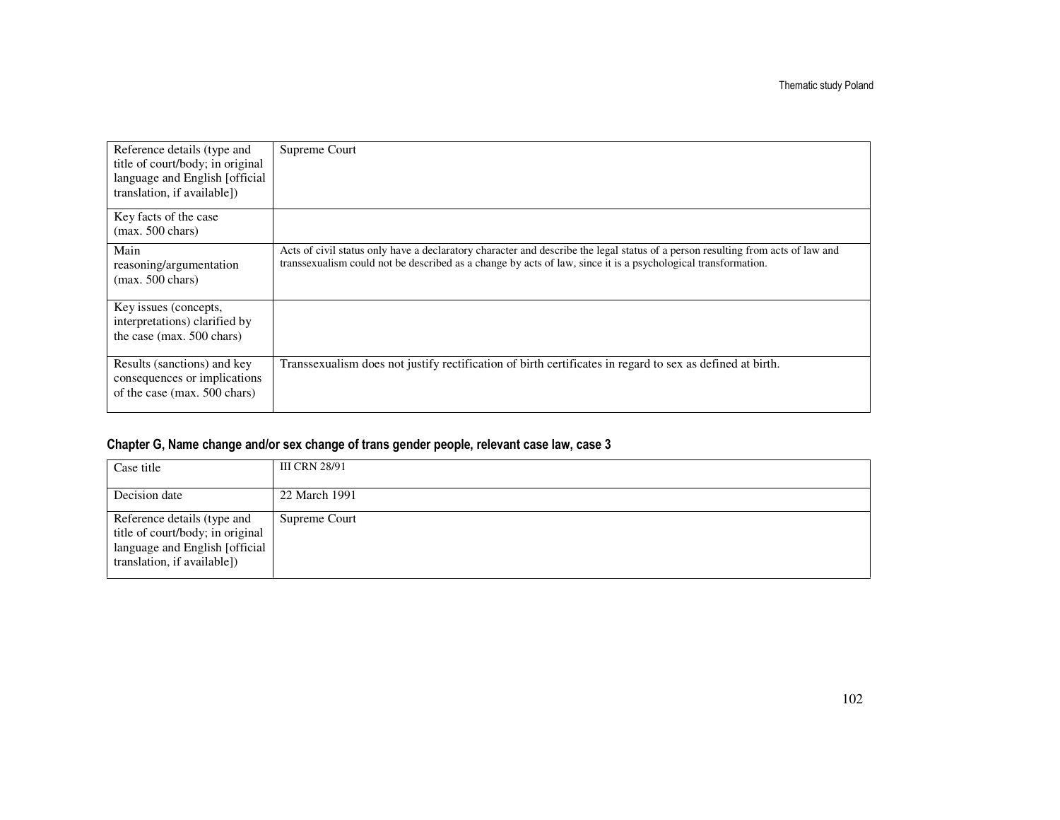| | |
|---|---|
| Reference details (type and title of court/body; in original language and English [official translation, if available]) | Supreme Court |
| Key facts of the case (max. 500 chars) | |
| Main reasoning/argumentation (max. 500 chars) | Acts of civil status only have a declaratory character and describe the legal status of a person resulting from acts of law and transsexualism could not be described as a change by acts of law, since it is a psychological transformation. |
| Key issues (concepts, interpretations) clarified by the case (max. 500 chars) | |
| Results (sanctions) and key consequences or implications of the case (max. 500 chars) | Transsexualism does not justify rectification of birth certificates in regard to sex as defined at birth. |

## Chapter G, Name change and/or sex change of trans gender people, relevant case law, case 3

| | |
|---|---|
| Case title | III CRN 28/91 |
| Decision date | 22 March 1991 |
| Reference details (type and title of court/body; in original language and English [official translation, if available]) | Supreme Court |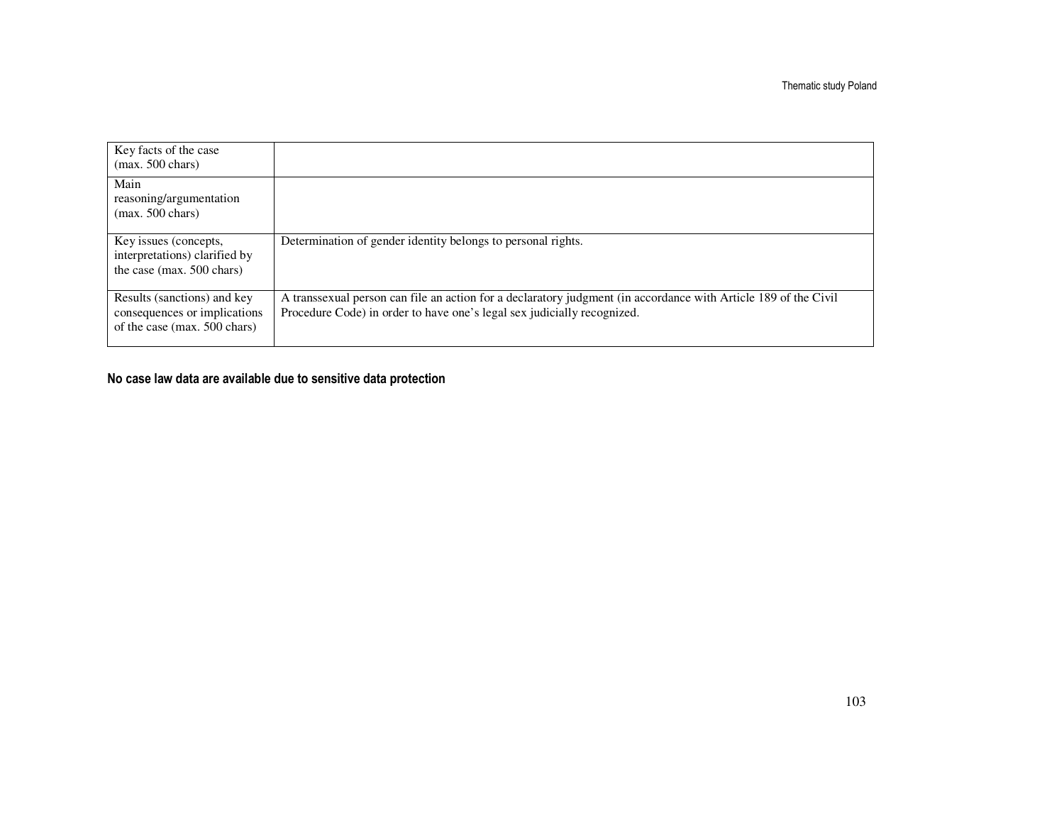| Key facts of the case (max. 500 chars) | |
|---|---|
| Main reasoning/argumentation (max. 500 chars) | |
| Key issues (concepts, interpretations) clarified by the case (max. 500 chars) | Determination of gender identity belongs to personal rights. |
| Results (sanctions) and key consequences or implications of the case (max. 500 chars) | A transsexual person can file an action for a declaratory judgment (in accordance with Article 189 of the Civil Procedure Code) in order to have one's legal sex judicially recognized. |

**No case law data are available due to sensitive data protection**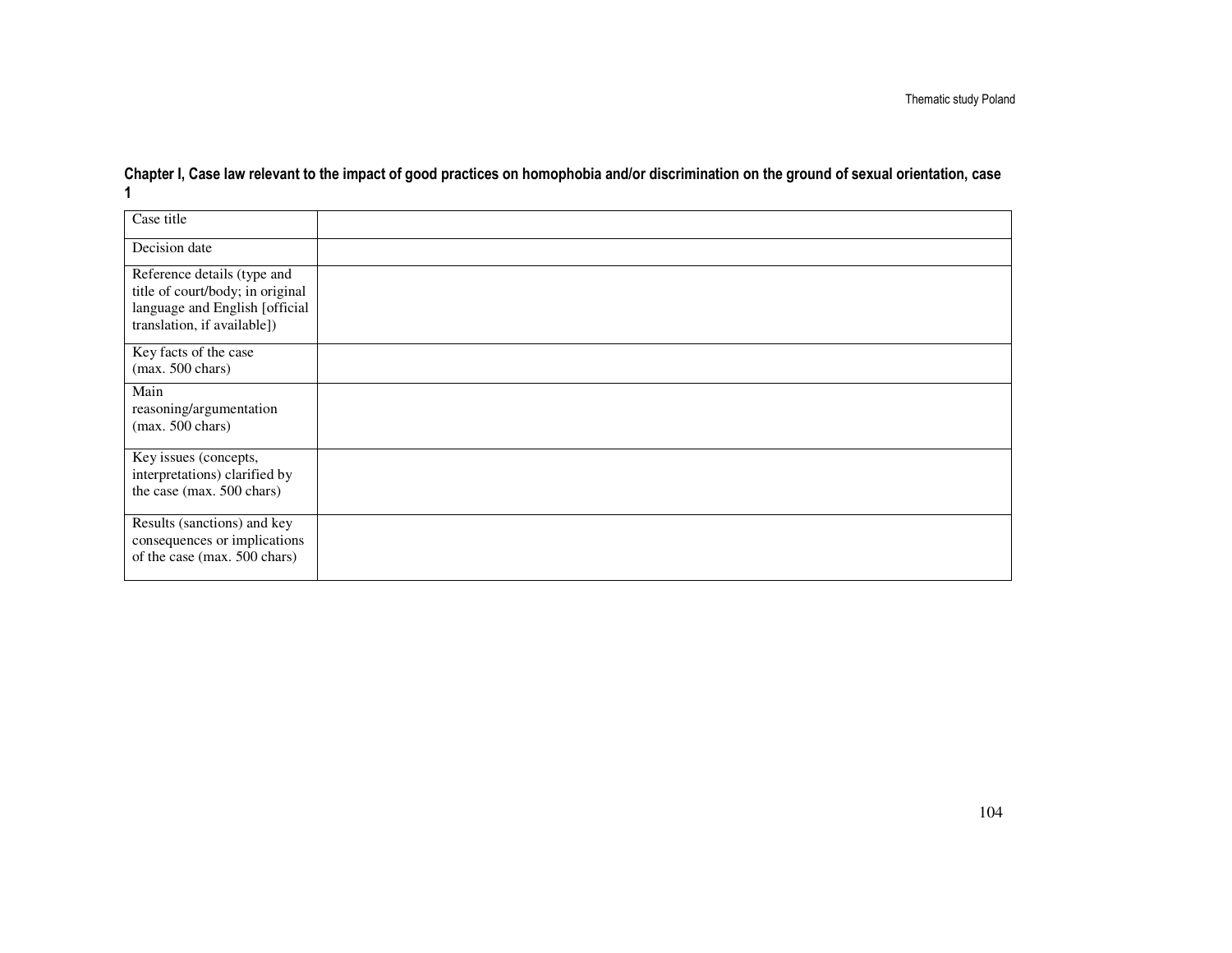**Chapter I, Case law relevant to the impact of good practices on homophobia and/or discrimination on the ground of sexual orientation, case 1**

| Case title | |
|---|---|
| Decision date | |
| Reference details (type and title of court/body; in original language and English [official translation, if available]) | |
| Key facts of the case (max. 500 chars) | |
| Main reasoning/argumentation (max. 500 chars) | |
| Key issues (concepts, interpretations) clarified by the case (max. 500 chars) | |
| Results (sanctions) and key consequences or implications of the case (max. 500 chars) | |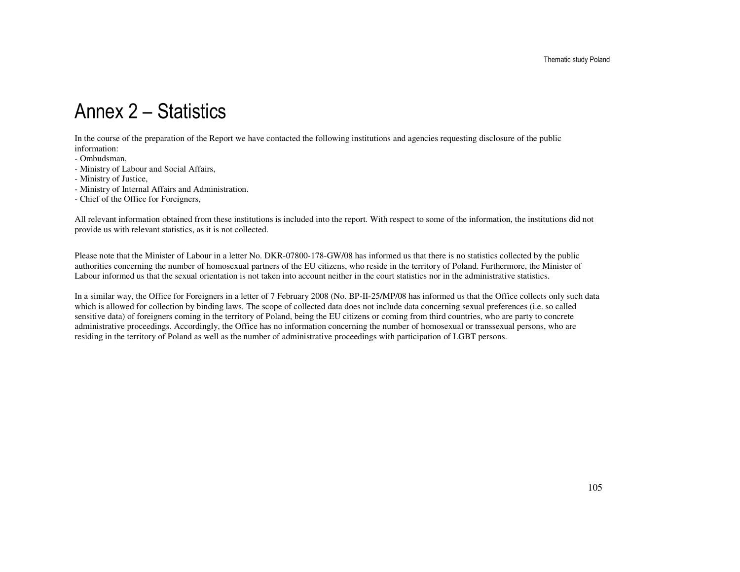# Annex 2 – Statistics

In the course of the preparation of the Report we have contacted the following institutions and agencies requesting disclosure of the public information:

- Ombudsman,
- Ministry of Labour and Social Affairs,
- Ministry of Justice,
- Ministry of Internal Affairs and Administration.
- Chief of the Office for Foreigners,

All relevant information obtained from these institutions is included into the report. With respect to some of the information, the institutions did not provide us with relevant statistics, as it is not collected.

Please note that the Minister of Labour in a letter No. DKR-07800-178-GW/08 has informed us that there is no statistics collected by the public authorities concerning the number of homosexual partners of the EU citizens, who reside in the territory of Poland. Furthermore, the Minister of Labour informed us that the sexual orientation is not taken into account neither in the court statistics nor in the administrative statistics.

In a similar way, the Office for Foreigners in a letter of 7 February 2008 (No. BP-II-25/MP/08 has informed us that the Office collects only such data which is allowed for collection by binding laws. The scope of collected data does not include data concerning sexual preferences (i.e. so called sensitive data) of foreigners coming in the territory of Poland, being the EU citizens or coming from third countries, who are party to concrete administrative proceedings. Accordingly, the Office has no information concerning the number of homosexual or transsexual persons, who are residing in the territory of Poland as well as the number of administrative proceedings with participation of LGBT persons.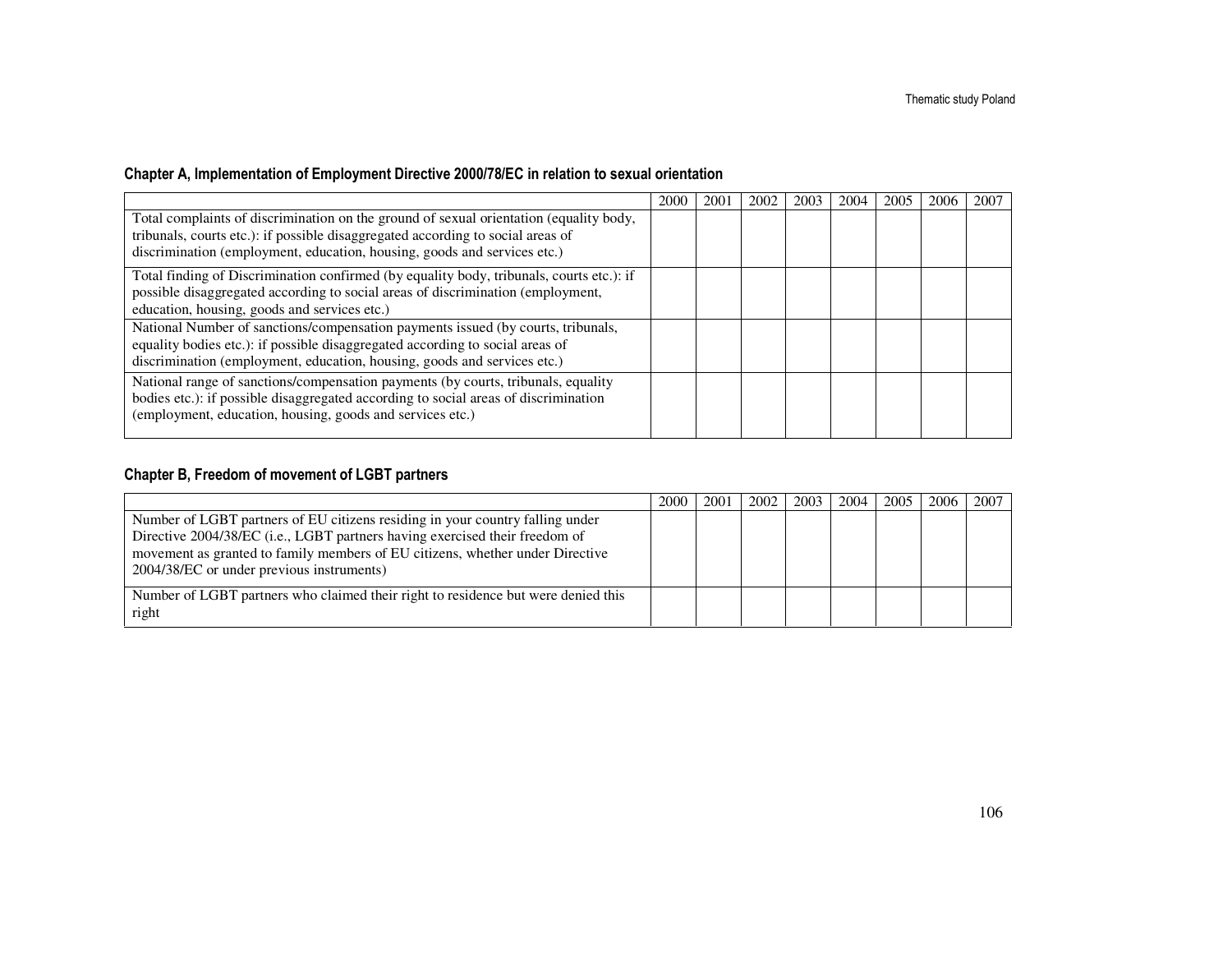### Chapter A, Implementation of Employment Directive 2000/78/EC in relation to sexual orientation

| | 2000 | 2001 | 2002 | 2003 | 2004 | 2005 | 2006 | 2007 |
|---|---|---|---|---|---|---|---|---|
| Total complaints of discrimination on the ground of sexual orientation (equality body, tribunals, courts etc.): if possible disaggregated according to social areas of discrimination (employment, education, housing, goods and services etc.) | | | | | | | | |
| Total finding of Discrimination confirmed (by equality body, tribunals, courts etc.): if possible disaggregated according to social areas of discrimination (employment, education, housing, goods and services etc.) | | | | | | | | |
| National Number of sanctions/compensation payments issued (by courts, tribunals, equality bodies etc.): if possible disaggregated according to social areas of discrimination (employment, education, housing, goods and services etc.) | | | | | | | | |
| National range of sanctions/compensation payments (by courts, tribunals, equality bodies etc.): if possible disaggregated according to social areas of discrimination (employment, education, housing, goods and services etc.) | | | | | | | | |

### Chapter B, Freedom of movement of LGBT partners

| | 2000 | 2001 | 2002 | 2003 | 2004 | 2005 | 2006 | 2007 |
|---|---|---|---|---|---|---|---|---|
| Number of LGBT partners of EU citizens residing in your country falling under Directive 2004/38/EC (i.e., LGBT partners having exercised their freedom of movement as granted to family members of EU citizens, whether under Directive 2004/38/EC or under previous instruments) | | | | | | | | |
| Number of LGBT partners who claimed their right to residence but were denied this right | | | | | | | | |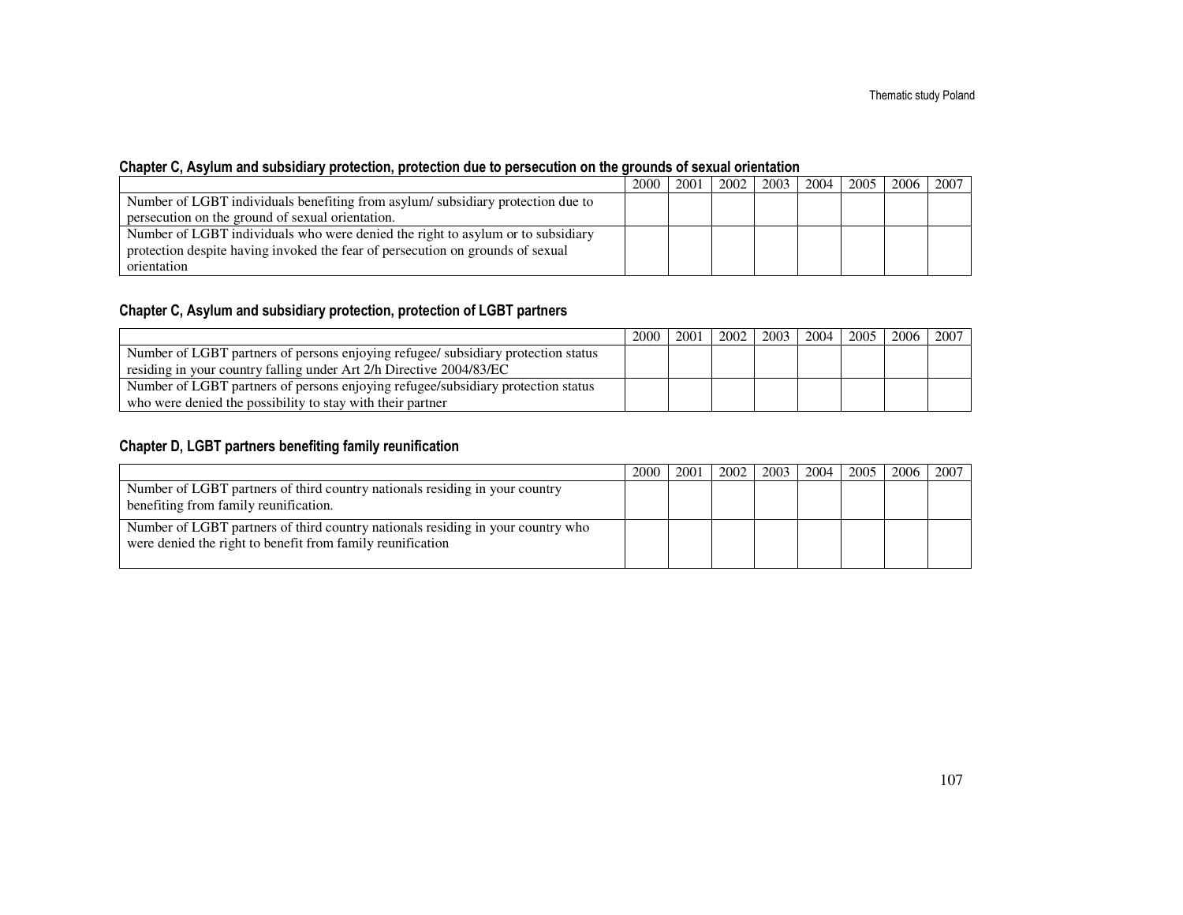#### Chapter C, Asylum and subsidiary protection, protection due to persecution on the grounds of sexual orientation

| | 2000 | 2001 | 2002 | 2003 | 2004 | 2005 | 2006 | 2007 |
|---|---|---|---|---|---|---|---|---|
| Number of LGBT individuals benefiting from asylum/ subsidiary protection due to persecution on the ground of sexual orientation. | | | | | | | | |
| Number of LGBT individuals who were denied the right to asylum or to subsidiary protection despite having invoked the fear of persecution on grounds of sexual orientation | | | | | | | | |

#### Chapter C, Asylum and subsidiary protection, protection of LGBT partners

| | 2000 | 2001 | 2002 | 2003 | 2004 | 2005 | 2006 | 2007 |
|---|---|---|---|---|---|---|---|---|
| Number of LGBT partners of persons enjoying refugee/ subsidiary protection status residing in your country falling under Art 2/h Directive 2004/83/EC | | | | | | | | |
| Number of LGBT partners of persons enjoying refugee/subsidiary protection status who were denied the possibility to stay with their partner | | | | | | | | |

#### Chapter D, LGBT partners benefiting family reunification

| | 2000 | 2001 | 2002 | 2003 | 2004 | 2005 | 2006 | 2007 |
|---|---|---|---|---|---|---|---|---|
| Number of LGBT partners of third country nationals residing in your country benefiting from family reunification. | | | | | | | | |
| Number of LGBT partners of third country nationals residing in your country who were denied the right to benefit from family reunification | | | | | | | | |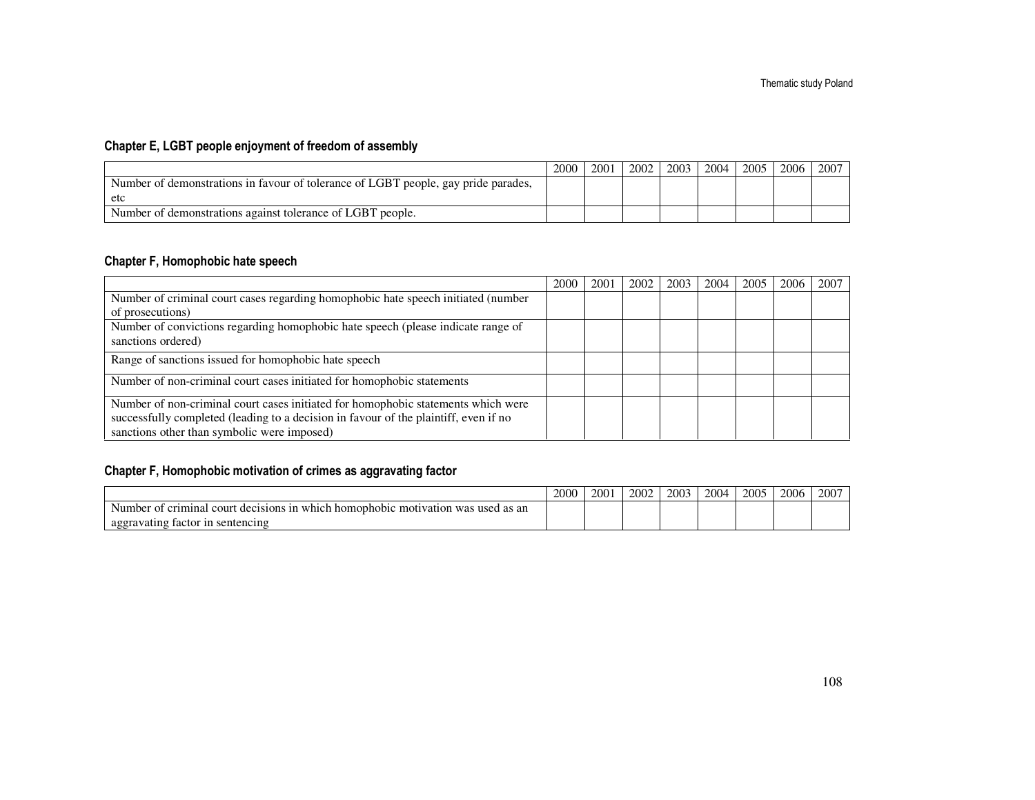### Chapter E, LGBT people enjoyment of freedom of assembly

| | 2000 | 2001 | 2002 | 2003 | 2004 | 2005 | 2006 | 2007 |
|---|---|---|---|---|---|---|---|---|
| Number of demonstrations in favour of tolerance of LGBT people, gay pride parades, etc | | | | | | | | |
| Number of demonstrations against tolerance of LGBT people. | | | | | | | | |

### Chapter F, Homophobic hate speech

| | 2000 | 2001 | 2002 | 2003 | 2004 | 2005 | 2006 | 2007 |
|---|---|---|---|---|---|---|---|---|
| Number of criminal court cases regarding homophobic hate speech initiated (number of prosecutions) | | | | | | | | |
| Number of convictions regarding homophobic hate speech (please indicate range of sanctions ordered) | | | | | | | | |
| Range of sanctions issued for homophobic hate speech | | | | | | | | |
| Number of non-criminal court cases initiated for homophobic statements | | | | | | | | |
| Number of non-criminal court cases initiated for homophobic statements which were successfully completed (leading to a decision in favour of the plaintiff, even if no sanctions other than symbolic were imposed) | | | | | | | | |

### Chapter F, Homophobic motivation of crimes as aggravating factor

| | 2000 | 2001 | 2002 | 2003 | 2004 | 2005 | 2006 | 2007 |
|---|---|---|---|---|---|---|---|---|
| Number of criminal court decisions in which homophobic motivation was used as an aggravating factor in sentencing | | | | | | | | |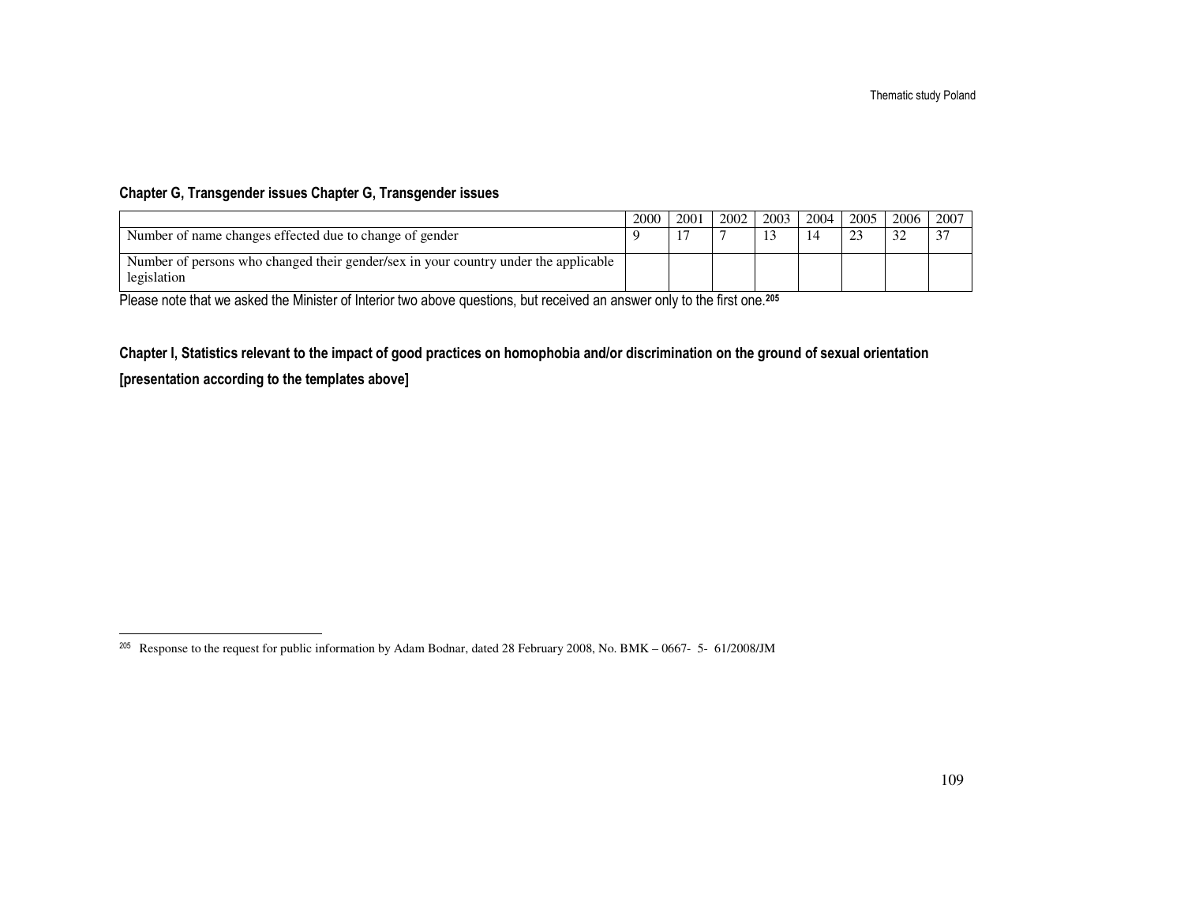## Chapter G, Transgender issues Chapter G, Transgender issues

| | 2000 | 2001 | 2002 | 2003 | 2004 | 2005 | 2006 | 2007 |
|---|---|---|---|---|---|---|---|---|
| Number of name changes effected due to change of gender | 9 | 17 | 7 | 13 | 14 | 23 | 32 | 37 |
| Number of persons who changed their gender/sex in your country under the applicable legislation | | | | | | | | |

Please note that we asked the Minister of Interior two above questions, but received an answer only to the first one.[205]

## Chapter I, Statistics relevant to the impact of good practices on homophobia and/or discrimination on the ground of sexual orientation

**[presentation according to the templates above]**

---

[205] Response to the request for public information by Adam Bodnar, dated 28 February 2008, No. BMK – 0667- 5- 61/2008/JM